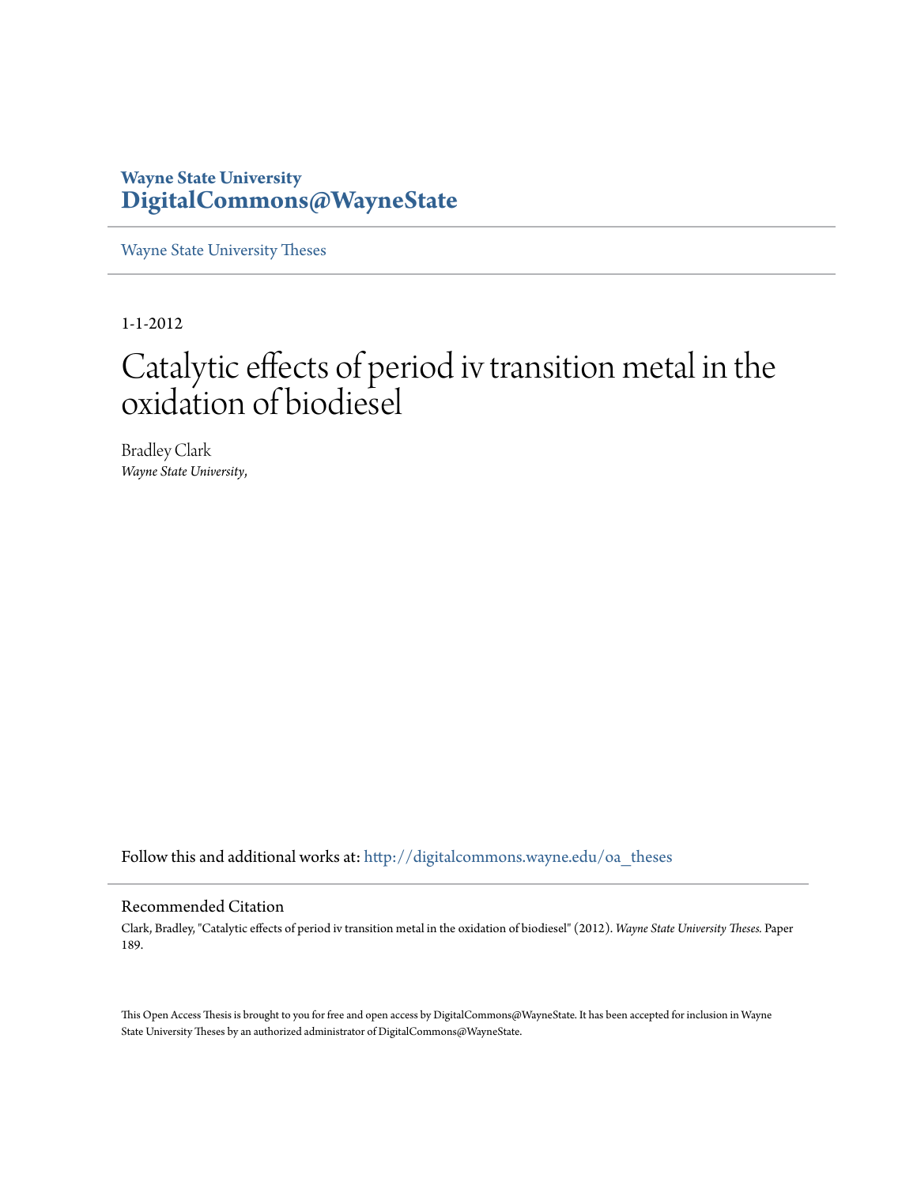**Wayne State University**
**DigitalCommons@WayneState**

Wayne State University Theses

1-1-2012

# Catalytic effects of period iv transition metal in the oxidation of biodiesel

Bradley Clark
*Wayne State University,*

Follow this and additional works at: http://digitalcommons.wayne.edu/oa_theses

## Recommended Citation

Clark, Bradley, "Catalytic effects of period iv transition metal in the oxidation of biodiesel" (2012). *Wayne State University Theses.* Paper 189.

This Open Access Thesis is brought to you for free and open access by DigitalCommons@WayneState. It has been accepted for inclusion in Wayne State University Theses by an authorized administrator of DigitalCommons@WayneState.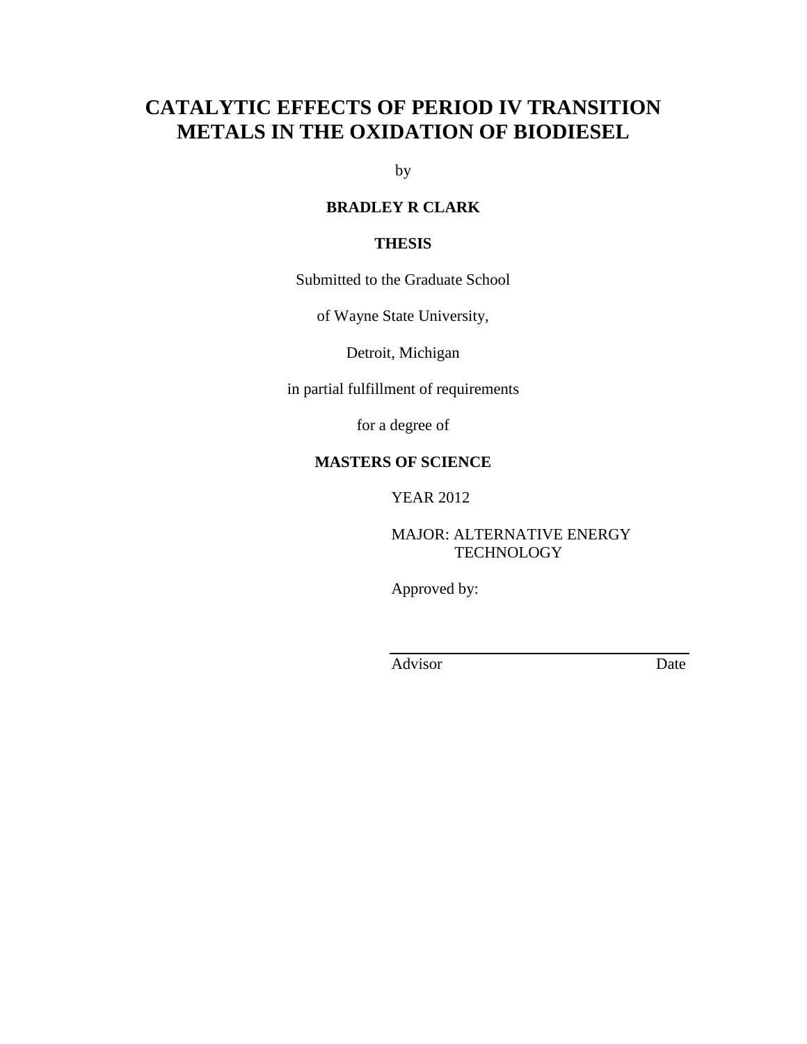# CATALYTIC EFFECTS OF PERIOD IV TRANSITION METALS IN THE OXIDATION OF BIODIESEL

by

**BRADLEY R CLARK**

**THESIS**

Submitted to the Graduate School

of Wayne State University,

Detroit, Michigan

in partial fulfillment of requirements

for a degree of

**MASTERS OF SCIENCE**

YEAR 2012

MAJOR: ALTERNATIVE ENERGY TECHNOLOGY

Approved by:

Advisor Date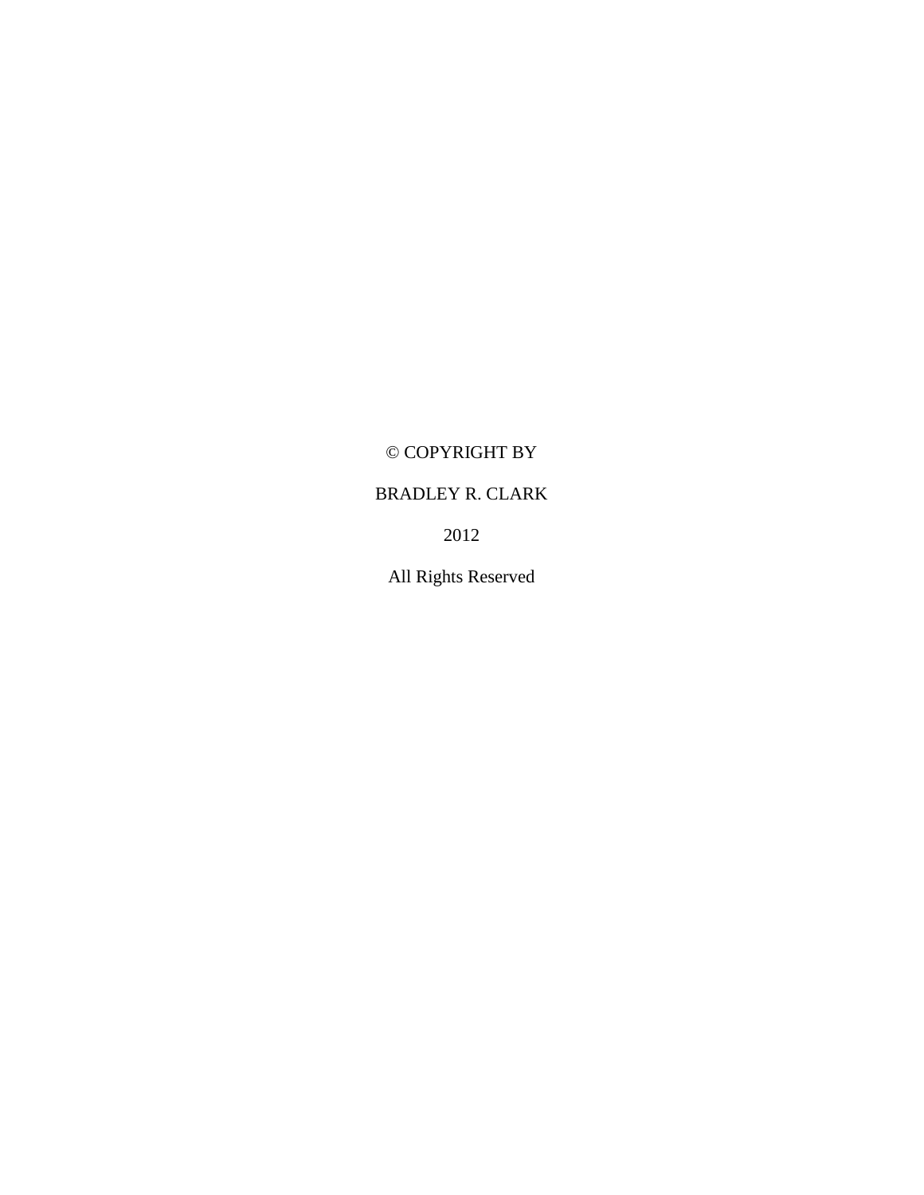© COPYRIGHT BY

BRADLEY R. CLARK

2012

All Rights Reserved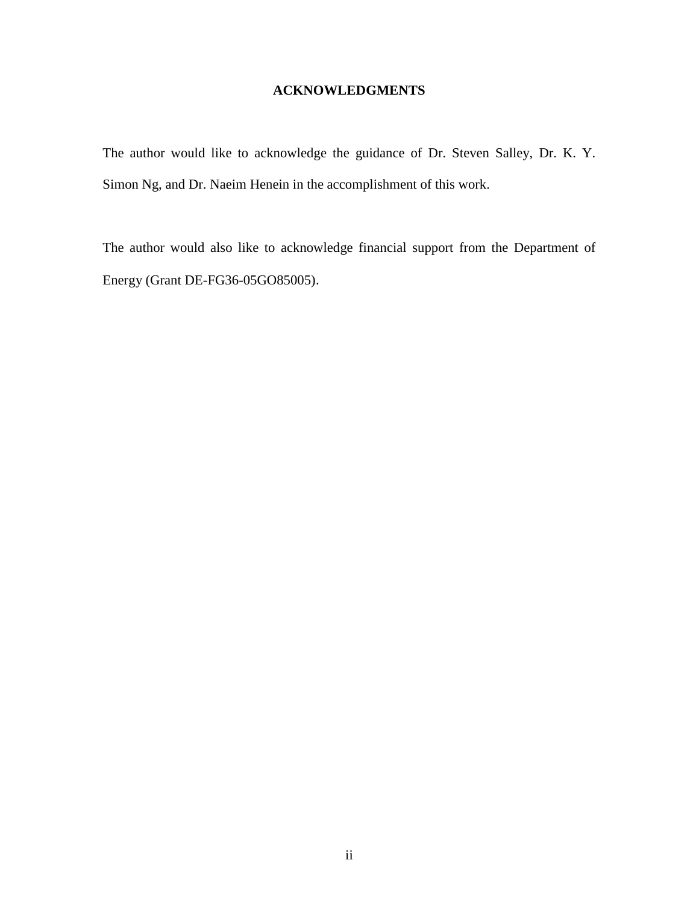# ACKNOWLEDGMENTS

The author would like to acknowledge the guidance of Dr. Steven Salley, Dr. K. Y. Simon Ng, and Dr. Naeim Henein in the accomplishment of this work.

The author would also like to acknowledge financial support from the Department of Energy (Grant DE-FG36-05GO85005).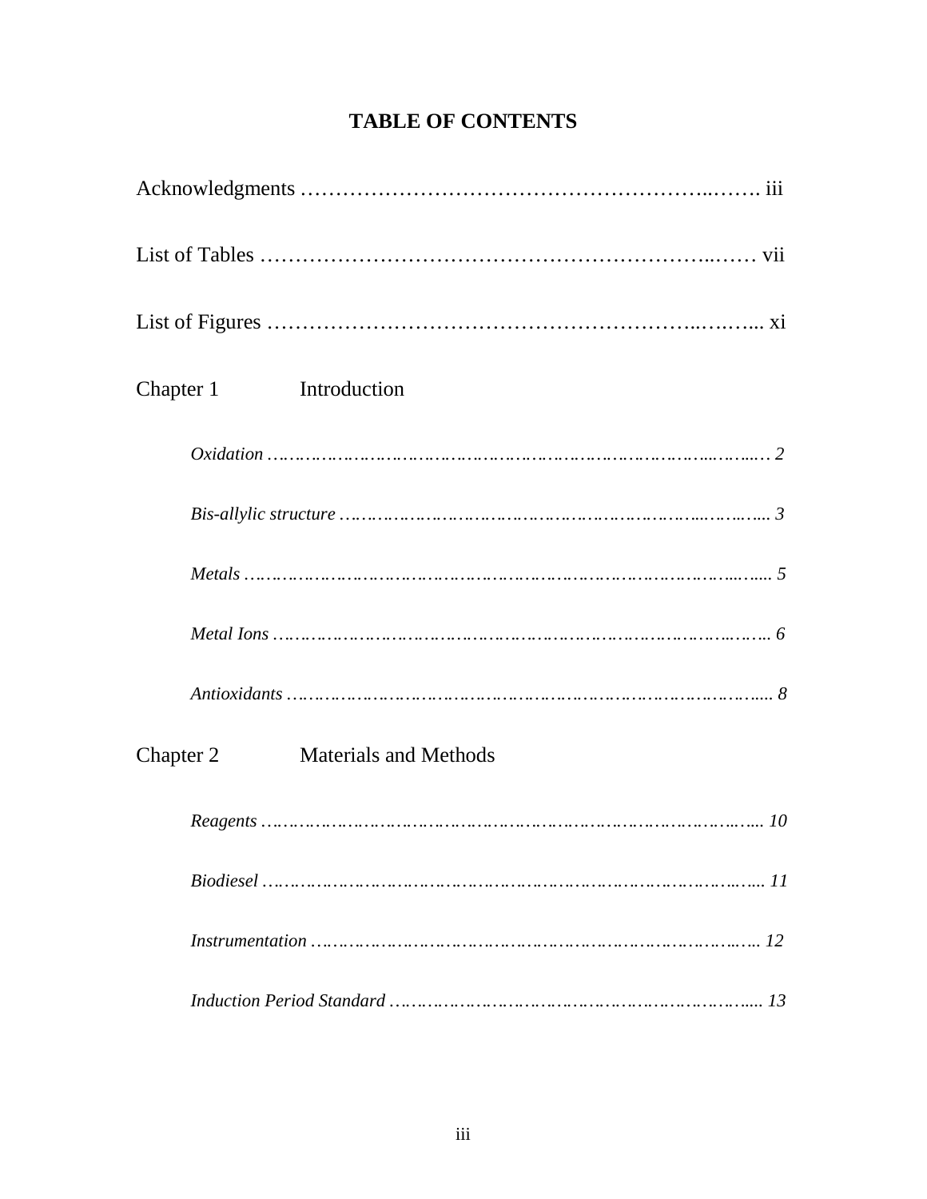# TABLE OF CONTENTS

Acknowledgments …………………………………………………..……. iii

List of Tables ………………………………………………………..…… vii

List of Figures …………………………………………………..…….... xi

Chapter 1 Introduction

*Oxidation ………………………………………………………………..……..… 2*

*Bis-allylic structure ……………………………………………………...……... 3*

*Metals ……………………………………………………………………...….... 5*

*Metal Ions …………………………………………………………………..….... 6*

*Antioxidants ……………………………………………………………………..... 8*

Chapter 2 Materials and Methods

*Reagents ………………………………………………………………………..... 10*

*Biodiesel ……………………………………………………………………..…... 11*

*Instrumentation ……………………………………………………………..….. 12*

*Induction Period Standard ………………………………………………….….. 13*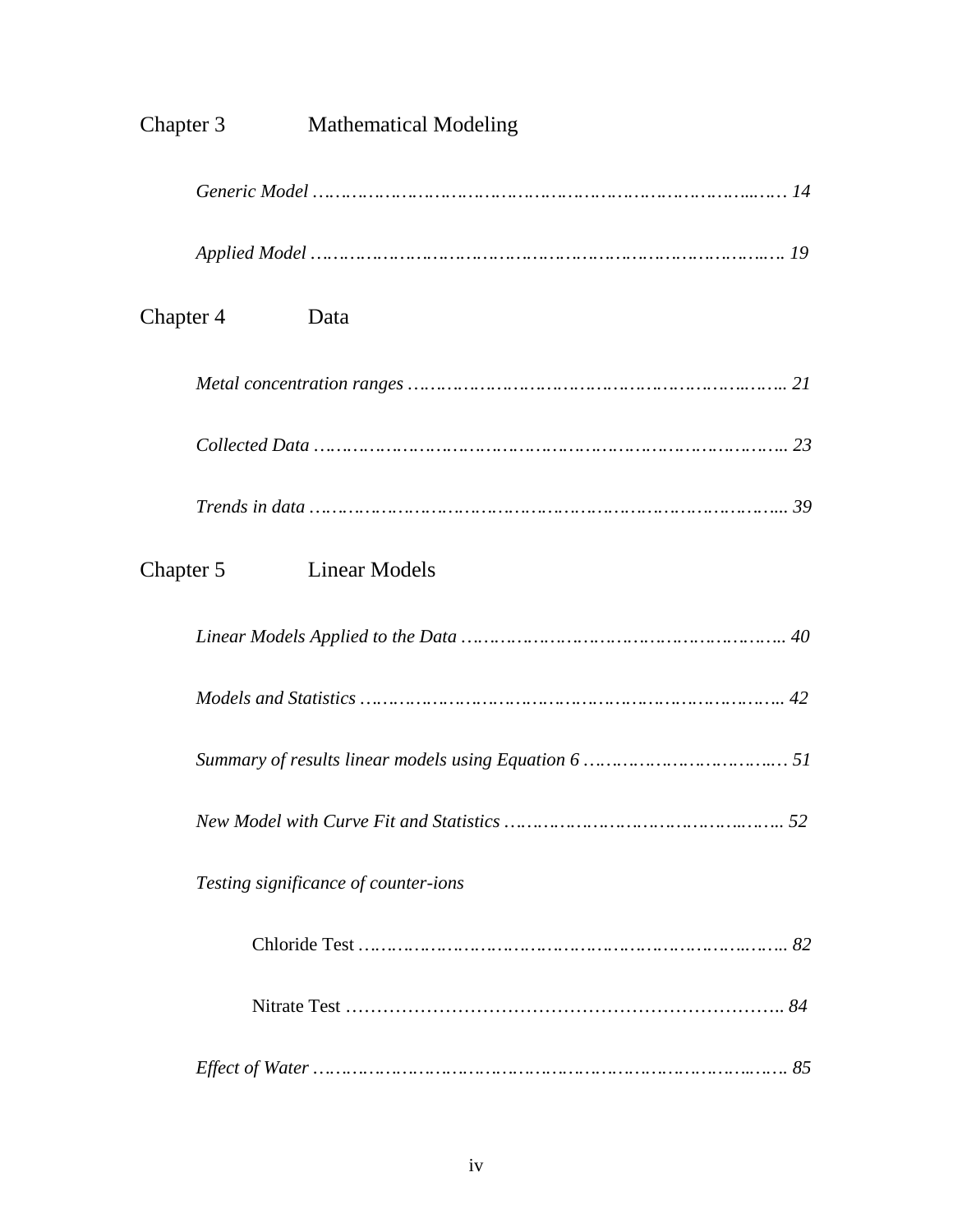Chapter 3 Mathematical Modeling

*Generic Model* ……………………………………………………………………… *14*

*Applied Model* ……………………………………………………………………… *19*

Chapter 4 Data

*Metal concentration ranges* ……………………………………………………… *21*

*Collected Data* ……………………………………………………………………… *23*

*Trends in data* ……………………………………………………………………… *39*

Chapter 5 Linear Models

*Linear Models Applied to the Data* ………………………………………………… *40*

*Models and Statistics* ……………………………………………………………… *42*

*Summary of results linear models using Equation 6* ……………………………… *51*

*New Model with Curve Fit and Statistics* ………………………………………… *52*

*Testing significance of counter-ions*

Chloride Test ……………………………………………………………………… *82*

Nitrate Test ……………………………………………………………………… *84*

*Effect of Water* ……………………………………………………………………… *85*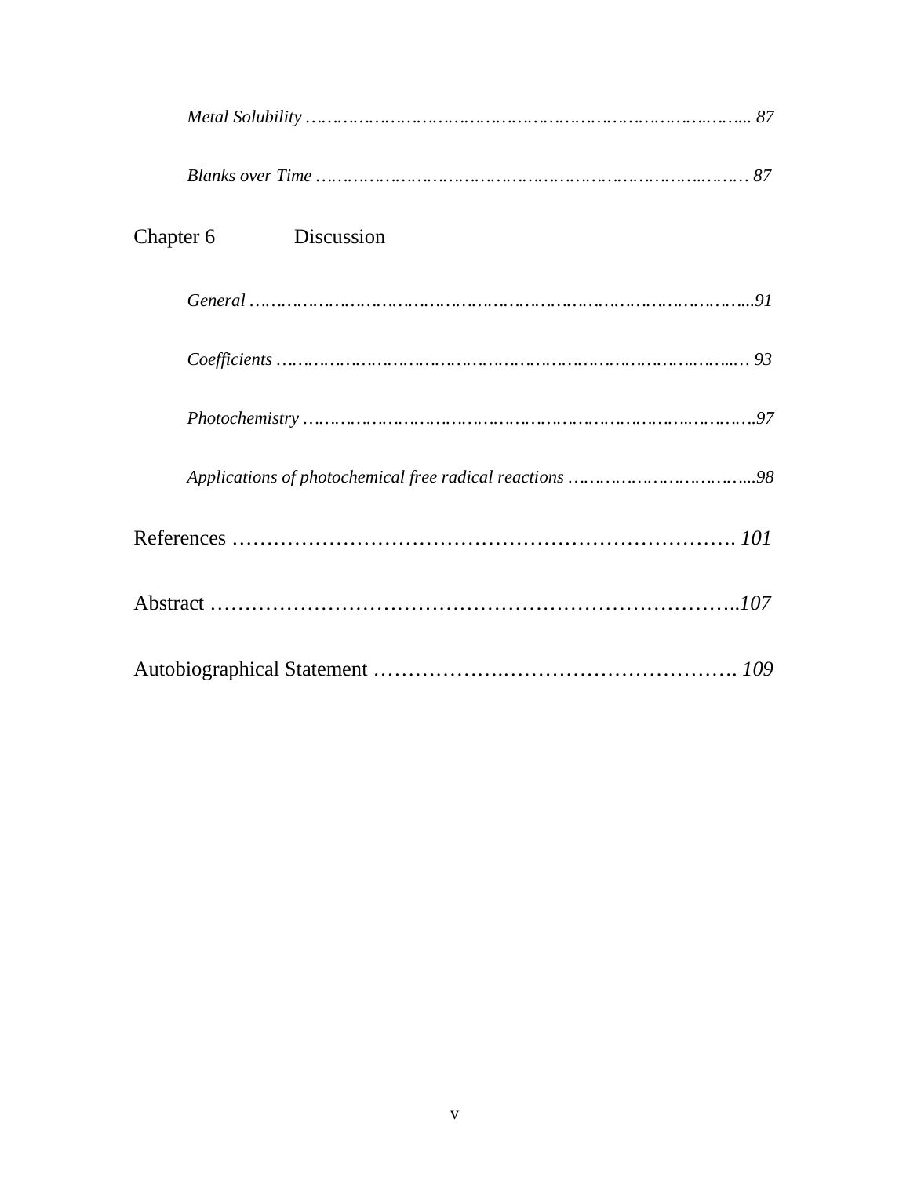*Metal Solubility* …………………………………………………………………………... 87

*Blanks over Time* ………………………………………………………………………… 87

Chapter 6 Discussion

*General* ……………………………………………………………………………………...91

*Coefficients* ……………………………………………………………………………….. 93

*Photochemistry* …………………………………………………………………………..97

*Applications of photochemical free radical reactions* ……………………………....98

References ………………………………………………………………. *101*

Abstract …………………………………………………………………..*107*

Autobiographical Statement ……………….……………………………. *109*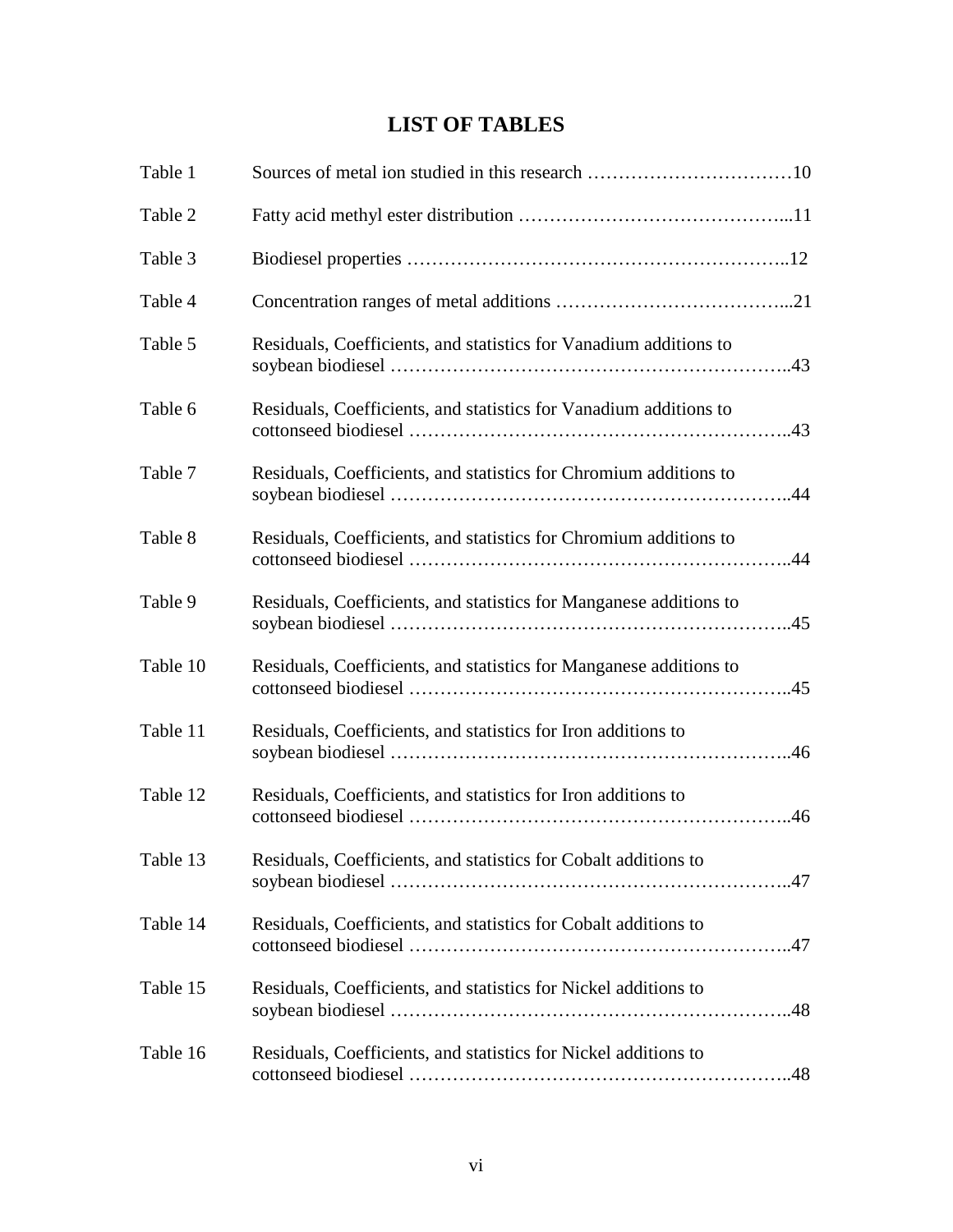# LIST OF TABLES

| | | |
|---|---|---|
| Table 1 | Sources of metal ion studied in this research | 10 |
| Table 2 | Fatty acid methyl ester distribution | 11 |
| Table 3 | Biodiesel properties | 12 |
| Table 4 | Concentration ranges of metal additions | 21 |
| Table 5 | Residuals, Coefficients, and statistics for Vanadium additions to soybean biodiesel | 43 |
| Table 6 | Residuals, Coefficients, and statistics for Vanadium additions to cottonseed biodiesel | 43 |
| Table 7 | Residuals, Coefficients, and statistics for Chromium additions to soybean biodiesel | 44 |
| Table 8 | Residuals, Coefficients, and statistics for Chromium additions to cottonseed biodiesel | 44 |
| Table 9 | Residuals, Coefficients, and statistics for Manganese additions to soybean biodiesel | 45 |
| Table 10 | Residuals, Coefficients, and statistics for Manganese additions to cottonseed biodiesel | 45 |
| Table 11 | Residuals, Coefficients, and statistics for Iron additions to soybean biodiesel | 46 |
| Table 12 | Residuals, Coefficients, and statistics for Iron additions to cottonseed biodiesel | 46 |
| Table 13 | Residuals, Coefficients, and statistics for Cobalt additions to soybean biodiesel | 47 |
| Table 14 | Residuals, Coefficients, and statistics for Cobalt additions to cottonseed biodiesel | 47 |
| Table 15 | Residuals, Coefficients, and statistics for Nickel additions to soybean biodiesel | 48 |
| Table 16 | Residuals, Coefficients, and statistics for Nickel additions to cottonseed biodiesel | 48 |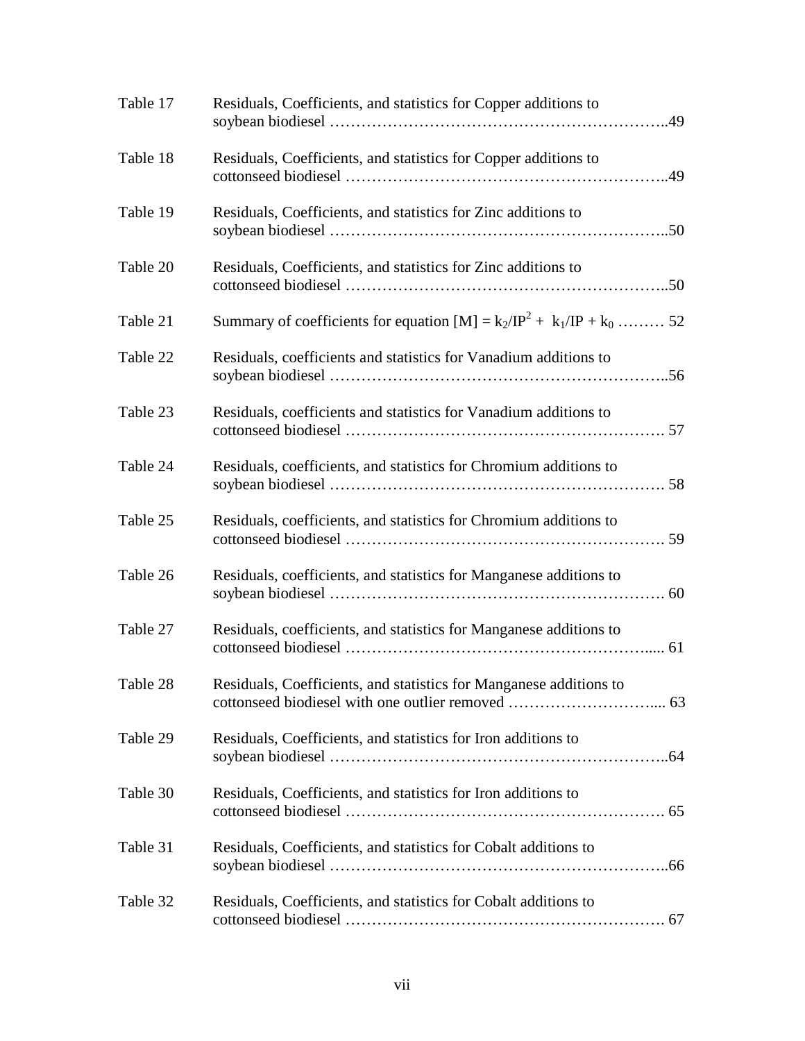| | | |
|---|---|---|
| Table 17 | Residuals, Coefficients, and statistics for Copper additions to soybean biodiesel | 49 |
| Table 18 | Residuals, Coefficients, and statistics for Copper additions to cottonseed biodiesel | 49 |
| Table 19 | Residuals, Coefficients, and statistics for Zinc additions to soybean biodiesel | 50 |
| Table 20 | Residuals, Coefficients, and statistics for Zinc additions to cottonseed biodiesel | 50 |
| Table 21 | Summary of coefficients for equation $[M] = k_2/IP^2 + k_1/IP + k_0$ | 52 |
| Table 22 | Residuals, coefficients and statistics for Vanadium additions to soybean biodiesel | 56 |
| Table 23 | Residuals, coefficients and statistics for Vanadium additions to cottonseed biodiesel | 57 |
| Table 24 | Residuals, coefficients, and statistics for Chromium additions to soybean biodiesel | 58 |
| Table 25 | Residuals, coefficients, and statistics for Chromium additions to cottonseed biodiesel | 59 |
| Table 26 | Residuals, coefficients, and statistics for Manganese additions to soybean biodiesel | 60 |
| Table 27 | Residuals, coefficients, and statistics for Manganese additions to cottonseed biodiesel | 61 |
| Table 28 | Residuals, Coefficients, and statistics for Manganese additions to cottonseed biodiesel with one outlier removed | 63 |
| Table 29 | Residuals, Coefficients, and statistics for Iron additions to soybean biodiesel | 64 |
| Table 30 | Residuals, Coefficients, and statistics for Iron additions to cottonseed biodiesel | 65 |
| Table 31 | Residuals, Coefficients, and statistics for Cobalt additions to soybean biodiesel | 66 |
| Table 32 | Residuals, Coefficients, and statistics for Cobalt additions to cottonseed biodiesel | 67 |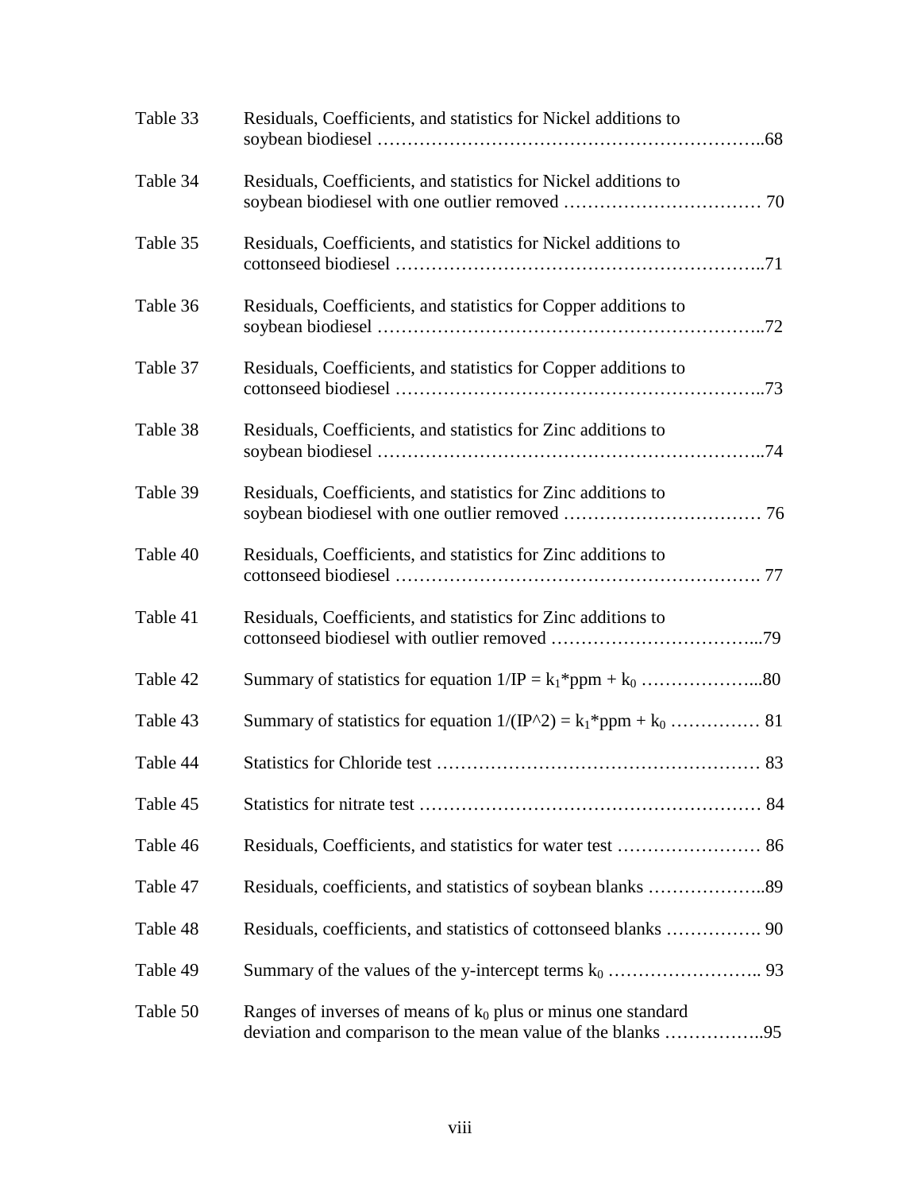| | | |
|---|---|---|
| Table 33 | Residuals, Coefficients, and statistics for Nickel additions to soybean biodiesel | 68 |
| Table 34 | Residuals, Coefficients, and statistics for Nickel additions to soybean biodiesel with one outlier removed | 70 |
| Table 35 | Residuals, Coefficients, and statistics for Nickel additions to cottonseed biodiesel | 71 |
| Table 36 | Residuals, Coefficients, and statistics for Copper additions to soybean biodiesel | 72 |
| Table 37 | Residuals, Coefficients, and statistics for Copper additions to cottonseed biodiesel | 73 |
| Table 38 | Residuals, Coefficients, and statistics for Zinc additions to soybean biodiesel | 74 |
| Table 39 | Residuals, Coefficients, and statistics for Zinc additions to soybean biodiesel with one outlier removed | 76 |
| Table 40 | Residuals, Coefficients, and statistics for Zinc additions to cottonseed biodiesel | 77 |
| Table 41 | Residuals, Coefficients, and statistics for Zinc additions to cottonseed biodiesel with outlier removed | 79 |
| Table 42 | Summary of statistics for equation $1/IP = k_1*ppm + k_0$ | 80 |
| Table 43 | Summary of statistics for equation $1/(IP^2) = k_1*ppm + k_0$ | 81 |
| Table 44 | Statistics for Chloride test | 83 |
| Table 45 | Statistics for nitrate test | 84 |
| Table 46 | Residuals, Coefficients, and statistics for water test | 86 |
| Table 47 | Residuals, coefficients, and statistics of soybean blanks | 89 |
| Table 48 | Residuals, coefficients, and statistics of cottonseed blanks | 90 |
| Table 49 | Summary of the values of the y-intercept terms $k_0$ | 93 |
| Table 50 | Ranges of inverses of means of $k_0$ plus or minus one standard deviation and comparison to the mean value of the blanks | 95 |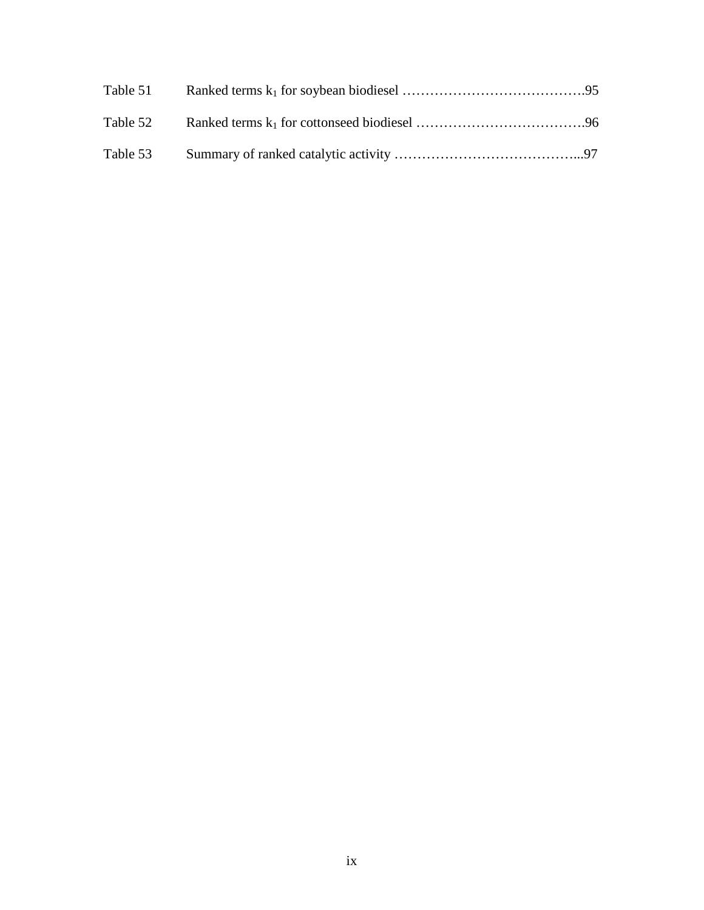Table 51 Ranked terms $k_1$ for soybean biodiesel .....................................95

Table 52 Ranked terms $k_1$ for cottonseed biodiesel ..................................96

Table 53 Summary of ranked catalytic activity .....................................97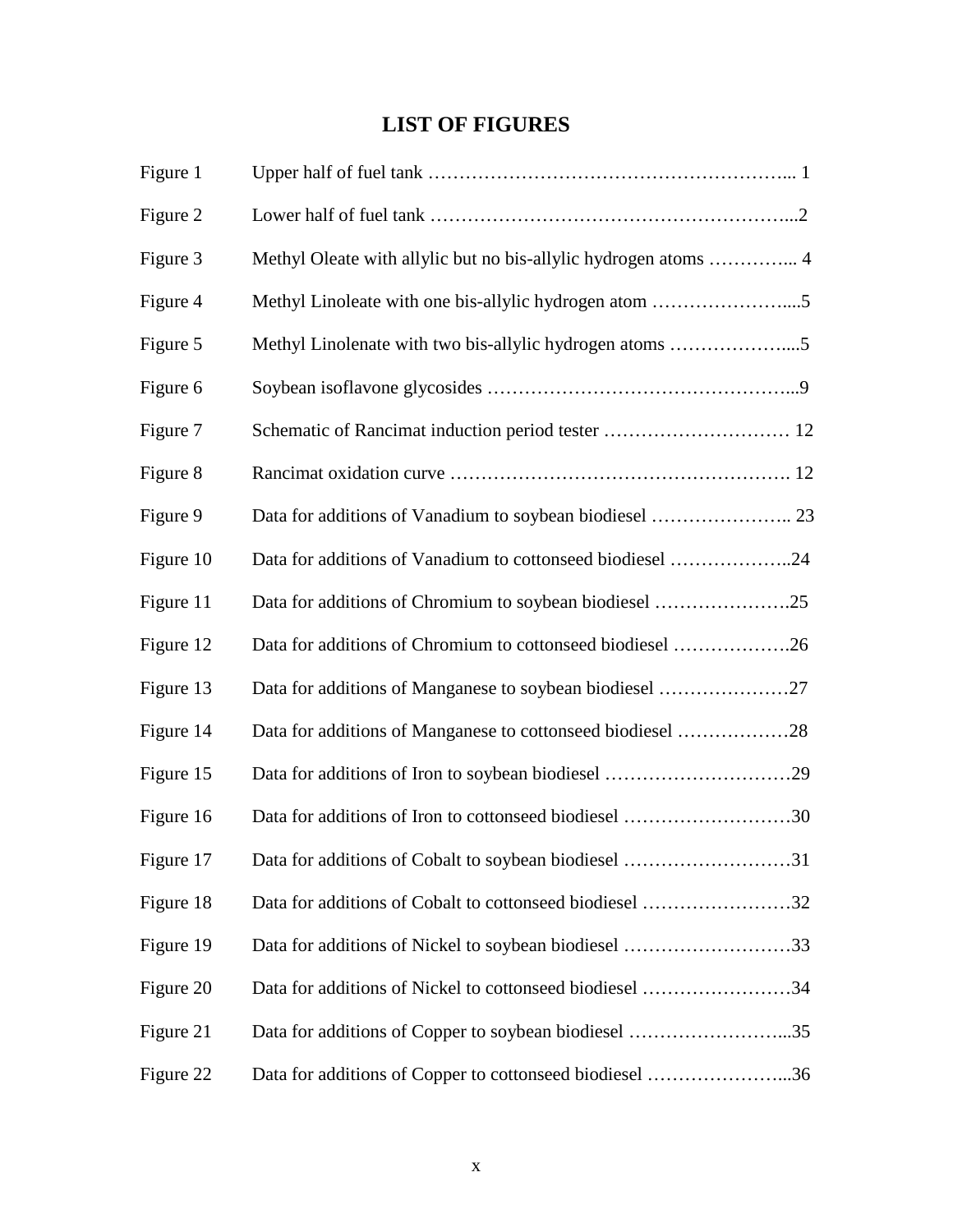# LIST OF FIGURES

| | | |
|---|---|---|
| Figure 1 | Upper half of fuel tank | 1 |
| Figure 2 | Lower half of fuel tank | 2 |
| Figure 3 | Methyl Oleate with allylic but no bis-allylic hydrogen atoms | 4 |
| Figure 4 | Methyl Linoleate with one bis-allylic hydrogen atom | 5 |
| Figure 5 | Methyl Linolenate with two bis-allylic hydrogen atoms | 5 |
| Figure 6 | Soybean isoflavone glycosides | 9 |
| Figure 7 | Schematic of Rancimat induction period tester | 12 |
| Figure 8 | Rancimat oxidation curve | 12 |
| Figure 9 | Data for additions of Vanadium to soybean biodiesel | 23 |
| Figure 10 | Data for additions of Vanadium to cottonseed biodiesel | 24 |
| Figure 11 | Data for additions of Chromium to soybean biodiesel | 25 |
| Figure 12 | Data for additions of Chromium to cottonseed biodiesel | 26 |
| Figure 13 | Data for additions of Manganese to soybean biodiesel | 27 |
| Figure 14 | Data for additions of Manganese to cottonseed biodiesel | 28 |
| Figure 15 | Data for additions of Iron to soybean biodiesel | 29 |
| Figure 16 | Data for additions of Iron to cottonseed biodiesel | 30 |
| Figure 17 | Data for additions of Cobalt to soybean biodiesel | 31 |
| Figure 18 | Data for additions of Cobalt to cottonseed biodiesel | 32 |
| Figure 19 | Data for additions of Nickel to soybean biodiesel | 33 |
| Figure 20 | Data for additions of Nickel to cottonseed biodiesel | 34 |
| Figure 21 | Data for additions of Copper to soybean biodiesel | 35 |
| Figure 22 | Data for additions of Copper to cottonseed biodiesel | 36 |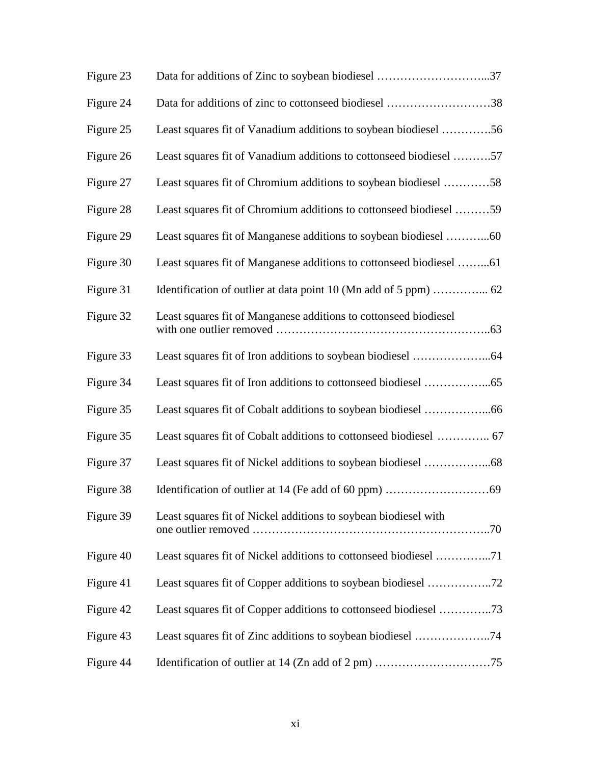| | |
|---|---|
| Figure 23 | Data for additions of Zinc to soybean biodiesel ………………………...37 |
| Figure 24 | Data for additions of zinc to cottonseed biodiesel ………………………38 |
| Figure 25 | Least squares fit of Vanadium additions to soybean biodiesel ………….56 |
| Figure 26 | Least squares fit of Vanadium additions to cottonseed biodiesel ……….57 |
| Figure 27 | Least squares fit of Chromium additions to soybean biodiesel …………58 |
| Figure 28 | Least squares fit of Chromium additions to cottonseed biodiesel ………59 |
| Figure 29 | Least squares fit of Manganese additions to soybean biodiesel ………...60 |
| Figure 30 | Least squares fit of Manganese additions to cottonseed biodiesel ……...61 |
| Figure 31 | Identification of outlier at data point 10 (Mn add of 5 ppm) …………... 62 |
| Figure 32 | Least squares fit of Manganese additions to cottonseed biodiesel with one outlier removed ………………………………………………..63 |
| Figure 33 | Least squares fit of Iron additions to soybean biodiesel ………………...64 |
| Figure 34 | Least squares fit of Iron additions to cottonseed biodiesel ……………...65 |
| Figure 35 | Least squares fit of Cobalt additions to soybean biodiesel ……………...66 |
| Figure 35 | Least squares fit of Cobalt additions to cottonseed biodiesel ………….. 67 |
| Figure 37 | Least squares fit of Nickel additions to soybean biodiesel ……………...68 |
| Figure 38 | Identification of outlier at 14 (Fe add of 60 ppm) ………………………69 |
| Figure 39 | Least squares fit of Nickel additions to soybean biodiesel with one outlier removed ……………………………………………………..70 |
| Figure 40 | Least squares fit of Nickel additions to cottonseed biodiesel …………...71 |
| Figure 41 | Least squares fit of Copper additions to soybean biodiesel ……………..72 |
| Figure 42 | Least squares fit of Copper additions to cottonseed biodiesel …………..73 |
| Figure 43 | Least squares fit of Zinc additions to soybean biodiesel ………………..74 |
| Figure 44 | Identification of outlier at 14 (Zn add of 2 pm) …………………………75 |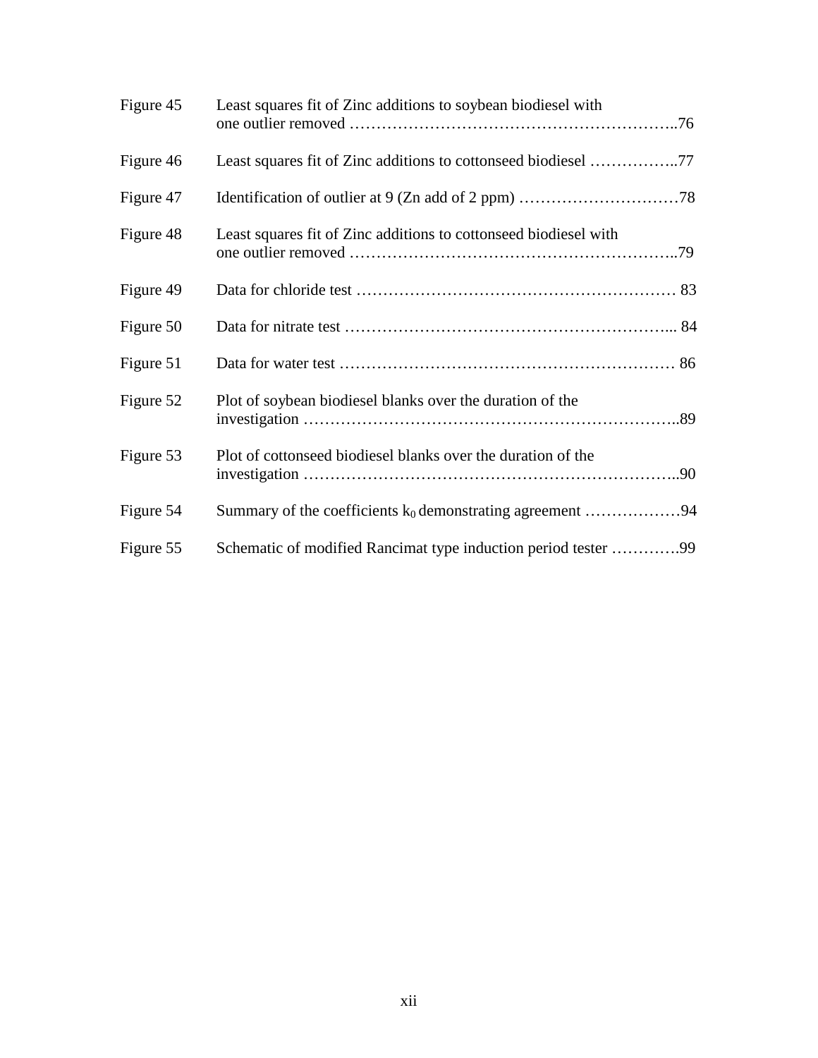| | | |
|---|---|---|
| Figure 45 | Least squares fit of Zinc additions to soybean biodiesel with one outlier removed | 76 |
| Figure 46 | Least squares fit of Zinc additions to cottonseed biodiesel | 77 |
| Figure 47 | Identification of outlier at 9 (Zn add of 2 ppm) | 78 |
| Figure 48 | Least squares fit of Zinc additions to cottonseed biodiesel with one outlier removed | 79 |
| Figure 49 | Data for chloride test | 83 |
| Figure 50 | Data for nitrate test | 84 |
| Figure 51 | Data for water test | 86 |
| Figure 52 | Plot of soybean biodiesel blanks over the duration of the investigation | 89 |
| Figure 53 | Plot of cottonseed biodiesel blanks over the duration of the investigation | 90 |
| Figure 54 | Summary of the coefficients $k_0$ demonstrating agreement | 94 |
| Figure 55 | Schematic of modified Rancimat type induction period tester | 99 |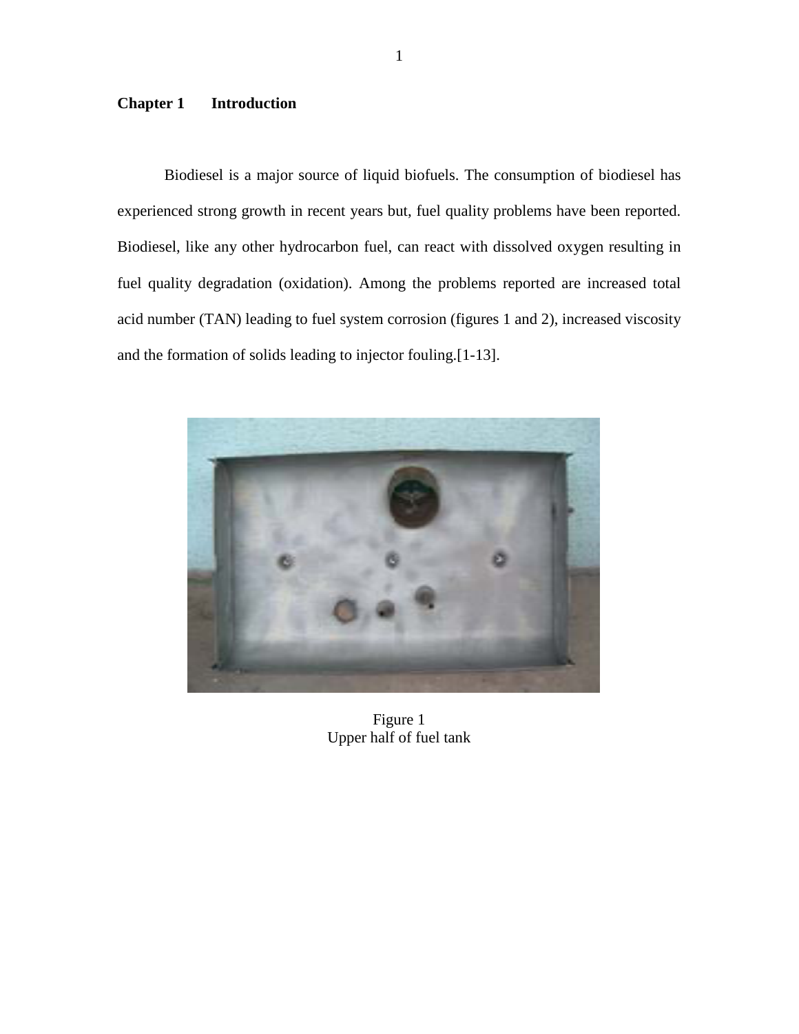# Chapter 1 Introduction

Biodiesel is a major source of liquid biofuels. The consumption of biodiesel has experienced strong growth in recent years but, fuel quality problems have been reported. Biodiesel, like any other hydrocarbon fuel, can react with dissolved oxygen resulting in fuel quality degradation (oxidation). Among the problems reported are increased total acid number (TAN) leading to fuel system corrosion (figures 1 and 2), increased viscosity and the formation of solids leading to injector fouling.[1-13].

Figure 1
Upper half of fuel tank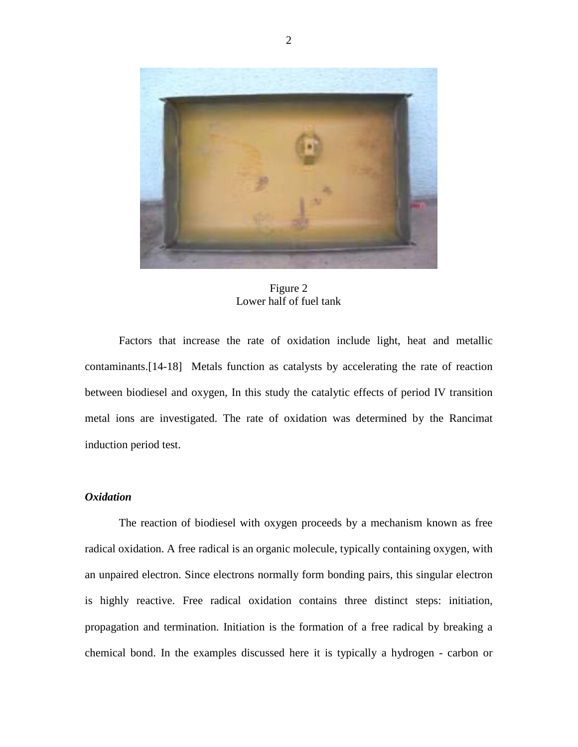Figure 2
Lower half of fuel tank

Factors that increase the rate of oxidation include light, heat and metallic contaminants.[14-18] Metals function as catalysts by accelerating the rate of reaction between biodiesel and oxygen, In this study the catalytic effects of period IV transition metal ions are investigated. The rate of oxidation was determined by the Rancimat induction period test.

### *Oxidation*

The reaction of biodiesel with oxygen proceeds by a mechanism known as free radical oxidation. A free radical is an organic molecule, typically containing oxygen, with an unpaired electron. Since electrons normally form bonding pairs, this singular electron is highly reactive. Free radical oxidation contains three distinct steps: initiation, propagation and termination. Initiation is the formation of a free radical by breaking a chemical bond. In the examples discussed here it is typically a hydrogen - carbon or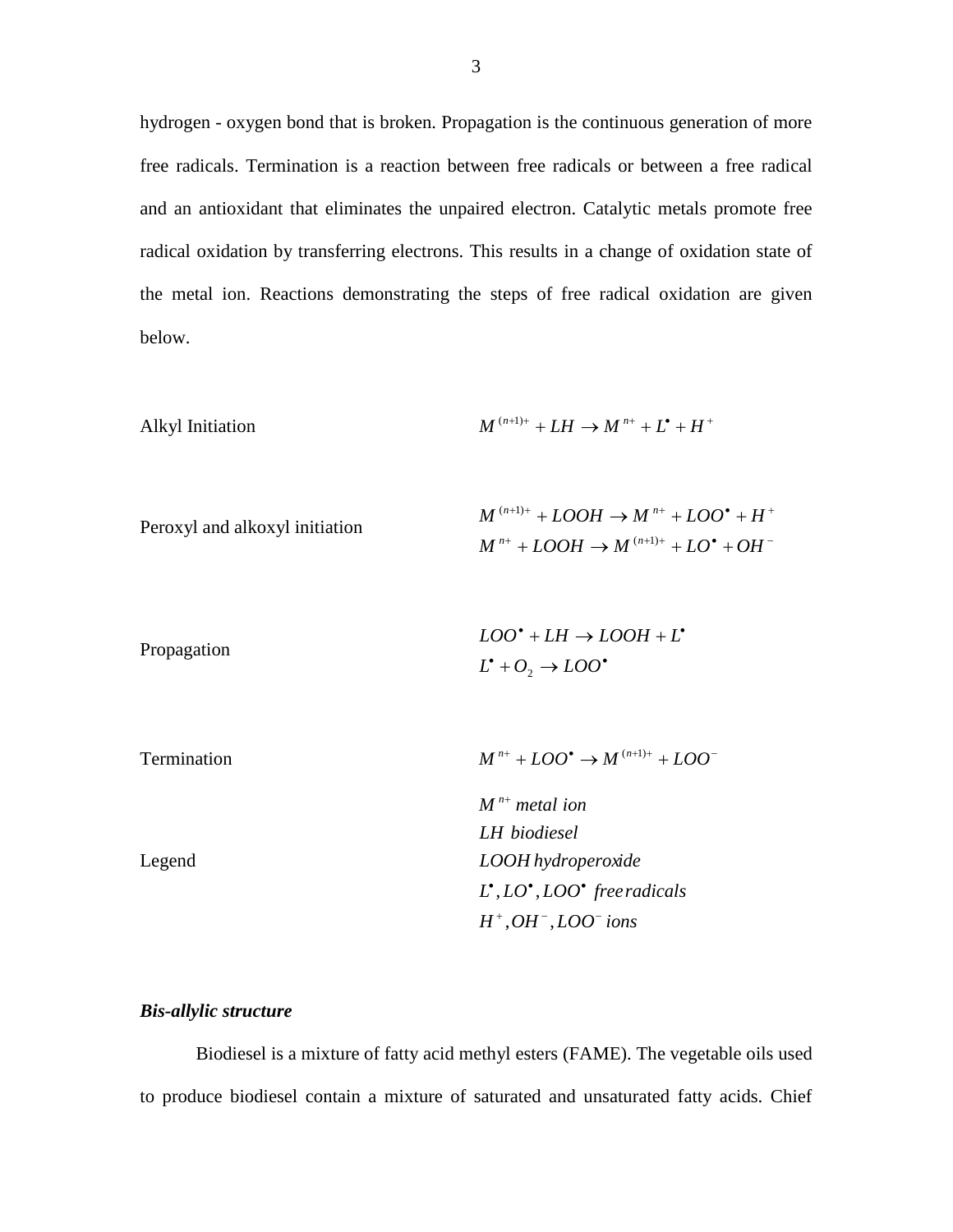hydrogen - oxygen bond that is broken. Propagation is the continuous generation of more free radicals. Termination is a reaction between free radicals or between a free radical and an antioxidant that eliminates the unpaired electron. Catalytic metals promote free radical oxidation by transferring electrons. This results in a change of oxidation state of the metal ion. Reactions demonstrating the steps of free radical oxidation are given below.

Alkyl Initiation

$$M^{(n+1)+} + LH \rightarrow M^{n+} + L^{\bullet} + H^{+}$$

Peroxyl and alkoxyl initiation

$$M^{(n+1)+} + LOOH \rightarrow M^{n+} + LOO^{\bullet} + H^{+}$$
$$M^{n+} + LOOH \rightarrow M^{(n+1)+} + LO^{\bullet} + OH^{-}$$

Propagation

$$LOO^{\bullet} + LH \rightarrow LOOH + L^{\bullet}$$
$$L^{\bullet} + O_2 \rightarrow LOO^{\bullet}$$

Termination

$$M^{n+} + LOO^{\bullet} \rightarrow M^{(n+1)+} + LOO^{-}$$

Legend

$M^{n+}$ *metal ion*
$LH$ *biodiesel*
$LOOH$ *hydroperoxide*
$L^{\bullet}, LO^{\bullet}, LOO^{\bullet}$ *free radicals*
$H^{+}, OH^{-}, LOO^{-}$ *ions*

***Bis-allylic structure***

Biodiesel is a mixture of fatty acid methyl esters (FAME). The vegetable oils used to produce biodiesel contain a mixture of saturated and unsaturated fatty acids. Chief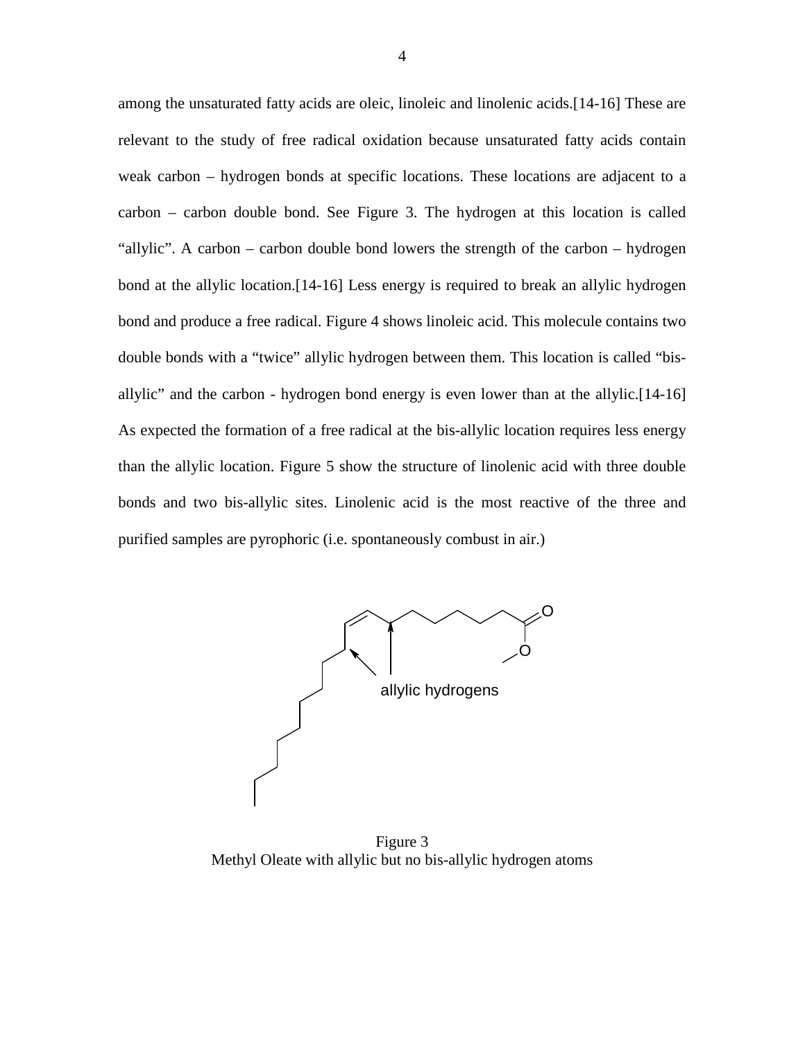among the unsaturated fatty acids are oleic, linoleic and linolenic acids.[14-16] These are relevant to the study of free radical oxidation because unsaturated fatty acids contain weak carbon – hydrogen bonds at specific locations. These locations are adjacent to a carbon – carbon double bond. See Figure 3. The hydrogen at this location is called "allylic". A carbon – carbon double bond lowers the strength of the carbon – hydrogen bond at the allylic location.[14-16] Less energy is required to break an allylic hydrogen bond and produce a free radical. Figure 4 shows linoleic acid. This molecule contains two double bonds with a "twice" allylic hydrogen between them. This location is called "bis-allylic" and the carbon - hydrogen bond energy is even lower than at the allylic.[14-16] As expected the formation of a free radical at the bis-allylic location requires less energy than the allylic location. Figure 5 show the structure of linolenic acid with three double bonds and two bis-allylic sites. Linolenic acid is the most reactive of the three and purified samples are pyrophoric (i.e. spontaneously combust in air.)

allylic hydrogens

Figure 3
Methyl Oleate with allylic but no bis-allylic hydrogen atoms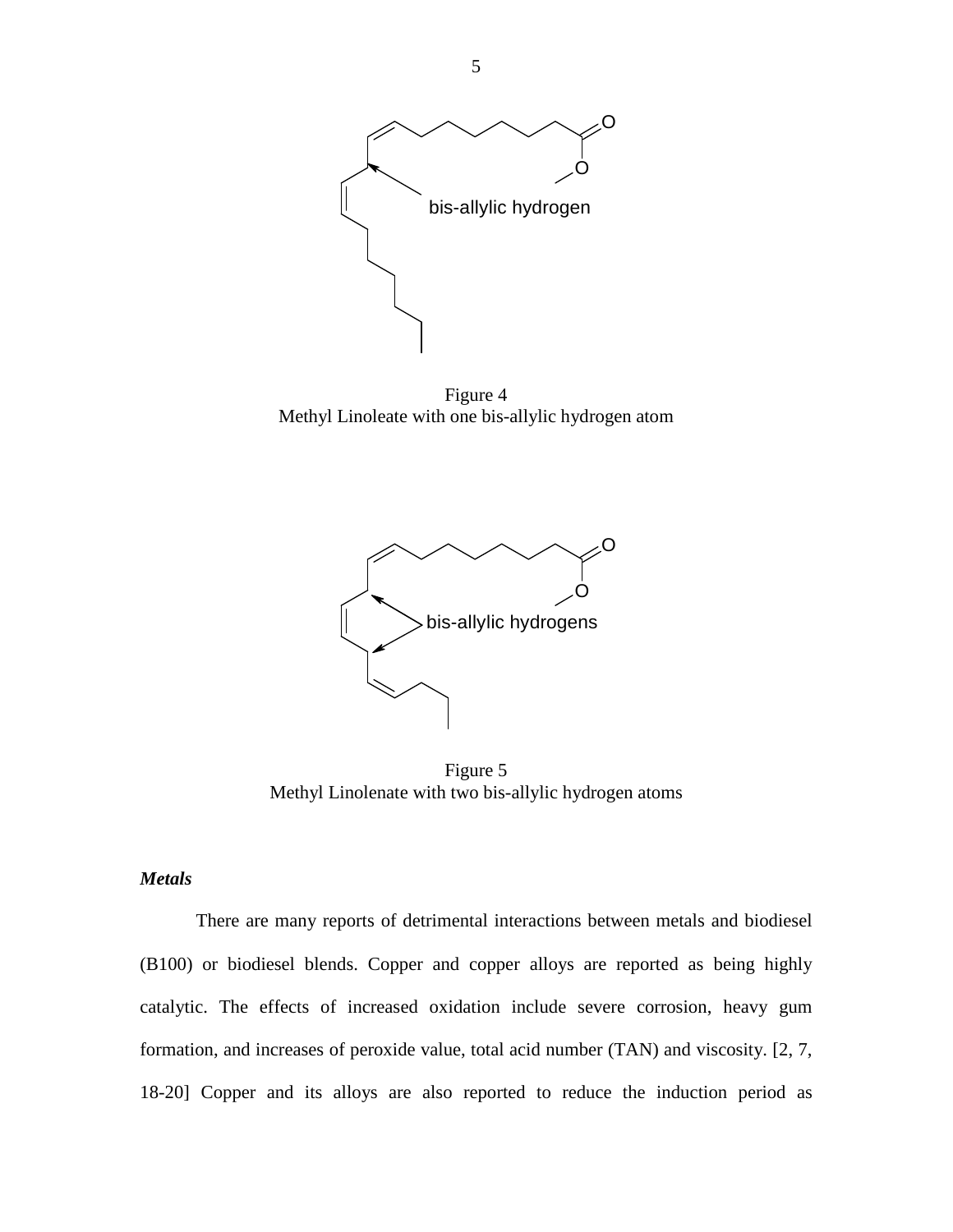Figure 4
Methyl Linoleate with one bis-allylic hydrogen atom

Figure 5
Methyl Linolenate with two bis-allylic hydrogen atoms

***Metals***

There are many reports of detrimental interactions between metals and biodiesel (B100) or biodiesel blends. Copper and copper alloys are reported as being highly catalytic. The effects of increased oxidation include severe corrosion, heavy gum formation, and increases of peroxide value, total acid number (TAN) and viscosity. [2, 7, 18-20] Copper and its alloys are also reported to reduce the induction period as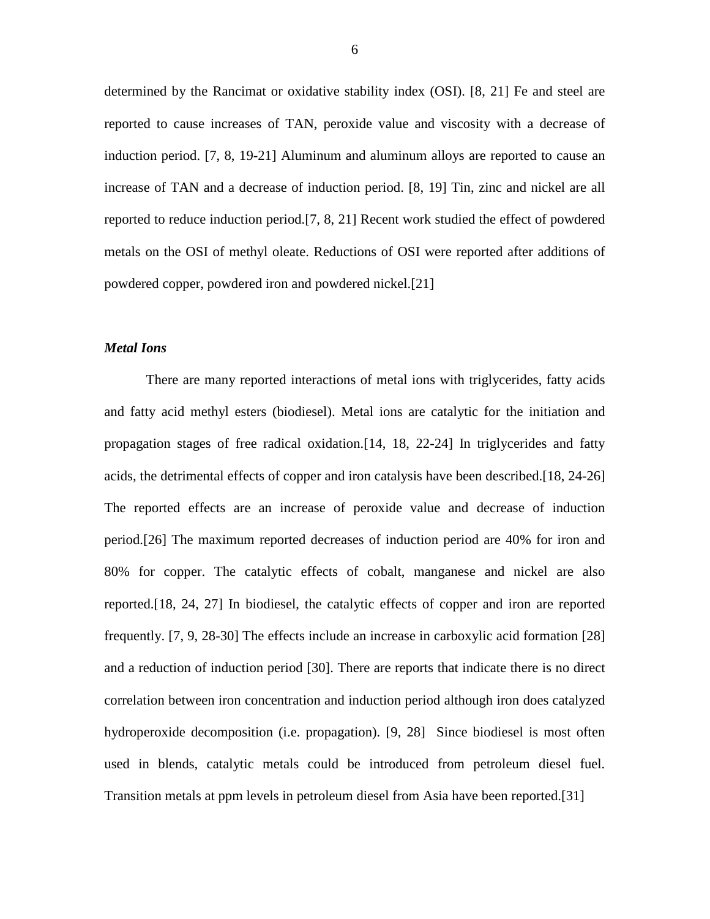determined by the Rancimat or oxidative stability index (OSI). [8, 21] Fe and steel are reported to cause increases of TAN, peroxide value and viscosity with a decrease of induction period. [7, 8, 19-21] Aluminum and aluminum alloys are reported to cause an increase of TAN and a decrease of induction period. [8, 19] Tin, zinc and nickel are all reported to reduce induction period.[7, 8, 21] Recent work studied the effect of powdered metals on the OSI of methyl oleate. Reductions of OSI were reported after additions of powdered copper, powdered iron and powdered nickel.[21]

### *Metal Ions*

There are many reported interactions of metal ions with triglycerides, fatty acids and fatty acid methyl esters (biodiesel). Metal ions are catalytic for the initiation and propagation stages of free radical oxidation.[14, 18, 22-24] In triglycerides and fatty acids, the detrimental effects of copper and iron catalysis have been described.[18, 24-26] The reported effects are an increase of peroxide value and decrease of induction period.[26] The maximum reported decreases of induction period are 40% for iron and 80% for copper. The catalytic effects of cobalt, manganese and nickel are also reported.[18, 24, 27] In biodiesel, the catalytic effects of copper and iron are reported frequently. [7, 9, 28-30] The effects include an increase in carboxylic acid formation [28] and a reduction of induction period [30]. There are reports that indicate there is no direct correlation between iron concentration and induction period although iron does catalyzed hydroperoxide decomposition (i.e. propagation). [9, 28] Since biodiesel is most often used in blends, catalytic metals could be introduced from petroleum diesel fuel. Transition metals at ppm levels in petroleum diesel from Asia have been reported.[31]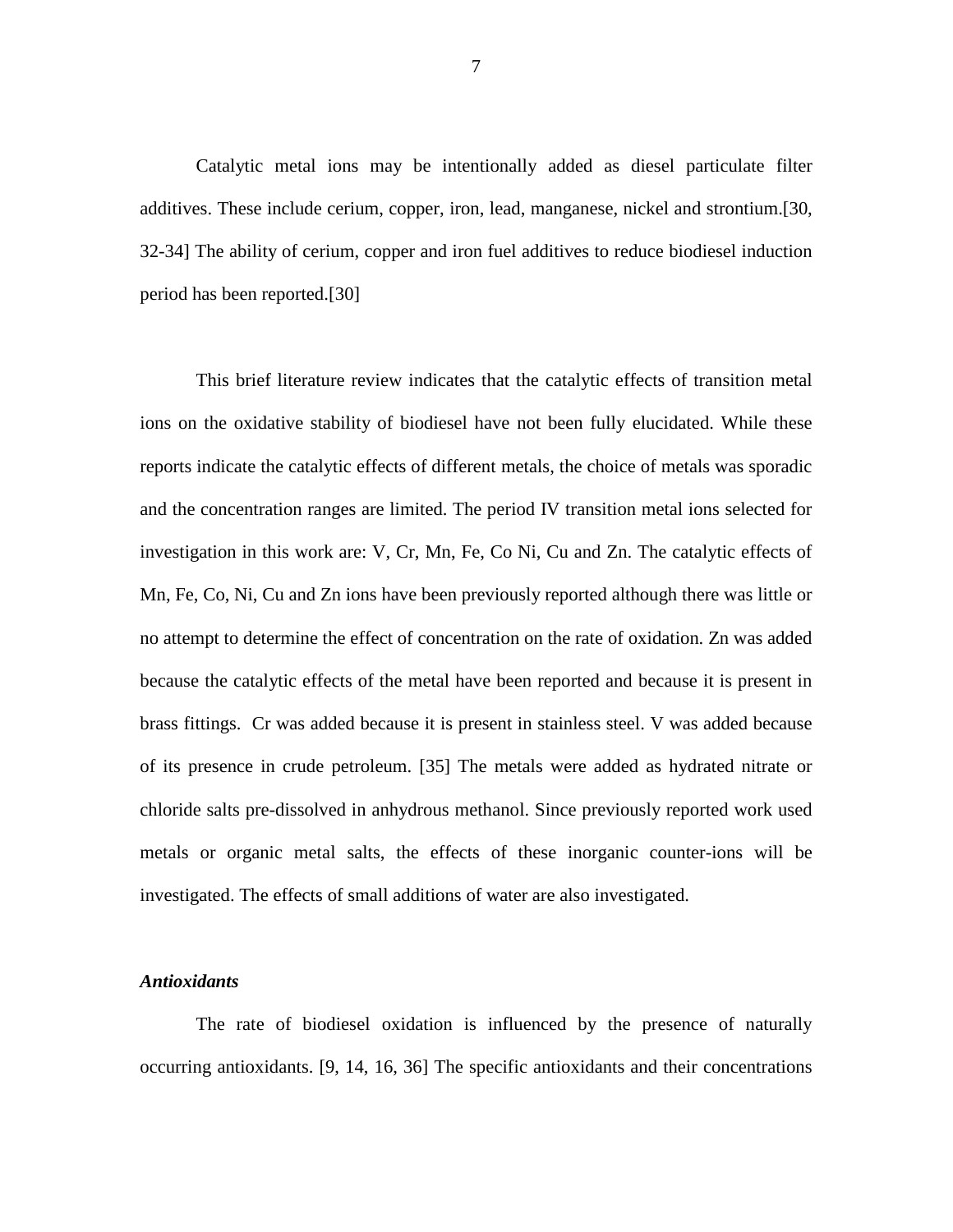Catalytic metal ions may be intentionally added as diesel particulate filter additives. These include cerium, copper, iron, lead, manganese, nickel and strontium.[30, 32-34] The ability of cerium, copper and iron fuel additives to reduce biodiesel induction period has been reported.[30]

This brief literature review indicates that the catalytic effects of transition metal ions on the oxidative stability of biodiesel have not been fully elucidated. While these reports indicate the catalytic effects of different metals, the choice of metals was sporadic and the concentration ranges are limited. The period IV transition metal ions selected for investigation in this work are: V, Cr, Mn, Fe, Co Ni, Cu and Zn. The catalytic effects of Mn, Fe, Co, Ni, Cu and Zn ions have been previously reported although there was little or no attempt to determine the effect of concentration on the rate of oxidation. Zn was added because the catalytic effects of the metal have been reported and because it is present in brass fittings. Cr was added because it is present in stainless steel. V was added because of its presence in crude petroleum. [35] The metals were added as hydrated nitrate or chloride salts pre-dissolved in anhydrous methanol. Since previously reported work used metals or organic metal salts, the effects of these inorganic counter-ions will be investigated. The effects of small additions of water are also investigated.

### *Antioxidants*

The rate of biodiesel oxidation is influenced by the presence of naturally occurring antioxidants. [9, 14, 16, 36] The specific antioxidants and their concentrations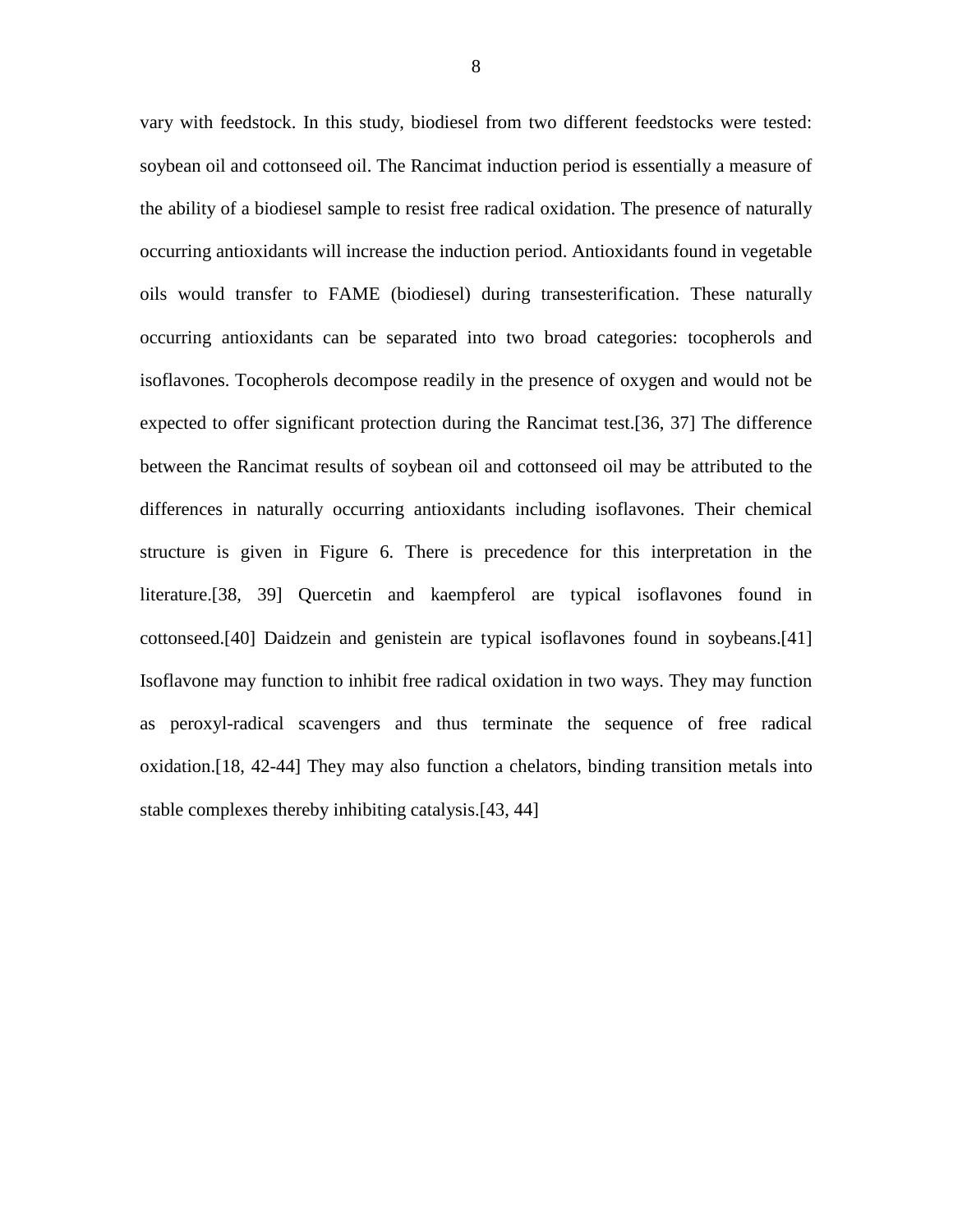vary with feedstock. In this study, biodiesel from two different feedstocks were tested: soybean oil and cottonseed oil. The Rancimat induction period is essentially a measure of the ability of a biodiesel sample to resist free radical oxidation. The presence of naturally occurring antioxidants will increase the induction period. Antioxidants found in vegetable oils would transfer to FAME (biodiesel) during transesterification. These naturally occurring antioxidants can be separated into two broad categories: tocopherols and isoflavones. Tocopherols decompose readily in the presence of oxygen and would not be expected to offer significant protection during the Rancimat test.[36, 37] The difference between the Rancimat results of soybean oil and cottonseed oil may be attributed to the differences in naturally occurring antioxidants including isoflavones. Their chemical structure is given in Figure 6. There is precedence for this interpretation in the literature.[38, 39] Quercetin and kaempferol are typical isoflavones found in cottonseed.[40] Daidzein and genistein are typical isoflavones found in soybeans.[41] Isoflavone may function to inhibit free radical oxidation in two ways. They may function as peroxyl-radical scavengers and thus terminate the sequence of free radical oxidation.[18, 42-44] They may also function a chelators, binding transition metals into stable complexes thereby inhibiting catalysis.[43, 44]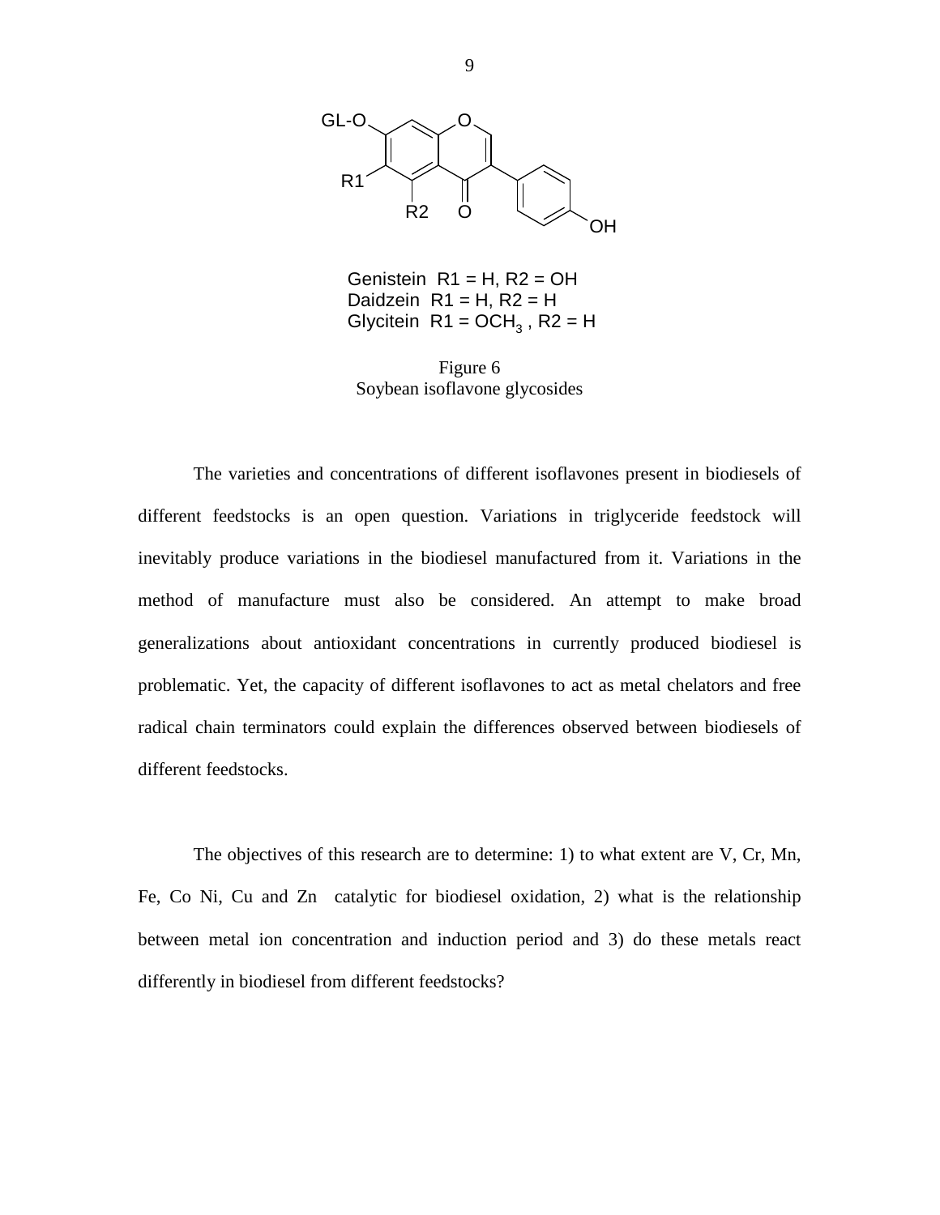Genistein R1 = H, R2 = OH
Daidzein R1 = H, R2 = H
Glycitein R1 = $OCH_3$ , R2 = H

Figure 6
Soybean isoflavone glycosides

The varieties and concentrations of different isoflavones present in biodiesels of different feedstocks is an open question. Variations in triglyceride feedstock will inevitably produce variations in the biodiesel manufactured from it. Variations in the method of manufacture must also be considered. An attempt to make broad generalizations about antioxidant concentrations in currently produced biodiesel is problematic. Yet, the capacity of different isoflavones to act as metal chelators and free radical chain terminators could explain the differences observed between biodiesels of different feedstocks.

The objectives of this research are to determine: 1) to what extent are V, Cr, Mn, Fe, Co Ni, Cu and Zn catalytic for biodiesel oxidation, 2) what is the relationship between metal ion concentration and induction period and 3) do these metals react differently in biodiesel from different feedstocks?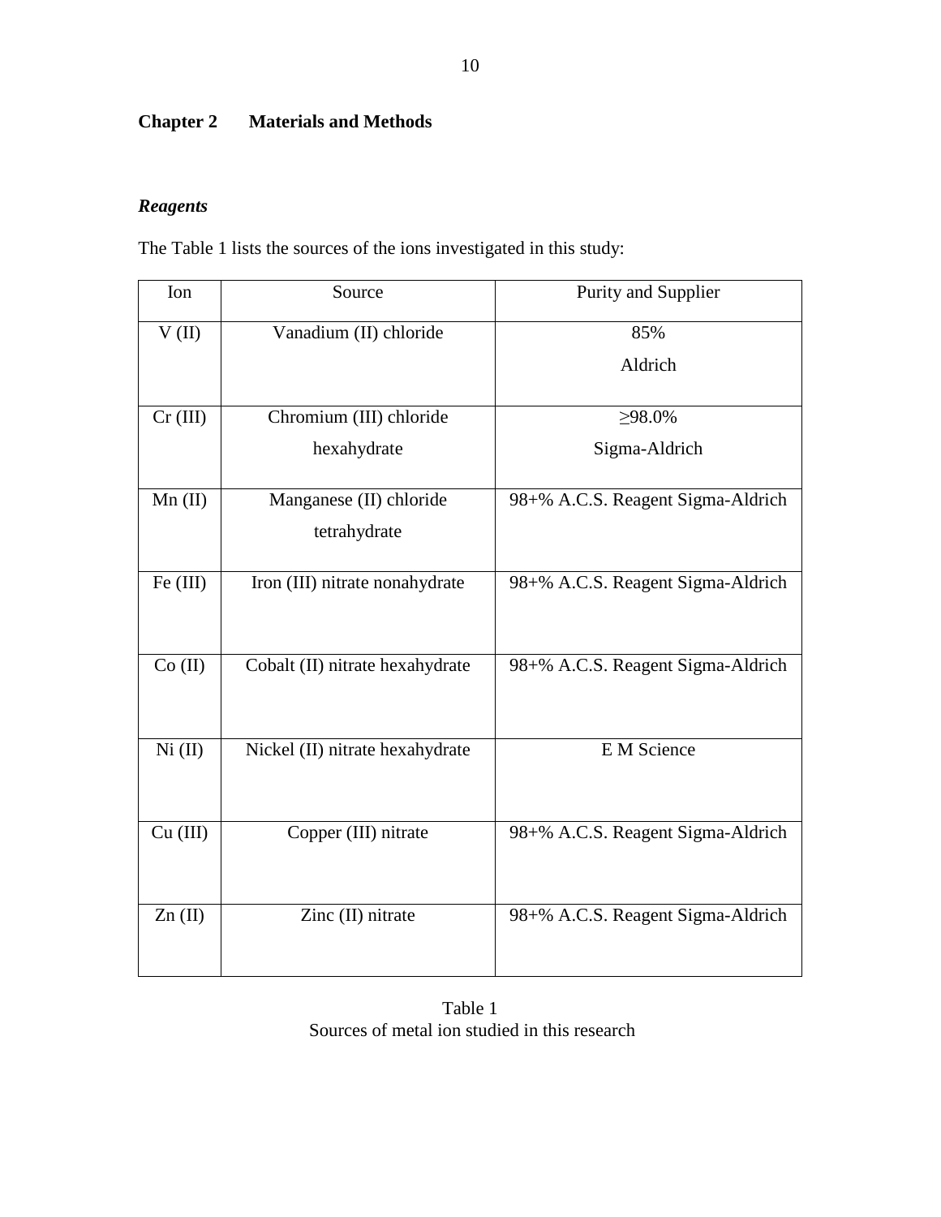## Chapter 2 Materials and Methods

### *Reagents*

The Table 1 lists the sources of the ions investigated in this study:

| Ion | Source | Purity and Supplier |
|---|---|---|
| V (II) | Vanadium (II) chloride | 85% Aldrich |
| Cr (III) | Chromium (III) chloride hexahydrate | ≥98.0% Sigma-Aldrich |
| Mn (II) | Manganese (II) chloride tetrahydrate | 98+% A.C.S. Reagent Sigma-Aldrich |
| Fe (III) | Iron (III) nitrate nonahydrate | 98+% A.C.S. Reagent Sigma-Aldrich |
| Co (II) | Cobalt (II) nitrate hexahydrate | 98+% A.C.S. Reagent Sigma-Aldrich |
| Ni (II) | Nickel (II) nitrate hexahydrate | E M Science |
| Cu (III) | Copper (III) nitrate | 98+% A.C.S. Reagent Sigma-Aldrich |
| Zn (II) | Zinc (II) nitrate | 98+% A.C.S. Reagent Sigma-Aldrich |

Table 1
Sources of metal ion studied in this research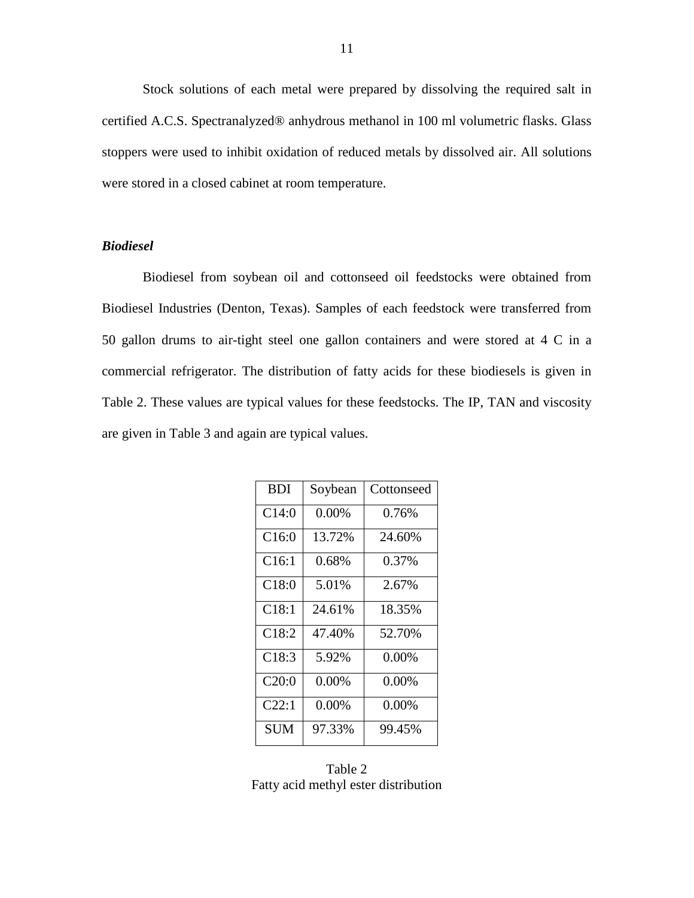Stock solutions of each metal were prepared by dissolving the required salt in certified A.C.S. Spectranalyzed® anhydrous methanol in 100 ml volumetric flasks. Glass stoppers were used to inhibit oxidation of reduced metals by dissolved air. All solutions were stored in a closed cabinet at room temperature.

### *Biodiesel*

Biodiesel from soybean oil and cottonseed oil feedstocks were obtained from Biodiesel Industries (Denton, Texas). Samples of each feedstock were transferred from 50 gallon drums to air-tight steel one gallon containers and were stored at 4 C in a commercial refrigerator. The distribution of fatty acids for these biodiesels is given in Table 2. These values are typical values for these feedstocks. The IP, TAN and viscosity are given in Table 3 and again are typical values.

| BDI | Soybean | Cottonseed |
|---|---|---|
| C14:0 | 0.00% | 0.76% |
| C16:0 | 13.72% | 24.60% |
| C16:1 | 0.68% | 0.37% |
| C18:0 | 5.01% | 2.67% |
| C18:1 | 24.61% | 18.35% |
| C18:2 | 47.40% | 52.70% |
| C18:3 | 5.92% | 0.00% |
| C20:0 | 0.00% | 0.00% |
| C22:1 | 0.00% | 0.00% |
| SUM | 97.33% | 99.45% |

Table 2
Fatty acid methyl ester distribution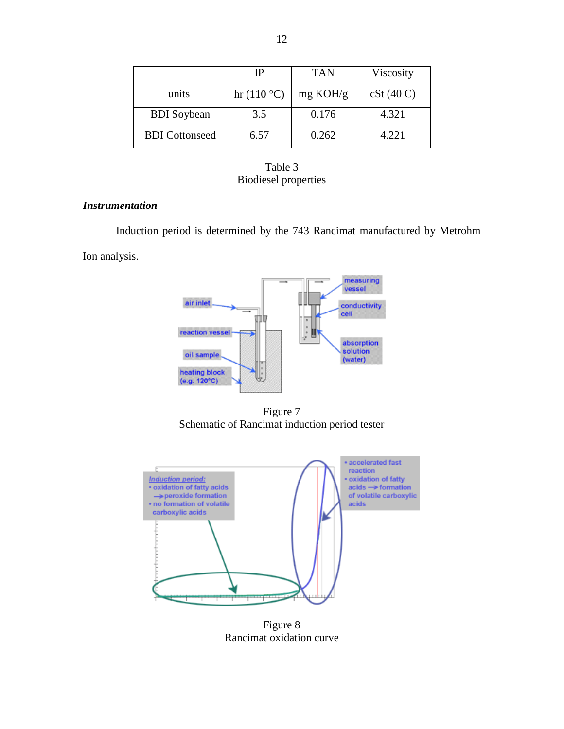| | IP | TAN | Viscosity |
|---|---|---|---|
| units | hr (110 °C) | mg KOH/g | cSt (40 C) |
| BDI Soybean | 3.5 | 0.176 | 4.321 |
| BDI Cottonseed | 6.57 | 0.262 | 4.221 |

Table 3
Biodiesel properties

***Instrumentation***

Induction period is determined by the 743 Rancimat manufactured by Metrohm Ion analysis.

Figure 7
Schematic of Rancimat induction period tester

Figure 8
Rancimat oxidation curve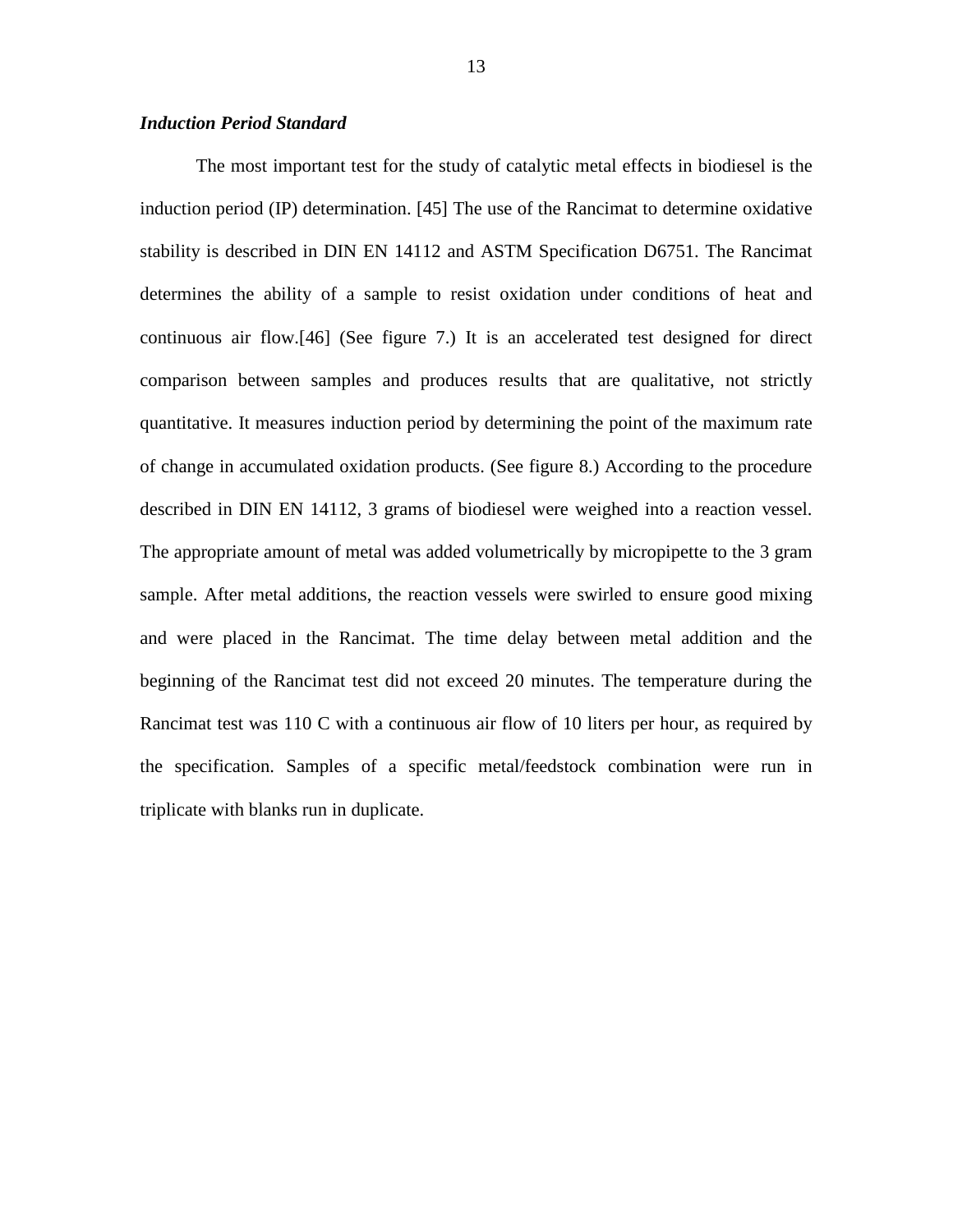***Induction Period Standard***

The most important test for the study of catalytic metal effects in biodiesel is the induction period (IP) determination. [45] The use of the Rancimat to determine oxidative stability is described in DIN EN 14112 and ASTM Specification D6751. The Rancimat determines the ability of a sample to resist oxidation under conditions of heat and continuous air flow.[46] (See figure 7.) It is an accelerated test designed for direct comparison between samples and produces results that are qualitative, not strictly quantitative. It measures induction period by determining the point of the maximum rate of change in accumulated oxidation products. (See figure 8.) According to the procedure described in DIN EN 14112, 3 grams of biodiesel were weighed into a reaction vessel. The appropriate amount of metal was added volumetrically by micropipette to the 3 gram sample. After metal additions, the reaction vessels were swirled to ensure good mixing and were placed in the Rancimat. The time delay between metal addition and the beginning of the Rancimat test did not exceed 20 minutes. The temperature during the Rancimat test was 110 C with a continuous air flow of 10 liters per hour, as required by the specification. Samples of a specific metal/feedstock combination were run in triplicate with blanks run in duplicate.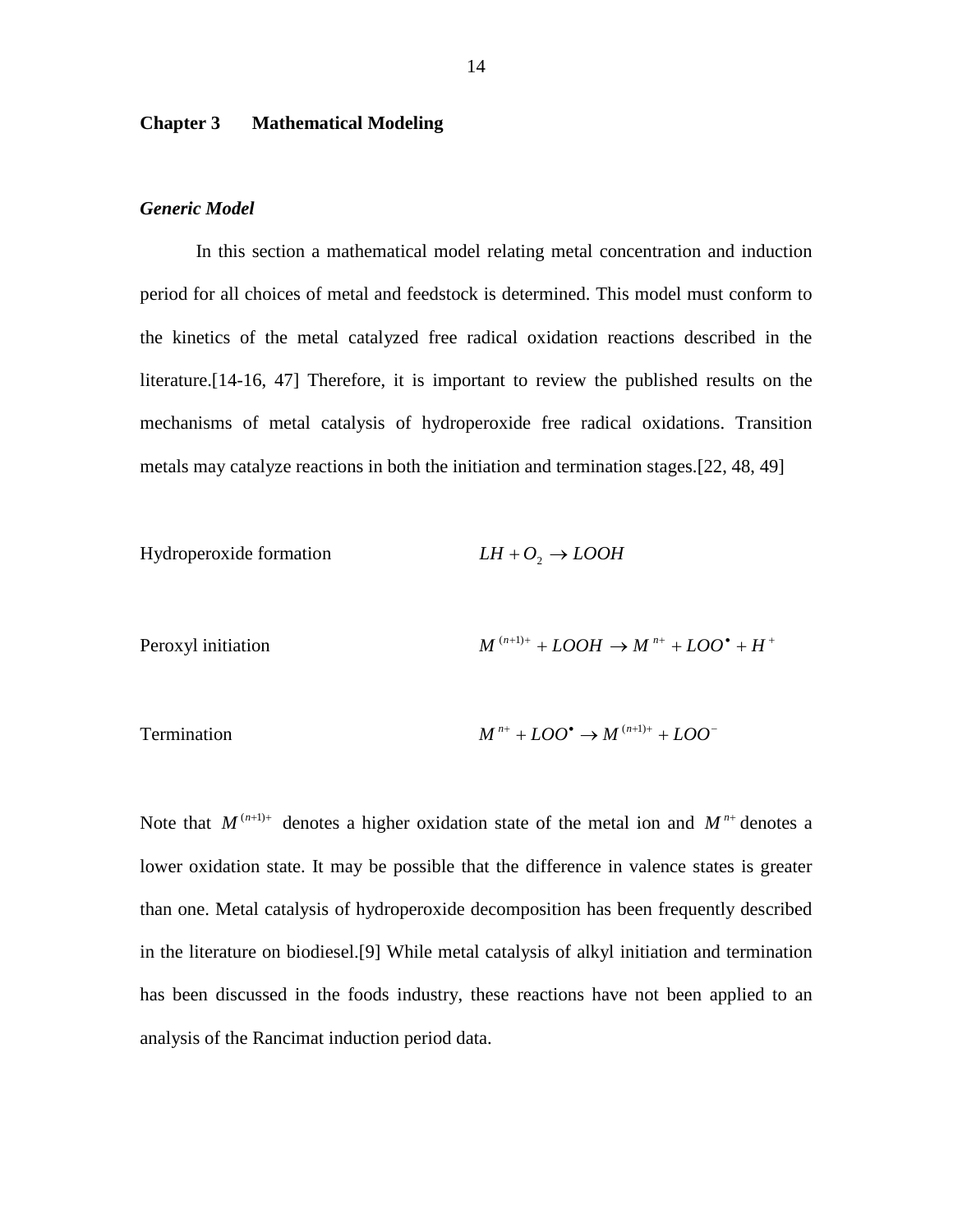## Chapter 3 Mathematical Modeling

### *Generic Model*

In this section a mathematical model relating metal concentration and induction period for all choices of metal and feedstock is determined. This model must conform to the kinetics of the metal catalyzed free radical oxidation reactions described in the literature.[14-16, 47] Therefore, it is important to review the published results on the mechanisms of metal catalysis of hydroperoxide free radical oxidations. Transition metals may catalyze reactions in both the initiation and termination stages.[22, 48, 49]

Hydroperoxide formation $$LH + O_2 \rightarrow LOOH$$

Peroxyl initiation $$M^{(n+1)+} + LOOH \rightarrow M^{n+} + LOO^{\bullet} + H^{+}$$

Termination $$M^{n+} + LOO^{\bullet} \rightarrow M^{(n+1)+} + LOO^{-}$$

Note that $M^{(n+1)+}$ denotes a higher oxidation state of the metal ion and $M^{n+}$ denotes a lower oxidation state. It may be possible that the difference in valence states is greater than one. Metal catalysis of hydroperoxide decomposition has been frequently described in the literature on biodiesel.[9] While metal catalysis of alkyl initiation and termination has been discussed in the foods industry, these reactions have not been applied to an analysis of the Rancimat induction period data.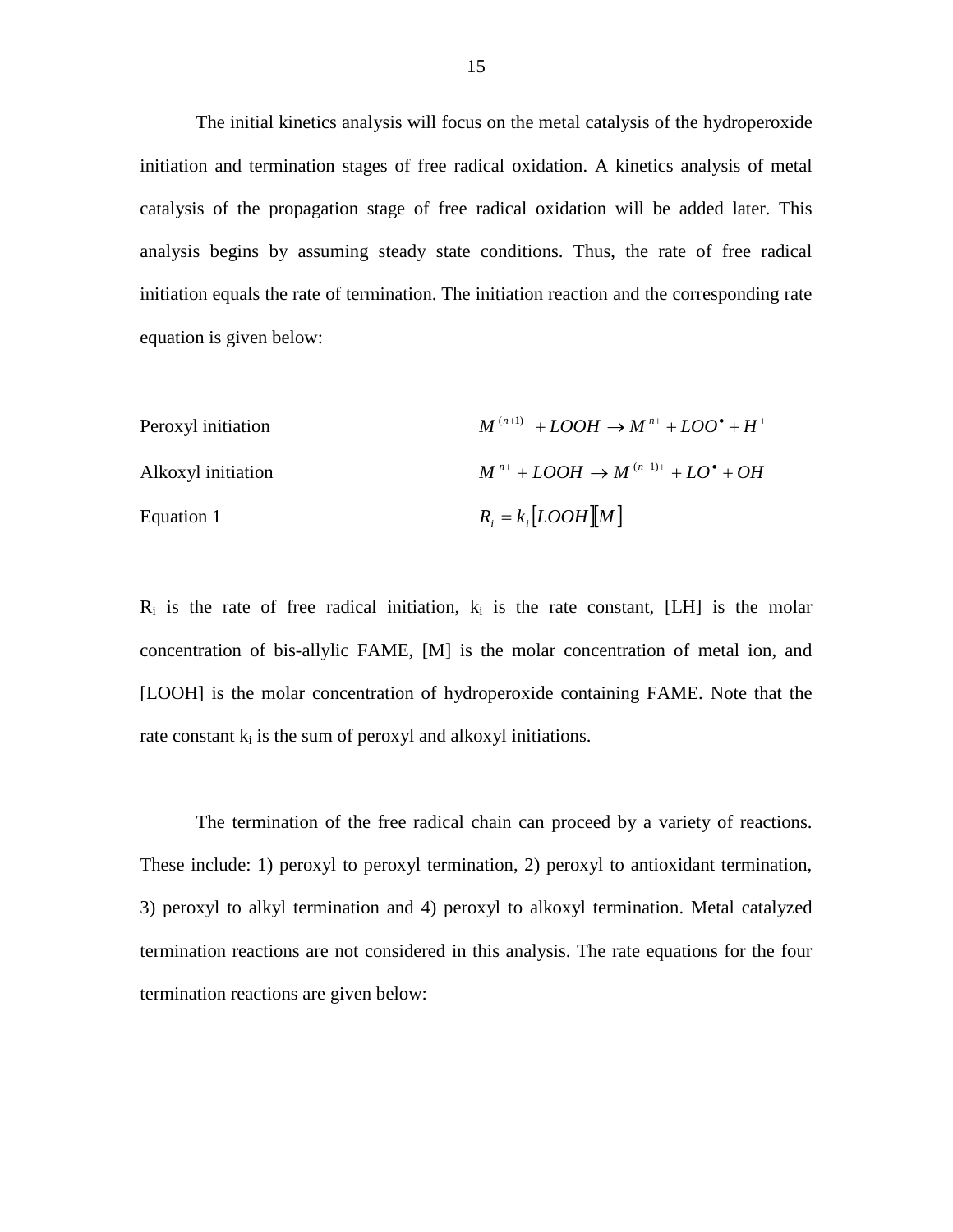The initial kinetics analysis will focus on the metal catalysis of the hydroperoxide initiation and termination stages of free radical oxidation. A kinetics analysis of metal catalysis of the propagation stage of free radical oxidation will be added later. This analysis begins by assuming steady state conditions. Thus, the rate of free radical initiation equals the rate of termination. The initiation reaction and the corresponding rate equation is given below:

Peroxyl initiation $$M^{(n+1)+} + LOOH \rightarrow M^{n+} + LOO^{\bullet} + H^{+}$$

Alkoxyl initiation $$M^{n+} + LOOH \rightarrow M^{(n+1)+} + LO^{\bullet} + OH^{-}$$

Equation 1 $$R_i = k_i[LOOH][M]$$

$R_i$ is the rate of free radical initiation, $k_i$ is the rate constant, [LH] is the molar concentration of bis-allylic FAME, [M] is the molar concentration of metal ion, and [LOOH] is the molar concentration of hydroperoxide containing FAME. Note that the rate constant $k_i$ is the sum of peroxyl and alkoxyl initiations.

The termination of the free radical chain can proceed by a variety of reactions. These include: 1) peroxyl to peroxyl termination, 2) peroxyl to antioxidant termination, 3) peroxyl to alkyl termination and 4) peroxyl to alkoxyl termination. Metal catalyzed termination reactions are not considered in this analysis. The rate equations for the four termination reactions are given below: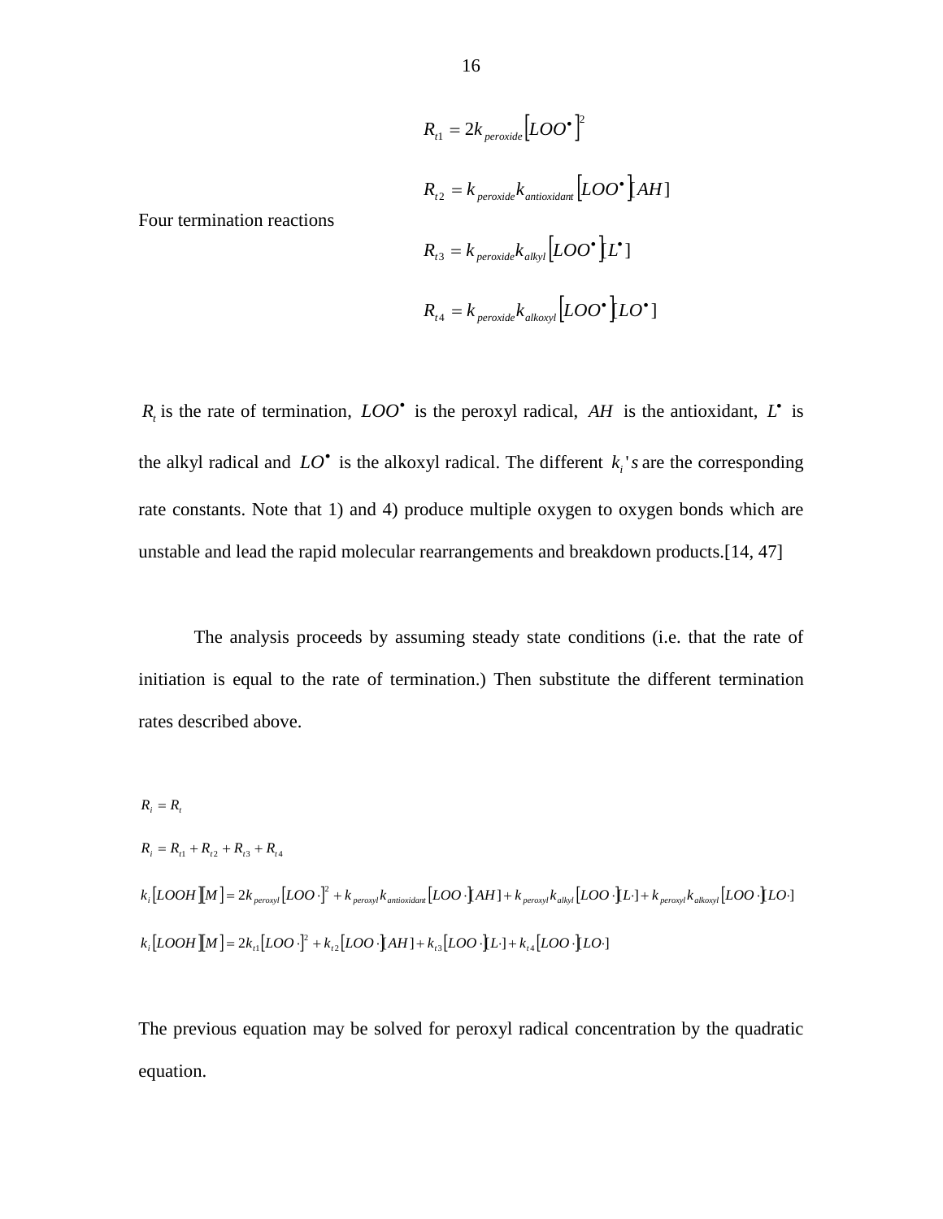Four termination reactions

$$R_{t1} = 2k_{peroxide}\left[LOO^{\bullet}\right]^2$$

$$R_{t2} = k_{peroxide}k_{antioxidant}\left[LOO^{\bullet}\right][AH]$$

$$R_{t3} = k_{peroxide}k_{alkyl}\left[LOO^{\bullet}\right][L^{\bullet}]$$

$$R_{t4} = k_{peroxide}k_{alkoxyl}\left[LOO^{\bullet}\right][LO^{\bullet}]$$

$R_t$ is the rate of termination, $LOO^{\bullet}$ is the peroxyl radical, $AH$ is the antioxidant, $L^{\bullet}$ is the alkyl radical and $LO^{\bullet}$ is the alkoxyl radical. The different $k_i's$ are the corresponding rate constants. Note that 1) and 4) produce multiple oxygen to oxygen bonds which are unstable and lead the rapid molecular rearrangements and breakdown products.[14, 47]

The analysis proceeds by assuming steady state conditions (i.e. that the rate of initiation is equal to the rate of termination.) Then substitute the different termination rates described above.

$$R_i = R_t$$

$$R_i = R_{t1} + R_{t2} + R_{t3} + R_{t4}$$

$$k_i[LOOH][M] = 2k_{peroxyl}[LOO\cdot]^2 + k_{peroxyl}k_{antioxidant}[LOO\cdot][AH] + k_{peroxyl}k_{alkyl}[LOO\cdot][L\cdot] + k_{peroxyl}k_{alkoxyl}[LOO\cdot][LO\cdot]$$

$$k_i[LOOH][M] = 2k_{t1}[LOO\cdot]^2 + k_{t2}[LOO\cdot][AH] + k_{t3}[LOO\cdot][L\cdot] + k_{t4}[LOO\cdot][LO\cdot]$$

The previous equation may be solved for peroxyl radical concentration by the quadratic equation.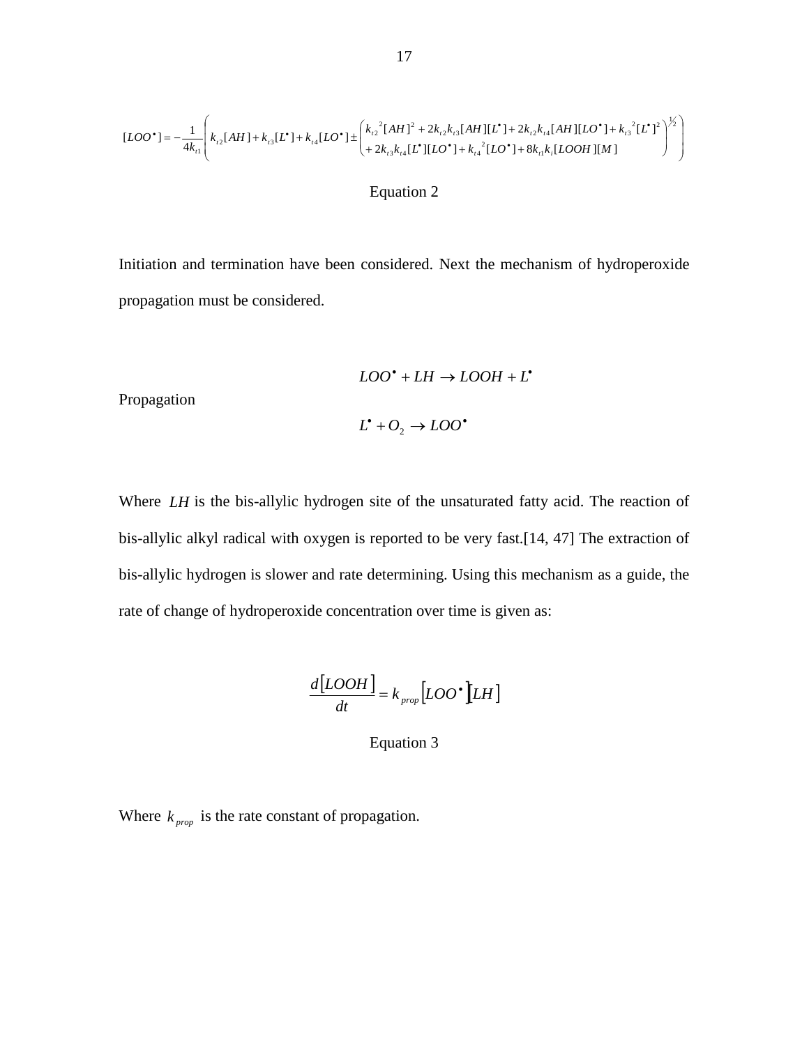$$[LOO^{\bullet}] = -\frac{1}{4k_{t1}}\left( k_{t2}[AH] + k_{t3}[L^{\bullet}] + k_{t4}[LO^{\bullet}] \pm \begin{pmatrix} k_{t2}{}^{2}[AH]^{2} + 2k_{t2}k_{t3}[AH][L^{\bullet}] + 2k_{t2}k_{t4}[AH][LO^{\bullet}] + k_{t3}{}^{2}[L^{\bullet}]^{2} \\ + 2k_{t3}k_{t4}[L^{\bullet}][LO^{\bullet}] + k_{t4}{}^{2}[LO^{\bullet}] + 8k_{t1}k_{i}[LOOH][M] \end{pmatrix}^{1/2} \right)$$

Equation 2

Initiation and termination have been considered. Next the mechanism of hydroperoxide propagation must be considered.

Propagation

$$LOO^{\bullet} + LH \rightarrow LOOH + L^{\bullet}$$

$$L^{\bullet} + O_2 \rightarrow LOO^{\bullet}$$

Where $LH$ is the bis-allylic hydrogen site of the unsaturated fatty acid. The reaction of bis-allylic alkyl radical with oxygen is reported to be very fast.[14, 47] The extraction of bis-allylic hydrogen is slower and rate determining. Using this mechanism as a guide, the rate of change of hydroperoxide concentration over time is given as:

$$\frac{d[LOOH]}{dt} = k_{prop}[LOO^{\bullet}][LH]$$

Equation 3

Where $k_{prop}$ is the rate constant of propagation.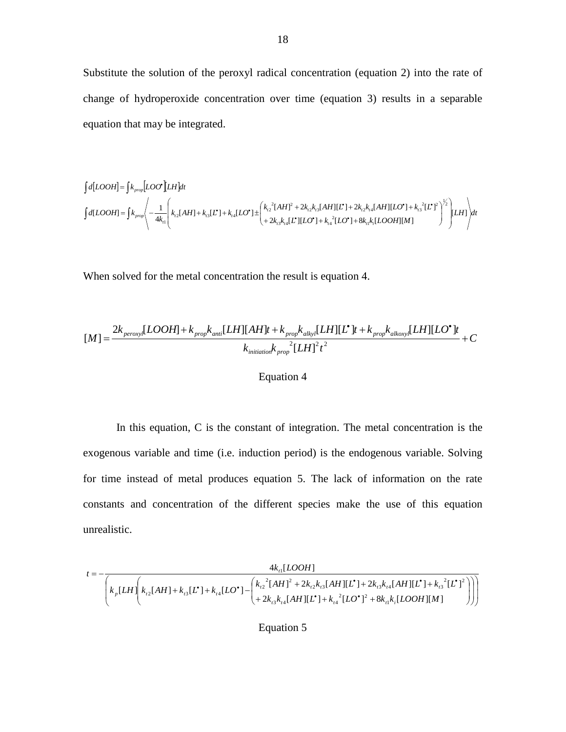Substitute the solution of the peroxyl radical concentration (equation 2) into the rate of change of hydroperoxide concentration over time (equation 3) results in a separable equation that may be integrated.

$$\int d[LOOH] = \int k_{prop}[LOO^{\bullet}][LH]dt$$

$$\int d[LOOH] = \int k_{prop}\left\langle -\frac{1}{4k_{t1}}\left( k_{t2}[AH] + k_{t3}[L^{\bullet}] + k_{t4}[LO^{\bullet}] \pm \begin{pmatrix} k_{t2}{}^{2}[AH]^{2} + 2k_{t2}k_{t3}[AH][L^{\bullet}] + 2k_{t2}k_{t4}[AH][LO^{\bullet}] + k_{t3}{}^{2}[L^{\bullet}]^{2} \\ + 2k_{t3}k_{t4}[L^{\bullet}][LO^{\bullet}] + k_{t4}{}^{2}[LO^{\bullet}] + 8k_{t1}k_{i}[LOOH][M] \end{pmatrix}^{1/2} \right)[LH] \right\rangle dt$$

When solved for the metal concentration the result is equation 4.

$$[M] = \frac{2k_{peroxyl}[LOOH] + k_{prop}k_{anti}[LH][AH]t + k_{prop}k_{alkyl}[LH][L^{\bullet}]t + k_{prop}k_{alkoxyl}[LH][LO^{\bullet}]t}{k_{initiation}k_{prop}{}^{2}[LH]^{2}t^{2}} + C$$

Equation 4

In this equation, C is the constant of integration. The metal concentration is the exogenous variable and time (i.e. induction period) is the endogenous variable. Solving for time instead of metal produces equation 5. The lack of information on the rate constants and concentration of the different species make the use of this equation unrealistic.

$$t = -\frac{4k_{t1}[LOOH]}{\left( k_{p}[LH]\left( k_{t2}[AH] + k_{t3}[L^{\bullet}] + k_{t4}[LO^{\bullet}] - \begin{pmatrix} k_{t2}{}^{2}[AH]^{2} + 2k_{t2}k_{t3}[AH][L^{\bullet}] + 2k_{t3}k_{t4}[AH][L^{\bullet}] + k_{t3}{}^{2}[L^{\bullet}]^{2} \\ + 2k_{t3}k_{t4}[AH][L^{\bullet}] + k_{t4}{}^{2}[LO^{\bullet}]^{2} + 8k_{t1}k_{i}[LOOH][M] \end{pmatrix} \right) \right)}$$

Equation 5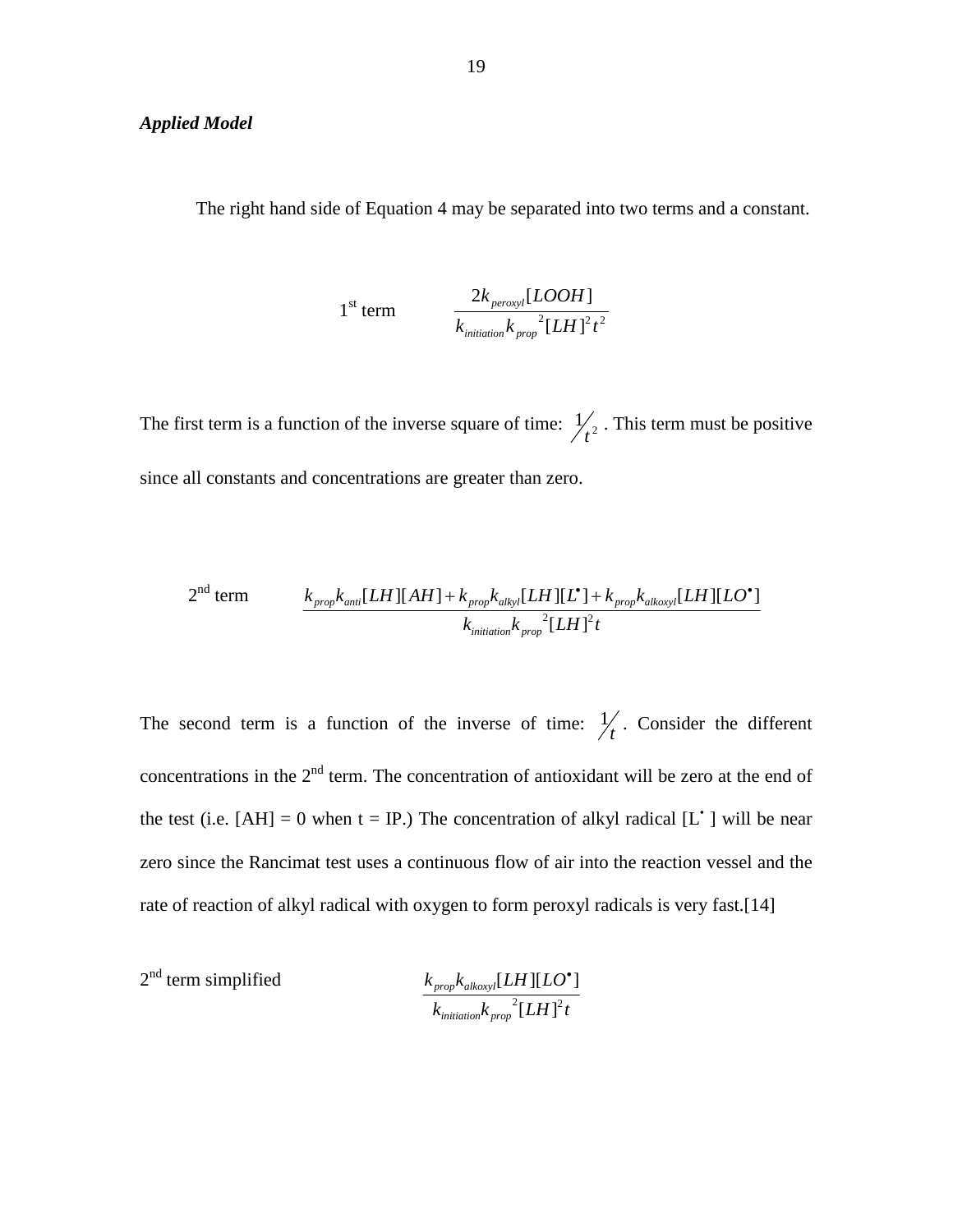***Applied Model***

The right hand side of Equation 4 may be separated into two terms and a constant.

1st term
$$\frac{2k_{peroxyl}[LOOH]}{k_{initiation}k_{prop}{}^{2}[LH]^{2}t^{2}}$$

The first term is a function of the inverse square of time: $1/t^2$ . This term must be positive since all constants and concentrations are greater than zero.

2nd term
$$\frac{k_{prop}k_{anti}[LH][AH]+k_{prop}k_{alkyl}[LH][L^{\bullet}]+k_{prop}k_{alkoxyl}[LH][LO^{\bullet}]}{k_{initiation}k_{prop}{}^{2}[LH]^{2}t}$$

The second term is a function of the inverse of time: $1/t$ . Consider the different concentrations in the 2nd term. The concentration of antioxidant will be zero at the end of the test (i.e. [AH] = 0 when t = IP.) The concentration of alkyl radical $[L^{\bullet}]$ will be near zero since the Rancimat test uses a continuous flow of air into the reaction vessel and the rate of reaction of alkyl radical with oxygen to form peroxyl radicals is very fast.[14]

2nd term simplified
$$\frac{k_{prop}k_{alkoxyl}[LH][LO^{\bullet}]}{k_{initiation}k_{prop}{}^{2}[LH]^{2}t}$$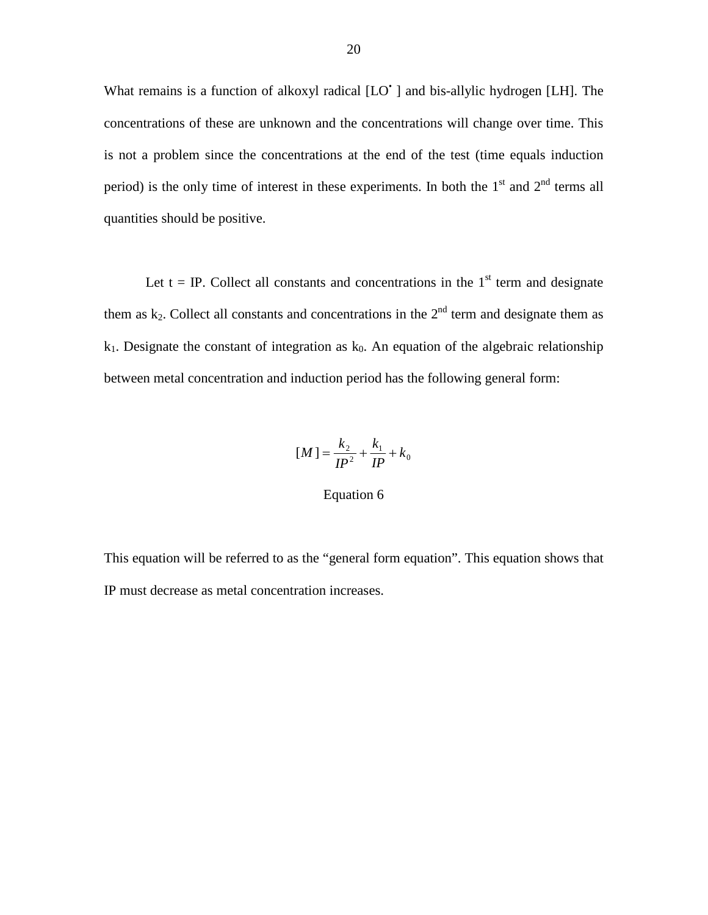What remains is a function of alkoxyl radical [LO$^{\bullet}$ ] and bis-allylic hydrogen [LH]. The concentrations of these are unknown and the concentrations will change over time. This is not a problem since the concentrations at the end of the test (time equals induction period) is the only time of interest in these experiments. In both the 1$^{st}$ and 2$^{nd}$ terms all quantities should be positive.

Let t = IP. Collect all constants and concentrations in the 1$^{st}$ term and designate them as $k_2$. Collect all constants and concentrations in the 2$^{nd}$ term and designate them as $k_1$. Designate the constant of integration as $k_0$. An equation of the algebraic relationship between metal concentration and induction period has the following general form:

$$[M] = \frac{k_2}{IP^2} + \frac{k_1}{IP} + k_0$$

Equation 6

This equation will be referred to as the "general form equation". This equation shows that IP must decrease as metal concentration increases.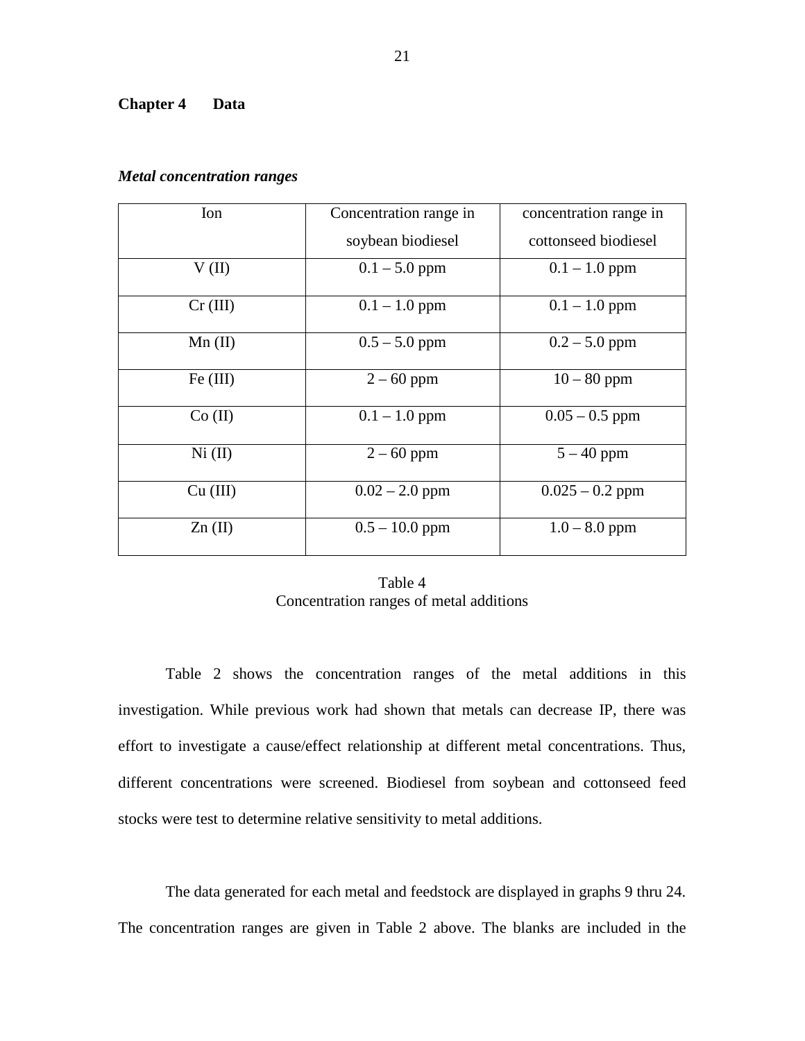# Chapter 4 Data

***Metal concentration ranges***

| Ion | Concentration range in soybean biodiesel | concentration range in cottonseed biodiesel |
|---|---|---|
| V (II) | 0.1 – 5.0 ppm | 0.1 – 1.0 ppm |
| Cr (III) | 0.1 – 1.0 ppm | 0.1 – 1.0 ppm |
| Mn (II) | 0.5 – 5.0 ppm | 0.2 – 5.0 ppm |
| Fe (III) | 2 – 60 ppm | 10 – 80 ppm |
| Co (II) | 0.1 – 1.0 ppm | 0.05 – 0.5 ppm |
| Ni (II) | 2 – 60 ppm | 5 – 40 ppm |
| Cu (III) | 0.02 – 2.0 ppm | 0.025 – 0.2 ppm |
| Zn (II) | 0.5 – 10.0 ppm | 1.0 – 8.0 ppm |

Table 4
Concentration ranges of metal additions

Table 2 shows the concentration ranges of the metal additions in this investigation. While previous work had shown that metals can decrease IP, there was effort to investigate a cause/effect relationship at different metal concentrations. Thus, different concentrations were screened. Biodiesel from soybean and cottonseed feed stocks were test to determine relative sensitivity to metal additions.

The data generated for each metal and feedstock are displayed in graphs 9 thru 24. The concentration ranges are given in Table 2 above. The blanks are included in the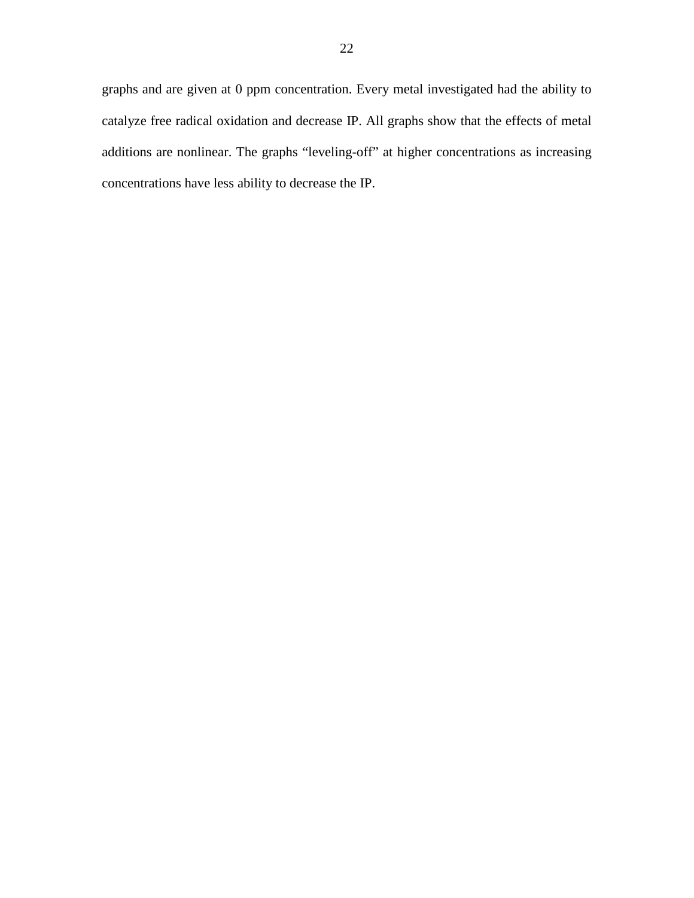graphs and are given at 0 ppm concentration. Every metal investigated had the ability to catalyze free radical oxidation and decrease IP. All graphs show that the effects of metal additions are nonlinear. The graphs "leveling-off" at higher concentrations as increasing concentrations have less ability to decrease the IP.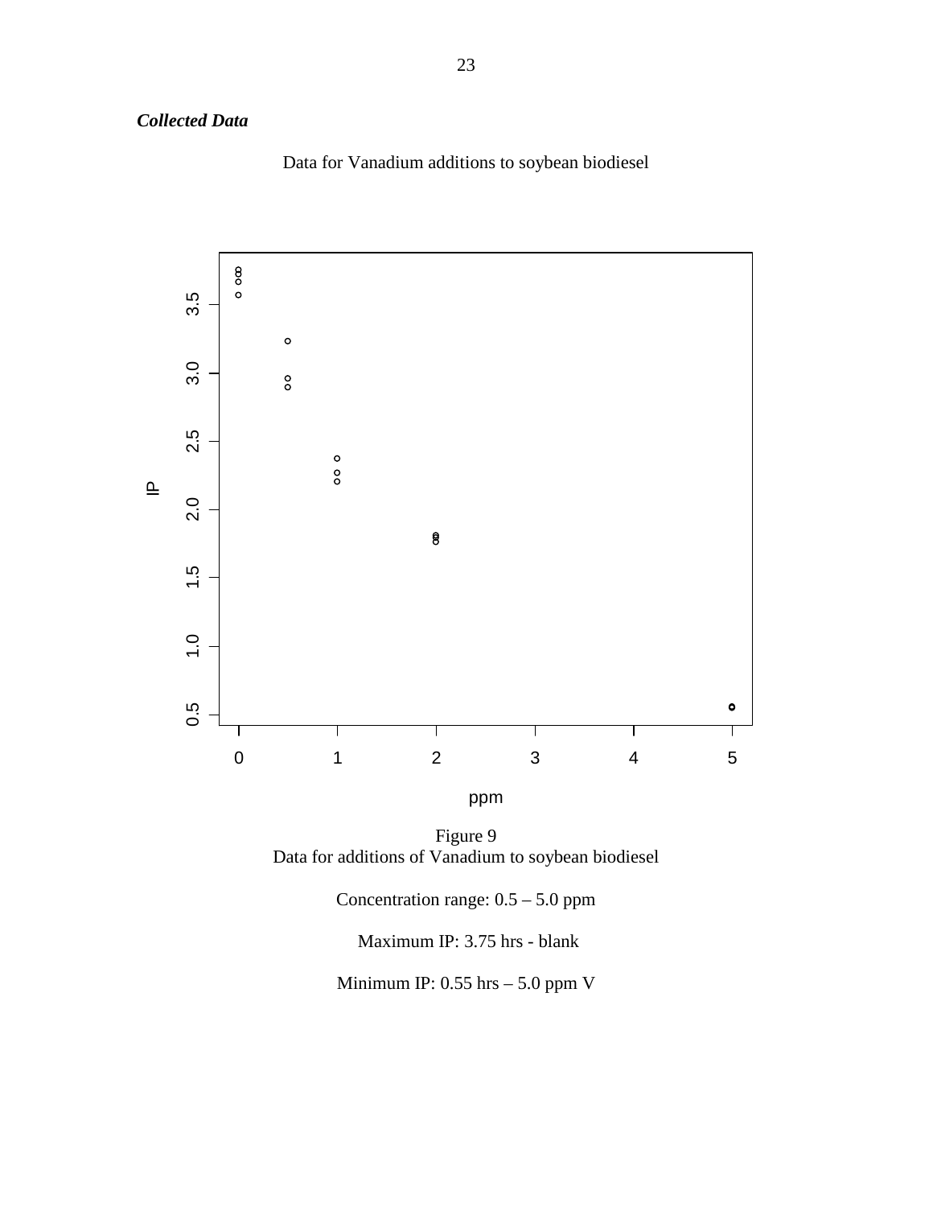***Collected Data***

Data for Vanadium additions to soybean biodiesel

Figure 9
Data for additions of Vanadium to soybean biodiesel

Concentration range: 0.5 – 5.0 ppm

Maximum IP: 3.75 hrs - blank

Minimum IP: 0.55 hrs – 5.0 ppm V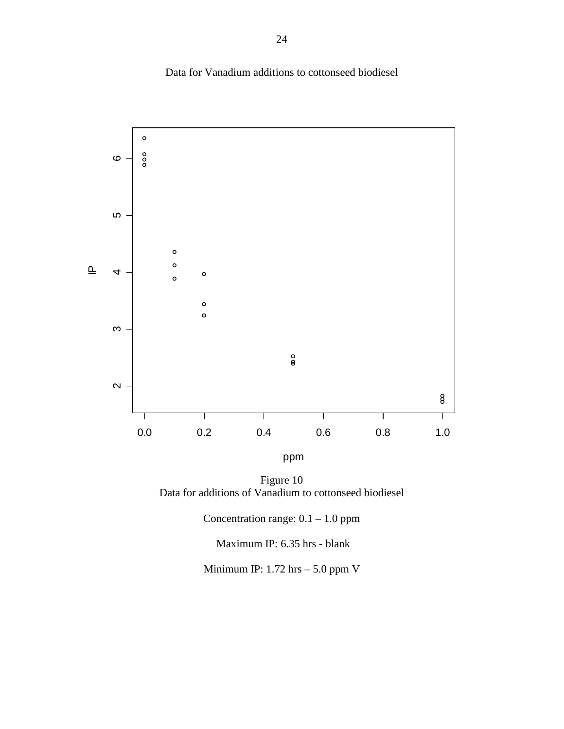Data for Vanadium additions to cottonseed biodiesel

Figure 10
Data for additions of Vanadium to cottonseed biodiesel

Concentration range: 0.1 – 1.0 ppm

Maximum IP: 6.35 hrs - blank

Minimum IP: 1.72 hrs – 5.0 ppm V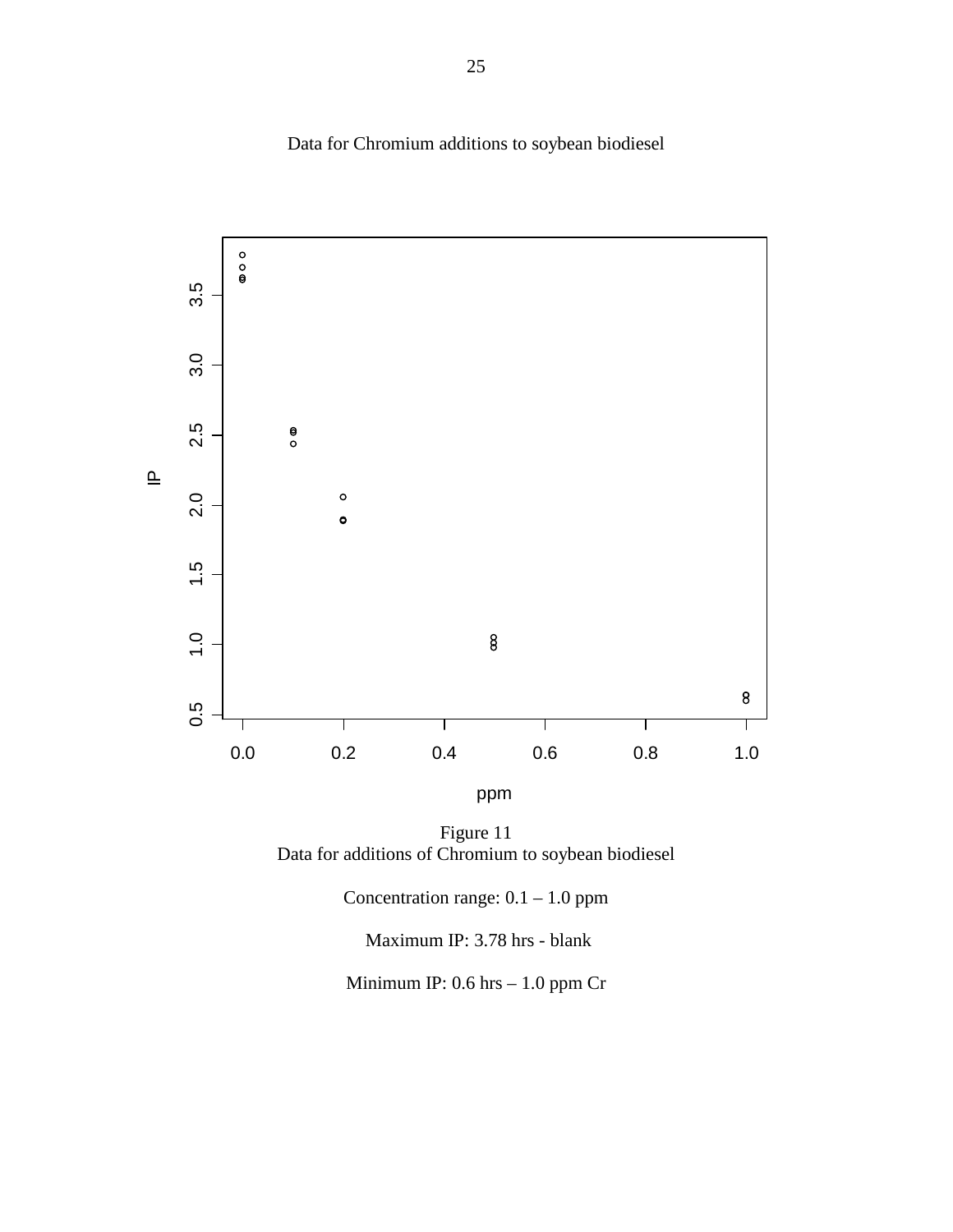Data for Chromium additions to soybean biodiesel

Figure 11
Data for additions of Chromium to soybean biodiesel

Concentration range: 0.1 – 1.0 ppm

Maximum IP: 3.78 hrs - blank

Minimum IP: 0.6 hrs – 1.0 ppm Cr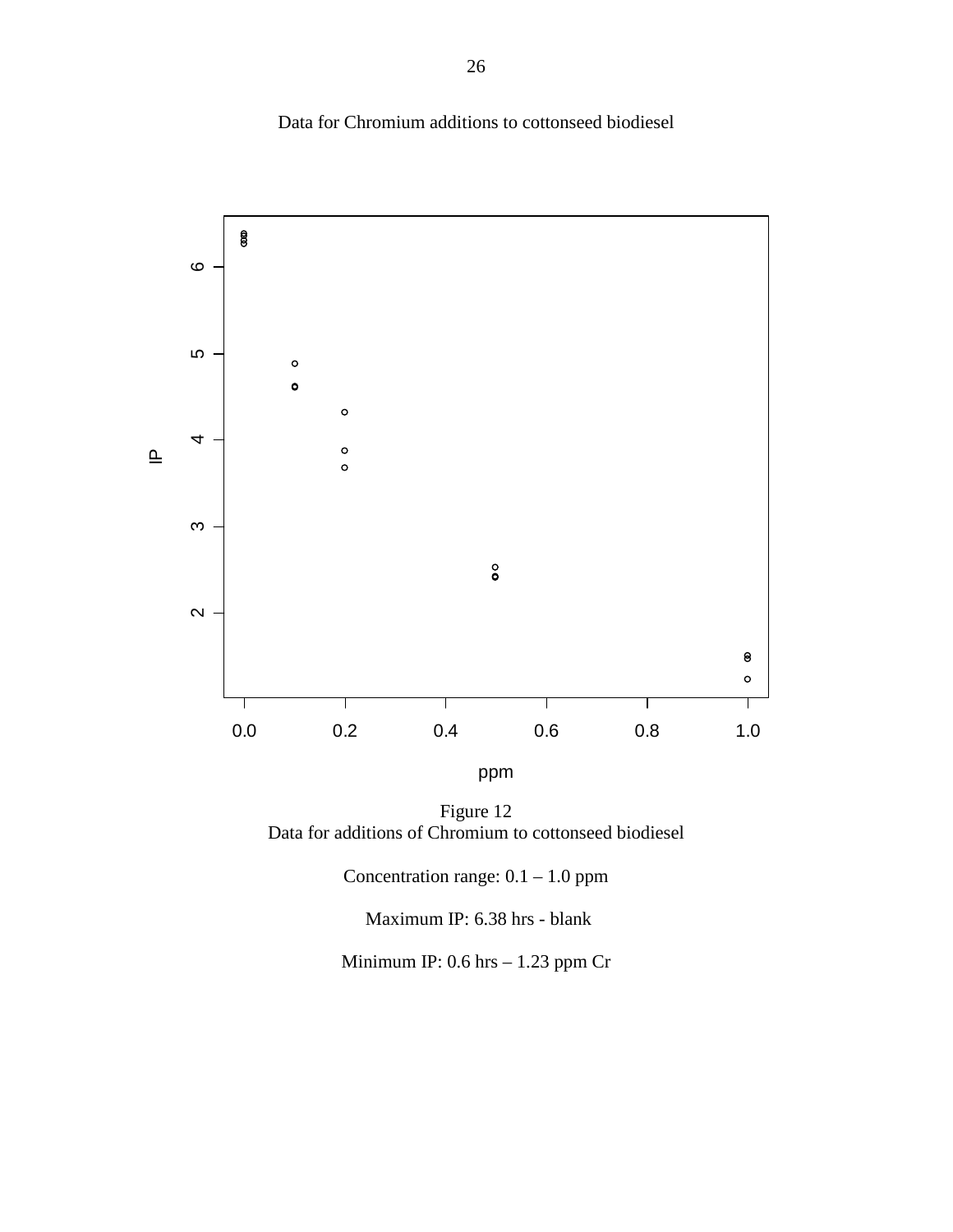Data for Chromium additions to cottonseed biodiesel

Figure 12
Data for additions of Chromium to cottonseed biodiesel

Concentration range: 0.1 – 1.0 ppm

Maximum IP: 6.38 hrs - blank

Minimum IP: 0.6 hrs – 1.23 ppm Cr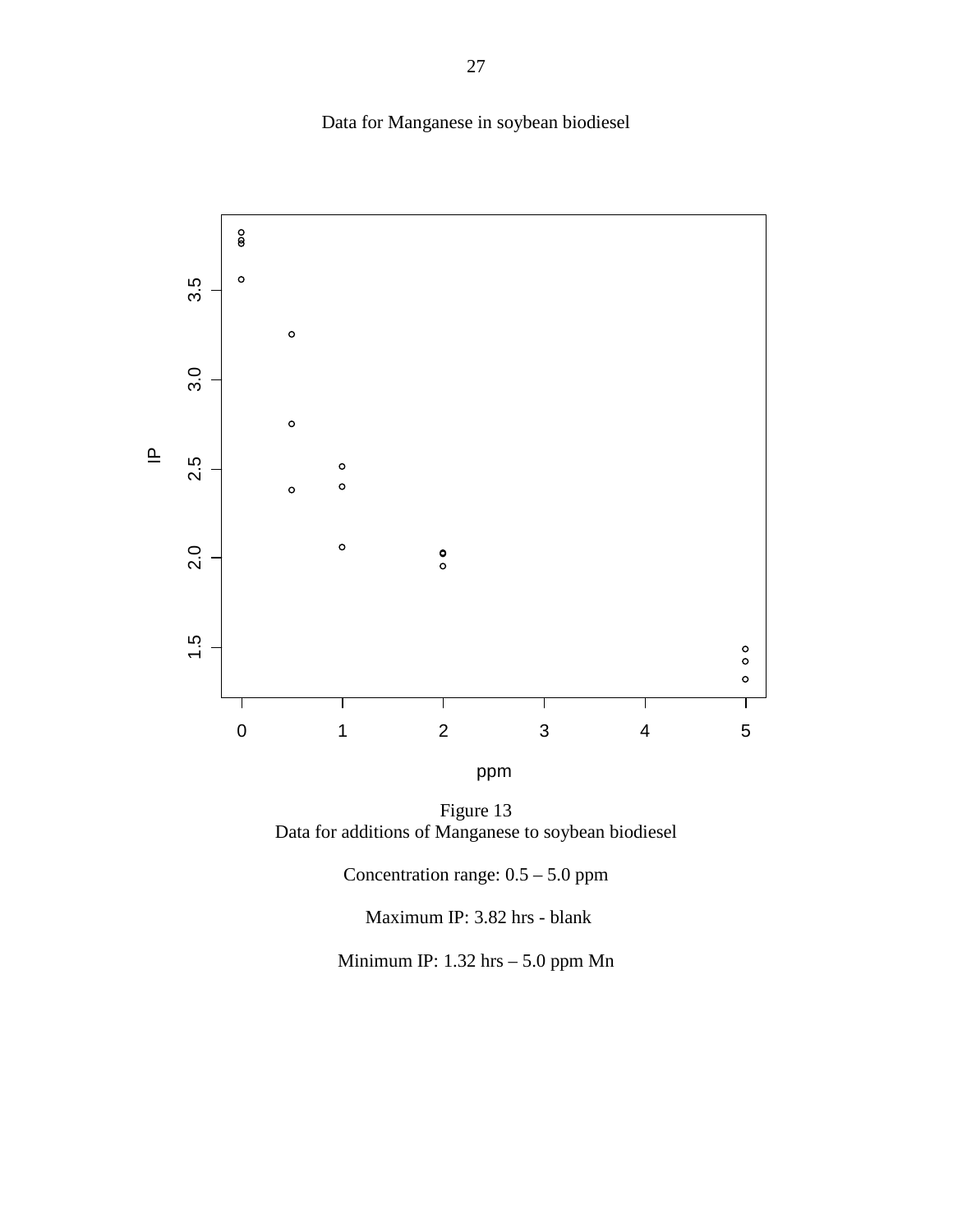Data for Manganese in soybean biodiesel

Figure 13
Data for additions of Manganese to soybean biodiesel

Concentration range: 0.5 – 5.0 ppm

Maximum IP: 3.82 hrs - blank

Minimum IP: 1.32 hrs – 5.0 ppm Mn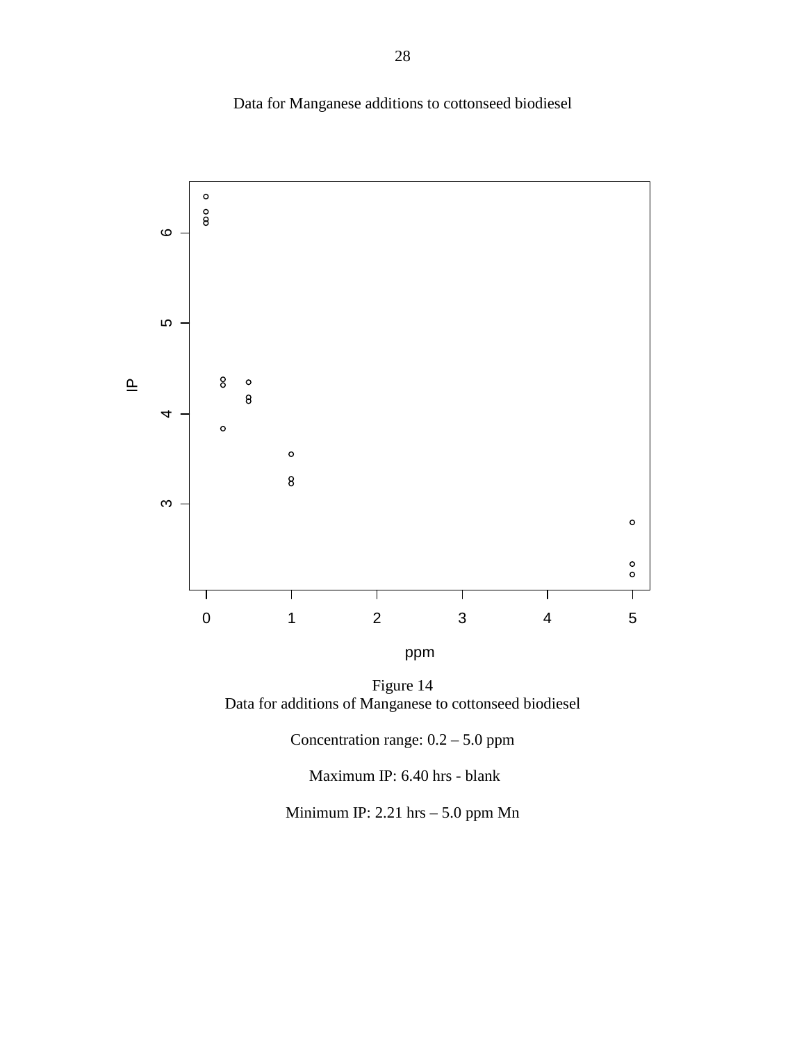Data for Manganese additions to cottonseed biodiesel

Figure 14
Data for additions of Manganese to cottonseed biodiesel

Concentration range: 0.2 – 5.0 ppm

Maximum IP: 6.40 hrs - blank

Minimum IP: 2.21 hrs – 5.0 ppm Mn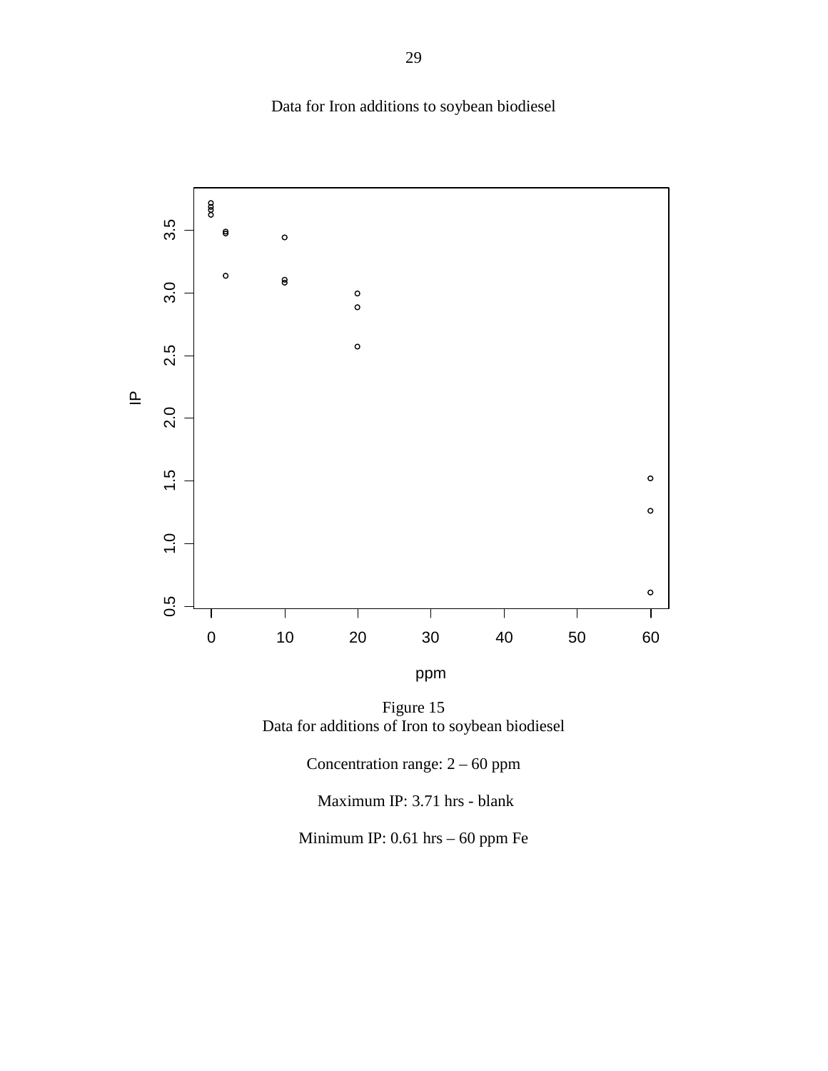Data for Iron additions to soybean biodiesel

Figure 15
Data for additions of Iron to soybean biodiesel

Concentration range: 2 – 60 ppm

Maximum IP: 3.71 hrs - blank

Minimum IP: 0.61 hrs – 60 ppm Fe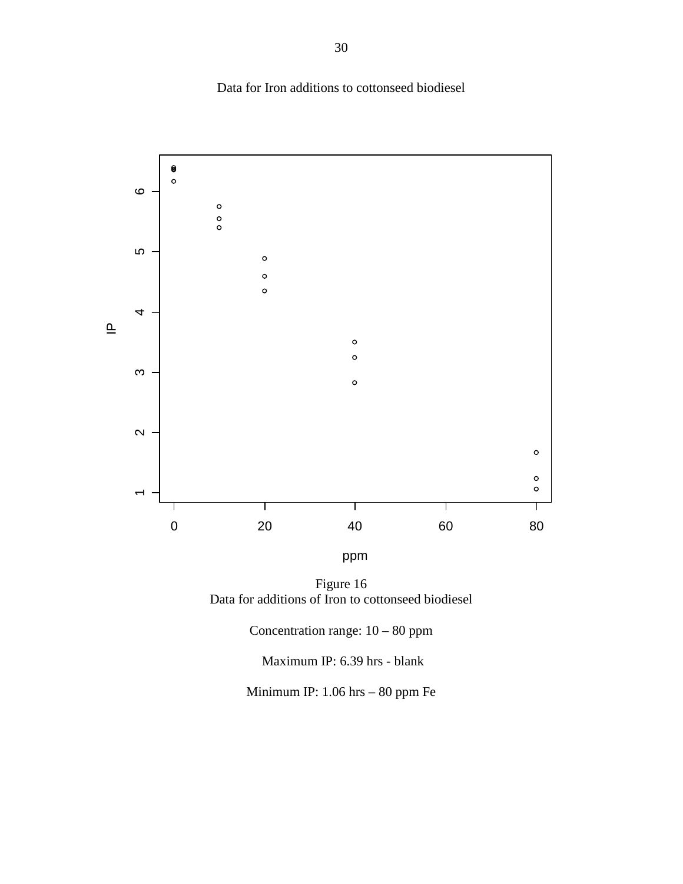Data for Iron additions to cottonseed biodiesel

Figure 16
Data for additions of Iron to cottonseed biodiesel

Concentration range: 10 – 80 ppm

Maximum IP: 6.39 hrs - blank

Minimum IP: 1.06 hrs – 80 ppm Fe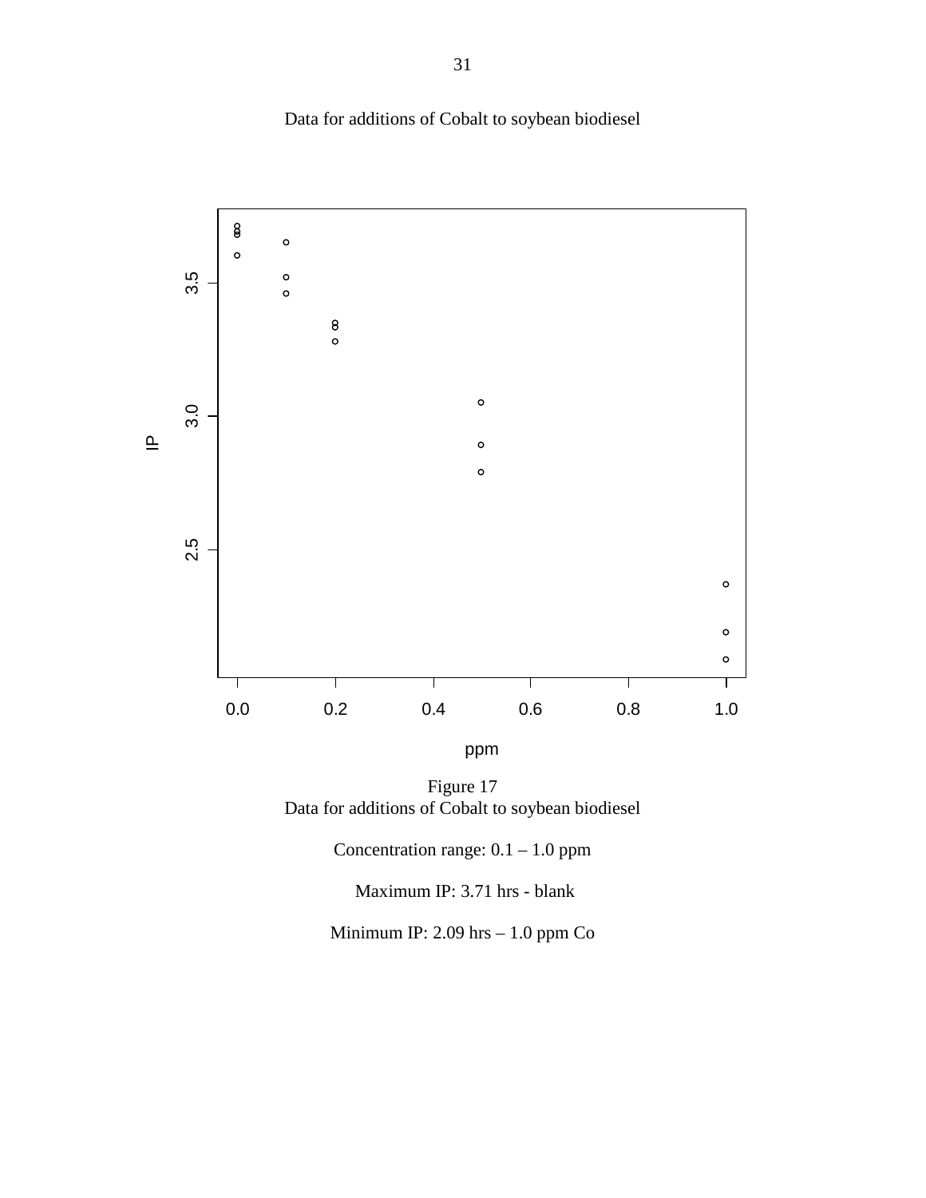Data for additions of Cobalt to soybean biodiesel

Figure 17
Data for additions of Cobalt to soybean biodiesel

Concentration range: 0.1 – 1.0 ppm

Maximum IP: 3.71 hrs - blank

Minimum IP: 2.09 hrs – 1.0 ppm Co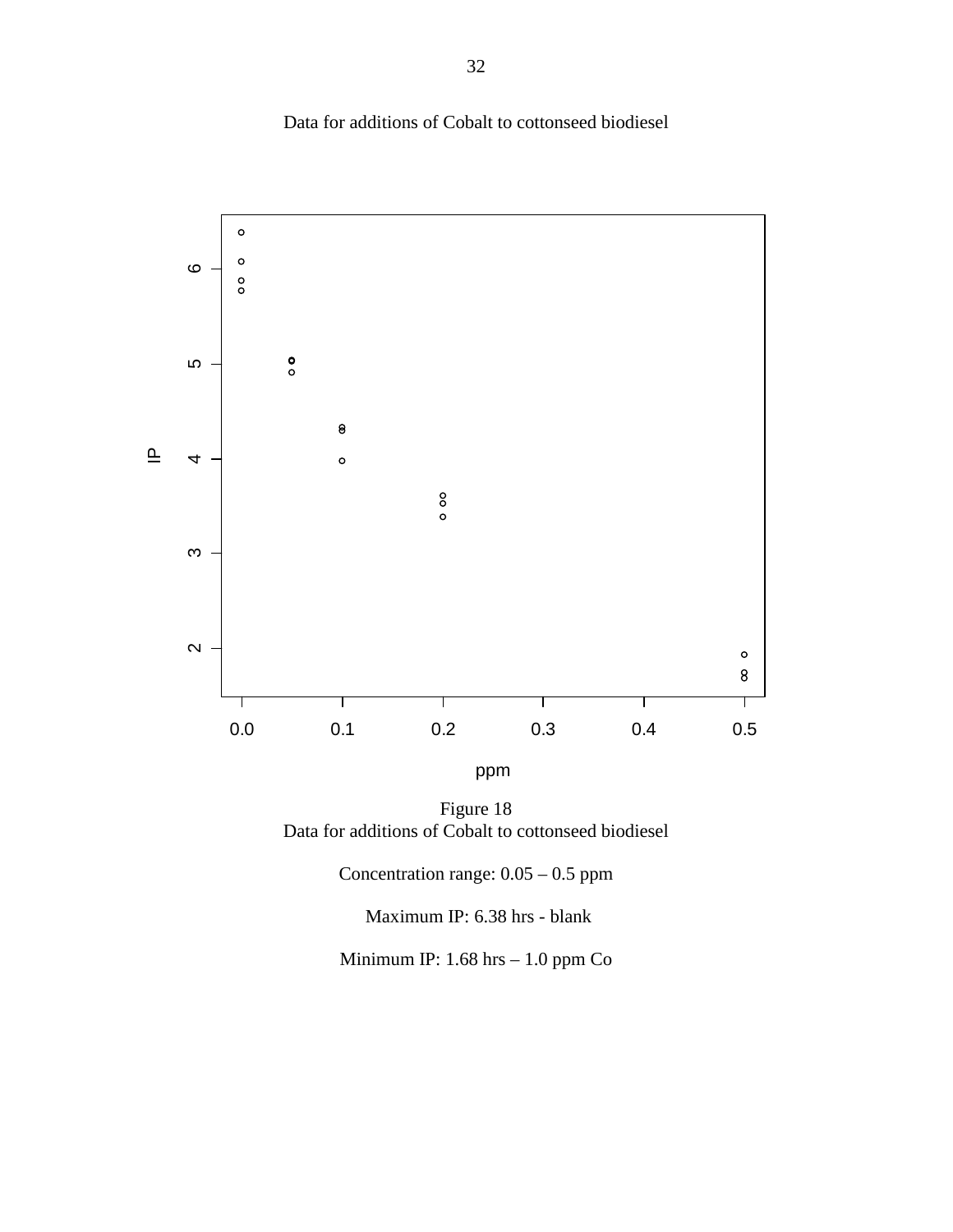Data for additions of Cobalt to cottonseed biodiesel

Figure 18
Data for additions of Cobalt to cottonseed biodiesel

Concentration range: 0.05 – 0.5 ppm

Maximum IP: 6.38 hrs - blank

Minimum IP: 1.68 hrs – 1.0 ppm Co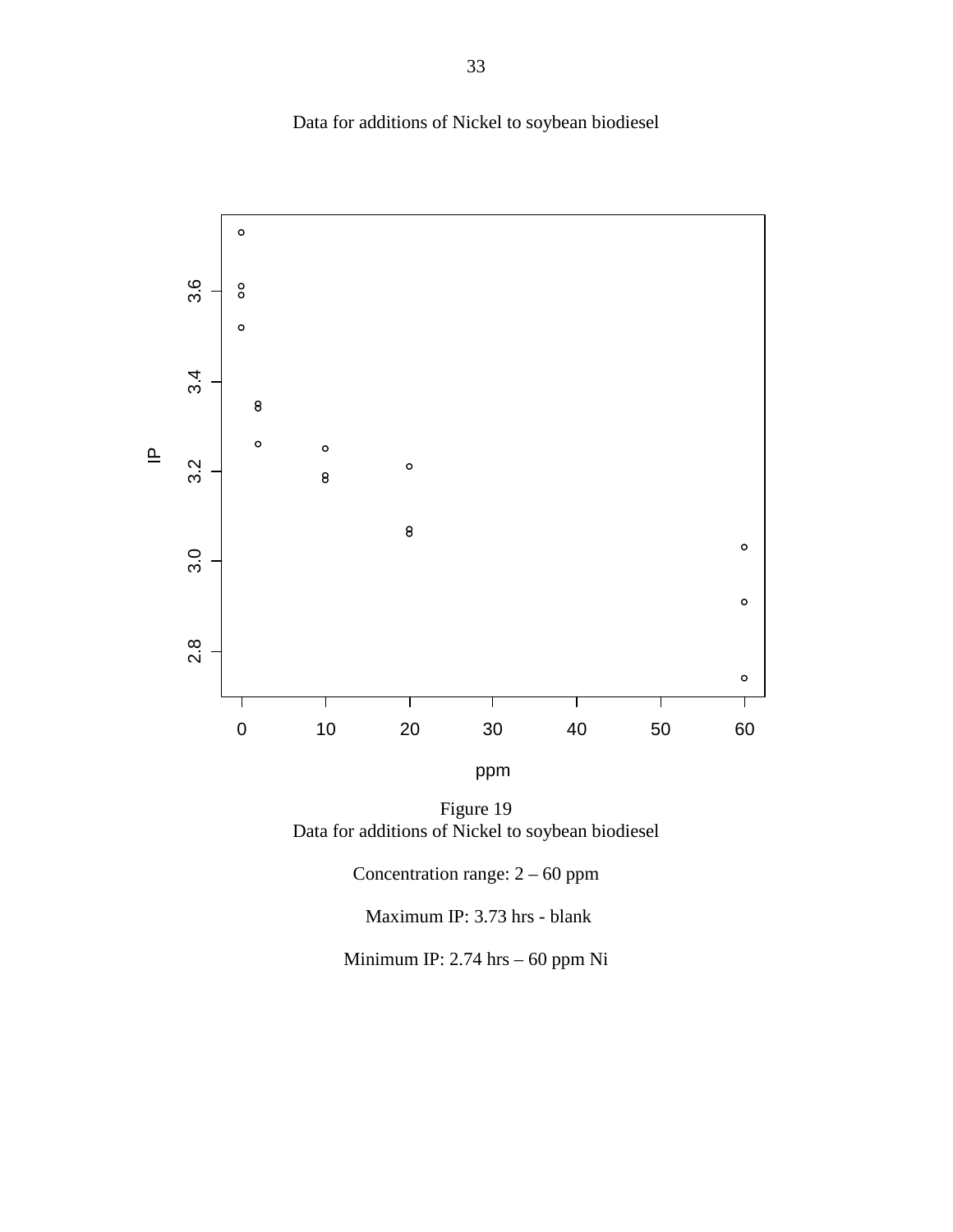Data for additions of Nickel to soybean biodiesel

Figure 19
Data for additions of Nickel to soybean biodiesel

Concentration range: 2 – 60 ppm

Maximum IP: 3.73 hrs - blank

Minimum IP: 2.74 hrs – 60 ppm Ni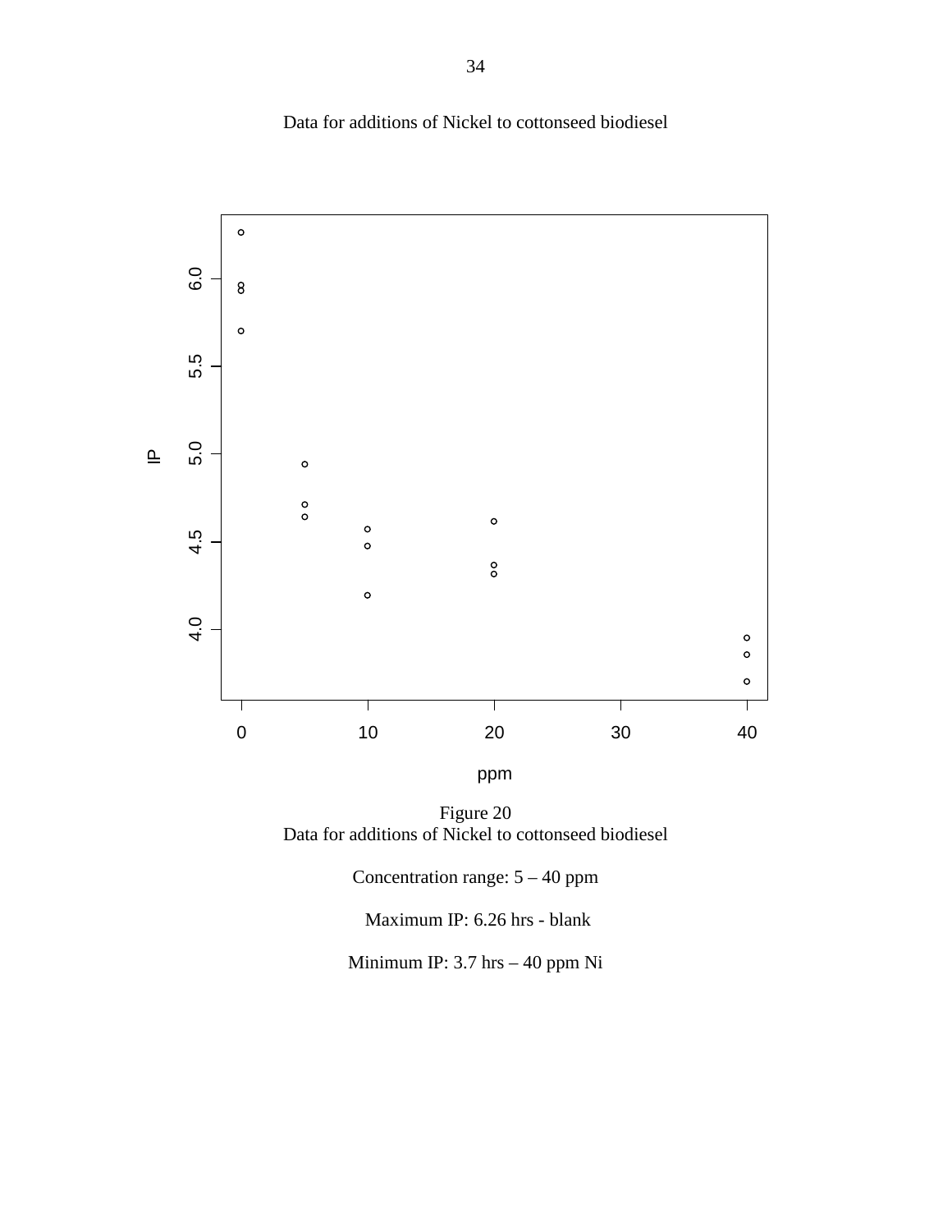Data for additions of Nickel to cottonseed biodiesel

Figure 20
Data for additions of Nickel to cottonseed biodiesel

Concentration range: 5 – 40 ppm

Maximum IP: 6.26 hrs - blank

Minimum IP: 3.7 hrs – 40 ppm Ni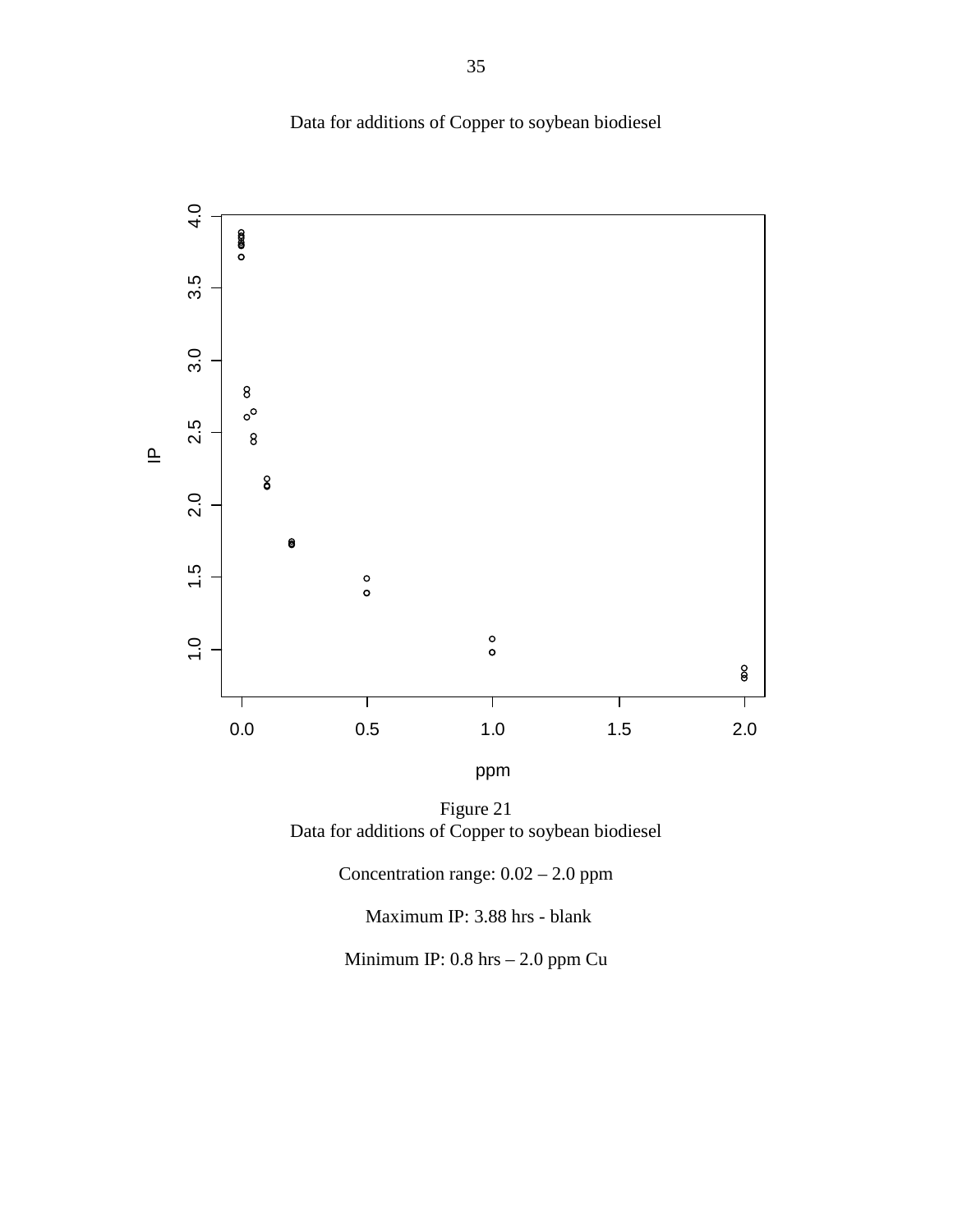Data for additions of Copper to soybean biodiesel

Figure 21
Data for additions of Copper to soybean biodiesel

Concentration range: 0.02 – 2.0 ppm

Maximum IP: 3.88 hrs - blank

Minimum IP: 0.8 hrs – 2.0 ppm Cu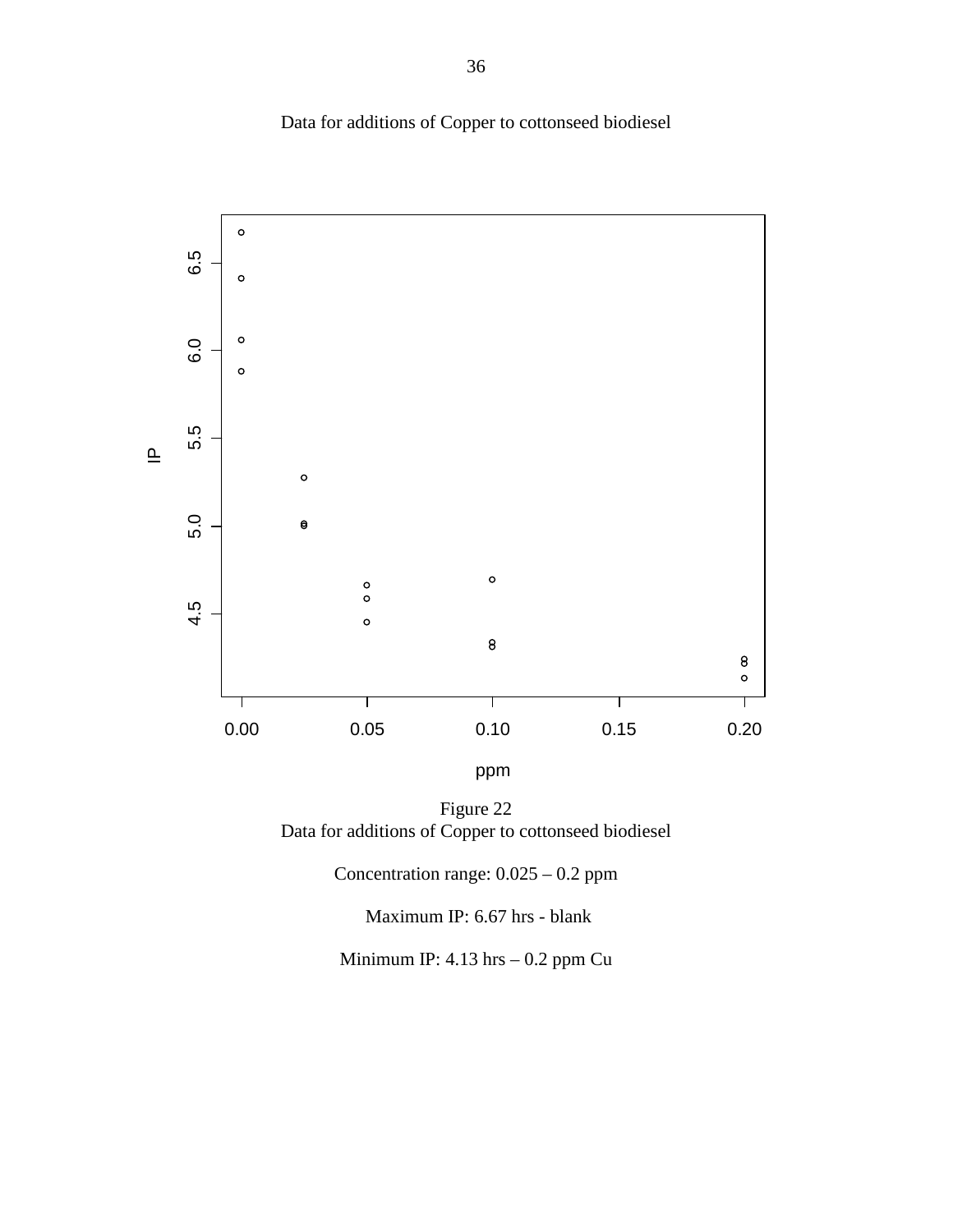Data for additions of Copper to cottonseed biodiesel

Figure 22
Data for additions of Copper to cottonseed biodiesel

Concentration range: 0.025 – 0.2 ppm

Maximum IP: 6.67 hrs - blank

Minimum IP: 4.13 hrs – 0.2 ppm Cu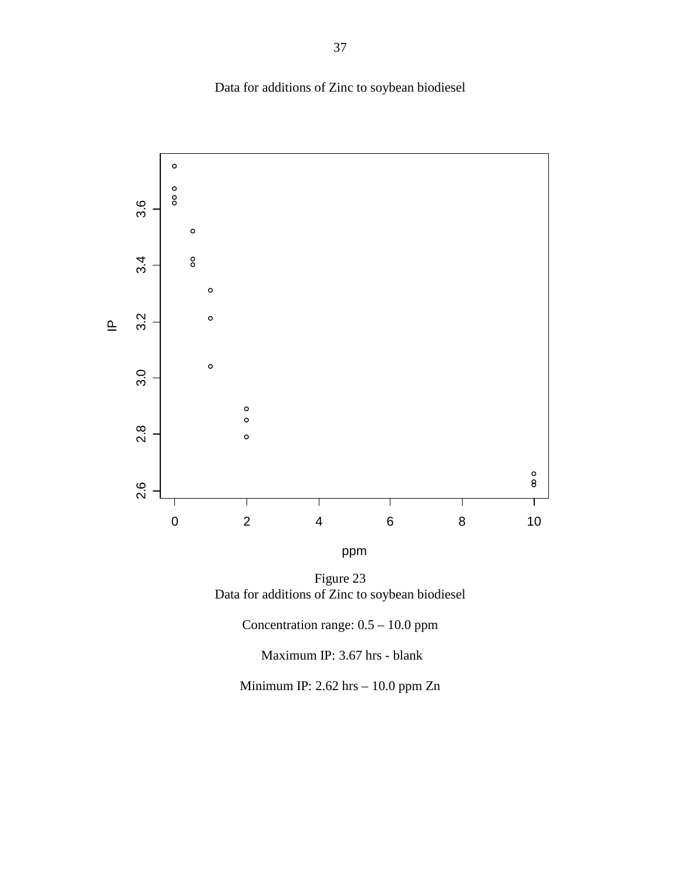Data for additions of Zinc to soybean biodiesel

Figure 23
Data for additions of Zinc to soybean biodiesel

Concentration range: 0.5 – 10.0 ppm

Maximum IP: 3.67 hrs - blank

Minimum IP: 2.62 hrs – 10.0 ppm Zn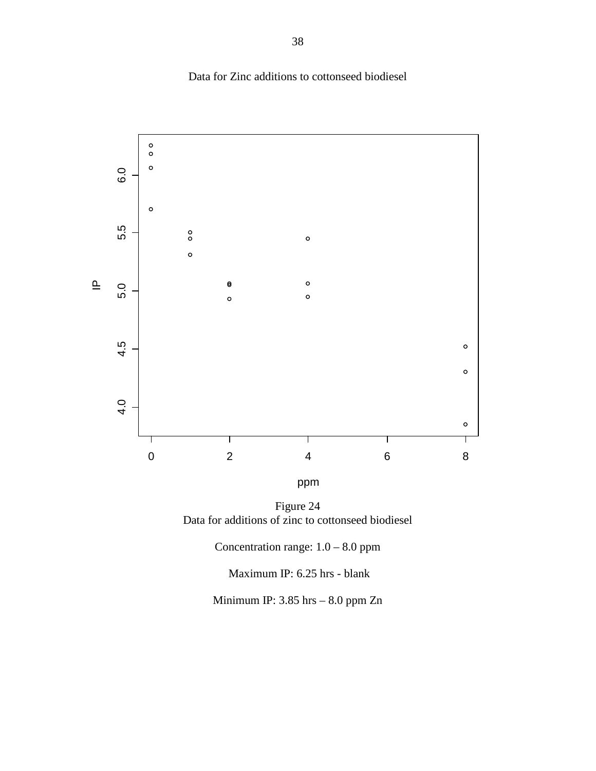Data for Zinc additions to cottonseed biodiesel

Figure 24
Data for additions of zinc to cottonseed biodiesel

Concentration range: 1.0 – 8.0 ppm

Maximum IP: 6.25 hrs - blank

Minimum IP: 3.85 hrs – 8.0 ppm Zn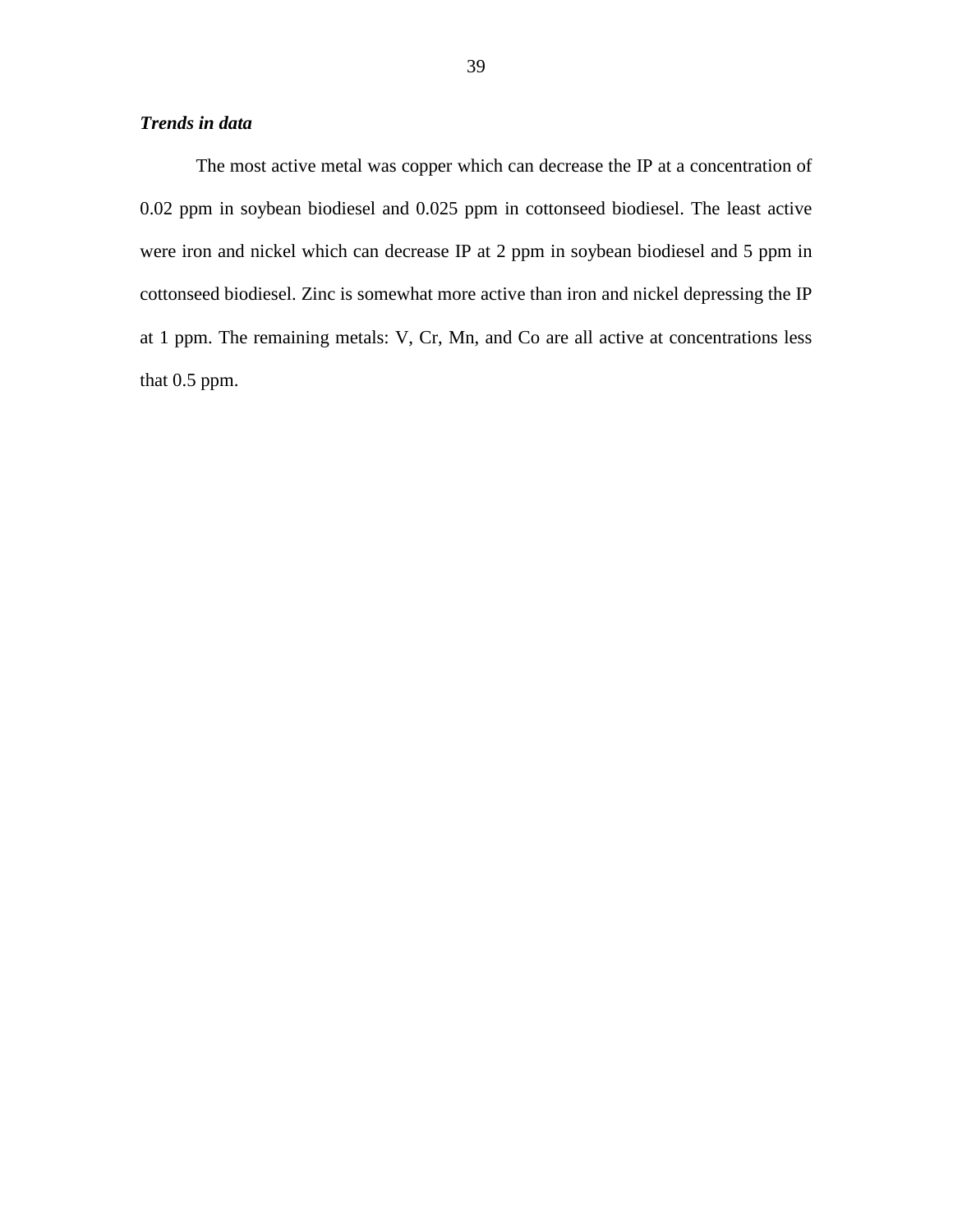***Trends in data***

The most active metal was copper which can decrease the IP at a concentration of 0.02 ppm in soybean biodiesel and 0.025 ppm in cottonseed biodiesel. The least active were iron and nickel which can decrease IP at 2 ppm in soybean biodiesel and 5 ppm in cottonseed biodiesel. Zinc is somewhat more active than iron and nickel depressing the IP at 1 ppm. The remaining metals: V, Cr, Mn, and Co are all active at concentrations less that 0.5 ppm.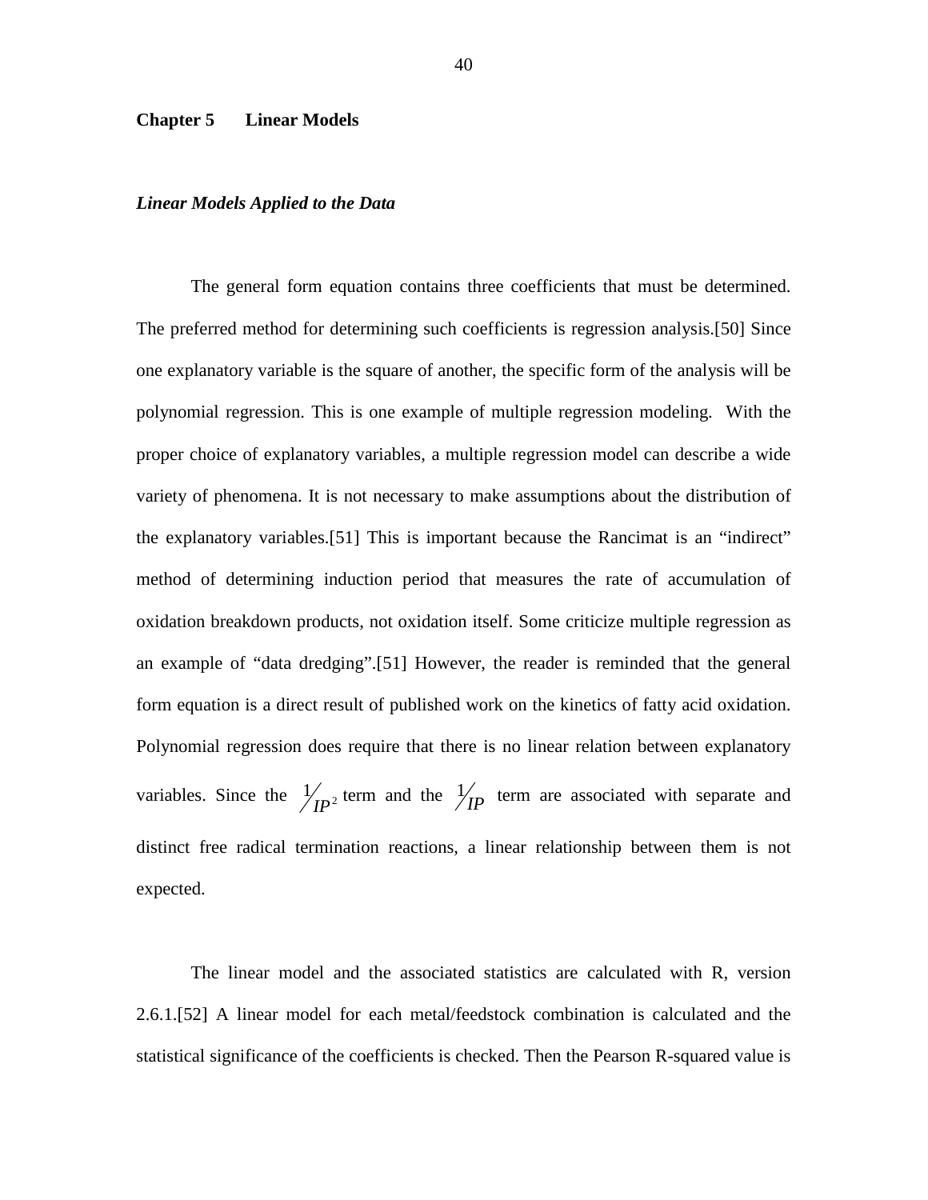# Chapter 5 Linear Models

### *Linear Models Applied to the Data*

The general form equation contains three coefficients that must be determined. The preferred method for determining such coefficients is regression analysis.[50] Since one explanatory variable is the square of another, the specific form of the analysis will be polynomial regression. This is one example of multiple regression modeling. With the proper choice of explanatory variables, a multiple regression model can describe a wide variety of phenomena. It is not necessary to make assumptions about the distribution of the explanatory variables.[51] This is important because the Rancimat is an "indirect" method of determining induction period that measures the rate of accumulation of oxidation breakdown products, not oxidation itself. Some criticize multiple regression as an example of "data dredging".[51] However, the reader is reminded that the general form equation is a direct result of published work on the kinetics of fatty acid oxidation. Polynomial regression does require that there is no linear relation between explanatory variables. Since the $1/IP^2$ term and the $1/IP$ term are associated with separate and distinct free radical termination reactions, a linear relationship between them is not expected.

The linear model and the associated statistics are calculated with R, version 2.6.1.[52] A linear model for each metal/feedstock combination is calculated and the statistical significance of the coefficients is checked. Then the Pearson R-squared value is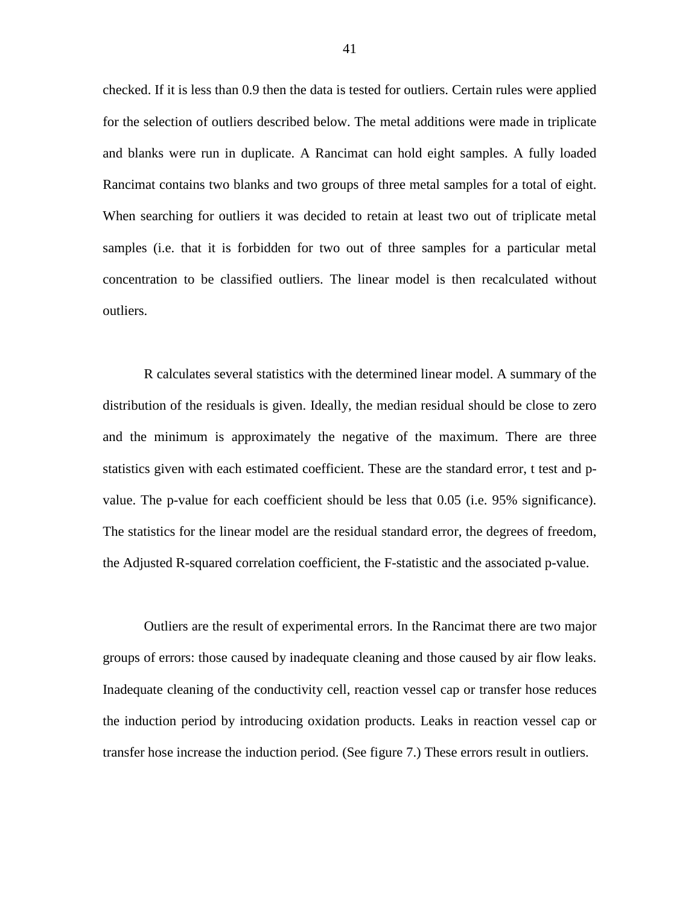checked. If it is less than 0.9 then the data is tested for outliers. Certain rules were applied for the selection of outliers described below. The metal additions were made in triplicate and blanks were run in duplicate. A Rancimat can hold eight samples. A fully loaded Rancimat contains two blanks and two groups of three metal samples for a total of eight. When searching for outliers it was decided to retain at least two out of triplicate metal samples (i.e. that it is forbidden for two out of three samples for a particular metal concentration to be classified outliers. The linear model is then recalculated without outliers.

R calculates several statistics with the determined linear model. A summary of the distribution of the residuals is given. Ideally, the median residual should be close to zero and the minimum is approximately the negative of the maximum. There are three statistics given with each estimated coefficient. These are the standard error, t test and p-value. The p-value for each coefficient should be less that 0.05 (i.e. 95% significance). The statistics for the linear model are the residual standard error, the degrees of freedom, the Adjusted R-squared correlation coefficient, the F-statistic and the associated p-value.

Outliers are the result of experimental errors. In the Rancimat there are two major groups of errors: those caused by inadequate cleaning and those caused by air flow leaks. Inadequate cleaning of the conductivity cell, reaction vessel cap or transfer hose reduces the induction period by introducing oxidation products. Leaks in reaction vessel cap or transfer hose increase the induction period. (See figure 7.) These errors result in outliers.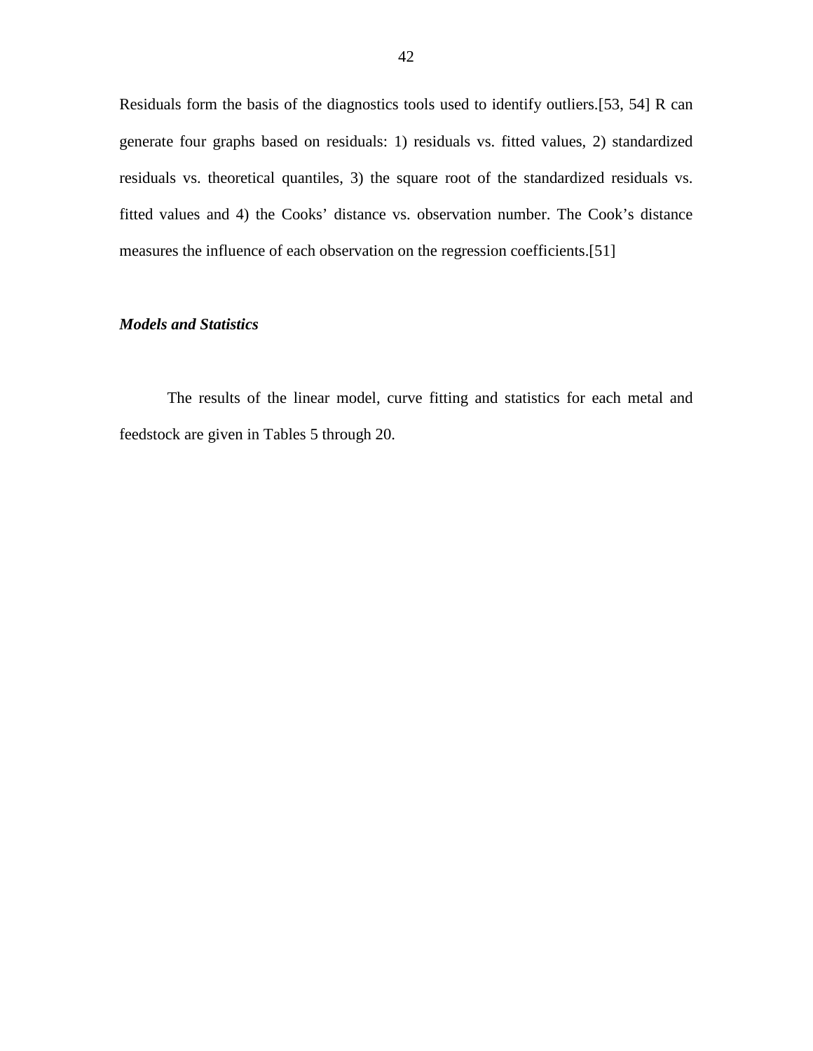Residuals form the basis of the diagnostics tools used to identify outliers.[53, 54] R can generate four graphs based on residuals: 1) residuals vs. fitted values, 2) standardized residuals vs. theoretical quantiles, 3) the square root of the standardized residuals vs. fitted values and 4) the Cooks' distance vs. observation number. The Cook's distance measures the influence of each observation on the regression coefficients.[51]

### *Models and Statistics*

The results of the linear model, curve fitting and statistics for each metal and feedstock are given in Tables 5 through 20.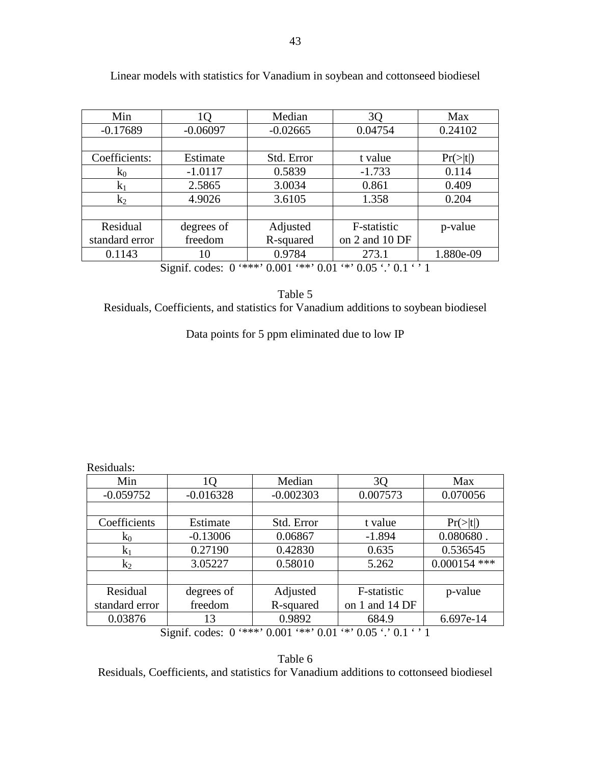Linear models with statistics for Vanadium in soybean and cottonseed biodiesel

| Min | 1Q | Median | 3Q | Max |
|---|---|---|---|---|
| -0.17689 | -0.06097 | -0.02665 | 0.04754 | 0.24102 |
| | | | | |
| Coefficients: | Estimate | Std. Error | t value | Pr(>\|t\|) |
| $k_0$ | -1.0117 | 0.5839 | -1.733 | 0.114 |
| $k_1$ | 2.5865 | 3.0034 | 0.861 | 0.409 |
| $k_2$ | 4.9026 | 3.6105 | 1.358 | 0.204 |
| | | | | |
| Residual standard error | degrees of freedom | Adjusted R-squared | F-statistic on 2 and 10 DF | p-value |
| 0.1143 | 10 | 0.9784 | 273.1 | 1.880e-09 |

Signif. codes: 0 '***' 0.001 '**' 0.01 '*' 0.05 '.' 0.1 ' ' 1

Table 5
Residuals, Coefficients, and statistics for Vanadium additions to soybean biodiesel

Data points for 5 ppm eliminated due to low IP

Residuals:

| Min | 1Q | Median | 3Q | Max |
|---|---|---|---|---|
| -0.059752 | -0.016328 | -0.002303 | 0.007573 | 0.070056 |
| | | | | |
| Coefficients | Estimate | Std. Error | t value | Pr(>\|t\|) |
| $k_0$ | -0.13006 | 0.06867 | -1.894 | 0.080680 . |
| $k_1$ | 0.27190 | 0.42830 | 0.635 | 0.536545 |
| $k_2$ | 3.05227 | 0.58010 | 5.262 | 0.000154 *** |
| | | | | |
| Residual standard error | degrees of freedom | Adjusted R-squared | F-statistic on 1 and 14 DF | p-value |
| 0.03876 | 13 | 0.9892 | 684.9 | 6.697e-14 |

Signif. codes: 0 '***' 0.001 '**' 0.01 '*' 0.05 '.' 0.1 ' ' 1

Table 6
Residuals, Coefficients, and statistics for Vanadium additions to cottonseed biodiesel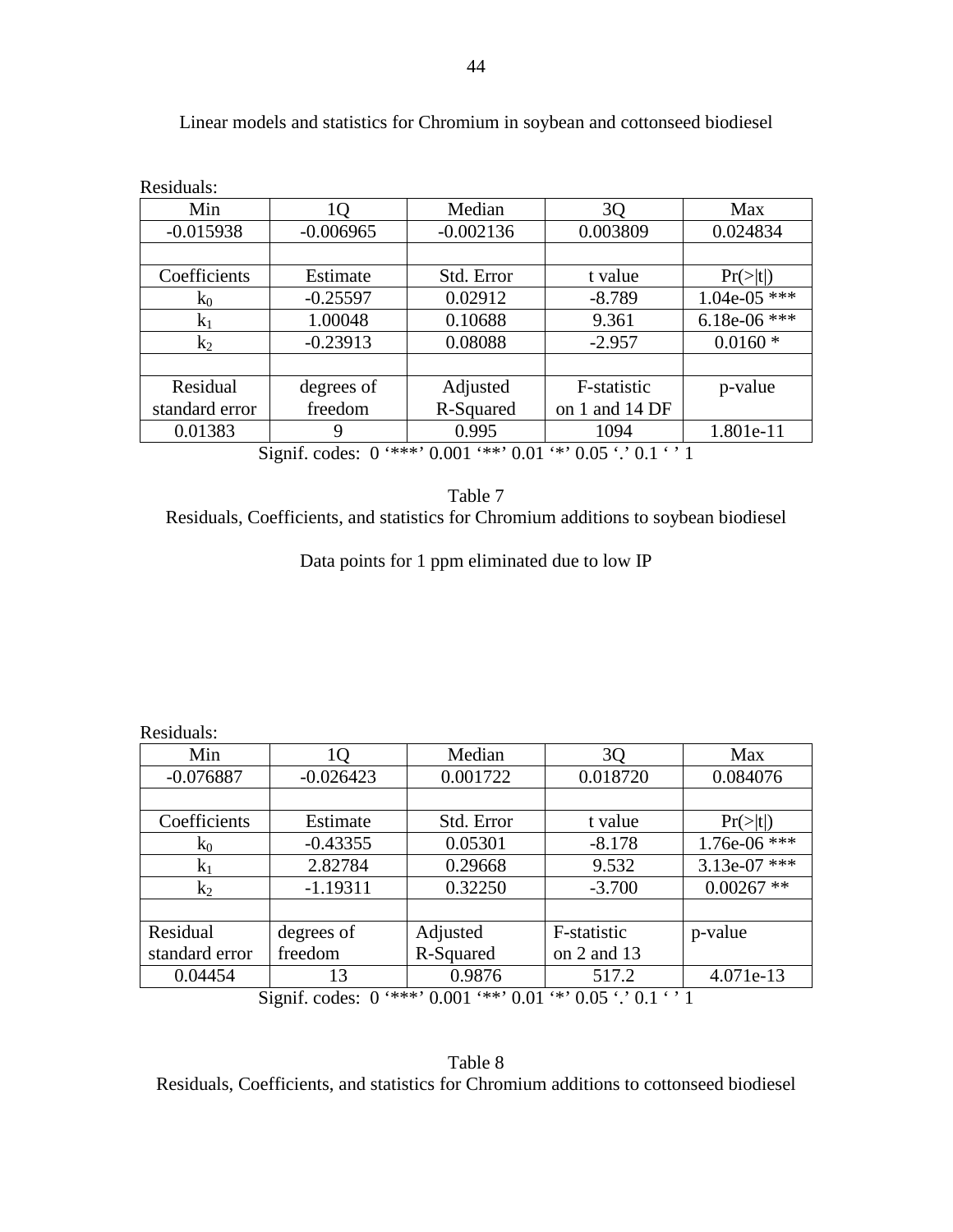Linear models and statistics for Chromium in soybean and cottonseed biodiesel

Residuals:

| Min | 1Q | Median | 3Q | Max |
|---|---|---|---|---|
| -0.015938 | -0.006965 | -0.002136 | 0.003809 | 0.024834 |
| | | | | |
| Coefficients | Estimate | Std. Error | t value | Pr(>\|t\|) |
| $k_0$ | -0.25597 | 0.02912 | -8.789 | 1.04e-05 *** |
| $k_1$ | 1.00048 | 0.10688 | 9.361 | 6.18e-06 *** |
| $k_2$ | -0.23913 | 0.08088 | -2.957 | 0.0160 * |
| | | | | |
| Residual standard error | degrees of freedom | Adjusted R-Squared | F-statistic on 1 and 14 DF | p-value |
| 0.01383 | 9 | 0.995 | 1094 | 1.801e-11 |

Signif. codes: 0 '***' 0.001 '**' 0.01 '*' 0.05 '.' 0.1 ' ' 1

Table 7
Residuals, Coefficients, and statistics for Chromium additions to soybean biodiesel

Data points for 1 ppm eliminated due to low IP

Residuals:

| Min | 1Q | Median | 3Q | Max |
|---|---|---|---|---|
| -0.076887 | -0.026423 | 0.001722 | 0.018720 | 0.084076 |
| | | | | |
| Coefficients | Estimate | Std. Error | t value | Pr(>\|t\|) |
| $k_0$ | -0.43355 | 0.05301 | -8.178 | 1.76e-06 *** |
| $k_1$ | 2.82784 | 0.29668 | 9.532 | 3.13e-07 *** |
| $k_2$ | -1.19311 | 0.32250 | -3.700 | 0.00267 ** |
| | | | | |
| Residual standard error | degrees of freedom | Adjusted R-Squared | F-statistic on 2 and 13 | p-value |
| 0.04454 | 13 | 0.9876 | 517.2 | 4.071e-13 |

Signif. codes: 0 '***' 0.001 '**' 0.01 '*' 0.05 '.' 0.1 ' ' 1

Table 8
Residuals, Coefficients, and statistics for Chromium additions to cottonseed biodiesel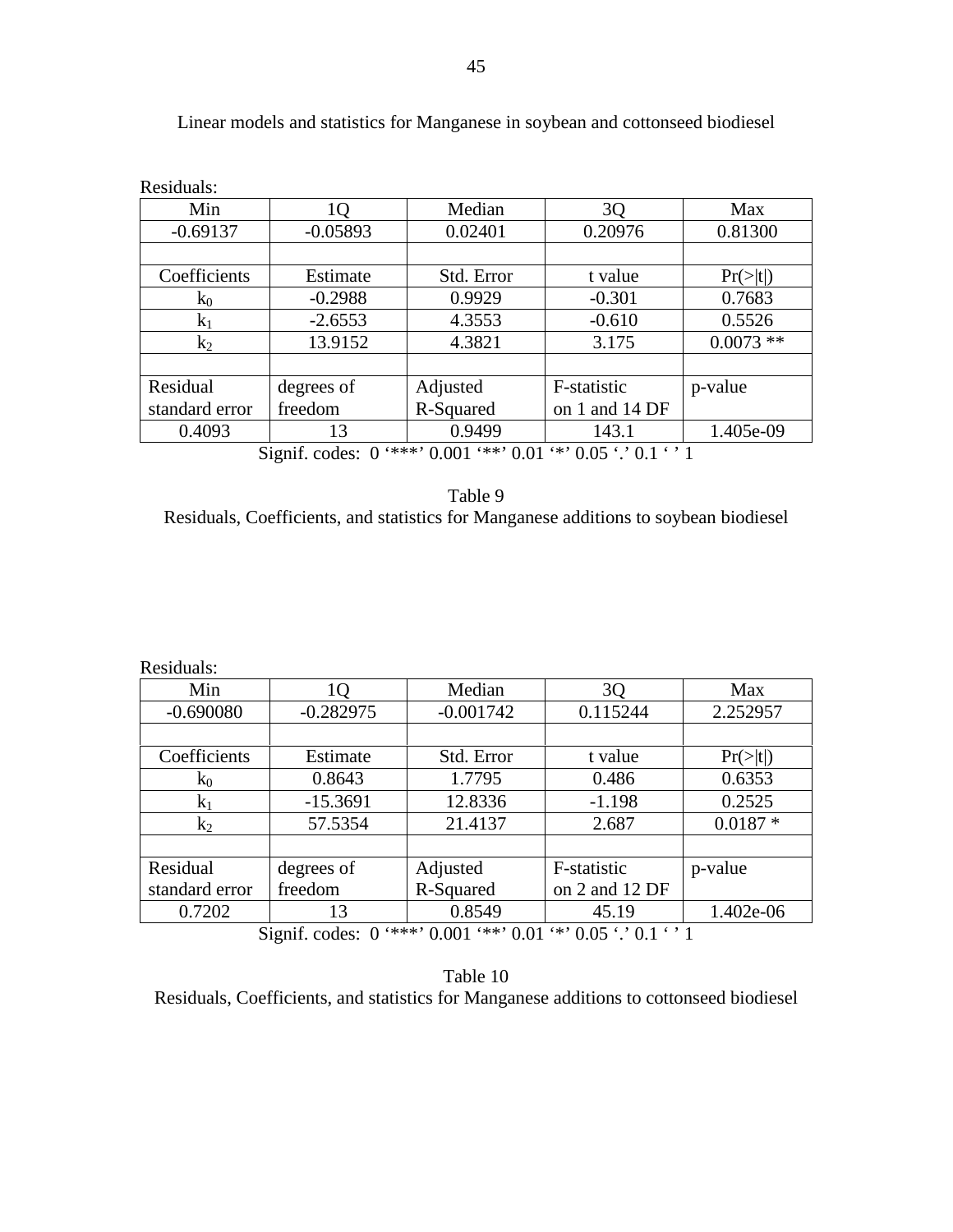Linear models and statistics for Manganese in soybean and cottonseed biodiesel

Residuals:

| Min | 1Q | Median | 3Q | Max |
|---|---|---|---|---|
| -0.69137 | -0.05893 | 0.02401 | 0.20976 | 0.81300 |
| | | | | |
| Coefficients | Estimate | Std. Error | t value | Pr(>\|t\|) |
| $k_0$ | -0.2988 | 0.9929 | -0.301 | 0.7683 |
| $k_1$ | -2.6553 | 4.3553 | -0.610 | 0.5526 |
| $k_2$ | 13.9152 | 4.3821 | 3.175 | 0.0073 ** |
| | | | | |
| Residual standard error | degrees of freedom | Adjusted R-Squared | F-statistic on 1 and 14 DF | p-value |
| 0.4093 | 13 | 0.9499 | 143.1 | 1.405e-09 |

Signif. codes: 0 '***' 0.001 '**' 0.01 '*' 0.05 '.' 0.1 ' ' 1

Table 9
Residuals, Coefficients, and statistics for Manganese additions to soybean biodiesel

Residuals:

| Min | 1Q | Median | 3Q | Max |
|---|---|---|---|---|
| -0.690080 | -0.282975 | -0.001742 | 0.115244 | 2.252957 |
| | | | | |
| Coefficients | Estimate | Std. Error | t value | Pr(>\|t\|) |
| $k_0$ | 0.8643 | 1.7795 | 0.486 | 0.6353 |
| $k_1$ | -15.3691 | 12.8336 | -1.198 | 0.2525 |
| $k_2$ | 57.5354 | 21.4137 | 2.687 | 0.0187 * |
| | | | | |
| Residual standard error | degrees of freedom | Adjusted R-Squared | F-statistic on 2 and 12 DF | p-value |
| 0.7202 | 13 | 0.8549 | 45.19 | 1.402e-06 |

Signif. codes: 0 '***' 0.001 '**' 0.01 '*' 0.05 '.' 0.1 ' ' 1

Table 10
Residuals, Coefficients, and statistics for Manganese additions to cottonseed biodiesel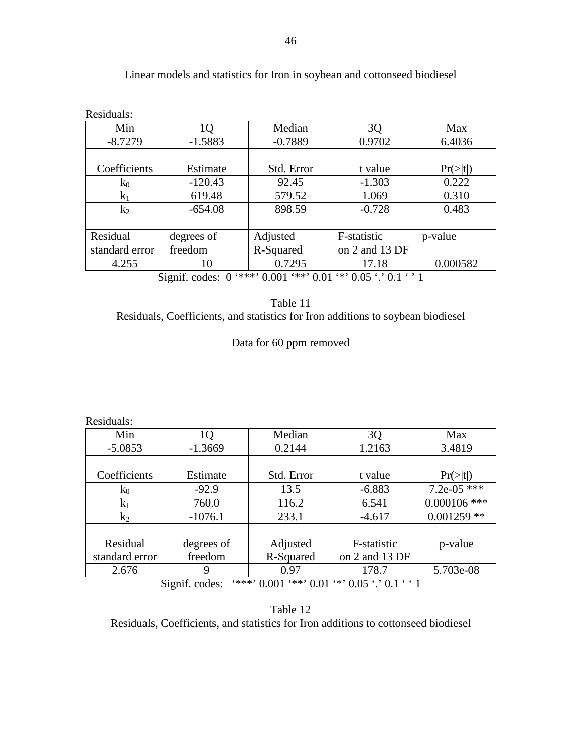Linear models and statistics for Iron in soybean and cottonseed biodiesel

Residuals:

| Min | 1Q | Median | 3Q | Max |
|---|---|---|---|---|
| -8.7279 | -1.5883 | -0.7889 | 0.9702 | 6.4036 |
| | | | | |
| Coefficients | Estimate | Std. Error | t value | Pr(>\|t\|) |
| $k_0$ | -120.43 | 92.45 | -1.303 | 0.222 |
| $k_1$ | 619.48 | 579.52 | 1.069 | 0.310 |
| $k_2$ | -654.08 | 898.59 | -0.728 | 0.483 |
| | | | | |
| Residual standard error | degrees of freedom | Adjusted R-Squared | F-statistic on 2 and 13 DF | p-value |
| 4.255 | 10 | 0.7295 | 17.18 | 0.000582 |

Signif. codes: 0 '***' 0.001 '**' 0.01 '*' 0.05 '.' 0.1 ' ' 1

Table 11
Residuals, Coefficients, and statistics for Iron additions to soybean biodiesel

Data for 60 ppm removed

Residuals:

| Min | 1Q | Median | 3Q | Max |
|---|---|---|---|---|
| -5.0853 | -1.3669 | 0.2144 | 1.2163 | 3.4819 |
| | | | | |
| Coefficients | Estimate | Std. Error | t value | Pr(>\|t\|) |
| $k_0$ | -92.9 | 13.5 | -6.883 | 7.2e-05 *** |
| $k_1$ | 760.0 | 116.2 | 6.541 | 0.000106 *** |
| $k_2$ | -1076.1 | 233.1 | -4.617 | 0.001259 ** |
| | | | | |
| Residual standard error | degrees of freedom | Adjusted R-Squared | F-statistic on 2 and 13 DF | p-value |
| 2.676 | 9 | 0.97 | 178.7 | 5.703e-08 |

Signif. codes: '***' 0.001 '**' 0.01 '*' 0.05 '.' 0.1 ' ' 1

Table 12
Residuals, Coefficients, and statistics for Iron additions to cottonseed biodiesel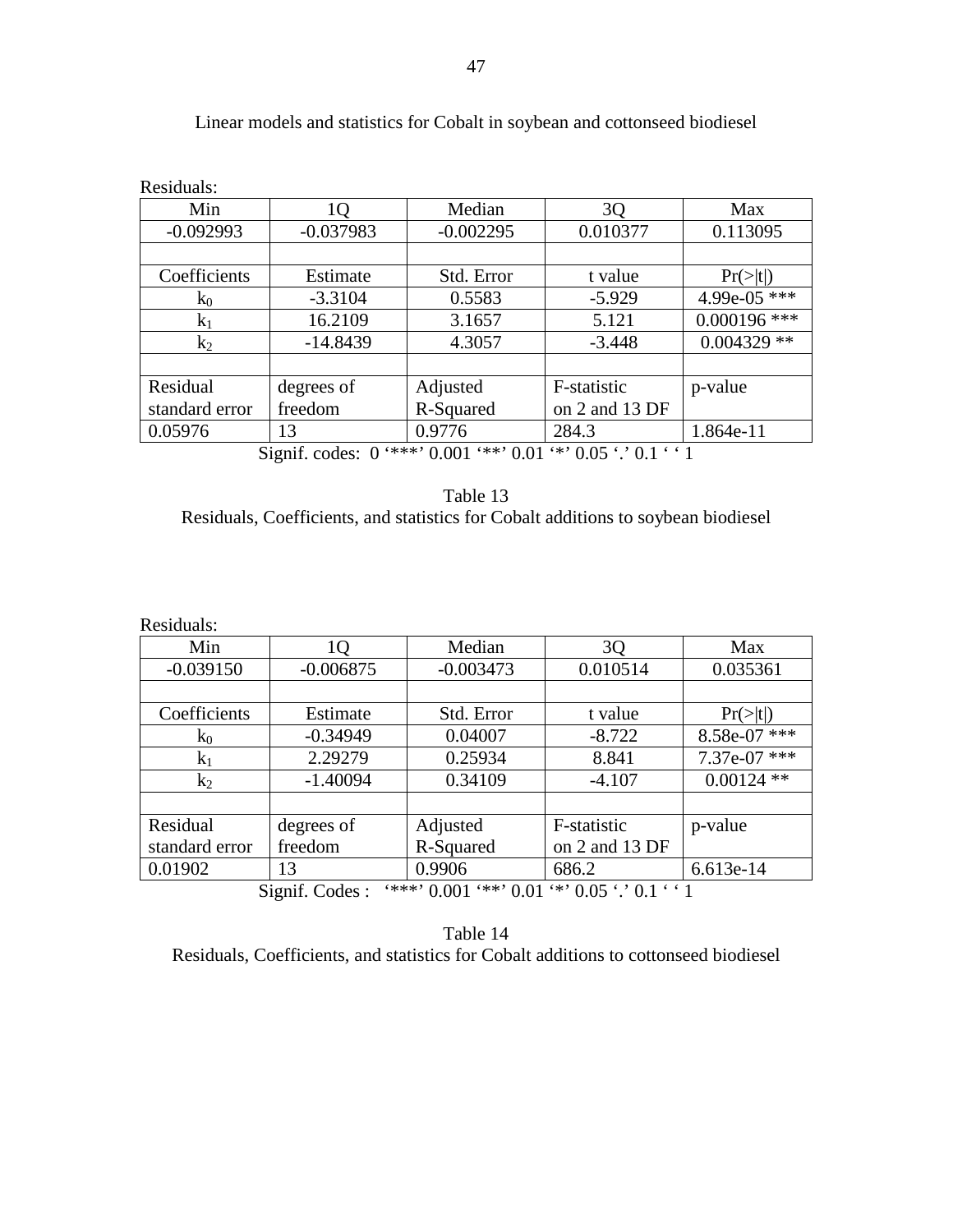Linear models and statistics for Cobalt in soybean and cottonseed biodiesel

Residuals:

| Min | 1Q | Median | 3Q | Max |
|---|---|---|---|---|
| -0.092993 | -0.037983 | -0.002295 | 0.010377 | 0.113095 |
| | | | | |
| Coefficients | Estimate | Std. Error | t value | Pr(>\|t\|) |
| $k_0$ | -3.3104 | 0.5583 | -5.929 | 4.99e-05 *** |
| $k_1$ | 16.2109 | 3.1657 | 5.121 | 0.000196 *** |
| $k_2$ | -14.8439 | 4.3057 | -3.448 | 0.004329 ** |
| | | | | |
| Residual standard error | degrees of freedom | Adjusted R-Squared | F-statistic on 2 and 13 DF | p-value |
| 0.05976 | 13 | 0.9776 | 284.3 | 1.864e-11 |

Signif. codes: 0 '***' 0.001 '**' 0.01 '*' 0.05 '.' 0.1 ' ' 1

Table 13
Residuals, Coefficients, and statistics for Cobalt additions to soybean biodiesel

Residuals:

| Min | 1Q | Median | 3Q | Max |
|---|---|---|---|---|
| -0.039150 | -0.006875 | -0.003473 | 0.010514 | 0.035361 |
| | | | | |
| Coefficients | Estimate | Std. Error | t value | Pr(>\|t\|) |
| $k_0$ | -0.34949 | 0.04007 | -8.722 | 8.58e-07 *** |
| $k_1$ | 2.29279 | 0.25934 | 8.841 | 7.37e-07 *** |
| $k_2$ | -1.40094 | 0.34109 | -4.107 | 0.00124 ** |
| | | | | |
| Residual standard error | degrees of freedom | Adjusted R-Squared | F-statistic on 2 and 13 DF | p-value |
| 0.01902 | 13 | 0.9906 | 686.2 | 6.613e-14 |

Signif. Codes : '***' 0.001 '**' 0.01 '*' 0.05 '.' 0.1 ' ' 1

Table 14
Residuals, Coefficients, and statistics for Cobalt additions to cottonseed biodiesel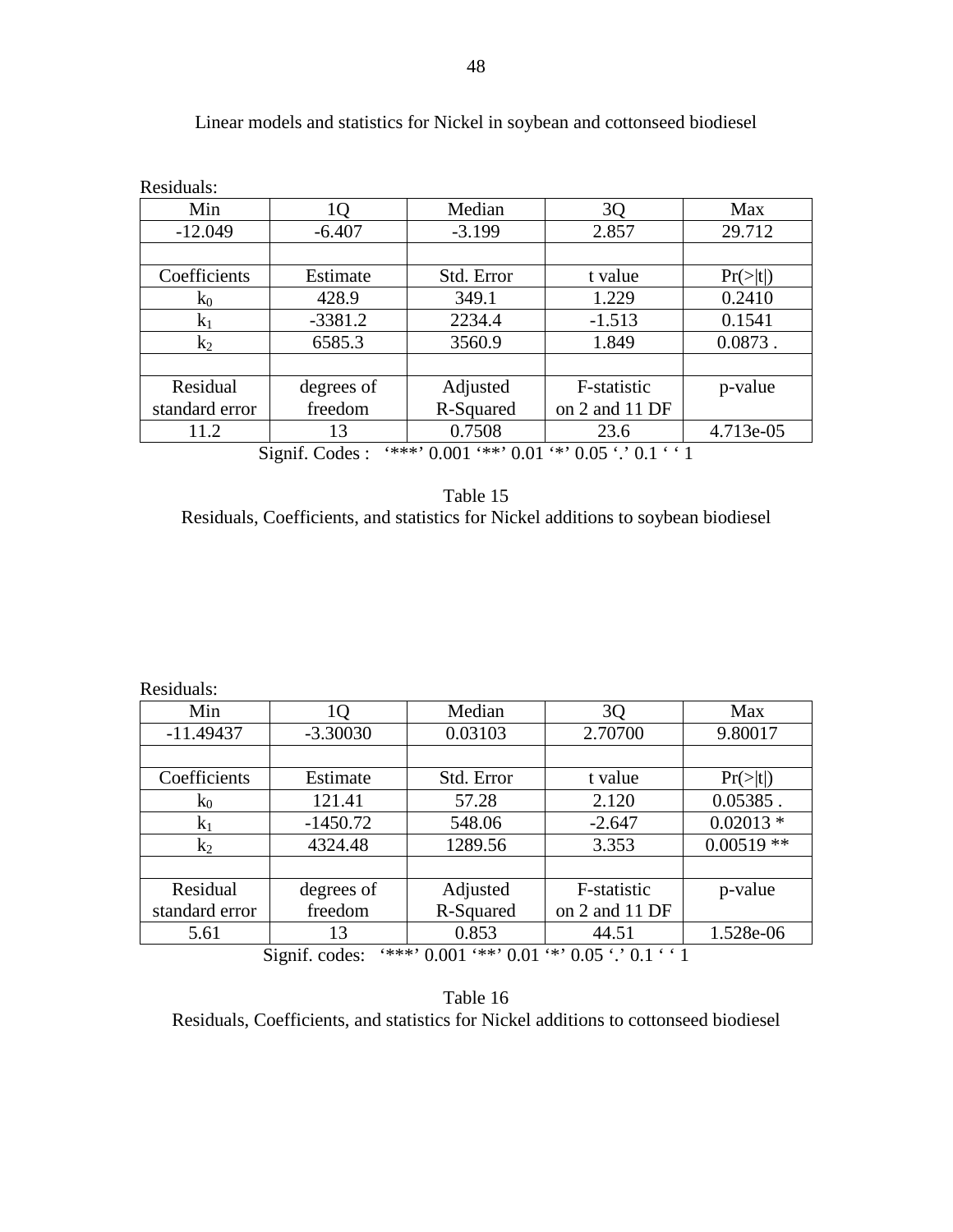Linear models and statistics for Nickel in soybean and cottonseed biodiesel

Residuals:

| Min | 1Q | Median | 3Q | Max |
|---|---|---|---|---|
| -12.049 | -6.407 | -3.199 | 2.857 | 29.712 |
| | | | | |
| Coefficients | Estimate | Std. Error | t value | Pr(>\|t\|) |
| $k_0$ | 428.9 | 349.1 | 1.229 | 0.2410 |
| $k_1$ | -3381.2 | 2234.4 | -1.513 | 0.1541 |
| $k_2$ | 6585.3 | 3560.9 | 1.849 | 0.0873 . |
| | | | | |
| Residual standard error | degrees of freedom | Adjusted R-Squared | F-statistic on 2 and 11 DF | p-value |
| 11.2 | 13 | 0.7508 | 23.6 | 4.713e-05 |

Signif. Codes : '***' 0.001 '**' 0.01 '*' 0.05 '.' 0.1 ' ' 1

Table 15
Residuals, Coefficients, and statistics for Nickel additions to soybean biodiesel

Residuals:

| Min | 1Q | Median | 3Q | Max |
|---|---|---|---|---|
| -11.49437 | -3.30030 | 0.03103 | 2.70700 | 9.80017 |
| | | | | |
| Coefficients | Estimate | Std. Error | t value | Pr(>\|t\|) |
| $k_0$ | 121.41 | 57.28 | 2.120 | 0.05385 . |
| $k_1$ | -1450.72 | 548.06 | -2.647 | 0.02013 * |
| $k_2$ | 4324.48 | 1289.56 | 3.353 | 0.00519 ** |
| | | | | |
| Residual standard error | degrees of freedom | Adjusted R-Squared | F-statistic on 2 and 11 DF | p-value |
| 5.61 | 13 | 0.853 | 44.51 | 1.528e-06 |

Signif. codes: '***' 0.001 '**' 0.01 '*' 0.05 '.' 0.1 ' ' 1

Table 16
Residuals, Coefficients, and statistics for Nickel additions to cottonseed biodiesel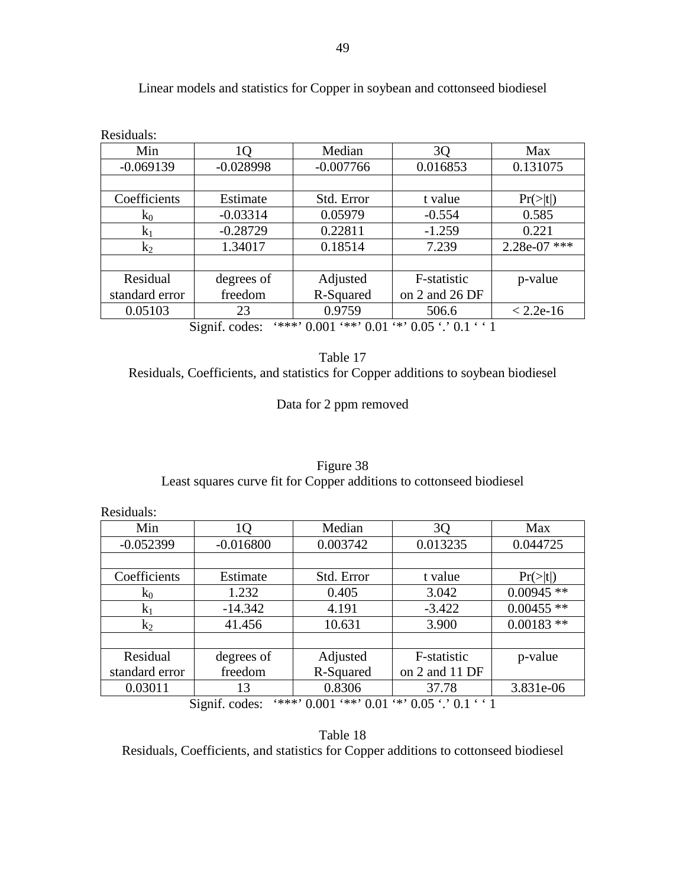Linear models and statistics for Copper in soybean and cottonseed biodiesel

Residuals:

| Min | 1Q | Median | 3Q | Max |
|---|---|---|---|---|
| -0.069139 | -0.028998 | -0.007766 | 0.016853 | 0.131075 |
| | | | | |
| Coefficients | Estimate | Std. Error | t value | Pr(>\|t\|) |
| $k_0$ | -0.03314 | 0.05979 | -0.554 | 0.585 |
| $k_1$ | -0.28729 | 0.22811 | -1.259 | 0.221 |
| $k_2$ | 1.34017 | 0.18514 | 7.239 | 2.28e-07 *** |
| | | | | |
| Residual standard error | degrees of freedom | Adjusted R-Squared | F-statistic on 2 and 26 DF | p-value |
| 0.05103 | 23 | 0.9759 | 506.6 | < 2.2e-16 |

Signif. codes: '***' 0.001 '**' 0.01 '*' 0.05 '.' 0.1 ' ' 1

Table 17
Residuals, Coefficients, and statistics for Copper additions to soybean biodiesel

Data for 2 ppm removed

Figure 38
Least squares curve fit for Copper additions to cottonseed biodiesel

Residuals:

| Min | 1Q | Median | 3Q | Max |
|---|---|---|---|---|
| -0.052399 | -0.016800 | 0.003742 | 0.013235 | 0.044725 |
| | | | | |
| Coefficients | Estimate | Std. Error | t value | Pr(>\|t\|) |
| $k_0$ | 1.232 | 0.405 | 3.042 | 0.00945 ** |
| $k_1$ | -14.342 | 4.191 | -3.422 | 0.00455 ** |
| $k_2$ | 41.456 | 10.631 | 3.900 | 0.00183 ** |
| | | | | |
| Residual standard error | degrees of freedom | Adjusted R-Squared | F-statistic on 2 and 11 DF | p-value |
| 0.03011 | 13 | 0.8306 | 37.78 | 3.831e-06 |

Signif. codes: '***' 0.001 '**' 0.01 '*' 0.05 '.' 0.1 ' ' 1

Table 18
Residuals, Coefficients, and statistics for Copper additions to cottonseed biodiesel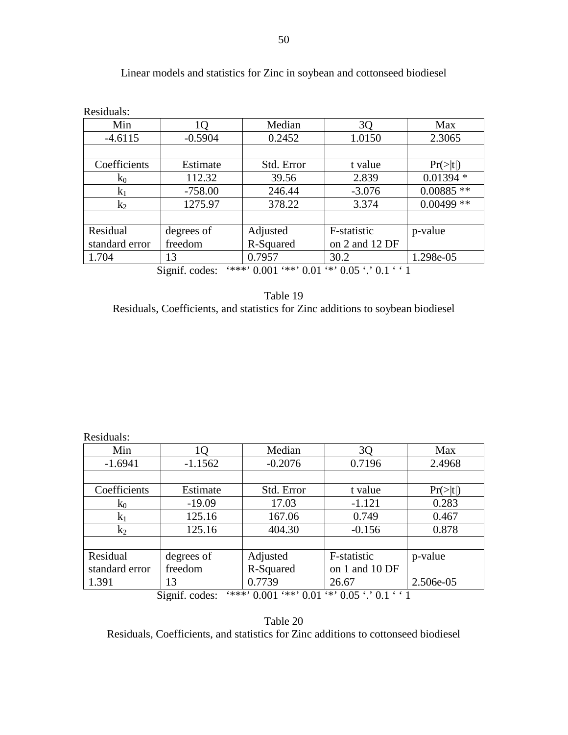Linear models and statistics for Zinc in soybean and cottonseed biodiesel

Residuals:

| Min | 1Q | Median | 3Q | Max |
|---|---|---|---|---|
| -4.6115 | -0.5904 | 0.2452 | 1.0150 | 2.3065 |
| | | | | |
| Coefficients | Estimate | Std. Error | t value | Pr(>\|t\|) |
| $k_0$ | 112.32 | 39.56 | 2.839 | 0.01394 * |
| $k_1$ | -758.00 | 246.44 | -3.076 | 0.00885 ** |
| $k_2$ | 1275.97 | 378.22 | 3.374 | 0.00499 ** |
| | | | | |
| Residual standard error | degrees of freedom | Adjusted R-Squared | F-statistic on 2 and 12 DF | p-value |
| 1.704 | 13 | 0.7957 | 30.2 | 1.298e-05 |

Signif. codes: '***' 0.001 '**' 0.01 '*' 0.05 '.' 0.1 ' ' 1

Table 19
Residuals, Coefficients, and statistics for Zinc additions to soybean biodiesel

Residuals:

| Min | 1Q | Median | 3Q | Max |
|---|---|---|---|---|
| -1.6941 | -1.1562 | -0.2076 | 0.7196 | 2.4968 |
| | | | | |
| Coefficients | Estimate | Std. Error | t value | Pr(>\|t\|) |
| $k_0$ | -19.09 | 17.03 | -1.121 | 0.283 |
| $k_1$ | 125.16 | 167.06 | 0.749 | 0.467 |
| $k_2$ | 125.16 | 404.30 | -0.156 | 0.878 |
| | | | | |
| Residual standard error | degrees of freedom | Adjusted R-Squared | F-statistic on 1 and 10 DF | p-value |
| 1.391 | 13 | 0.7739 | 26.67 | 2.506e-05 |

Signif. codes: '***' 0.001 '**' 0.01 '*' 0.05 '.' 0.1 ' ' 1

Table 20
Residuals, Coefficients, and statistics for Zinc additions to cottonseed biodiesel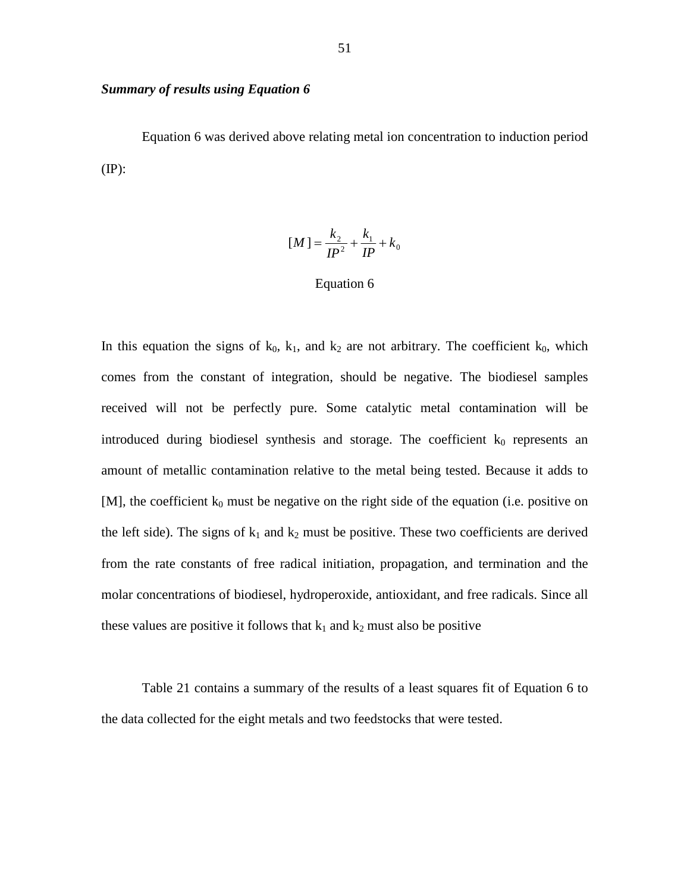***Summary of results using Equation 6***

Equation 6 was derived above relating metal ion concentration to induction period (IP):

$$[M] = \frac{k_2}{IP^2} + \frac{k_1}{IP} + k_0$$

Equation 6

In this equation the signs of $k_0$, $k_1$, and $k_2$ are not arbitrary. The coefficient $k_0$, which comes from the constant of integration, should be negative. The biodiesel samples received will not be perfectly pure. Some catalytic metal contamination will be introduced during biodiesel synthesis and storage. The coefficient $k_0$ represents an amount of metallic contamination relative to the metal being tested. Because it adds to [M], the coefficient $k_0$ must be negative on the right side of the equation (i.e. positive on the left side). The signs of $k_1$ and $k_2$ must be positive. These two coefficients are derived from the rate constants of free radical initiation, propagation, and termination and the molar concentrations of biodiesel, hydroperoxide, antioxidant, and free radicals. Since all these values are positive it follows that $k_1$ and $k_2$ must also be positive

Table 21 contains a summary of the results of a least squares fit of Equation 6 to the data collected for the eight metals and two feedstocks that were tested.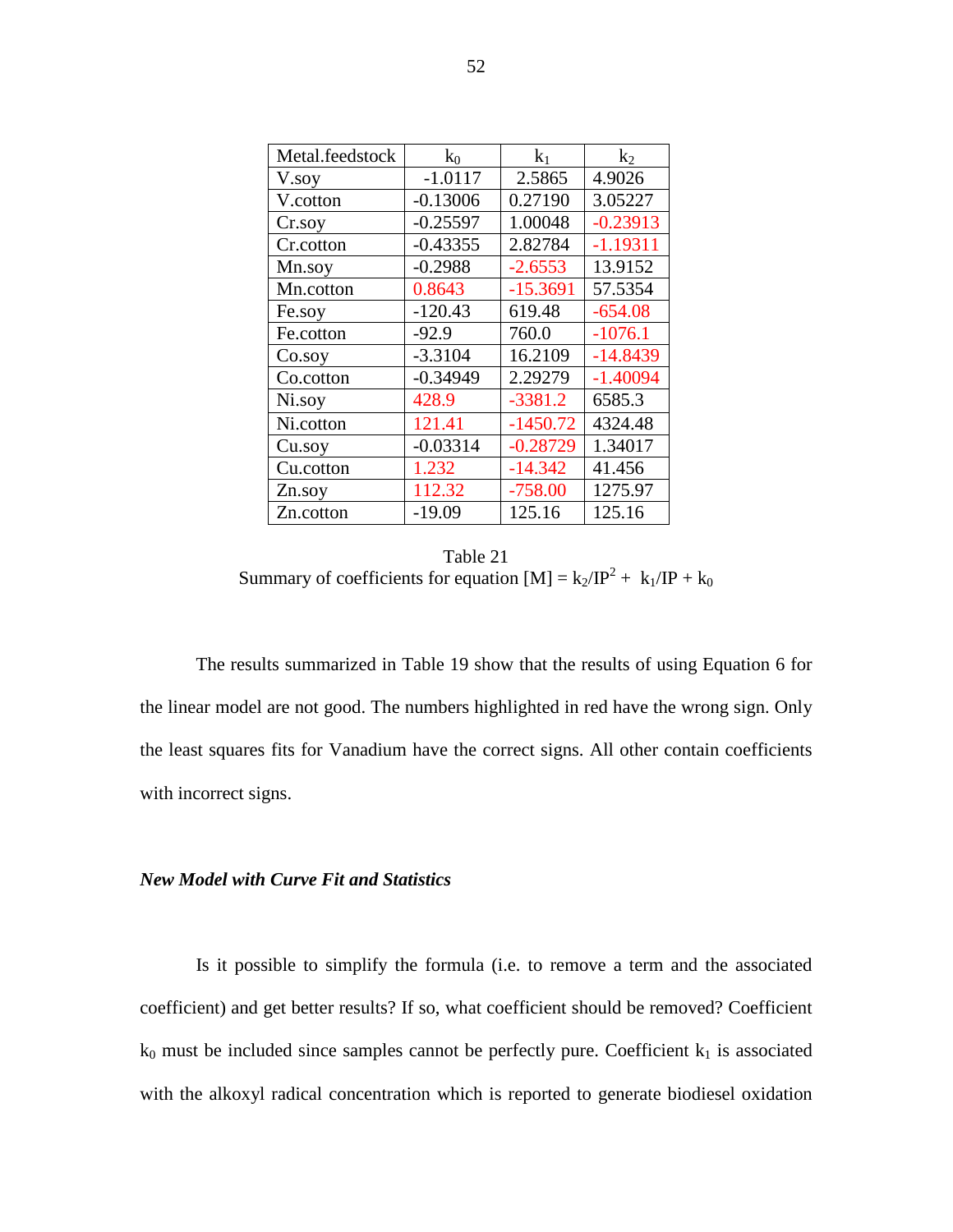| Metal.feedstock | $k_0$ | $k_1$ | $k_2$ |
|---|---|---|---|
| V.soy | -1.0117 | 2.5865 | 4.9026 |
| V.cotton | -0.13006 | 0.27190 | 3.05227 |
| Cr.soy | -0.25597 | 1.00048 | -0.23913 |
| Cr.cotton | -0.43355 | 2.82784 | -1.19311 |
| Mn.soy | -0.2988 | -2.6553 | 13.9152 |
| Mn.cotton | 0.8643 | -15.3691 | 57.5354 |
| Fe.soy | -120.43 | 619.48 | -654.08 |
| Fe.cotton | -92.9 | 760.0 | -1076.1 |
| Co.soy | -3.3104 | 16.2109 | -14.8439 |
| Co.cotton | -0.34949 | 2.29279 | -1.40094 |
| Ni.soy | 428.9 | -3381.2 | 6585.3 |
| Ni.cotton | 121.41 | -1450.72 | 4324.48 |
| Cu.soy | -0.03314 | -0.28729 | 1.34017 |
| Cu.cotton | 1.232 | -14.342 | 41.456 |
| Zn.soy | 112.32 | -758.00 | 1275.97 |
| Zn.cotton | -19.09 | 125.16 | 125.16 |

Table 21
Summary of coefficients for equation $[M] = k_2/IP^2 + k_1/IP + k_0$

The results summarized in Table 19 show that the results of using Equation 6 for the linear model are not good. The numbers highlighted in red have the wrong sign. Only the least squares fits for Vanadium have the correct signs. All other contain coefficients with incorrect signs.

### *New Model with Curve Fit and Statistics*

Is it possible to simplify the formula (i.e. to remove a term and the associated coefficient) and get better results? If so, what coefficient should be removed? Coefficient $k_0$ must be included since samples cannot be perfectly pure. Coefficient $k_1$ is associated with the alkoxyl radical concentration which is reported to generate biodiesel oxidation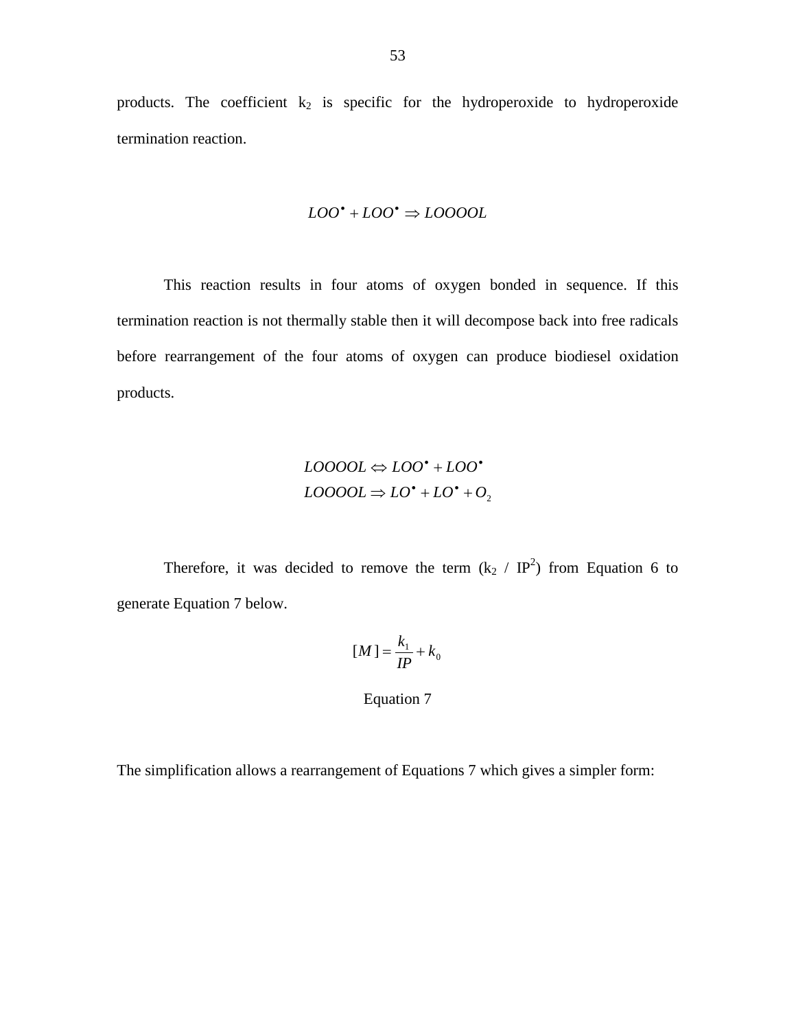products. The coefficient $k_2$ is specific for the hydroperoxide to hydroperoxide termination reaction.

$$LOO^{\bullet} + LOO^{\bullet} \Rightarrow LOOOOL$$

This reaction results in four atoms of oxygen bonded in sequence. If this termination reaction is not thermally stable then it will decompose back into free radicals before rearrangement of the four atoms of oxygen can produce biodiesel oxidation products.

$$LOOOOL \Leftrightarrow LOO^{\bullet} + LOO^{\bullet}$$
$$LOOOOL \Rightarrow LO^{\bullet} + LO^{\bullet} + O_2$$

Therefore, it was decided to remove the term ($k_2$ / $IP^2$) from Equation 6 to generate Equation 7 below.

$$[M] = \frac{k_1}{IP} + k_0$$

Equation 7

The simplification allows a rearrangement of Equations 7 which gives a simpler form: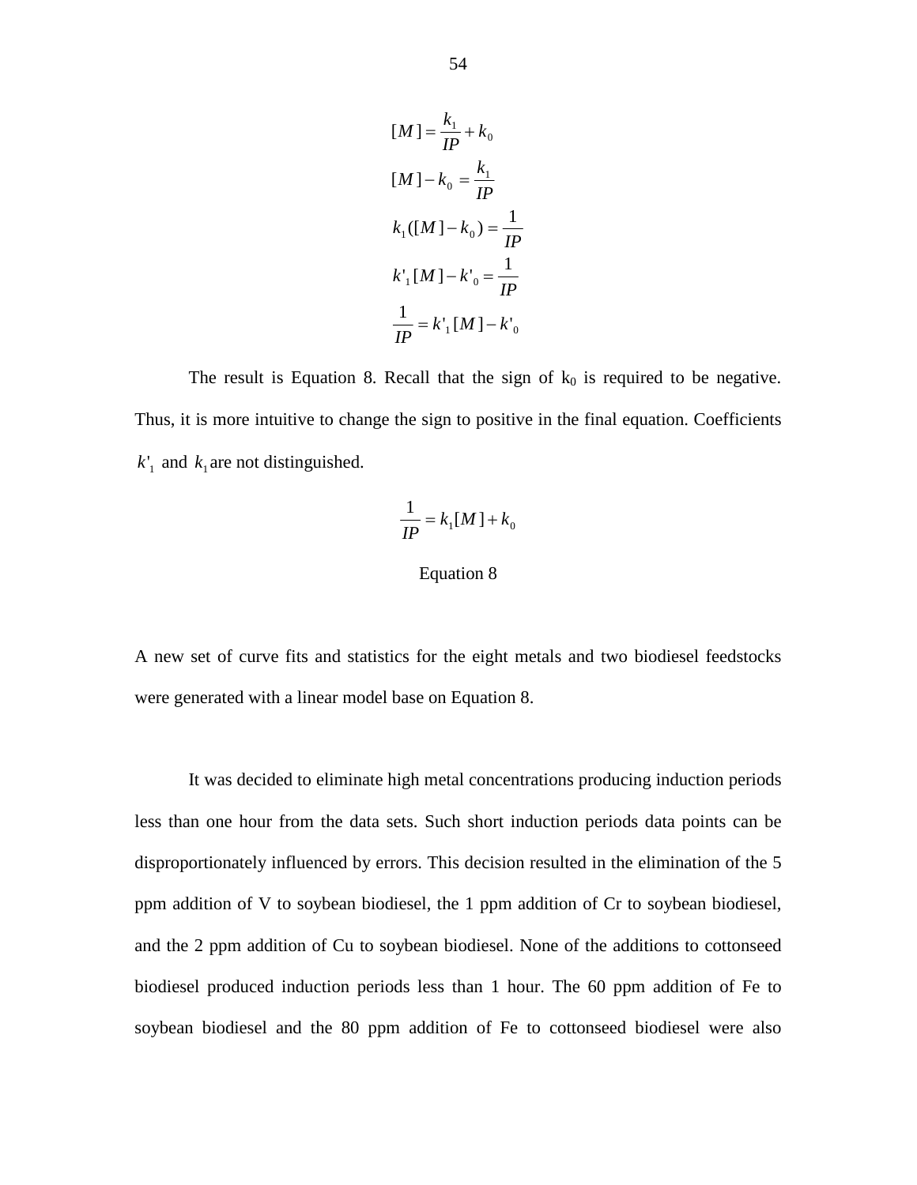$$[M] = \frac{k_1}{IP} + k_0$$

$$[M] - k_0 = \frac{k_1}{IP}$$

$$k_1([M] - k_0) = \frac{1}{IP}$$

$$k'_1[M] - k'_0 = \frac{1}{IP}$$

$$\frac{1}{IP} = k'_1[M] - k'_0$$

The result is Equation 8. Recall that the sign of $k_0$ is required to be negative. Thus, it is more intuitive to change the sign to positive in the final equation. Coefficients $k'_1$ and $k_1$ are not distinguished.

$$\frac{1}{IP} = k_1[M] + k_0$$

Equation 8

A new set of curve fits and statistics for the eight metals and two biodiesel feedstocks were generated with a linear model base on Equation 8.

It was decided to eliminate high metal concentrations producing induction periods less than one hour from the data sets. Such short induction periods data points can be disproportionately influenced by errors. This decision resulted in the elimination of the 5 ppm addition of V to soybean biodiesel, the 1 ppm addition of Cr to soybean biodiesel, and the 2 ppm addition of Cu to soybean biodiesel. None of the additions to cottonseed biodiesel produced induction periods less than 1 hour. The 60 ppm addition of Fe to soybean biodiesel and the 80 ppm addition of Fe to cottonseed biodiesel were also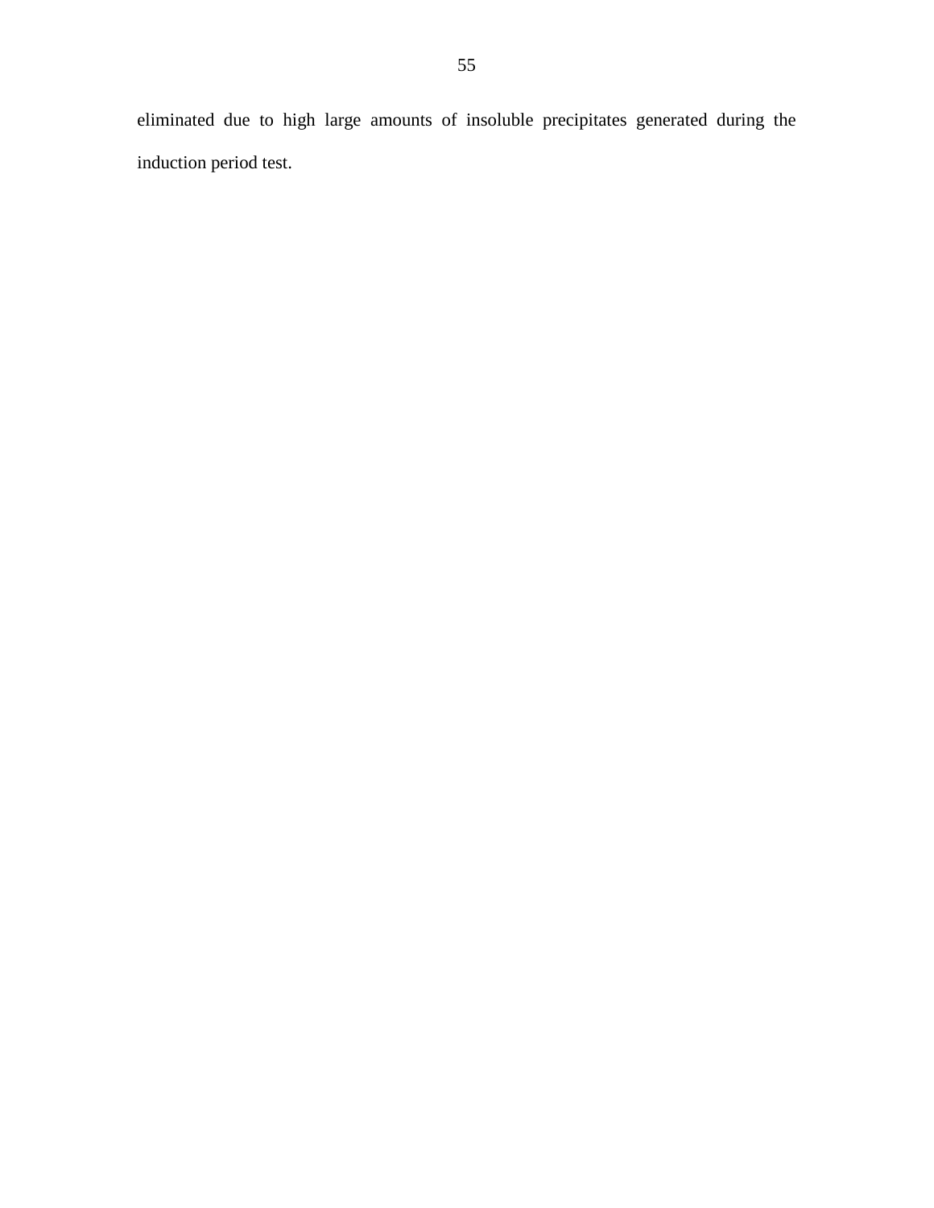eliminated due to high large amounts of insoluble precipitates generated during the induction period test.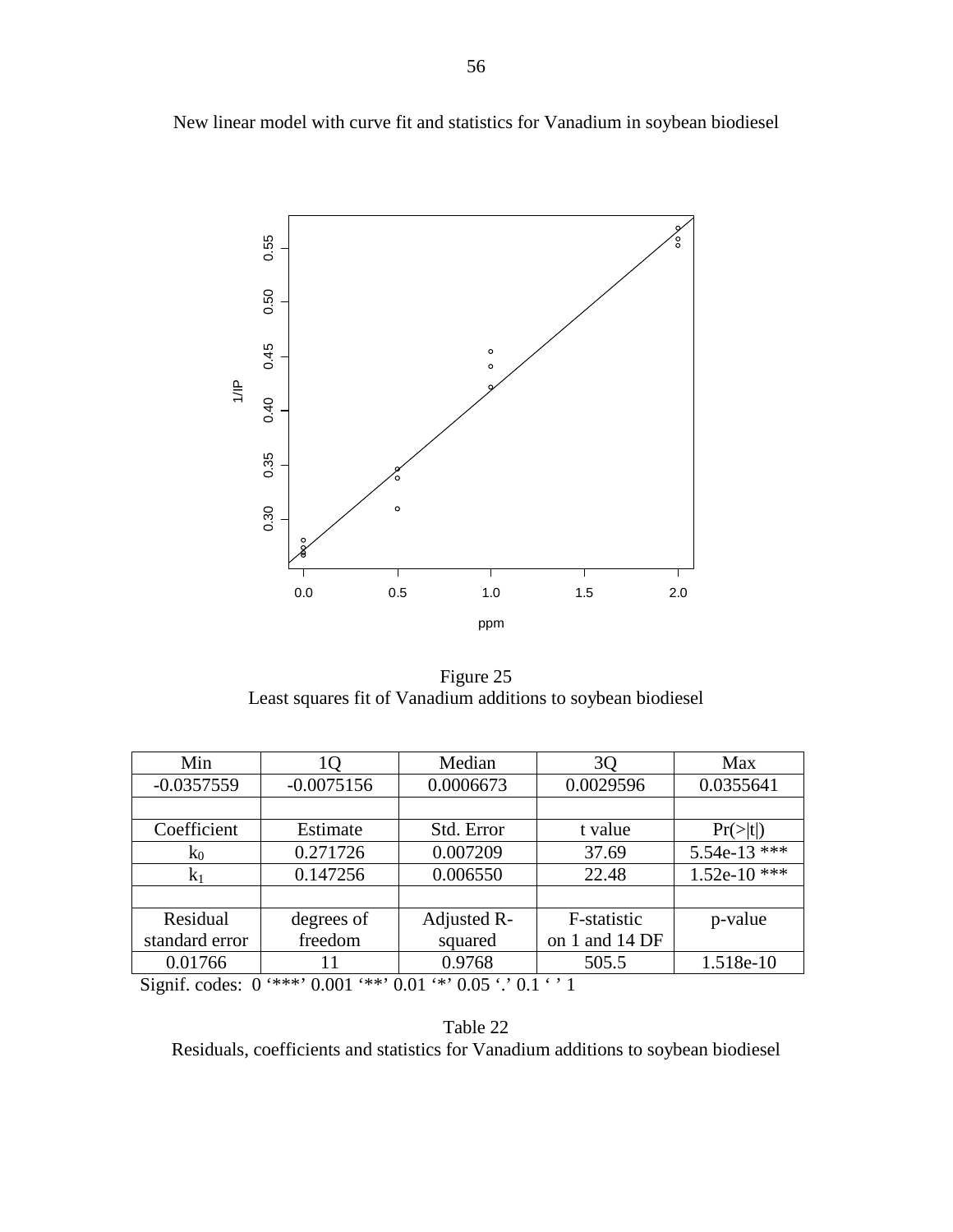New linear model with curve fit and statistics for Vanadium in soybean biodiesel

Figure 25
Least squares fit of Vanadium additions to soybean biodiesel

| Min | 1Q | Median | 3Q | Max |
|---|---|---|---|---|
| -0.0357559 | -0.0075156 | 0.0006673 | 0.0029596 | 0.0355641 |
| | | | | |
| Coefficient | Estimate | Std. Error | t value | Pr(>\|t\|) |
| $k_0$ | 0.271726 | 0.007209 | 37.69 | 5.54e-13 *** |
| $k_1$ | 0.147256 | 0.006550 | 22.48 | 1.52e-10 *** |
| | | | | |
| Residual standard error | degrees of freedom | Adjusted R-squared | F-statistic on 1 and 14 DF | p-value |
| 0.01766 | 11 | 0.9768 | 505.5 | 1.518e-10 |

Signif. codes: 0 '***' 0.001 '**' 0.01 '*' 0.05 '.' 0.1 ' ' 1

Table 22
Residuals, coefficients and statistics for Vanadium additions to soybean biodiesel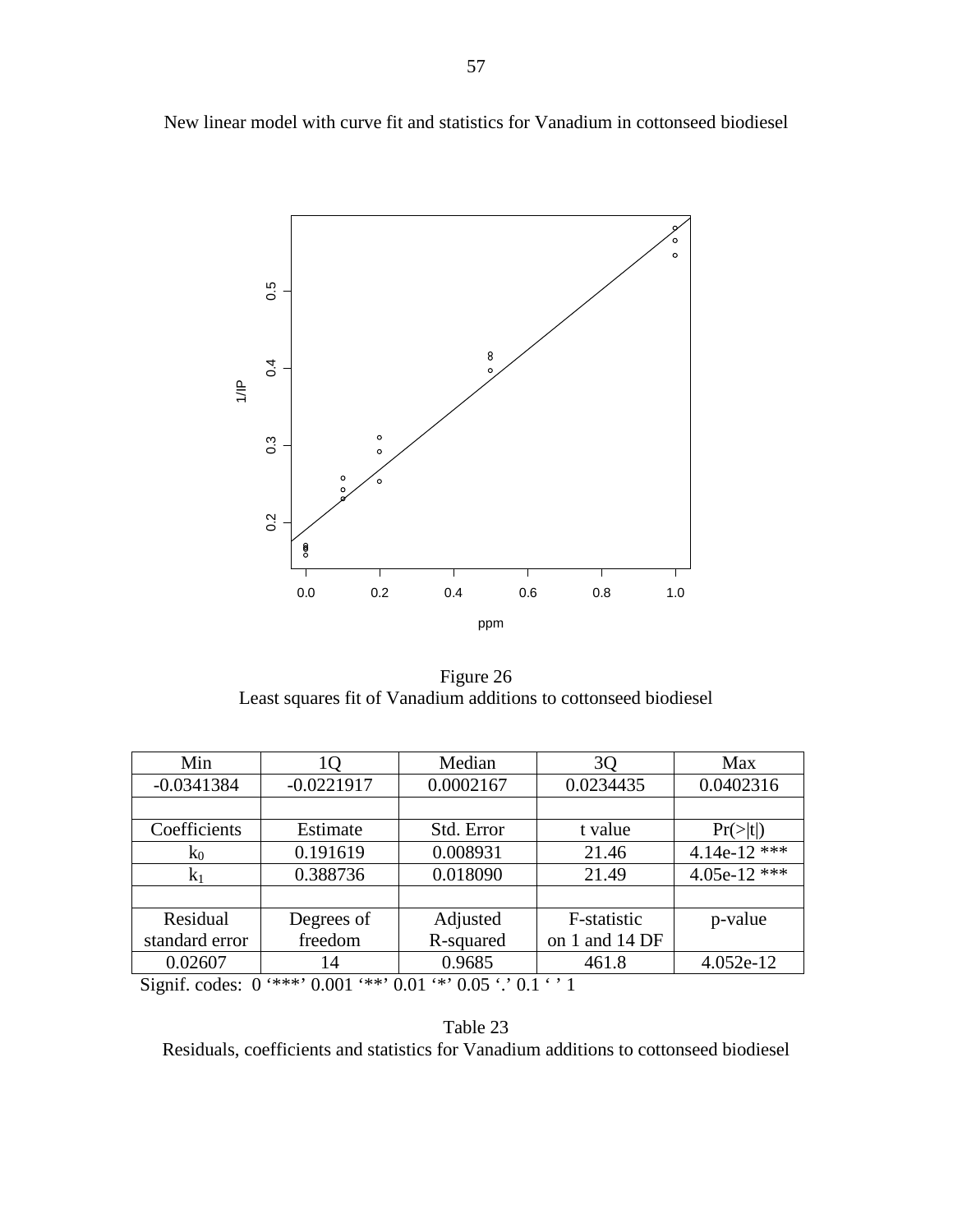New linear model with curve fit and statistics for Vanadium in cottonseed biodiesel

Figure 26
Least squares fit of Vanadium additions to cottonseed biodiesel

| Min | 1Q | Median | 3Q | Max |
|---|---|---|---|---|
| -0.0341384 | -0.0221917 | 0.0002167 | 0.0234435 | 0.0402316 |
| | | | | |
| Coefficients | Estimate | Std. Error | t value | Pr(>\|t\|) |
| $k_0$ | 0.191619 | 0.008931 | 21.46 | 4.14e-12 *** |
| $k_1$ | 0.388736 | 0.018090 | 21.49 | 4.05e-12 *** |
| | | | | |
| Residual standard error | Degrees of freedom | Adjusted R-squared | F-statistic on 1 and 14 DF | p-value |
| 0.02607 | 14 | 0.9685 | 461.8 | 4.052e-12 |

Signif. codes: 0 '***' 0.001 '**' 0.01 '*' 0.05 '.' 0.1 ' ' 1

Table 23
Residuals, coefficients and statistics for Vanadium additions to cottonseed biodiesel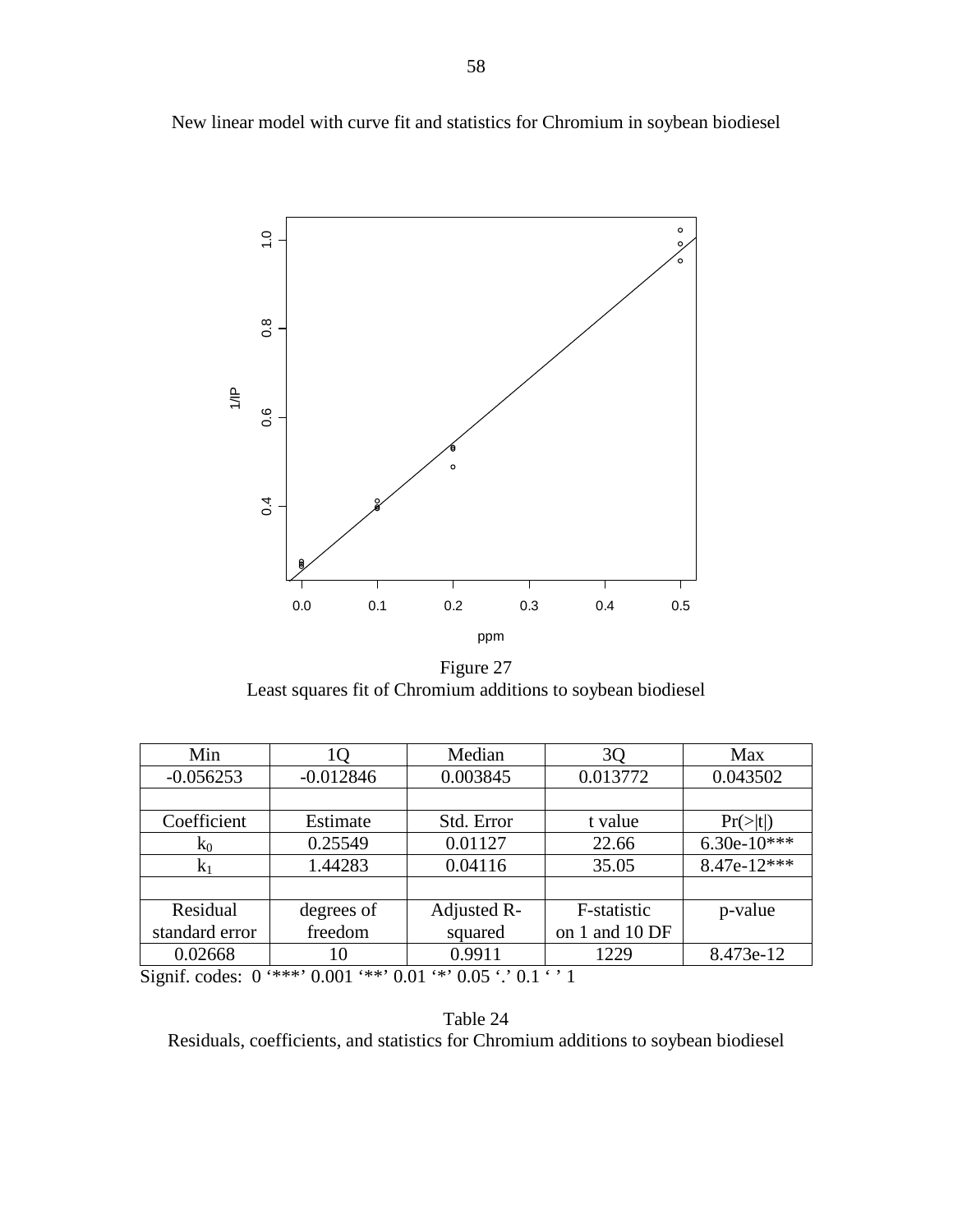New linear model with curve fit and statistics for Chromium in soybean biodiesel

Figure 27
Least squares fit of Chromium additions to soybean biodiesel

| Min | 1Q | Median | 3Q | Max |
|---|---|---|---|---|
| -0.056253 | -0.012846 | 0.003845 | 0.013772 | 0.043502 |
| | | | | |
| Coefficient | Estimate | Std. Error | t value | Pr(>\|t\|) |
| $k_0$ | 0.25549 | 0.01127 | 22.66 | 6.30e-10*** |
| $k_1$ | 1.44283 | 0.04116 | 35.05 | 8.47e-12*** |
| | | | | |
| Residual standard error | degrees of freedom | Adjusted R-squared | F-statistic on 1 and 10 DF | p-value |
| 0.02668 | 10 | 0.9911 | 1229 | 8.473e-12 |

Signif. codes: 0 '***' 0.001 '**' 0.01 '*' 0.05 '.' 0.1 ' ' 1

Table 24
Residuals, coefficients, and statistics for Chromium additions to soybean biodiesel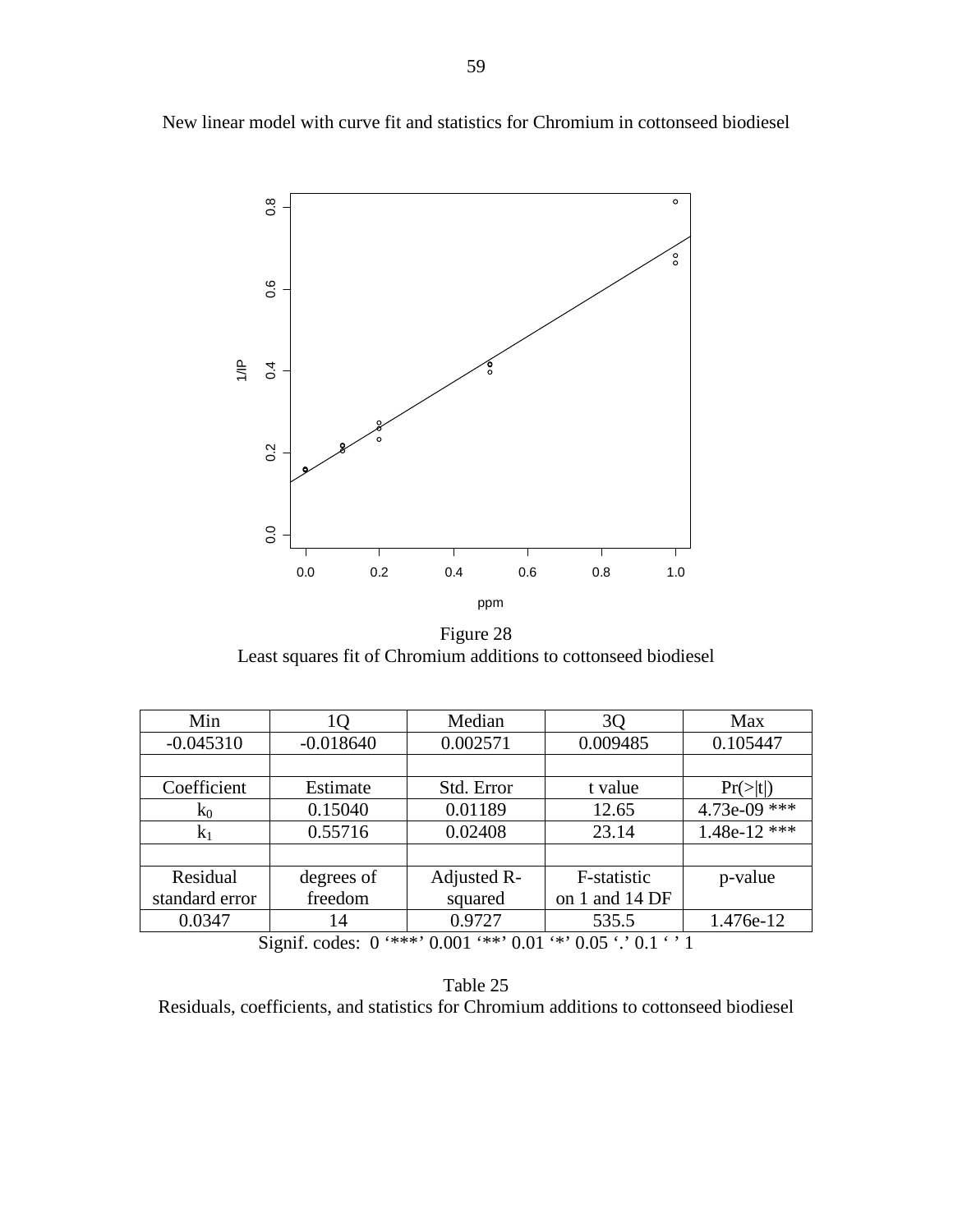New linear model with curve fit and statistics for Chromium in cottonseed biodiesel

Figure 28
Least squares fit of Chromium additions to cottonseed biodiesel

| Min | 1Q | Median | 3Q | Max |
|---|---|---|---|---|
| -0.045310 | -0.018640 | 0.002571 | 0.009485 | 0.105447 |
| | | | | |
| Coefficient | Estimate | Std. Error | t value | Pr(>\|t\|) |
| $k_0$ | 0.15040 | 0.01189 | 12.65 | 4.73e-09 *** |
| $k_1$ | 0.55716 | 0.02408 | 23.14 | 1.48e-12 *** |
| | | | | |
| Residual standard error | degrees of freedom | Adjusted R-squared | F-statistic on 1 and 14 DF | p-value |
| 0.0347 | 14 | 0.9727 | 535.5 | 1.476e-12 |

Signif. codes: 0 '***' 0.001 '**' 0.01 '*' 0.05 '.' 0.1 ' ' 1

Table 25
Residuals, coefficients, and statistics for Chromium additions to cottonseed biodiesel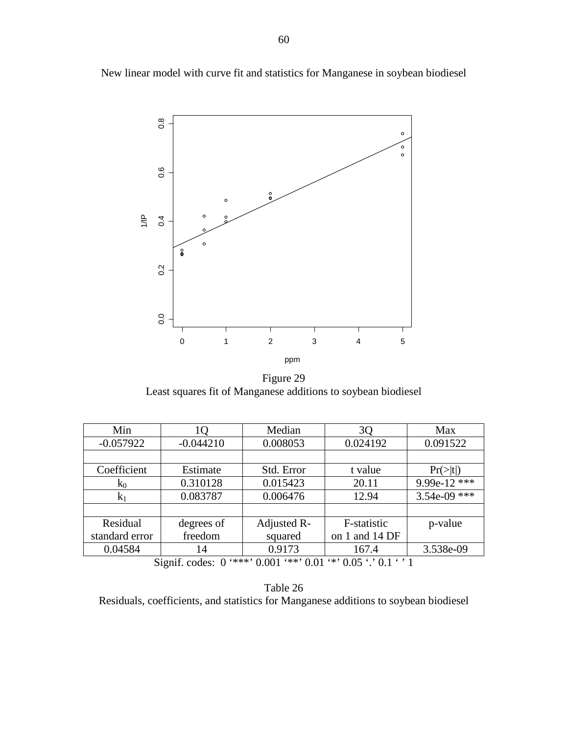New linear model with curve fit and statistics for Manganese in soybean biodiesel

Figure 29
Least squares fit of Manganese additions to soybean biodiesel

| Min | 1Q | Median | 3Q | Max |
|---|---|---|---|---|
| -0.057922 | -0.044210 | 0.008053 | 0.024192 | 0.091522 |
| | | | | |
| Coefficient | Estimate | Std. Error | t value | Pr(>\|t\|) |
| $k_0$ | 0.310128 | 0.015423 | 20.11 | 9.99e-12 *** |
| $k_1$ | 0.083787 | 0.006476 | 12.94 | 3.54e-09 *** |
| | | | | |
| Residual standard error | degrees of freedom | Adjusted R-squared | F-statistic on 1 and 14 DF | p-value |
| 0.04584 | 14 | 0.9173 | 167.4 | 3.538e-09 |

Signif. codes: 0 '***' 0.001 '**' 0.01 '*' 0.05 '.' 0.1 ' ' 1

Table 26
Residuals, coefficients, and statistics for Manganese additions to soybean biodiesel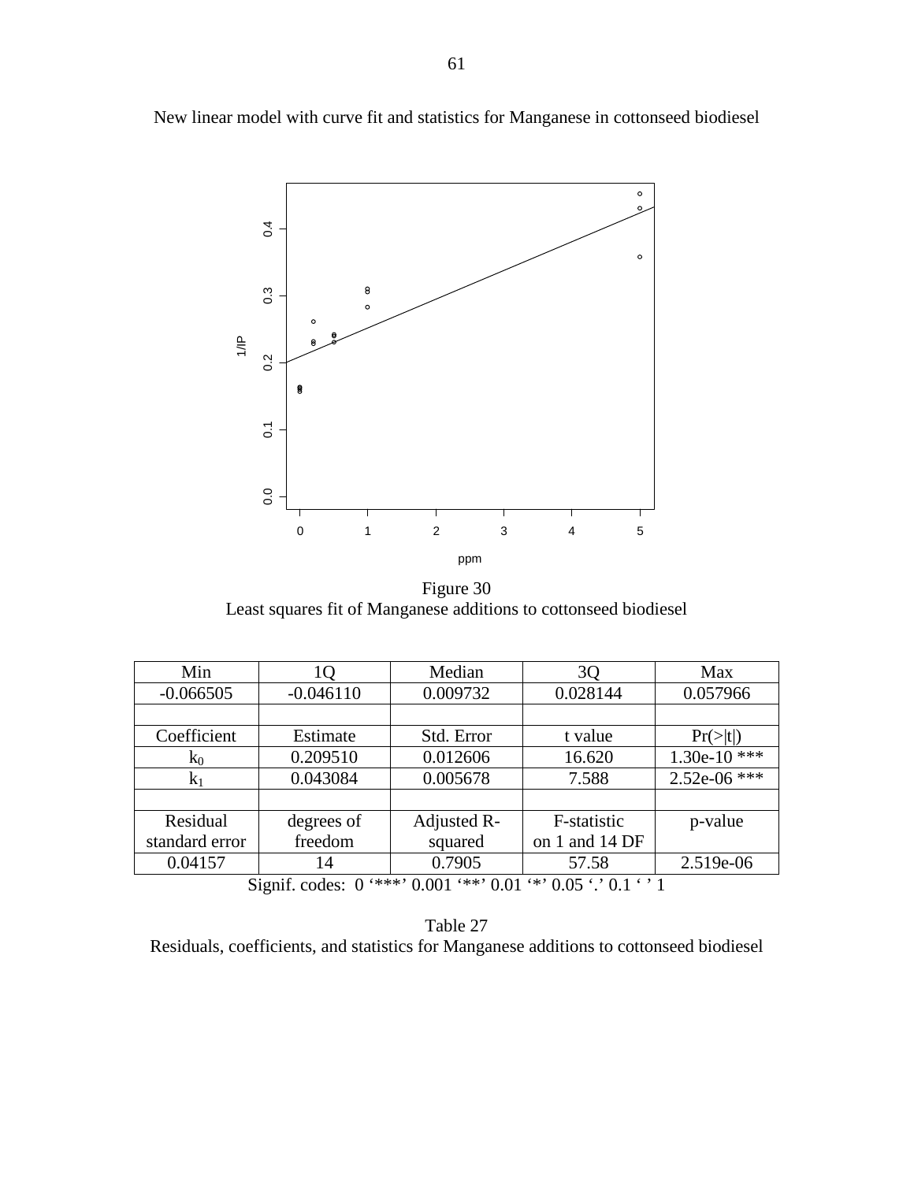New linear model with curve fit and statistics for Manganese in cottonseed biodiesel

Figure 30
Least squares fit of Manganese additions to cottonseed biodiesel

| Min | 1Q | Median | 3Q | Max |
|---|---|---|---|---|
| -0.066505 | -0.046110 | 0.009732 | 0.028144 | 0.057966 |
| | | | | |
| Coefficient | Estimate | Std. Error | t value | Pr(>\|t\|) |
| $k_0$ | 0.209510 | 0.012606 | 16.620 | 1.30e-10 *** |
| $k_1$ | 0.043084 | 0.005678 | 7.588 | 2.52e-06 *** |
| | | | | |
| Residual standard error | degrees of freedom | Adjusted R-squared | F-statistic on 1 and 14 DF | p-value |
| 0.04157 | 14 | 0.7905 | 57.58 | 2.519e-06 |

Signif. codes: 0 '***' 0.001 '**' 0.01 '*' 0.05 '.' 0.1 ' ' 1

Table 27
Residuals, coefficients, and statistics for Manganese additions to cottonseed biodiesel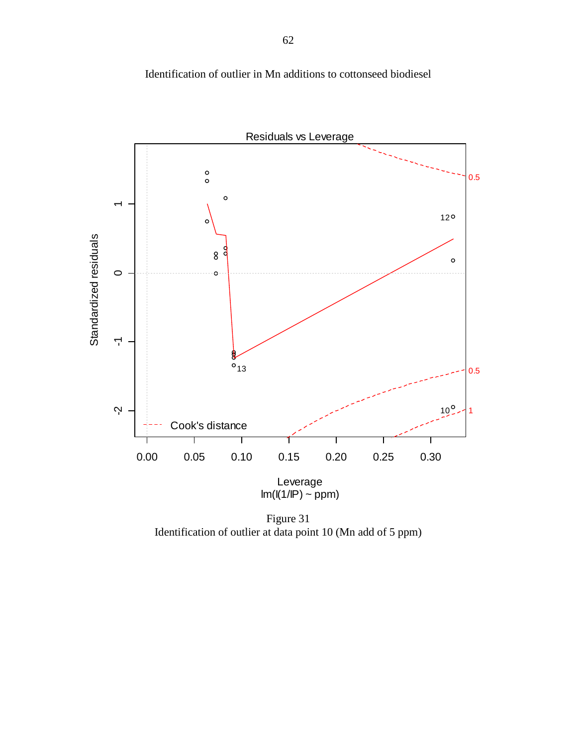Identification of outlier in Mn additions to cottonseed biodiesel

Figure 31
Identification of outlier at data point 10 (Mn add of 5 ppm)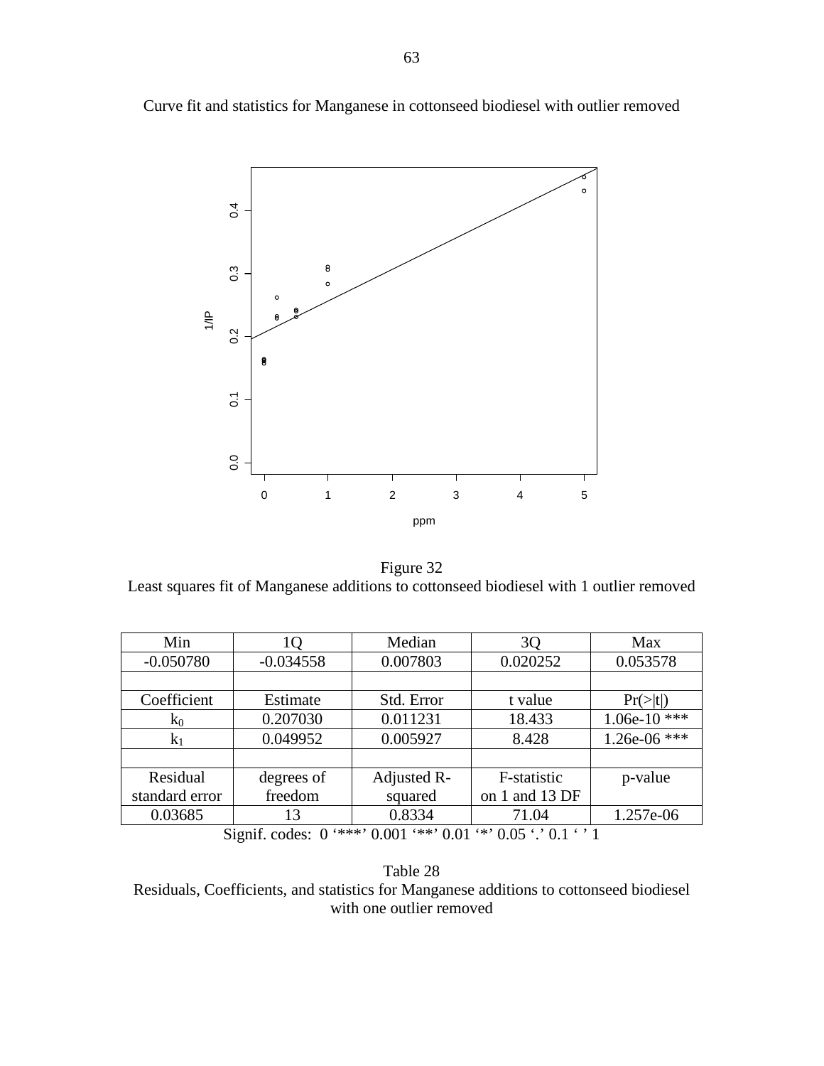Curve fit and statistics for Manganese in cottonseed biodiesel with outlier removed

Figure 32
Least squares fit of Manganese additions to cottonseed biodiesel with 1 outlier removed

| Min | 1Q | Median | 3Q | Max |
|---|---|---|---|---|
| -0.050780 | -0.034558 | 0.007803 | 0.020252 | 0.053578 |
| | | | | |
| Coefficient | Estimate | Std. Error | t value | Pr(>\|t\|) |
| $k_0$ | 0.207030 | 0.011231 | 18.433 | 1.06e-10 *** |
| $k_1$ | 0.049952 | 0.005927 | 8.428 | 1.26e-06 *** |
| | | | | |
| Residual standard error | degrees of freedom | Adjusted R-squared | F-statistic on 1 and 13 DF | p-value |
| 0.03685 | 13 | 0.8334 | 71.04 | 1.257e-06 |

Signif. codes: 0 '***' 0.001 '**' 0.01 '*' 0.05 '.' 0.1 ' ' 1

Table 28
Residuals, Coefficients, and statistics for Manganese additions to cottonseed biodiesel with one outlier removed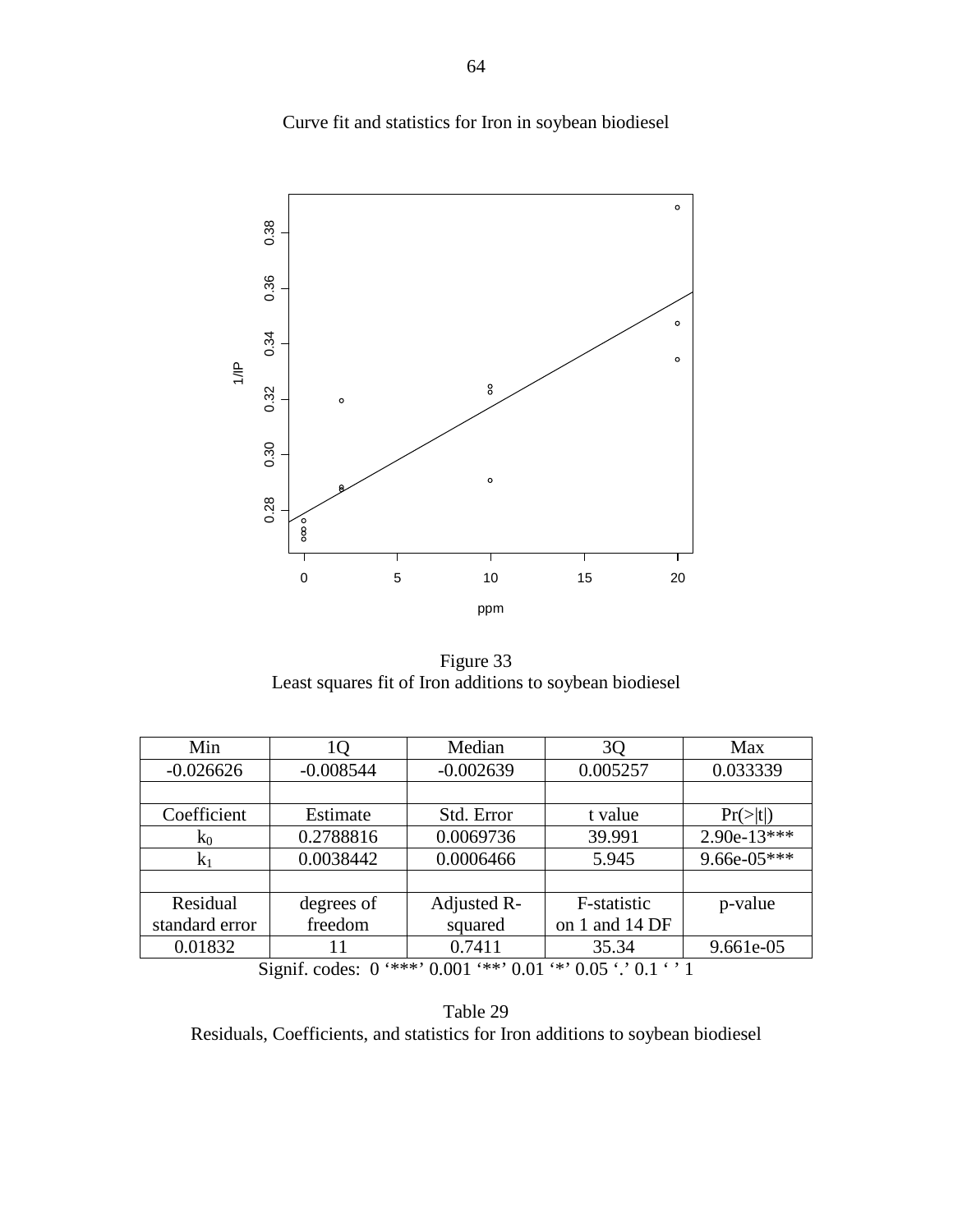Curve fit and statistics for Iron in soybean biodiesel

Figure 33
Least squares fit of Iron additions to soybean biodiesel

| Min | 1Q | Median | 3Q | Max |
|---|---|---|---|---|
| -0.026626 | -0.008544 | -0.002639 | 0.005257 | 0.033339 |
| | | | | |
| Coefficient | Estimate | Std. Error | t value | Pr(>\|t\|) |
| $k_0$ | 0.2788816 | 0.0069736 | 39.991 | 2.90e-13*** |
| $k_1$ | 0.0038442 | 0.0006466 | 5.945 | 9.66e-05*** |
| | | | | |
| Residual standard error | degrees of freedom | Adjusted R-squared | F-statistic on 1 and 14 DF | p-value |
| 0.01832 | 11 | 0.7411 | 35.34 | 9.661e-05 |

Signif. codes: 0 '***' 0.001 '**' 0.01 '*' 0.05 '.' 0.1 ' ' 1

Table 29
Residuals, Coefficients, and statistics for Iron additions to soybean biodiesel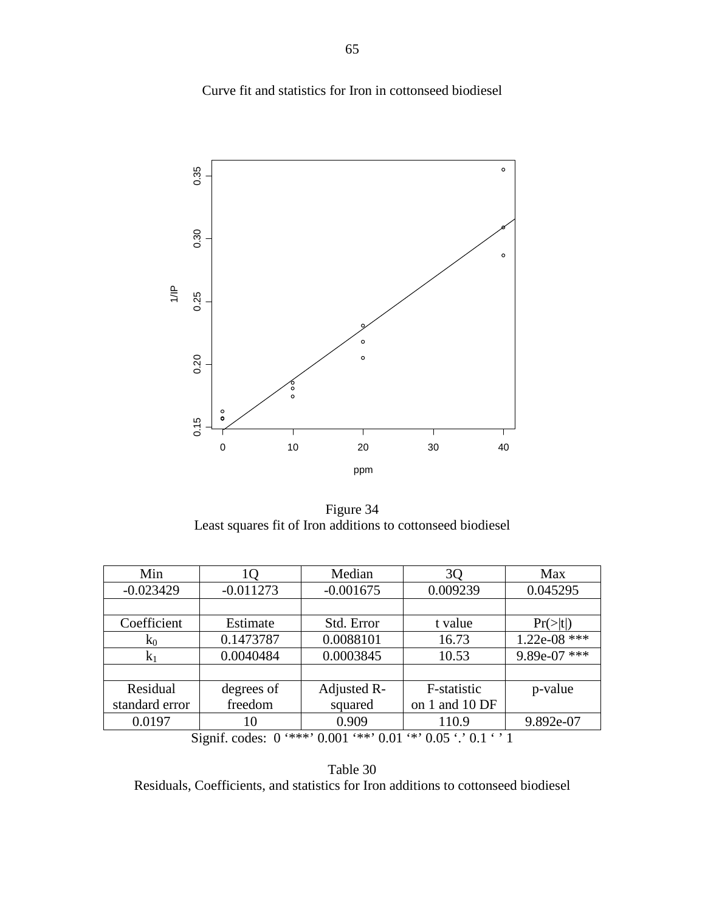Curve fit and statistics for Iron in cottonseed biodiesel

Figure 34
Least squares fit of Iron additions to cottonseed biodiesel

| Min | 1Q | Median | 3Q | Max |
|---|---|---|---|---|
| -0.023429 | -0.011273 | -0.001675 | 0.009239 | 0.045295 |
| | | | | |
| Coefficient | Estimate | Std. Error | t value | Pr(>\|t\|) |
| $k_0$ | 0.1473787 | 0.0088101 | 16.73 | 1.22e-08 *** |
| $k_1$ | 0.0040484 | 0.0003845 | 10.53 | 9.89e-07 *** |
| | | | | |
| Residual standard error | degrees of freedom | Adjusted R-squared | F-statistic on 1 and 10 DF | p-value |
| 0.0197 | 10 | 0.909 | 110.9 | 9.892e-07 |

Signif. codes: 0 ‘***’ 0.001 ‘**’ 0.01 ‘*’ 0.05 ‘.’ 0.1 ‘ ’ 1

Table 30
Residuals, Coefficients, and statistics for Iron additions to cottonseed biodiesel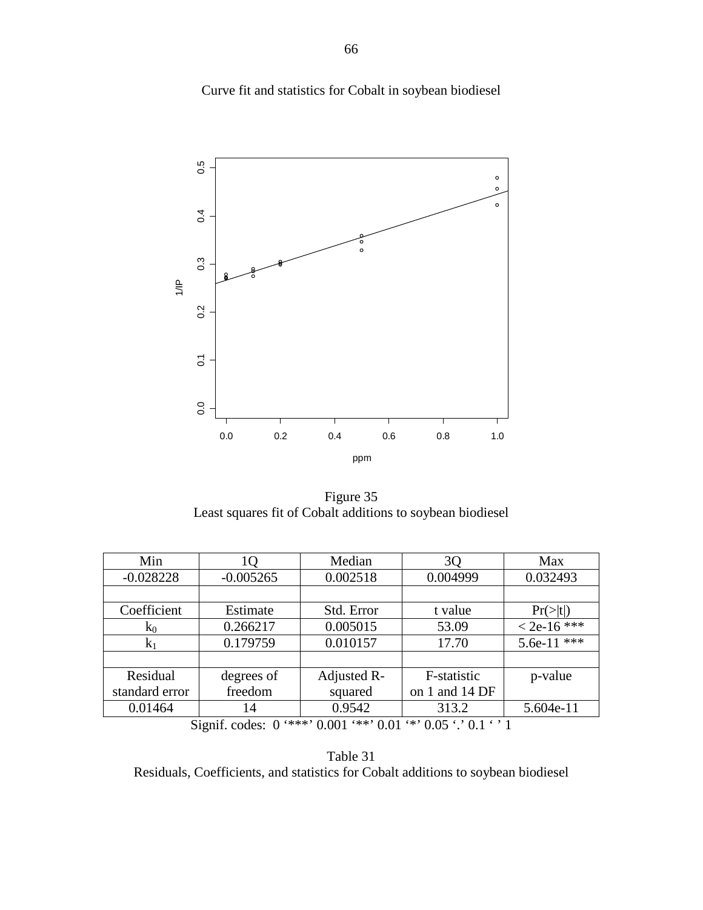Curve fit and statistics for Cobalt in soybean biodiesel

Figure 35
Least squares fit of Cobalt additions to soybean biodiesel

| Min | 1Q | Median | 3Q | Max |
|---|---|---|---|---|
| -0.028228 | -0.005265 | 0.002518 | 0.004999 | 0.032493 |
| | | | | |
| Coefficient | Estimate | Std. Error | t value | Pr(>\|t\|) |
| $k_0$ | 0.266217 | 0.005015 | 53.09 | < 2e-16 *** |
| $k_1$ | 0.179759 | 0.010157 | 17.70 | 5.6e-11 *** |
| | | | | |
| Residual standard error | degrees of freedom | Adjusted R-squared | F-statistic on 1 and 14 DF | p-value |
| 0.01464 | 14 | 0.9542 | 313.2 | 5.604e-11 |

Signif. codes: 0 '***' 0.001 '**' 0.01 '*' 0.05 '.' 0.1 ' ' 1

Table 31
Residuals, Coefficients, and statistics for Cobalt additions to soybean biodiesel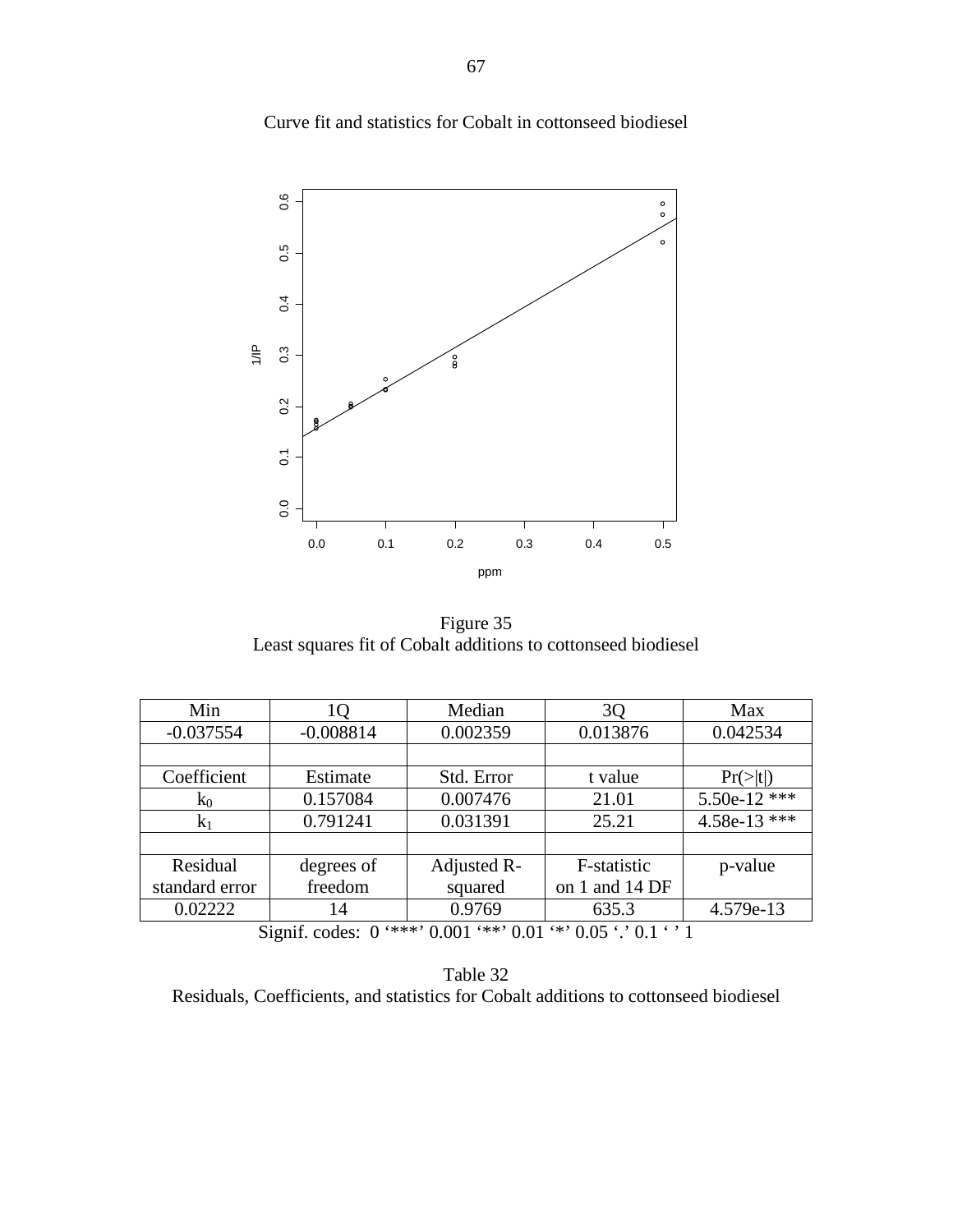Curve fit and statistics for Cobalt in cottonseed biodiesel

Figure 35
Least squares fit of Cobalt additions to cottonseed biodiesel

| Min | 1Q | Median | 3Q | Max |
|---|---|---|---|---|
| -0.037554 | -0.008814 | 0.002359 | 0.013876 | 0.042534 |
| | | | | |
| Coefficient | Estimate | Std. Error | t value | Pr(>\|t\|) |
| $k_0$ | 0.157084 | 0.007476 | 21.01 | 5.50e-12 *** |
| $k_1$ | 0.791241 | 0.031391 | 25.21 | 4.58e-13 *** |
| | | | | |
| Residual standard error | degrees of freedom | Adjusted R-squared | F-statistic on 1 and 14 DF | p-value |
| 0.02222 | 14 | 0.9769 | 635.3 | 4.579e-13 |

Signif. codes: 0 '***' 0.001 '**' 0.01 '*' 0.05 '.' 0.1 ' ' 1

Table 32
Residuals, Coefficients, and statistics for Cobalt additions to cottonseed biodiesel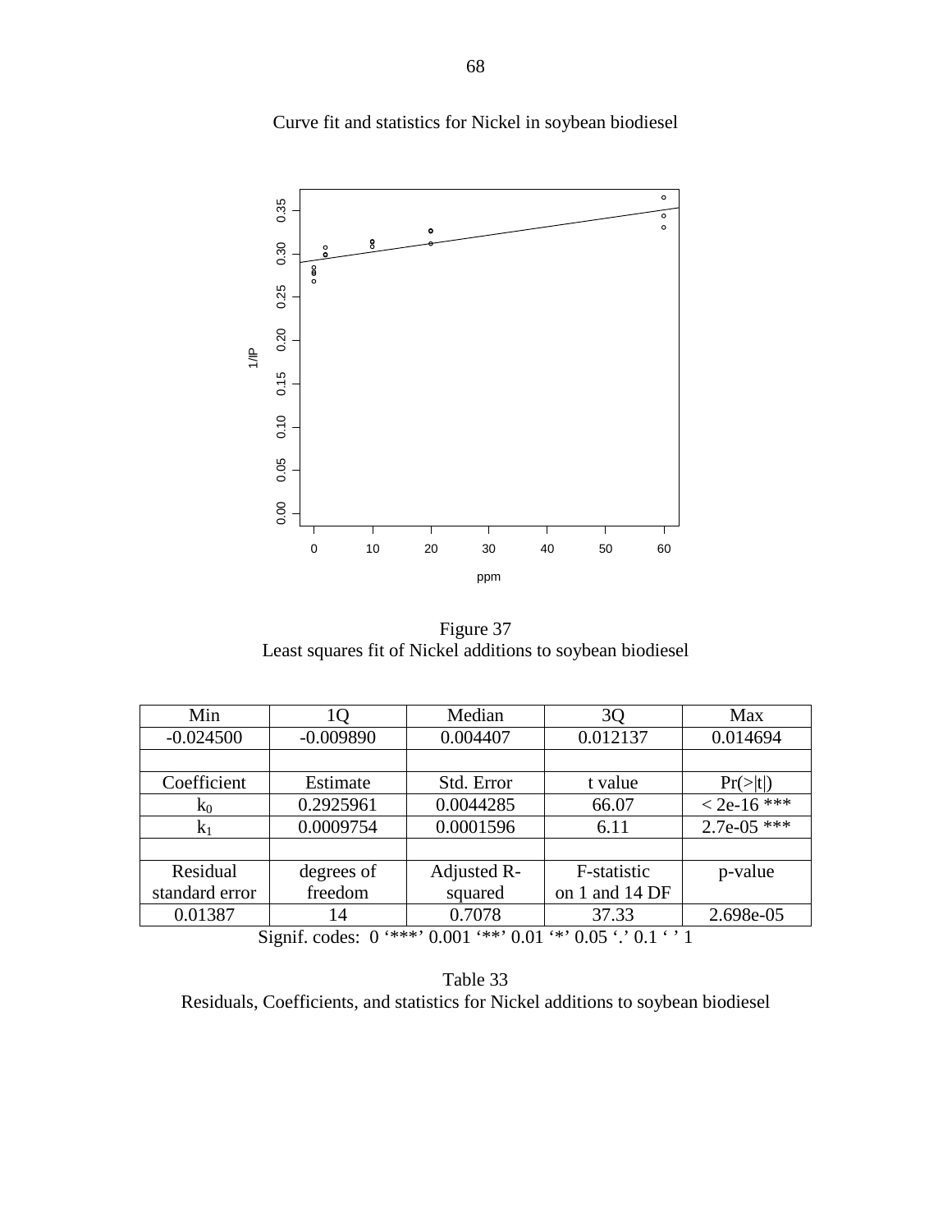Curve fit and statistics for Nickel in soybean biodiesel

Figure 37
Least squares fit of Nickel additions to soybean biodiesel

| Min | 1Q | Median | 3Q | Max |
|---|---|---|---|---|
| -0.024500 | -0.009890 | 0.004407 | 0.012137 | 0.014694 |
| | | | | |
| Coefficient | Estimate | Std. Error | t value | Pr(>\|t\|) |
| $k_0$ | 0.2925961 | 0.0044285 | 66.07 | < 2e-16 *** |
| $k_1$ | 0.0009754 | 0.0001596 | 6.11 | 2.7e-05 *** |
| | | | | |
| Residual standard error | degrees of freedom | Adjusted R-squared | F-statistic on 1 and 14 DF | p-value |
| 0.01387 | 14 | 0.7078 | 37.33 | 2.698e-05 |

Signif. codes: 0 '***' 0.001 '**' 0.01 '*' 0.05 '.' 0.1 ' ' 1

Table 33
Residuals, Coefficients, and statistics for Nickel additions to soybean biodiesel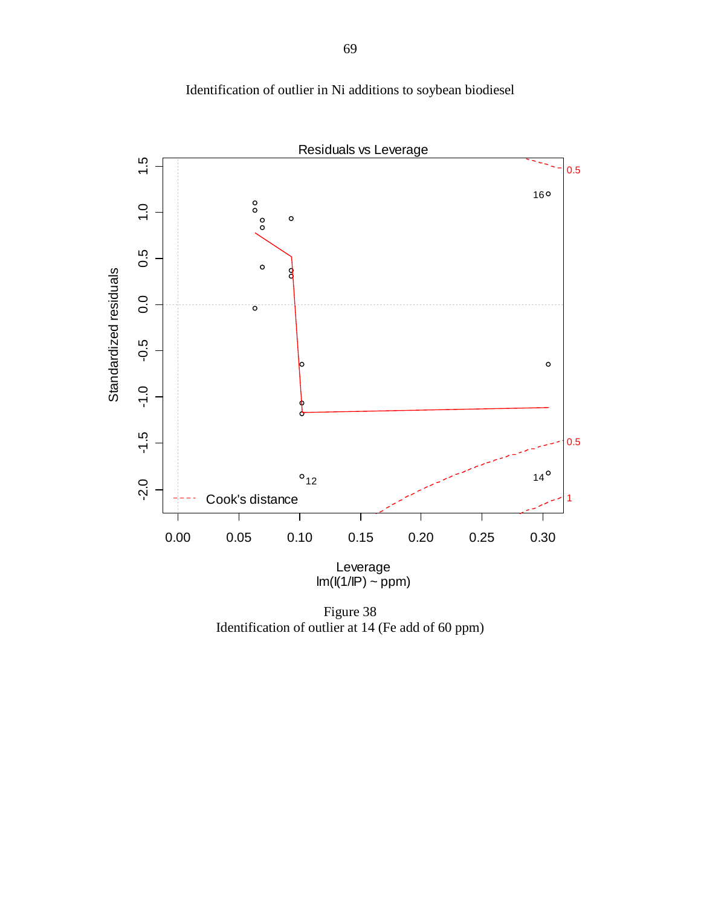Identification of outlier in Ni additions to soybean biodiesel

Figure 38
Identification of outlier at 14 (Fe add of 60 ppm)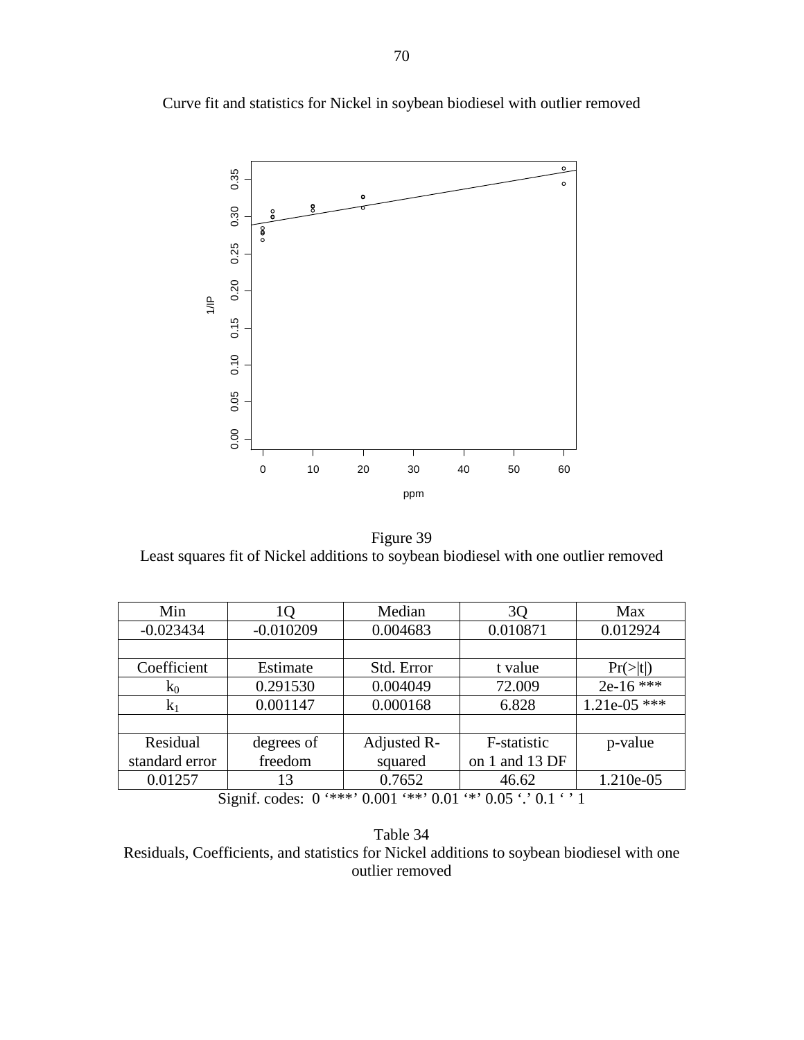Curve fit and statistics for Nickel in soybean biodiesel with outlier removed

Figure 39
Least squares fit of Nickel additions to soybean biodiesel with one outlier removed

| Min | 1Q | Median | 3Q | Max |
|---|---|---|---|---|
| -0.023434 | -0.010209 | 0.004683 | 0.010871 | 0.012924 |
| | | | | |
| Coefficient | Estimate | Std. Error | t value | Pr(>\|t\|) |
| $k_0$ | 0.291530 | 0.004049 | 72.009 | 2e-16 *** |
| $k_1$ | 0.001147 | 0.000168 | 6.828 | 1.21e-05 *** |
| | | | | |
| Residual standard error | degrees of freedom | Adjusted R-squared | F-statistic on 1 and 13 DF | p-value |
| 0.01257 | 13 | 0.7652 | 46.62 | 1.210e-05 |

Signif. codes: 0 '***' 0.001 '**' 0.01 '*' 0.05 '.' 0.1 ' ' 1

Table 34
Residuals, Coefficients, and statistics for Nickel additions to soybean biodiesel with one outlier removed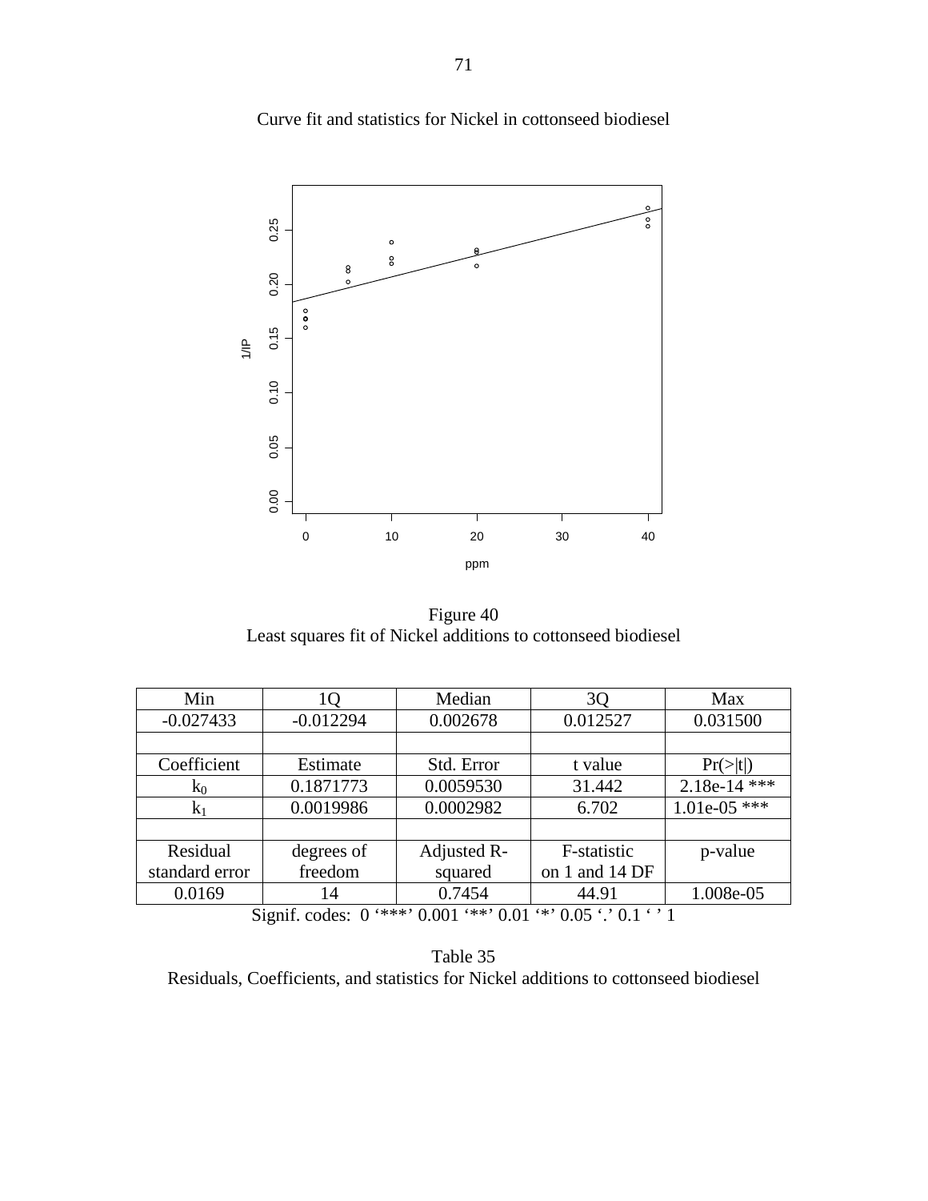Curve fit and statistics for Nickel in cottonseed biodiesel

Figure 40
Least squares fit of Nickel additions to cottonseed biodiesel

| Min | 1Q | Median | 3Q | Max |
|---|---|---|---|---|
| -0.027433 | -0.012294 | 0.002678 | 0.012527 | 0.031500 |
| | | | | |
| Coefficient | Estimate | Std. Error | t value | Pr(>\|t\|) |
| $k_0$ | 0.1871773 | 0.0059530 | 31.442 | 2.18e-14 *** |
| $k_1$ | 0.0019986 | 0.0002982 | 6.702 | 1.01e-05 *** |
| | | | | |
| Residual standard error | degrees of freedom | Adjusted R-squared | F-statistic on 1 and 14 DF | p-value |
| 0.0169 | 14 | 0.7454 | 44.91 | 1.008e-05 |

Signif. codes: 0 '***' 0.001 '**' 0.01 '*' 0.05 '.' 0.1 ' ' 1

Table 35
Residuals, Coefficients, and statistics for Nickel additions to cottonseed biodiesel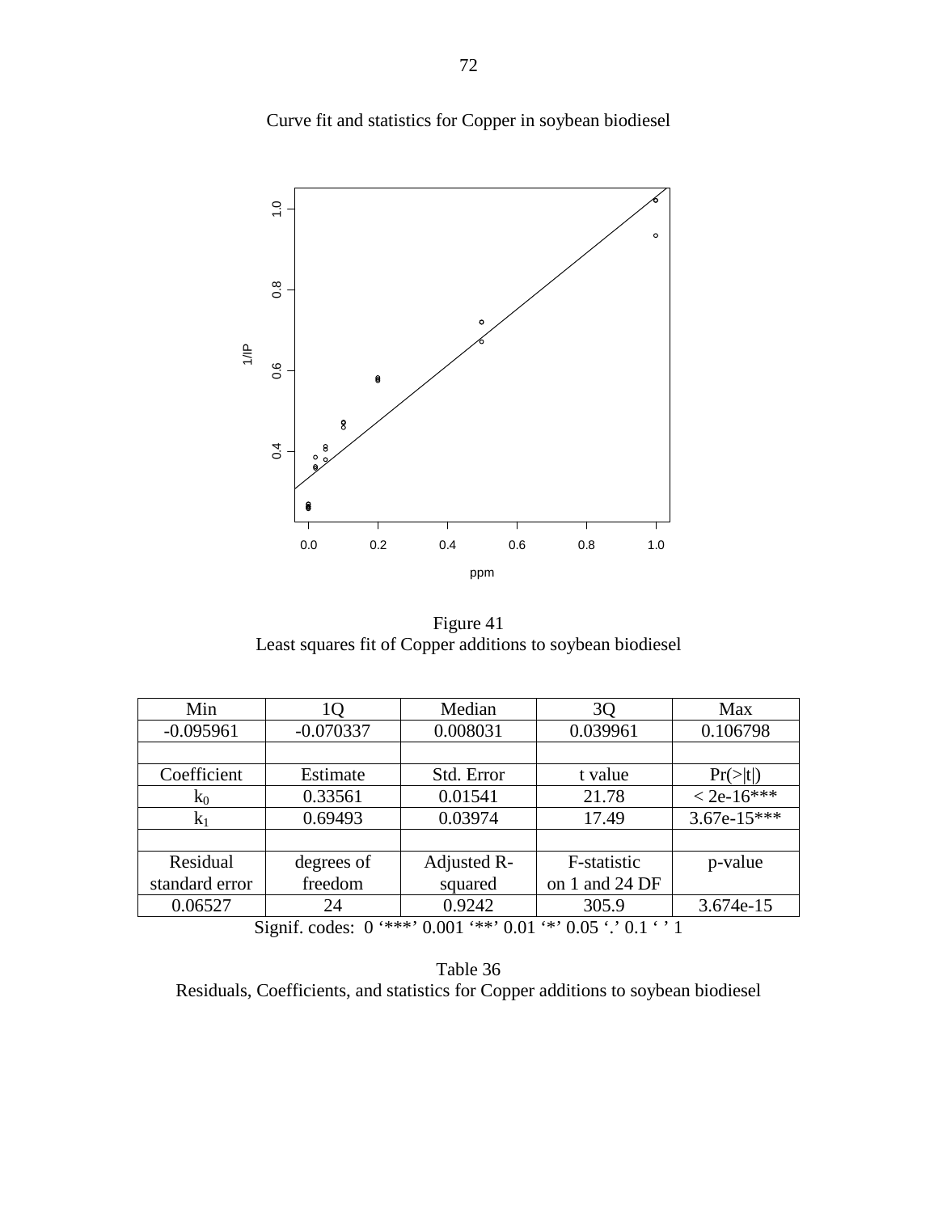Curve fit and statistics for Copper in soybean biodiesel

Figure 41
Least squares fit of Copper additions to soybean biodiesel

| Min | 1Q | Median | 3Q | Max |
|---|---|---|---|---|
| -0.095961 | -0.070337 | 0.008031 | 0.039961 | 0.106798 |
| | | | | |
| Coefficient | Estimate | Std. Error | t value | Pr(>\|t\|) |
| $k_0$ | 0.33561 | 0.01541 | 21.78 | < 2e-16*** |
| $k_1$ | 0.69493 | 0.03974 | 17.49 | 3.67e-15*** |
| | | | | |
| Residual standard error | degrees of freedom | Adjusted R-squared | F-statistic on 1 and 24 DF | p-value |
| 0.06527 | 24 | 0.9242 | 305.9 | 3.674e-15 |

Signif. codes: 0 '***' 0.001 '**' 0.01 '*' 0.05 '.' 0.1 ' ' 1

Table 36
Residuals, Coefficients, and statistics for Copper additions to soybean biodiesel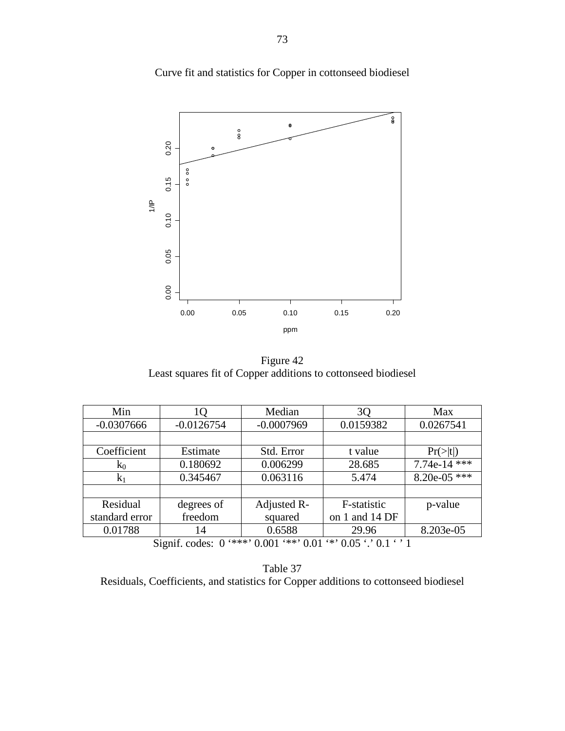Curve fit and statistics for Copper in cottonseed biodiesel

Figure 42
Least squares fit of Copper additions to cottonseed biodiesel

| Min | 1Q | Median | 3Q | Max |
|---|---|---|---|---|
| -0.0307666 | -0.0126754 | -0.0007969 | 0.0159382 | 0.0267541 |
| | | | | |
| Coefficient | Estimate | Std. Error | t value | Pr(>\|t\|) |
| $k_0$ | 0.180692 | 0.006299 | 28.685 | 7.74e-14 *** |
| $k_1$ | 0.345467 | 0.063116 | 5.474 | 8.20e-05 *** |
| | | | | |
| Residual standard error | degrees of freedom | Adjusted R-squared | F-statistic on 1 and 14 DF | p-value |
| 0.01788 | 14 | 0.6588 | 29.96 | 8.203e-05 |

Signif. codes: 0 '***' 0.001 '**' 0.01 '*' 0.05 '.' 0.1 ' ' 1

Table 37
Residuals, Coefficients, and statistics for Copper additions to cottonseed biodiesel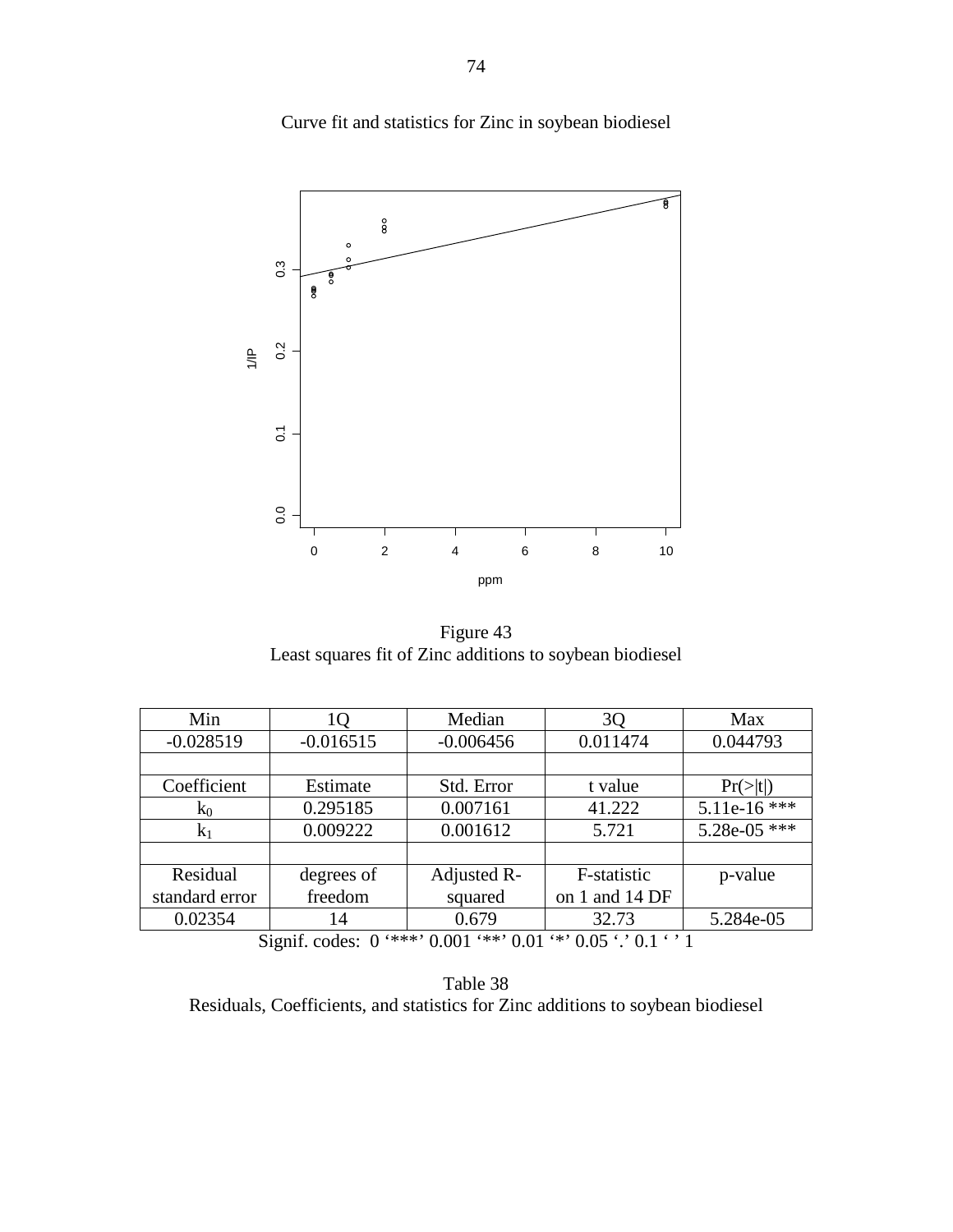Curve fit and statistics for Zinc in soybean biodiesel

Figure 43
Least squares fit of Zinc additions to soybean biodiesel

| Min | 1Q | Median | 3Q | Max |
|---|---|---|---|---|
| -0.028519 | -0.016515 | -0.006456 | 0.011474 | 0.044793 |
| | | | | |
| Coefficient | Estimate | Std. Error | t value | Pr(>\|t\|) |
| $k_0$ | 0.295185 | 0.007161 | 41.222 | 5.11e-16 *** |
| $k_1$ | 0.009222 | 0.001612 | 5.721 | 5.28e-05 *** |
| | | | | |
| Residual standard error | degrees of freedom | Adjusted R-squared | F-statistic on 1 and 14 DF | p-value |
| 0.02354 | 14 | 0.679 | 32.73 | 5.284e-05 |

Signif. codes: 0 '***' 0.001 '**' 0.01 '*' 0.05 '.' 0.1 ' ' 1

Table 38
Residuals, Coefficients, and statistics for Zinc additions to soybean biodiesel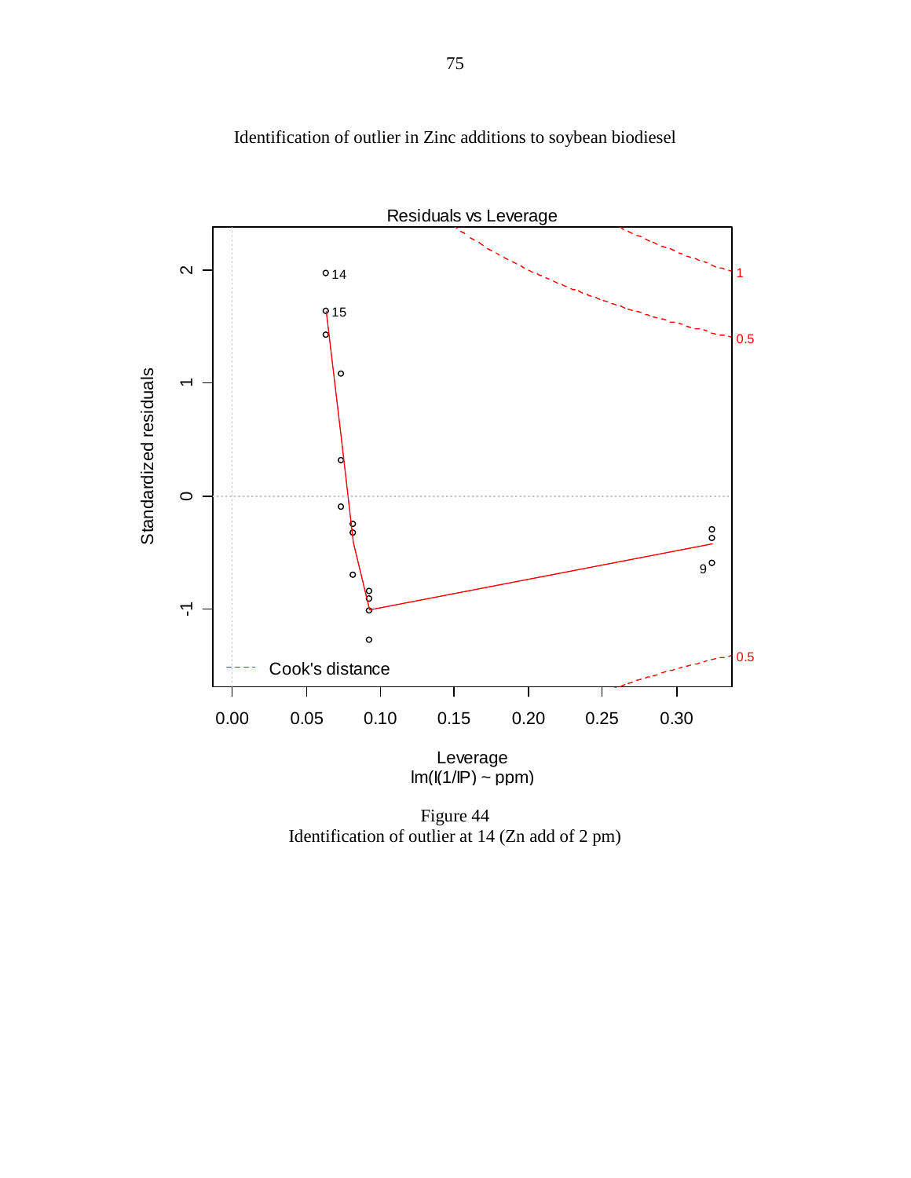Identification of outlier in Zinc additions to soybean biodiesel

Figure 44
Identification of outlier at 14 (Zn add of 2 pm)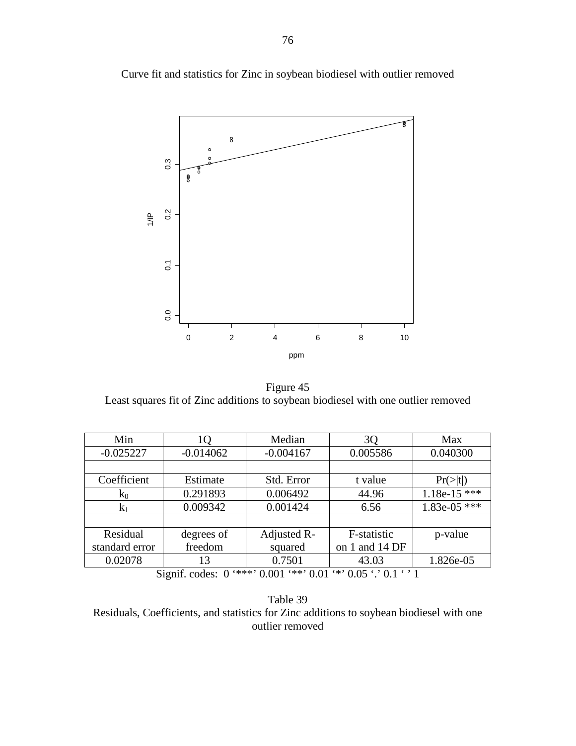Curve fit and statistics for Zinc in soybean biodiesel with outlier removed

Figure 45
Least squares fit of Zinc additions to soybean biodiesel with one outlier removed

| Min | 1Q | Median | 3Q | Max |
|---|---|---|---|---|
| -0.025227 | -0.014062 | -0.004167 | 0.005586 | 0.040300 |
| | | | | |
| Coefficient | Estimate | Std. Error | t value | Pr(>\|t\|) |
| $k_0$ | 0.291893 | 0.006492 | 44.96 | 1.18e-15 *** |
| $k_1$ | 0.009342 | 0.001424 | 6.56 | 1.83e-05 *** |
| | | | | |
| Residual standard error | degrees of freedom | Adjusted R-squared | F-statistic on 1 and 14 DF | p-value |
| 0.02078 | 13 | 0.7501 | 43.03 | 1.826e-05 |

Signif. codes: 0 '***' 0.001 '**' 0.01 '*' 0.05 '.' 0.1 ' ' 1

Table 39
Residuals, Coefficients, and statistics for Zinc additions to soybean biodiesel with one outlier removed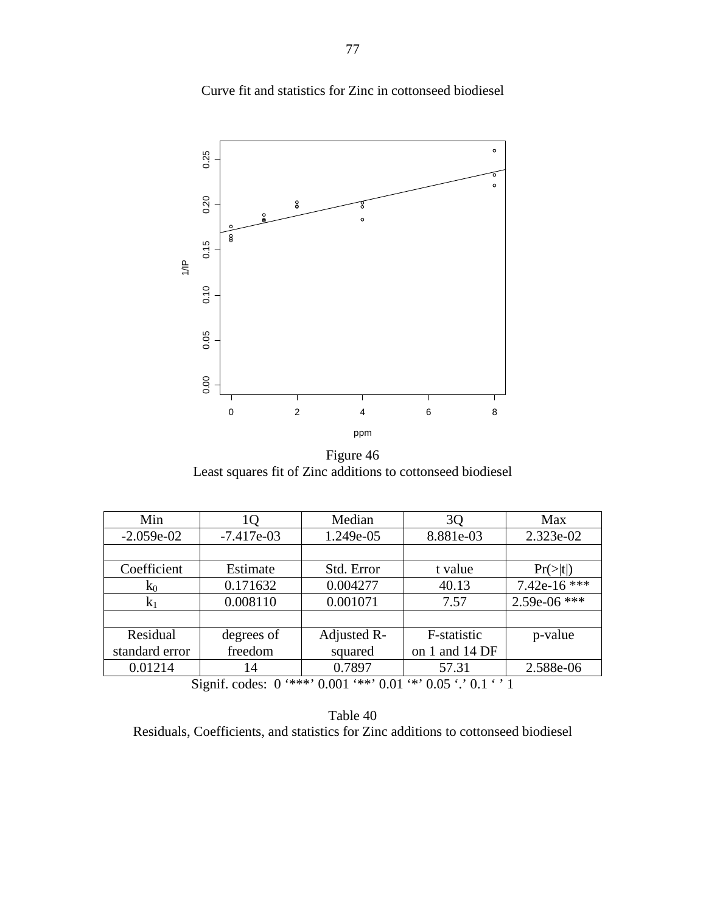Curve fit and statistics for Zinc in cottonseed biodiesel

Figure 46
Least squares fit of Zinc additions to cottonseed biodiesel

| Min | 1Q | Median | 3Q | Max |
|---|---|---|---|---|
| -2.059e-02 | -7.417e-03 | 1.249e-05 | 8.881e-03 | 2.323e-02 |
| | | | | |
| Coefficient | Estimate | Std. Error | t value | Pr(>\|t\|) |
| $k_0$ | 0.171632 | 0.004277 | 40.13 | 7.42e-16 *** |
| $k_1$ | 0.008110 | 0.001071 | 7.57 | 2.59e-06 *** |
| | | | | |
| Residual standard error | degrees of freedom | Adjusted R-squared | F-statistic on 1 and 14 DF | p-value |
| 0.01214 | 14 | 0.7897 | 57.31 | 2.588e-06 |

Signif. codes: 0 '***' 0.001 '**' 0.01 '*' 0.05 '.' 0.1 ' ' 1

Table 40
Residuals, Coefficients, and statistics for Zinc additions to cottonseed biodiesel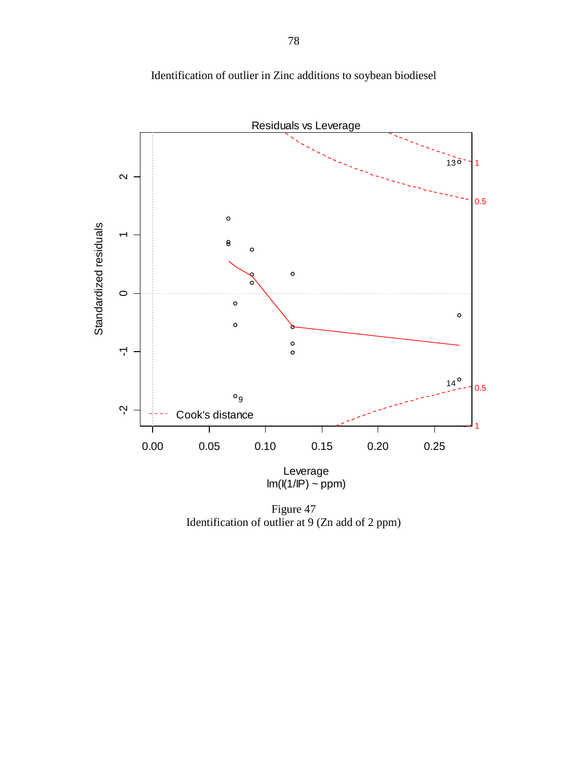Identification of outlier in Zinc additions to soybean biodiesel

Figure 47
Identification of outlier at 9 (Zn add of 2 ppm)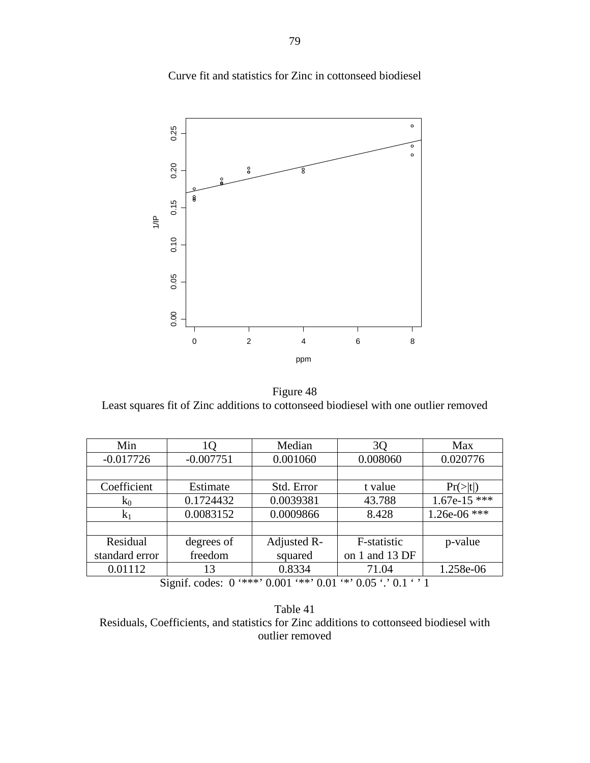Curve fit and statistics for Zinc in cottonseed biodiesel

Figure 48
Least squares fit of Zinc additions to cottonseed biodiesel with one outlier removed

| Min | 1Q | Median | 3Q | Max |
|---|---|---|---|---|
| -0.017726 | -0.007751 | 0.001060 | 0.008060 | 0.020776 |
| | | | | |
| Coefficient | Estimate | Std. Error | t value | Pr(>\|t\|) |
| $k_0$ | 0.1724432 | 0.0039381 | 43.788 | 1.67e-15 *** |
| $k_1$ | 0.0083152 | 0.0009866 | 8.428 | 1.26e-06 *** |
| | | | | |
| Residual standard error | degrees of freedom | Adjusted R-squared | F-statistic on 1 and 13 DF | p-value |
| 0.01112 | 13 | 0.8334 | 71.04 | 1.258e-06 |

Signif. codes: 0 '***' 0.001 '**' 0.01 '*' 0.05 '.' 0.1 ' ' 1

Table 41
Residuals, Coefficients, and statistics for Zinc additions to cottonseed biodiesel with outlier removed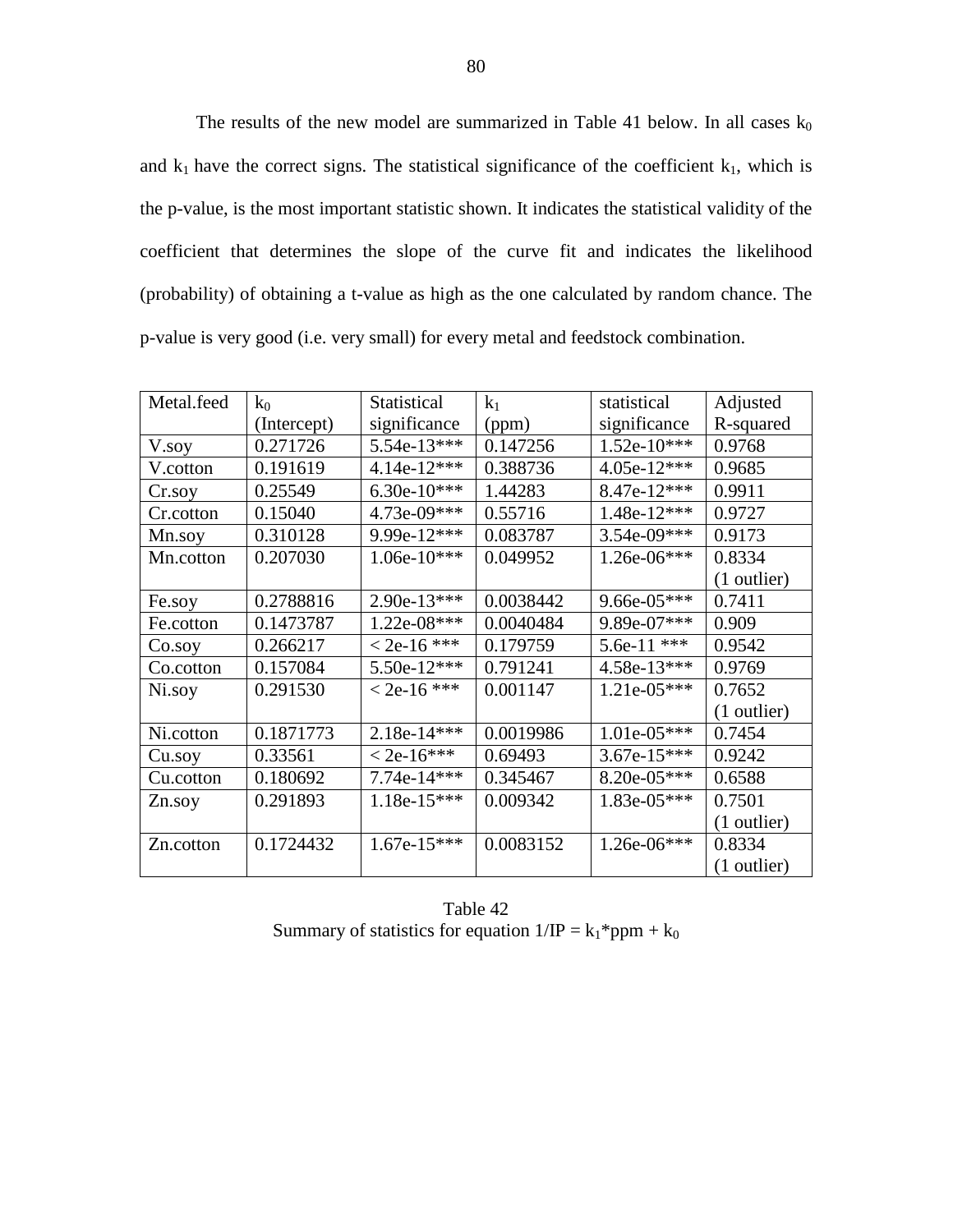The results of the new model are summarized in Table 41 below. In all cases $k_0$ and $k_1$ have the correct signs. The statistical significance of the coefficient $k_1$, which is the p-value, is the most important statistic shown. It indicates the statistical validity of the coefficient that determines the slope of the curve fit and indicates the likelihood (probability) of obtaining a t-value as high as the one calculated by random chance. The p-value is very good (i.e. very small) for every metal and feedstock combination.

| Metal.feed | $k_0$ (Intercept) | Statistical significance | $k_1$ (ppm) | statistical significance | Adjusted R-squared |
|---|---|---|---|---|---|
| V.soy | 0.271726 | 5.54e-13*** | 0.147256 | 1.52e-10*** | 0.9768 |
| V.cotton | 0.191619 | 4.14e-12*** | 0.388736 | 4.05e-12*** | 0.9685 |
| Cr.soy | 0.25549 | 6.30e-10*** | 1.44283 | 8.47e-12*** | 0.9911 |
| Cr.cotton | 0.15040 | 4.73e-09*** | 0.55716 | 1.48e-12*** | 0.9727 |
| Mn.soy | 0.310128 | 9.99e-12*** | 0.083787 | 3.54e-09*** | 0.9173 |
| Mn.cotton | 0.207030 | 1.06e-10*** | 0.049952 | 1.26e-06*** | 0.8334 (1 outlier) |
| Fe.soy | 0.2788816 | 2.90e-13*** | 0.0038442 | 9.66e-05*** | 0.7411 |
| Fe.cotton | 0.1473787 | 1.22e-08*** | 0.0040484 | 9.89e-07*** | 0.909 |
| Co.soy | 0.266217 | < 2e-16 *** | 0.179759 | 5.6e-11 *** | 0.9542 |
| Co.cotton | 0.157084 | 5.50e-12*** | 0.791241 | 4.58e-13*** | 0.9769 |
| Ni.soy | 0.291530 | < 2e-16 *** | 0.001147 | 1.21e-05*** | 0.7652 (1 outlier) |
| Ni.cotton | 0.1871773 | 2.18e-14*** | 0.0019986 | 1.01e-05*** | 0.7454 |
| Cu.soy | 0.33561 | < 2e-16*** | 0.69493 | 3.67e-15*** | 0.9242 |
| Cu.cotton | 0.180692 | 7.74e-14*** | 0.345467 | 8.20e-05*** | 0.6588 |
| Zn.soy | 0.291893 | 1.18e-15*** | 0.009342 | 1.83e-05*** | 0.7501 (1 outlier) |
| Zn.cotton | 0.1724432 | 1.67e-15*** | 0.0083152 | 1.26e-06*** | 0.8334 (1 outlier) |

Table 42
Summary of statistics for equation $1/IP = k_1*ppm + k_0$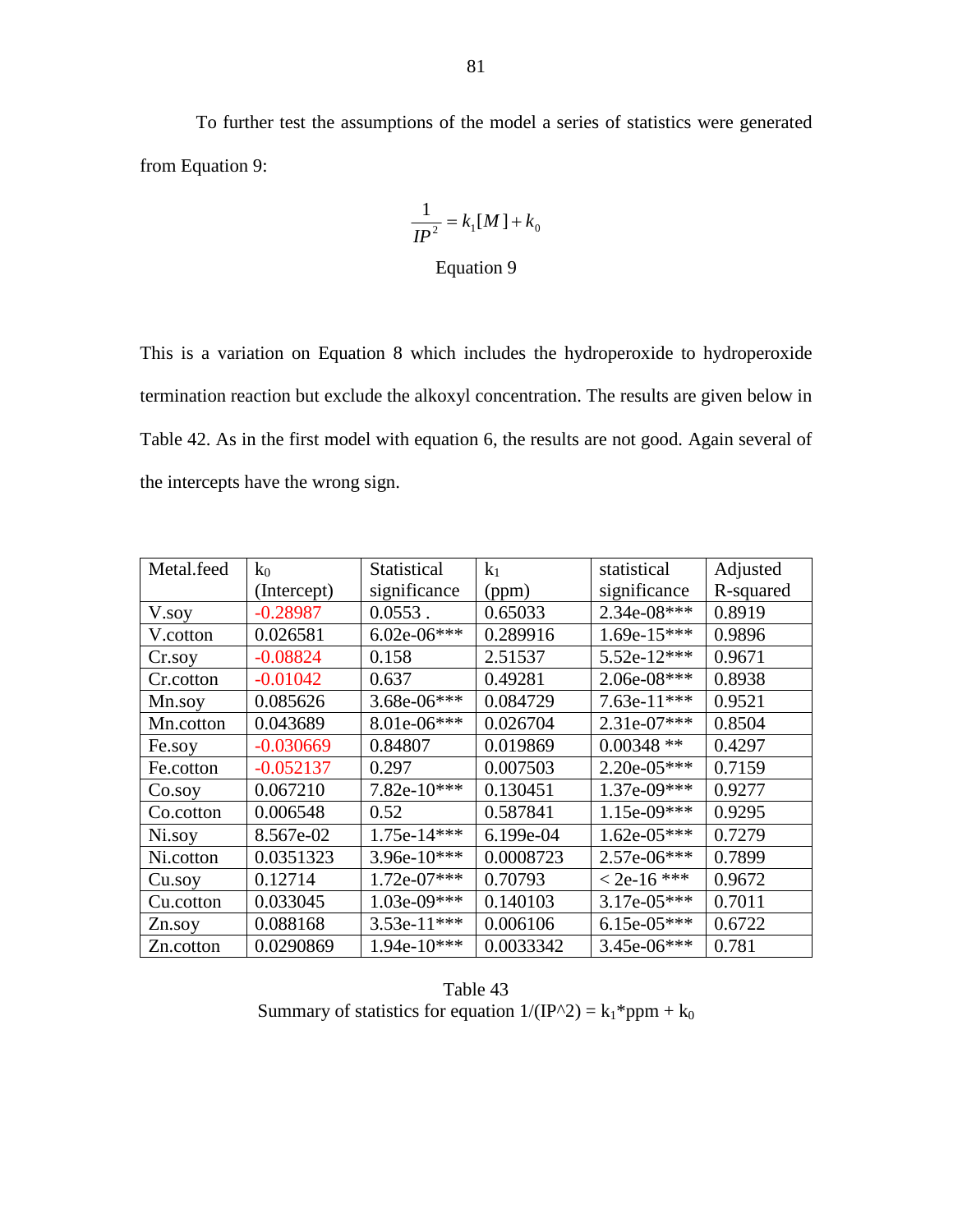To further test the assumptions of the model a series of statistics were generated from Equation 9:

$$\frac{1}{IP^2} = k_1[M] + k_0$$

Equation 9

This is a variation on Equation 8 which includes the hydroperoxide to hydroperoxide termination reaction but exclude the alkoxyl concentration. The results are given below in Table 42. As in the first model with equation 6, the results are not good. Again several of the intercepts have the wrong sign.

| Metal.feed | $k_0$ (Intercept) | Statistical significance | $k_1$ (ppm) | statistical significance | Adjusted R-squared |
|---|---|---|---|---|---|
| V.soy | -0.28987 | 0.0553 . | 0.65033 | 2.34e-08*** | 0.8919 |
| V.cotton | 0.026581 | 6.02e-06*** | 0.289916 | 1.69e-15*** | 0.9896 |
| Cr.soy | -0.08824 | 0.158 | 2.51537 | 5.52e-12*** | 0.9671 |
| Cr.cotton | -0.01042 | 0.637 | 0.49281 | 2.06e-08*** | 0.8938 |
| Mn.soy | 0.085626 | 3.68e-06*** | 0.084729 | 7.63e-11*** | 0.9521 |
| Mn.cotton | 0.043689 | 8.01e-06*** | 0.026704 | 2.31e-07*** | 0.8504 |
| Fe.soy | -0.030669 | 0.84807 | 0.019869 | 0.00348 ** | 0.4297 |
| Fe.cotton | -0.052137 | 0.297 | 0.007503 | 2.20e-05*** | 0.7159 |
| Co.soy | 0.067210 | 7.82e-10*** | 0.130451 | 1.37e-09*** | 0.9277 |
| Co.cotton | 0.006548 | 0.52 | 0.587841 | 1.15e-09*** | 0.9295 |
| Ni.soy | 8.567e-02 | 1.75e-14*** | 6.199e-04 | 1.62e-05*** | 0.7279 |
| Ni.cotton | 0.0351323 | 3.96e-10*** | 0.0008723 | 2.57e-06*** | 0.7899 |
| Cu.soy | 0.12714 | 1.72e-07*** | 0.70793 | < 2e-16 *** | 0.9672 |
| Cu.cotton | 0.033045 | 1.03e-09*** | 0.140103 | 3.17e-05*** | 0.7011 |
| Zn.soy | 0.088168 | 3.53e-11*** | 0.006106 | 6.15e-05*** | 0.6722 |
| Zn.cotton | 0.0290869 | 1.94e-10*** | 0.0033342 | 3.45e-06*** | 0.781 |

Table 43

Summary of statistics for equation $1/(IP^2) = k_1 * ppm + k_0$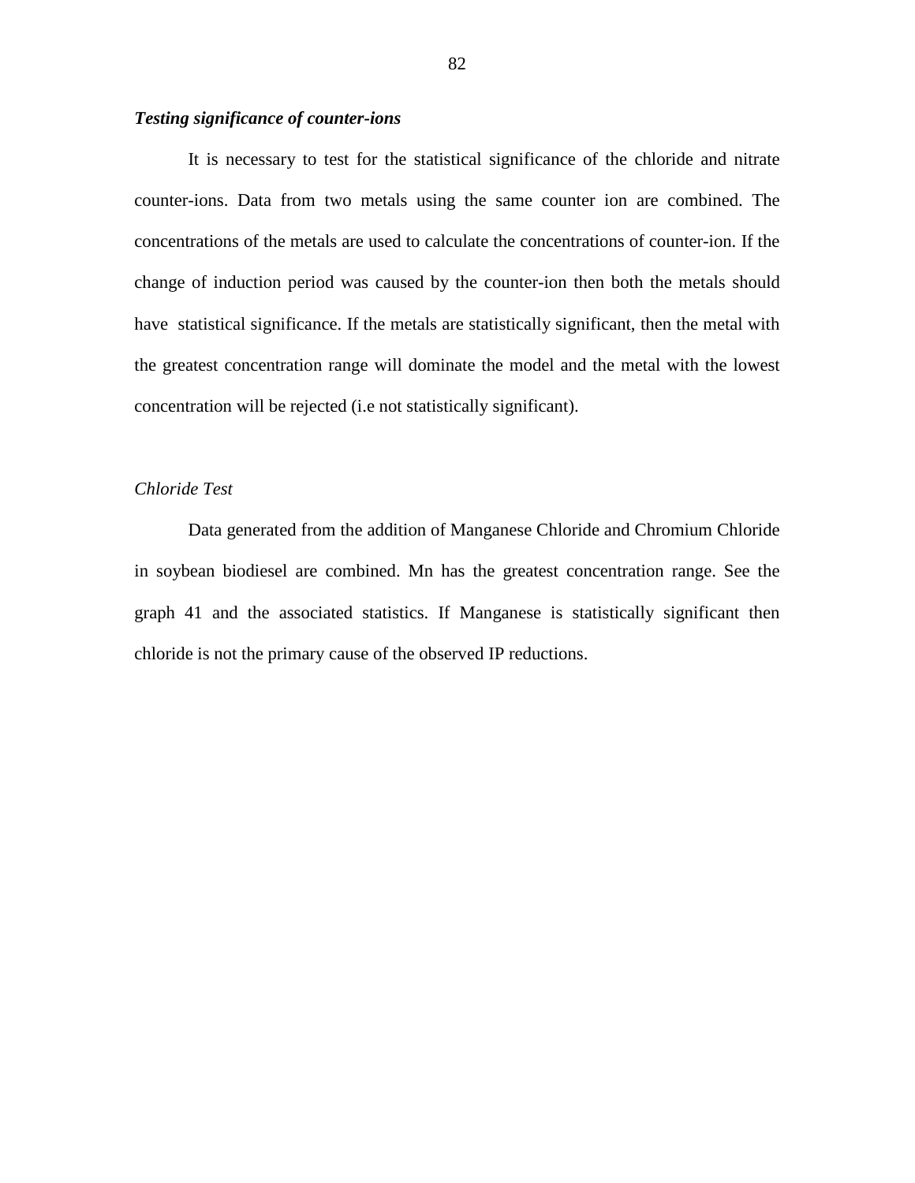***Testing significance of counter-ions***

It is necessary to test for the statistical significance of the chloride and nitrate counter-ions. Data from two metals using the same counter ion are combined. The concentrations of the metals are used to calculate the concentrations of counter-ion. If the change of induction period was caused by the counter-ion then both the metals should have statistical significance. If the metals are statistically significant, then the metal with the greatest concentration range will dominate the model and the metal with the lowest concentration will be rejected (i.e not statistically significant).

*Chloride Test*

Data generated from the addition of Manganese Chloride and Chromium Chloride in soybean biodiesel are combined. Mn has the greatest concentration range. See the graph 41 and the associated statistics. If Manganese is statistically significant then chloride is not the primary cause of the observed IP reductions.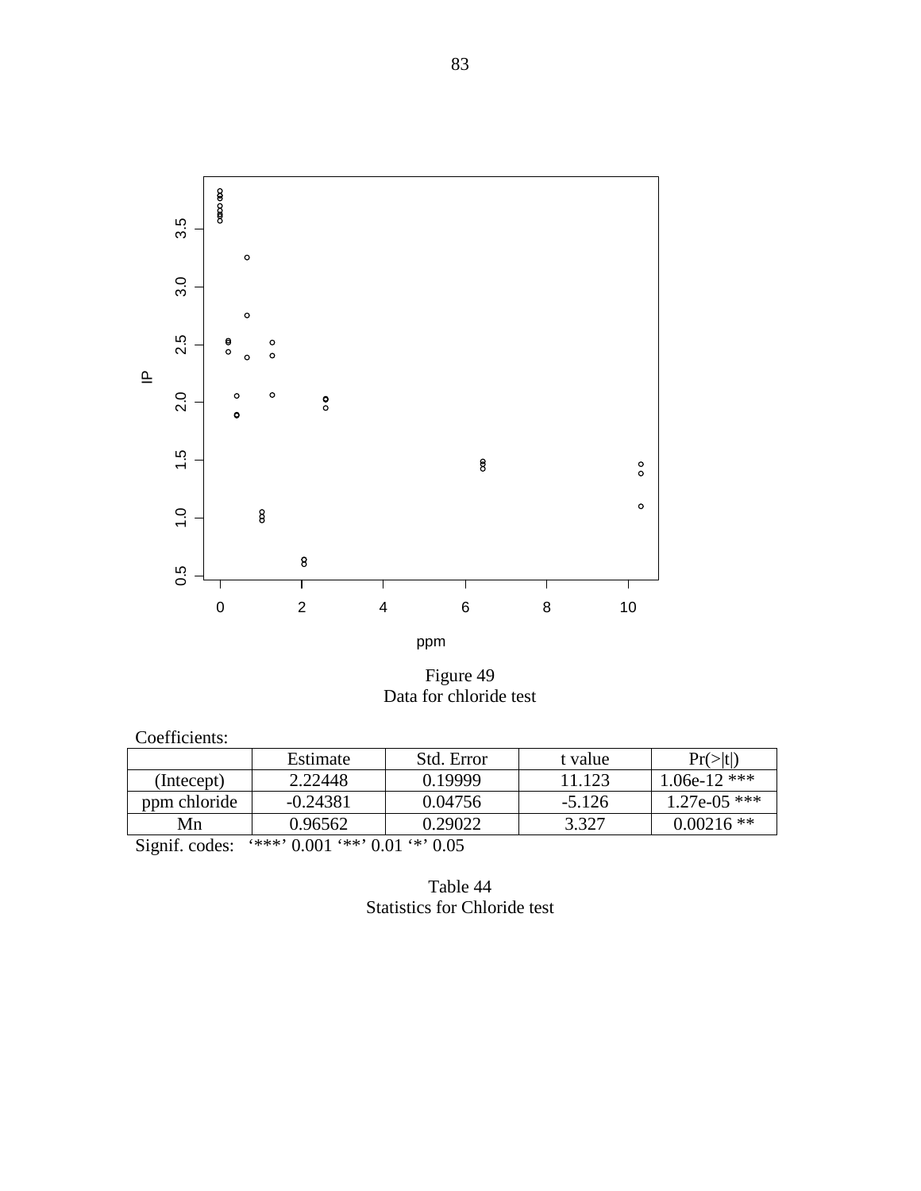Figure 49
Data for chloride test

Coefficients:

| | Estimate | Std. Error | t value | Pr(>\|t\|) |
|---|---|---|---|---|
| (Intecept) | 2.22448 | 0.19999 | 11.123 | 1.06e-12 *** |
| ppm chloride | -0.24381 | 0.04756 | -5.126 | 1.27e-05 *** |
| Mn | 0.96562 | 0.29022 | 3.327 | 0.00216 ** |

Signif. codes: '***' 0.001 '**' 0.01 '*' 0.05

Table 44
Statistics for Chloride test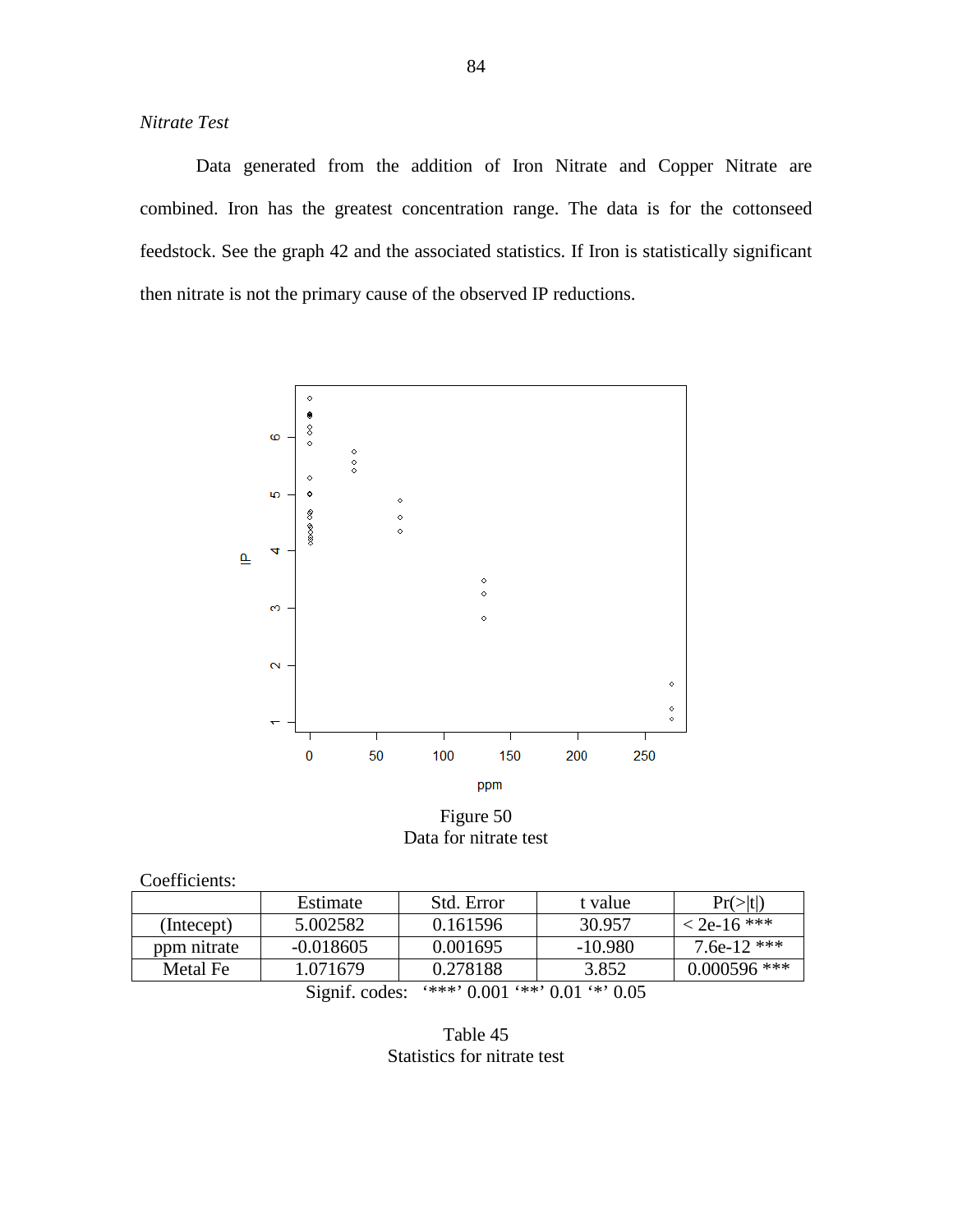*Nitrate Test*

Data generated from the addition of Iron Nitrate and Copper Nitrate are combined. Iron has the greatest concentration range. The data is for the cottonseed feedstock. See the graph 42 and the associated statistics. If Iron is statistically significant then nitrate is not the primary cause of the observed IP reductions.

Figure 50
Data for nitrate test

Coefficients:

| | Estimate | Std. Error | t value | Pr(>\|t\|) |
|---|---|---|---|---|
| (Intecept) | 5.002582 | 0.161596 | 30.957 | < 2e-16 *** |
| ppm nitrate | -0.018605 | 0.001695 | -10.980 | 7.6e-12 *** |
| Metal Fe | 1.071679 | 0.278188 | 3.852 | 0.000596 *** |

Signif. codes: '***' 0.001 '**' 0.01 '*' 0.05

Table 45
Statistics for nitrate test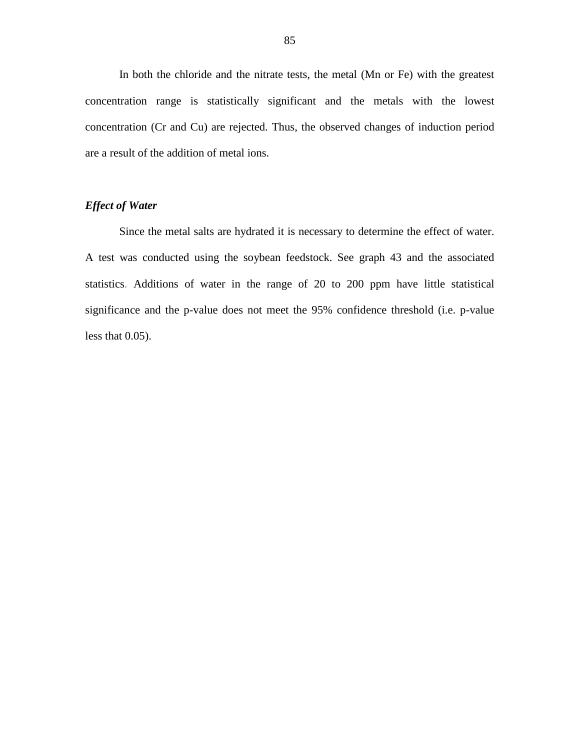In both the chloride and the nitrate tests, the metal (Mn or Fe) with the greatest concentration range is statistically significant and the metals with the lowest concentration (Cr and Cu) are rejected. Thus, the observed changes of induction period are a result of the addition of metal ions.

### *Effect of Water*

Since the metal salts are hydrated it is necessary to determine the effect of water. A test was conducted using the soybean feedstock. See graph 43 and the associated statistics. Additions of water in the range of 20 to 200 ppm have little statistical significance and the p-value does not meet the 95% confidence threshold (i.e. p-value less that 0.05).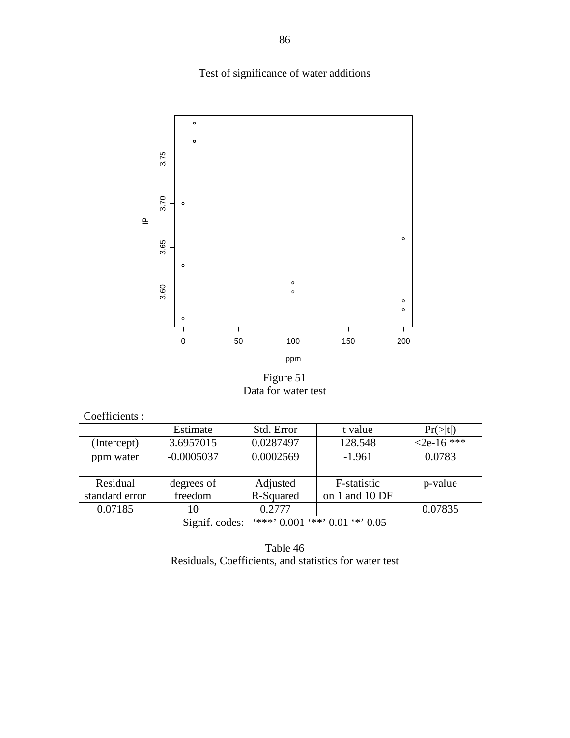Test of significance of water additions

Figure 51
Data for water test

Coefficients :

| | Estimate | Std. Error | t value | Pr(>\|t\|) |
|---|---|---|---|---|
| (Intercept) | 3.6957015 | 0.0287497 | 128.548 | <2e-16 *** |
| ppm water | -0.0005037 | 0.0002569 | -1.961 | 0.0783 |
| | | | | |
| Residual standard error | degrees of freedom | Adjusted R-Squared | F-statistic on 1 and 10 DF | p-value |
| 0.07185 | 10 | 0.2777 | | 0.07835 |

Signif. codes: '***' 0.001 '**' 0.01 '*' 0.05

Table 46
Residuals, Coefficients, and statistics for water test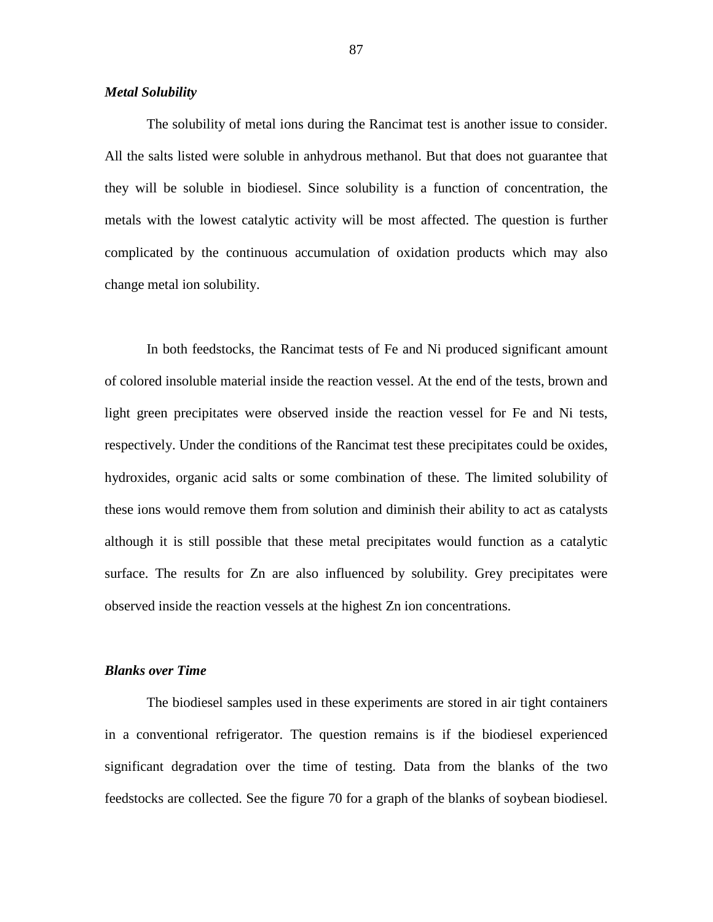***Metal Solubility***

The solubility of metal ions during the Rancimat test is another issue to consider. All the salts listed were soluble in anhydrous methanol. But that does not guarantee that they will be soluble in biodiesel. Since solubility is a function of concentration, the metals with the lowest catalytic activity will be most affected. The question is further complicated by the continuous accumulation of oxidation products which may also change metal ion solubility.

In both feedstocks, the Rancimat tests of Fe and Ni produced significant amount of colored insoluble material inside the reaction vessel. At the end of the tests, brown and light green precipitates were observed inside the reaction vessel for Fe and Ni tests, respectively. Under the conditions of the Rancimat test these precipitates could be oxides, hydroxides, organic acid salts or some combination of these. The limited solubility of these ions would remove them from solution and diminish their ability to act as catalysts although it is still possible that these metal precipitates would function as a catalytic surface. The results for Zn are also influenced by solubility. Grey precipitates were observed inside the reaction vessels at the highest Zn ion concentrations.

***Blanks over Time***

The biodiesel samples used in these experiments are stored in air tight containers in a conventional refrigerator. The question remains is if the biodiesel experienced significant degradation over the time of testing. Data from the blanks of the two feedstocks are collected. See the figure 70 for a graph of the blanks of soybean biodiesel.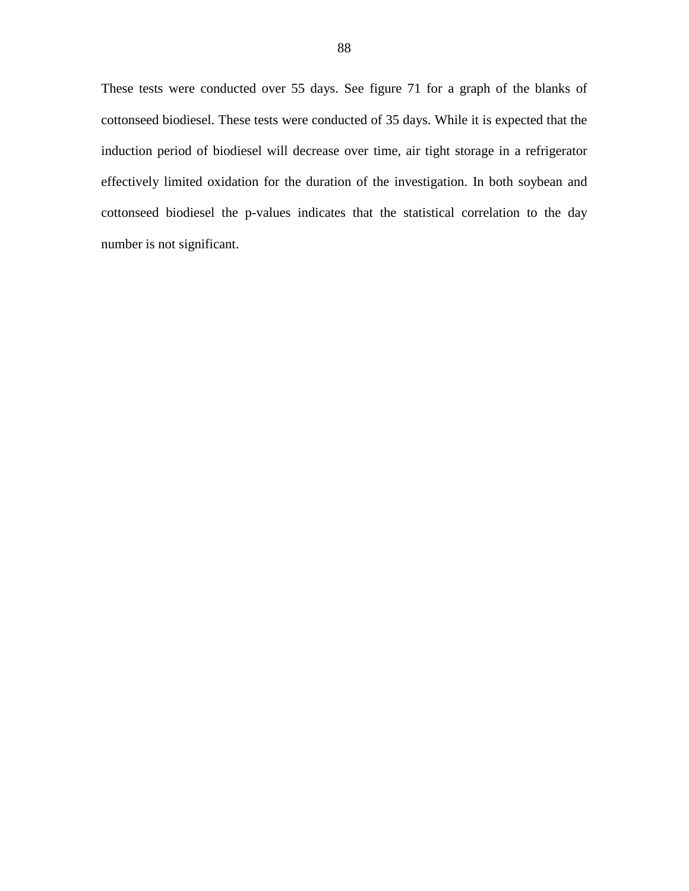These tests were conducted over 55 days. See figure 71 for a graph of the blanks of cottonseed biodiesel. These tests were conducted of 35 days. While it is expected that the induction period of biodiesel will decrease over time, air tight storage in a refrigerator effectively limited oxidation for the duration of the investigation. In both soybean and cottonseed biodiesel the p-values indicates that the statistical correlation to the day number is not significant.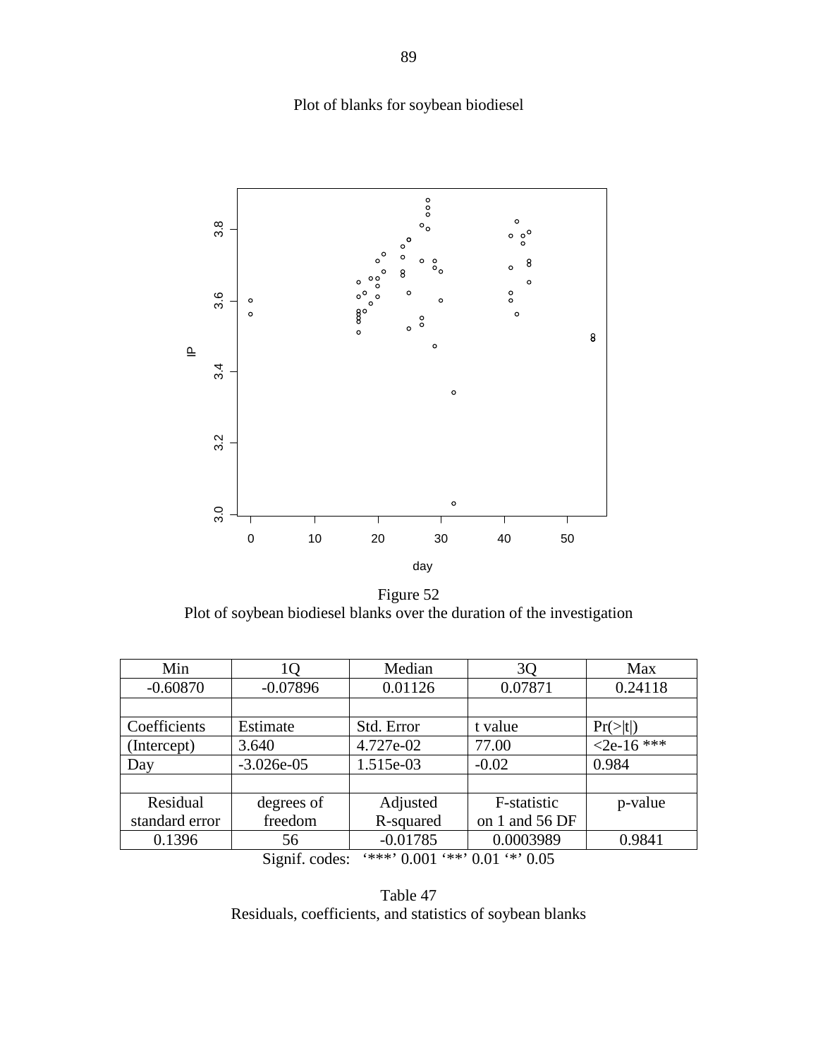Plot of blanks for soybean biodiesel

Figure 52
Plot of soybean biodiesel blanks over the duration of the investigation

| Min | 1Q | Median | 3Q | Max |
|---|---|---|---|---|
| -0.60870 | -0.07896 | 0.01126 | 0.07871 | 0.24118 |
| | | | | |
| Coefficients | Estimate | Std. Error | t value | Pr(>\|t\|) |
| (Intercept) | 3.640 | 4.727e-02 | 77.00 | <2e-16 *** |
| Day | -3.026e-05 | 1.515e-03 | -0.02 | 0.984 |
| | | | | |
| Residual standard error | degrees of freedom | Adjusted R-squared | F-statistic on 1 and 56 DF | p-value |
| 0.1396 | 56 | -0.01785 | 0.0003989 | 0.9841 |

Signif. codes: '***' 0.001 '**' 0.01 '*' 0.05

Table 47
Residuals, coefficients, and statistics of soybean blanks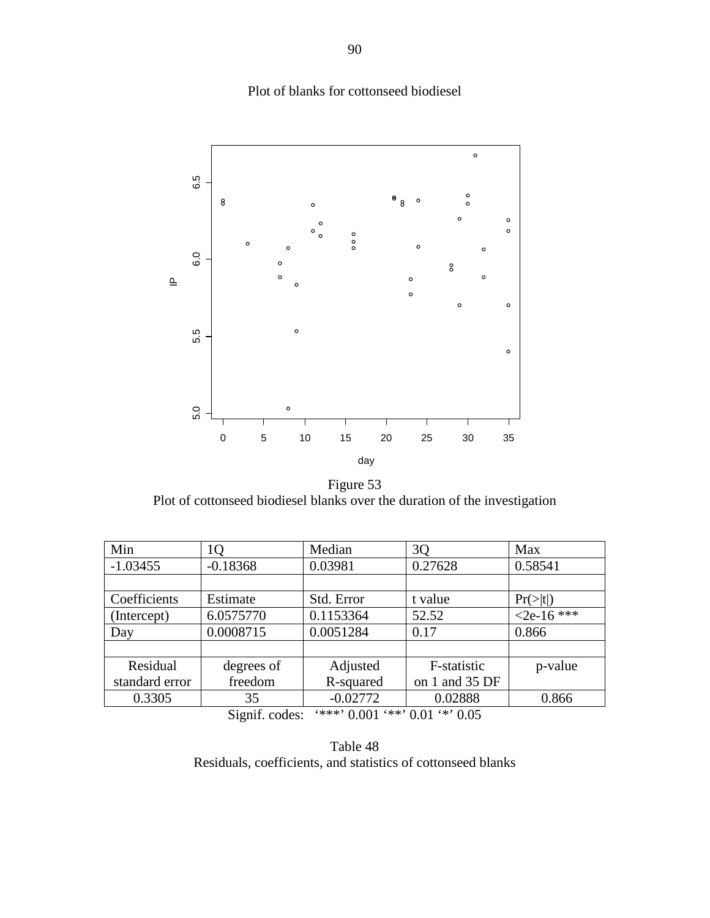Plot of blanks for cottonseed biodiesel

Figure 53
Plot of cottonseed biodiesel blanks over the duration of the investigation

| Min | 1Q | Median | 3Q | Max |
|---|---|---|---|---|
| -1.03455 | -0.18368 | 0.03981 | 0.27628 | 0.58541 |
| | | | | |
| Coefficients | Estimate | Std. Error | t value | Pr(>\|t\|) |
| (Intercept) | 6.0575770 | 0.1153364 | 52.52 | <2e-16 *** |
| Day | 0.0008715 | 0.0051284 | 0.17 | 0.866 |
| | | | | |
| Residual standard error | degrees of freedom | Adjusted R-squared | F-statistic on 1 and 35 DF | p-value |
| 0.3305 | 35 | -0.02772 | 0.02888 | 0.866 |

Signif. codes: '***' 0.001 '**' 0.01 '*' 0.05

Table 48
Residuals, coefficients, and statistics of cottonseed blanks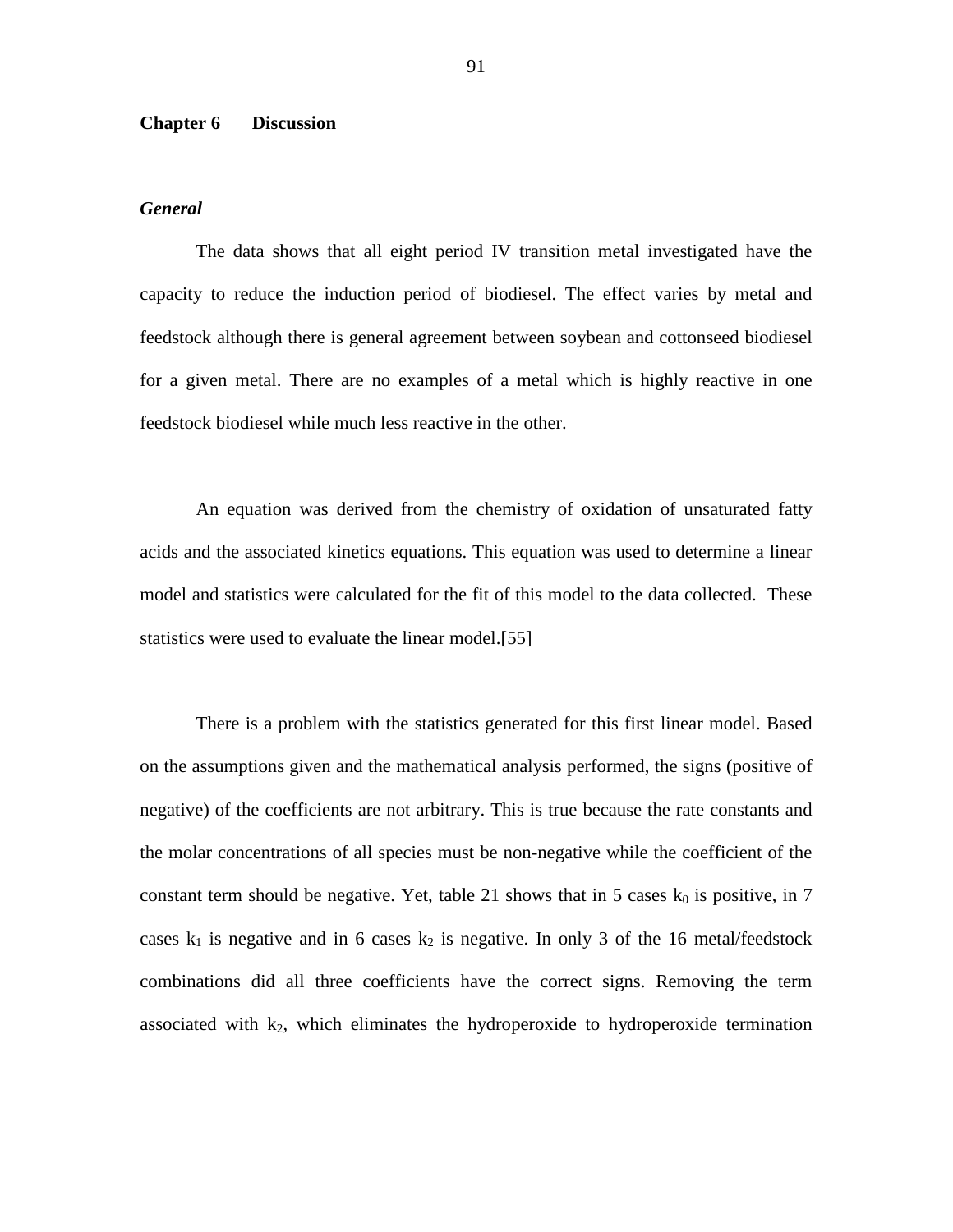# Chapter 6 Discussion

### *General*

The data shows that all eight period IV transition metal investigated have the capacity to reduce the induction period of biodiesel. The effect varies by metal and feedstock although there is general agreement between soybean and cottonseed biodiesel for a given metal. There are no examples of a metal which is highly reactive in one feedstock biodiesel while much less reactive in the other.

An equation was derived from the chemistry of oxidation of unsaturated fatty acids and the associated kinetics equations. This equation was used to determine a linear model and statistics were calculated for the fit of this model to the data collected. These statistics were used to evaluate the linear model.[55]

There is a problem with the statistics generated for this first linear model. Based on the assumptions given and the mathematical analysis performed, the signs (positive of negative) of the coefficients are not arbitrary. This is true because the rate constants and the molar concentrations of all species must be non-negative while the coefficient of the constant term should be negative. Yet, table 21 shows that in 5 cases $k_0$ is positive, in 7 cases $k_1$ is negative and in 6 cases $k_2$ is negative. In only 3 of the 16 metal/feedstock combinations did all three coefficients have the correct signs. Removing the term associated with $k_2$, which eliminates the hydroperoxide to hydroperoxide termination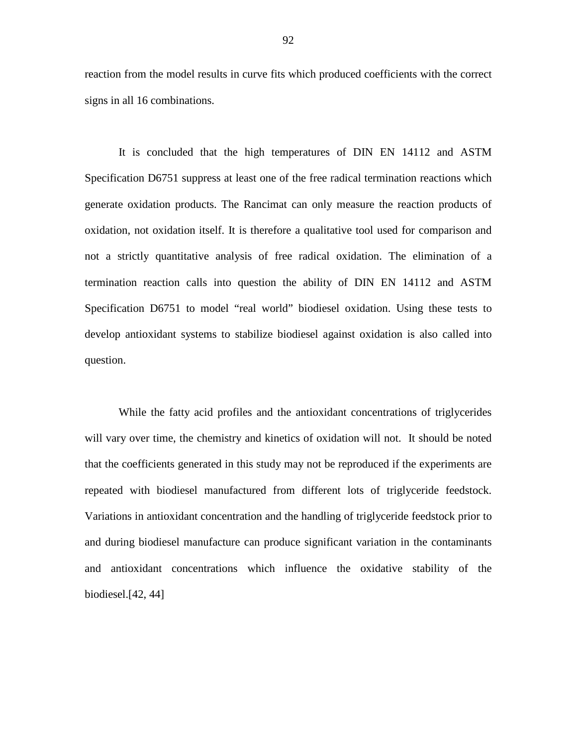reaction from the model results in curve fits which produced coefficients with the correct signs in all 16 combinations.

It is concluded that the high temperatures of DIN EN 14112 and ASTM Specification D6751 suppress at least one of the free radical termination reactions which generate oxidation products. The Rancimat can only measure the reaction products of oxidation, not oxidation itself. It is therefore a qualitative tool used for comparison and not a strictly quantitative analysis of free radical oxidation. The elimination of a termination reaction calls into question the ability of DIN EN 14112 and ASTM Specification D6751 to model "real world" biodiesel oxidation. Using these tests to develop antioxidant systems to stabilize biodiesel against oxidation is also called into question.

While the fatty acid profiles and the antioxidant concentrations of triglycerides will vary over time, the chemistry and kinetics of oxidation will not. It should be noted that the coefficients generated in this study may not be reproduced if the experiments are repeated with biodiesel manufactured from different lots of triglyceride feedstock. Variations in antioxidant concentration and the handling of triglyceride feedstock prior to and during biodiesel manufacture can produce significant variation in the contaminants and antioxidant concentrations which influence the oxidative stability of the biodiesel.[42, 44]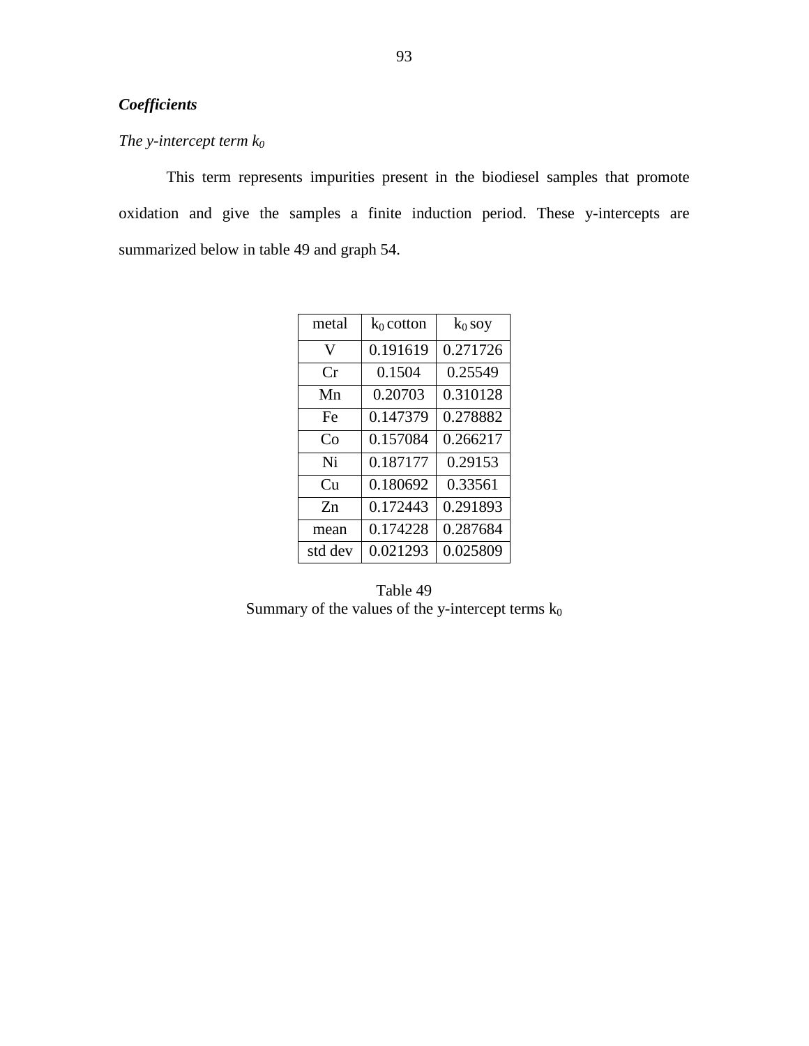***Coefficients***

*The y-intercept term $k_0$*

This term represents impurities present in the biodiesel samples that promote oxidation and give the samples a finite induction period. These y-intercepts are summarized below in table 49 and graph 54.

| metal | $k_0$ cotton | $k_0$ soy |
|---|---|---|
| V | 0.191619 | 0.271726 |
| Cr | 0.1504 | 0.25549 |
| Mn | 0.20703 | 0.310128 |
| Fe | 0.147379 | 0.278882 |
| Co | 0.157084 | 0.266217 |
| Ni | 0.187177 | 0.29153 |
| Cu | 0.180692 | 0.33561 |
| Zn | 0.172443 | 0.291893 |
| mean | 0.174228 | 0.287684 |
| std dev | 0.021293 | 0.025809 |

Table 49
Summary of the values of the y-intercept terms $k_0$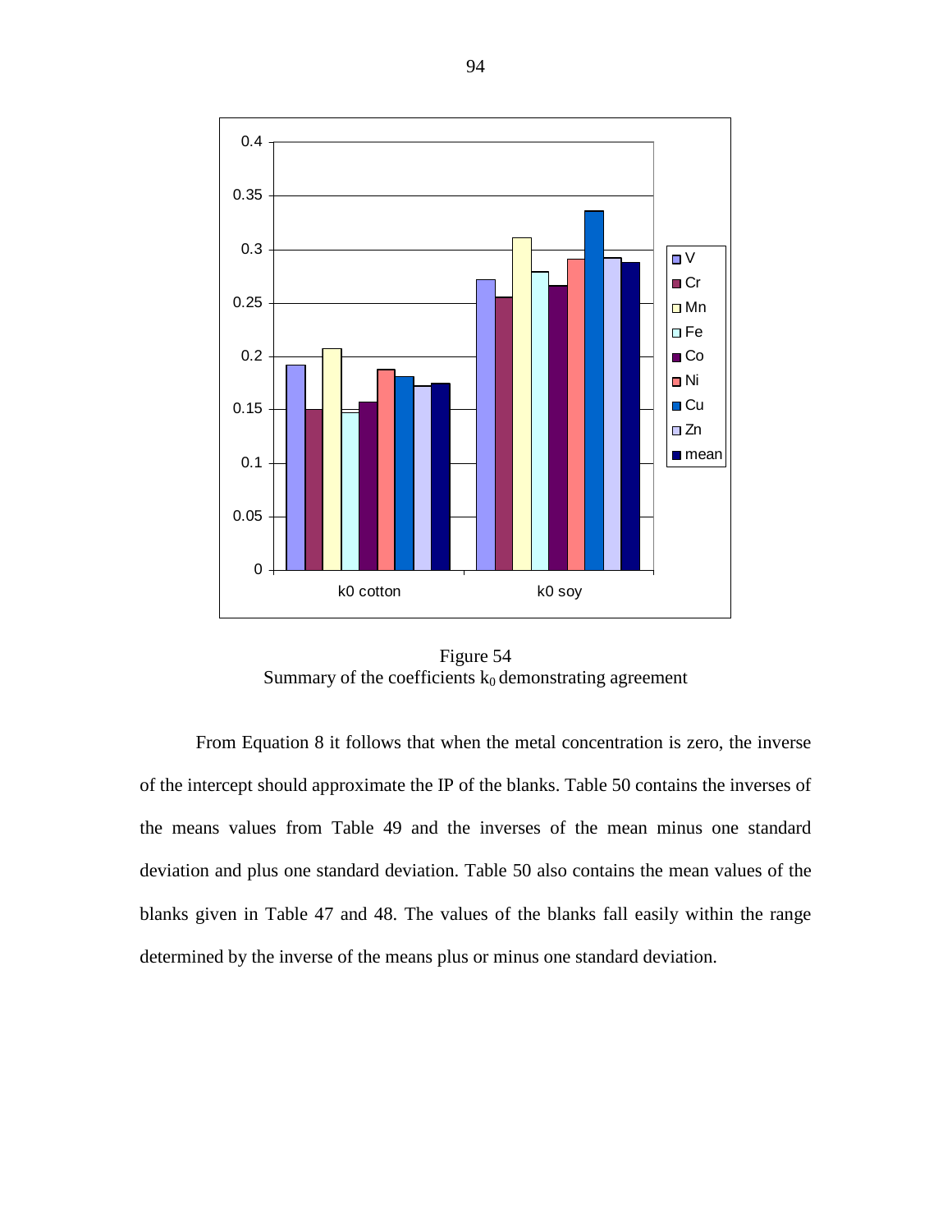Figure 54
Summary of the coefficients $k_0$ demonstrating agreement

From Equation 8 it follows that when the metal concentration is zero, the inverse of the intercept should approximate the IP of the blanks. Table 50 contains the inverses of the means values from Table 49 and the inverses of the mean minus one standard deviation and plus one standard deviation. Table 50 also contains the mean values of the blanks given in Table 47 and 48. The values of the blanks fall easily within the range determined by the inverse of the means plus or minus one standard deviation.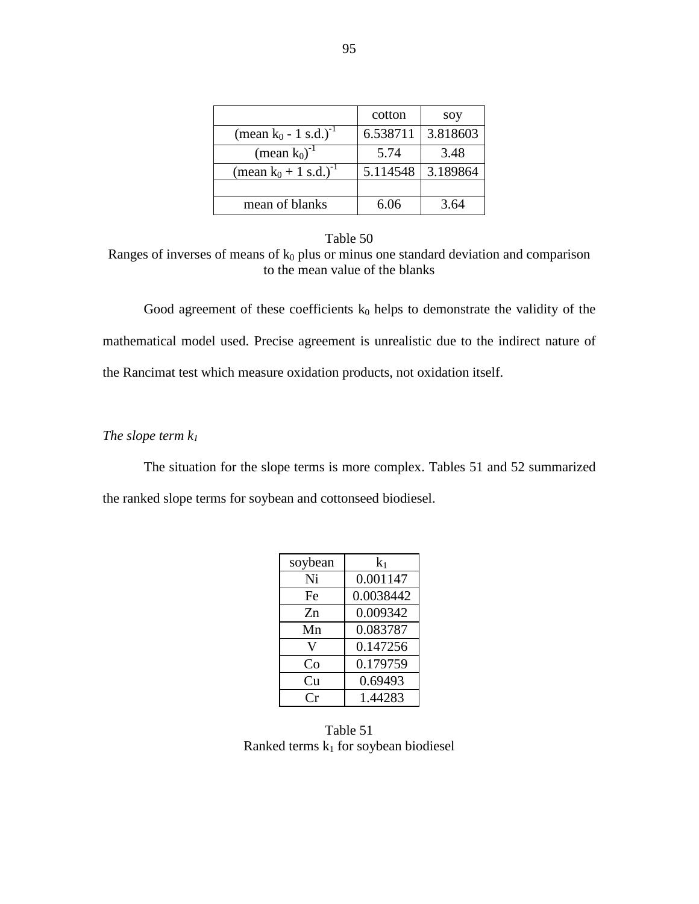|  | cotton | soy |
|---|---|---|
| (mean $k_0$ - 1 s.d.)$^{-1}$ | 6.538711 | 3.818603 |
| (mean $k_0$)$^{-1}$ | 5.74 | 3.48 |
| (mean $k_0$ + 1 s.d.)$^{-1}$ | 5.114548 | 3.189864 |
|  |  |  |
| mean of blanks | 6.06 | 3.64 |

Table 50
Ranges of inverses of means of $k_0$ plus or minus one standard deviation and comparison to the mean value of the blanks

Good agreement of these coefficients $k_0$ helps to demonstrate the validity of the mathematical model used. Precise agreement is unrealistic due to the indirect nature of the Rancimat test which measure oxidation products, not oxidation itself.

*The slope term $k_1$*

The situation for the slope terms is more complex. Tables 51 and 52 summarized the ranked slope terms for soybean and cottonseed biodiesel.

| soybean | $k_1$ |
|---|---|
| Ni | 0.001147 |
| Fe | 0.0038442 |
| Zn | 0.009342 |
| Mn | 0.083787 |
| V | 0.147256 |
| Co | 0.179759 |
| Cu | 0.69493 |
| Cr | 1.44283 |

Table 51
Ranked terms $k_1$ for soybean biodiesel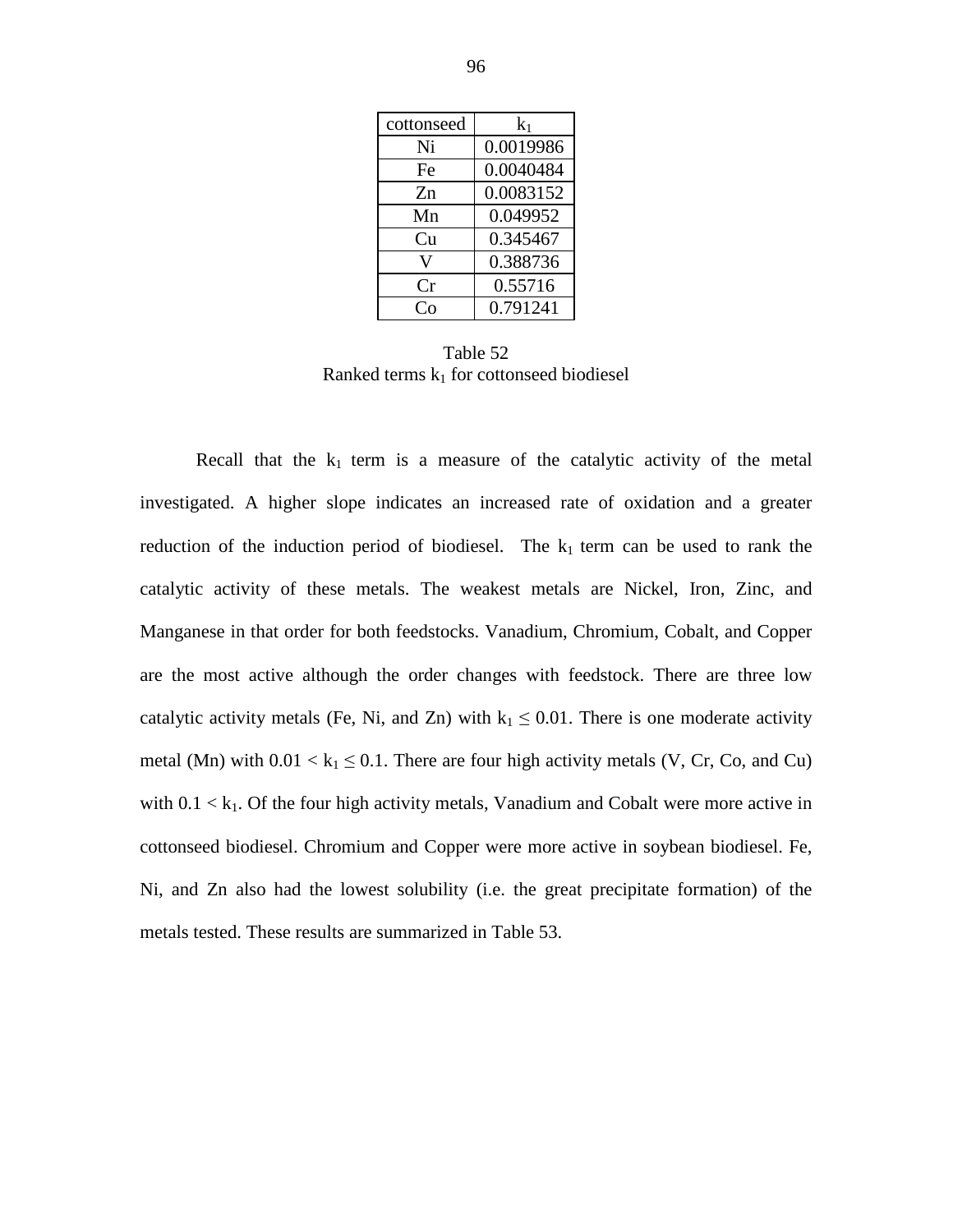| cottonseed | $k_1$ |
|---|---|
| Ni | 0.0019986 |
| Fe | 0.0040484 |
| Zn | 0.0083152 |
| Mn | 0.049952 |
| Cu | 0.345467 |
| V | 0.388736 |
| Cr | 0.55716 |
| Co | 0.791241 |

Table 52
Ranked terms $k_1$ for cottonseed biodiesel

Recall that the $k_1$ term is a measure of the catalytic activity of the metal investigated. A higher slope indicates an increased rate of oxidation and a greater reduction of the induction period of biodiesel. The $k_1$ term can be used to rank the catalytic activity of these metals. The weakest metals are Nickel, Iron, Zinc, and Manganese in that order for both feedstocks. Vanadium, Chromium, Cobalt, and Copper are the most active although the order changes with feedstock. There are three low catalytic activity metals (Fe, Ni, and Zn) with $k_1 \leq 0.01$. There is one moderate activity metal (Mn) with $0.01 < k_1 \leq 0.1$. There are four high activity metals (V, Cr, Co, and Cu) with $0.1 < k_1$. Of the four high activity metals, Vanadium and Cobalt were more active in cottonseed biodiesel. Chromium and Copper were more active in soybean biodiesel. Fe, Ni, and Zn also had the lowest solubility (i.e. the great precipitate formation) of the metals tested. These results are summarized in Table 53.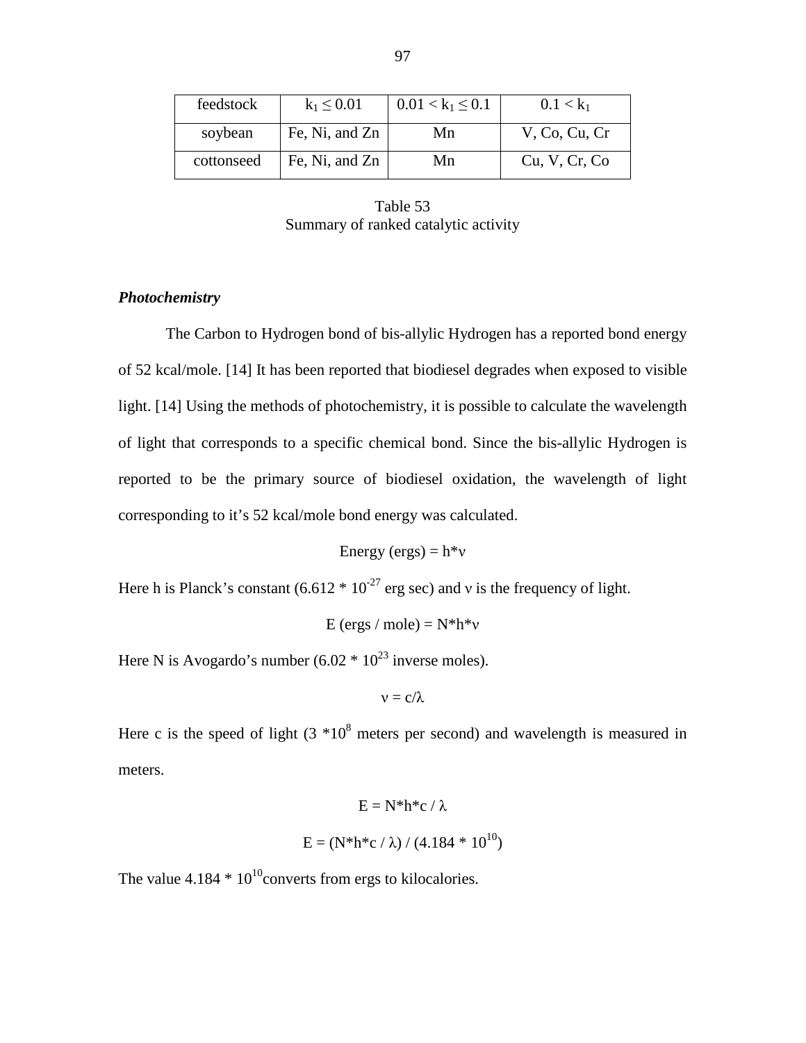| feedstock | $k_1 \leq 0.01$ | $0.01 < k_1 \leq 0.1$ | $0.1 < k_1$ |
|---|---|---|---|
| soybean | Fe, Ni, and Zn | Mn | V, Co, Cu, Cr |
| cottonseed | Fe, Ni, and Zn | Mn | Cu, V, Cr, Co |

Table 53
Summary of ranked catalytic activity

### *Photochemistry*

The Carbon to Hydrogen bond of bis-allylic Hydrogen has a reported bond energy of 52 kcal/mole. [14] It has been reported that biodiesel degrades when exposed to visible light. [14] Using the methods of photochemistry, it is possible to calculate the wavelength of light that corresponds to a specific chemical bond. Since the bis-allylic Hydrogen is reported to be the primary source of biodiesel oxidation, the wavelength of light corresponding to it's 52 kcal/mole bond energy was calculated.

$$\text{Energy (ergs)} = h*\nu$$

Here h is Planck's constant ($6.612 * 10^{-27}$ erg sec) and $\nu$ is the frequency of light.

$$\text{E (ergs / mole)} = N*h*\nu$$

Here N is Avogardo's number ($6.02 * 10^{23}$ inverse moles).

$$\nu = c/\lambda$$

Here c is the speed of light ($3 * 10^{8}$ meters per second) and wavelength is measured in meters.

$$E = N*h*c / \lambda$$

$$E = (N*h*c / \lambda) / (4.184 * 10^{10})$$

The value $4.184 * 10^{10}$ converts from ergs to kilocalories.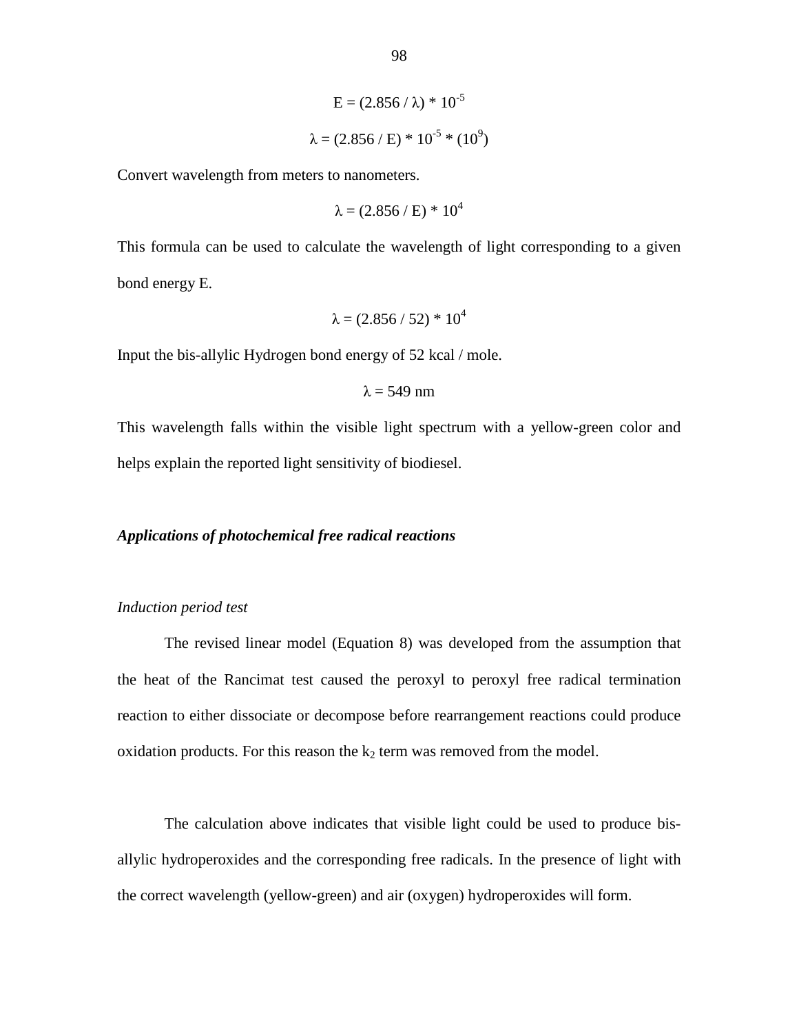$$E = (2.856 / \lambda) * 10^{-5}$$

$$\lambda = (2.856 / E) * 10^{-5} * (10^{9})$$

Convert wavelength from meters to nanometers.

$$\lambda = (2.856 / E) * 10^{4}$$

This formula can be used to calculate the wavelength of light corresponding to a given bond energy E.

$$\lambda = (2.856 / 52) * 10^{4}$$

Input the bis-allylic Hydrogen bond energy of 52 kcal / mole.

$$\lambda = 549 \text{ nm}$$

This wavelength falls within the visible light spectrum with a yellow-green color and helps explain the reported light sensitivity of biodiesel.

### ***Applications of photochemical free radical reactions***

#### *Induction period test*

The revised linear model (Equation 8) was developed from the assumption that the heat of the Rancimat test caused the peroxyl to peroxyl free radical termination reaction to either dissociate or decompose before rearrangement reactions could produce oxidation products. For this reason the $k_2$ term was removed from the model.

The calculation above indicates that visible light could be used to produce bis-allylic hydroperoxides and the corresponding free radicals. In the presence of light with the correct wavelength (yellow-green) and air (oxygen) hydroperoxides will form.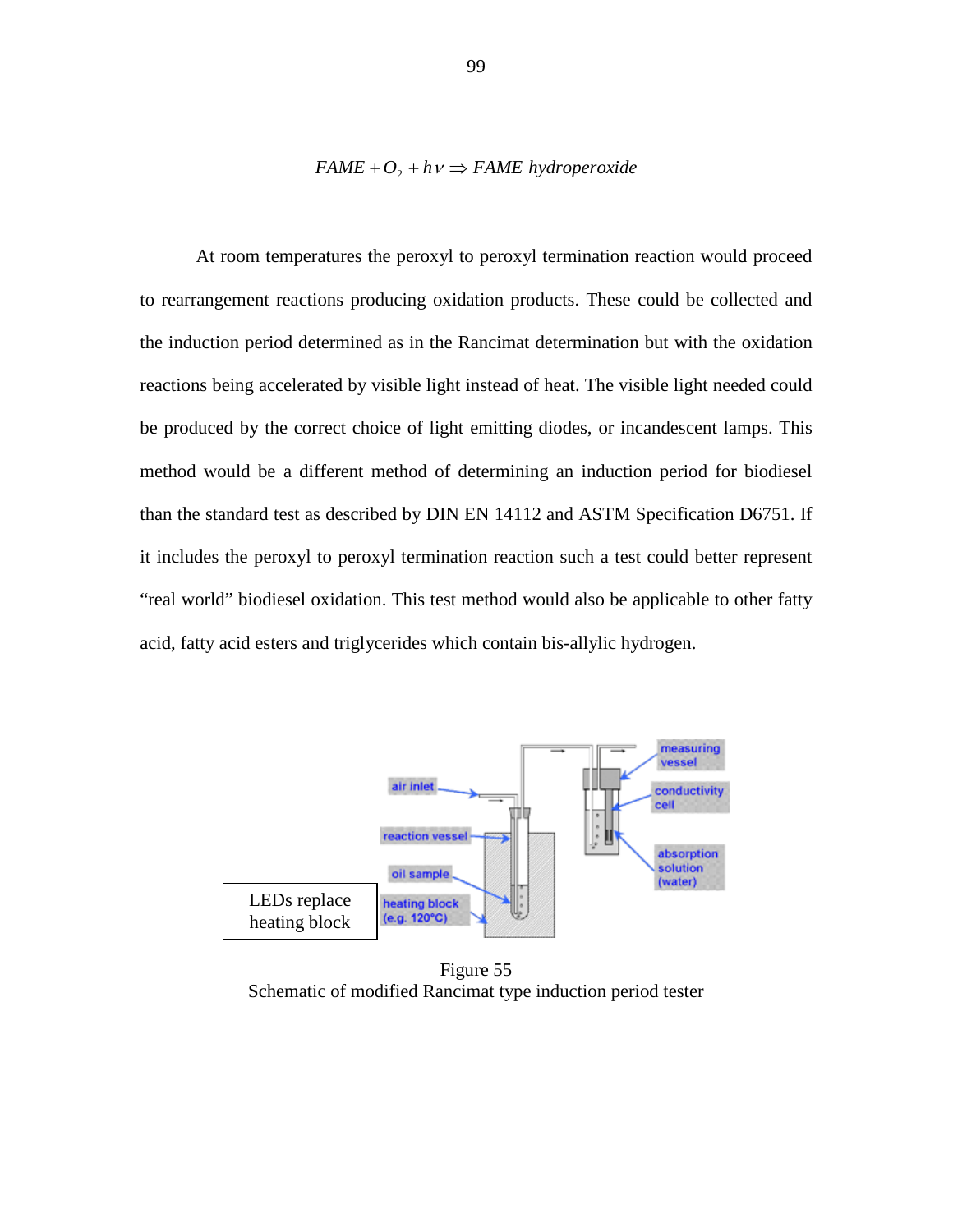$$FAME + O_2 + h\nu \Rightarrow FAME\ hydroperoxide$$

At room temperatures the peroxyl to peroxyl termination reaction would proceed to rearrangement reactions producing oxidation products. These could be collected and the induction period determined as in the Rancimat determination but with the oxidation reactions being accelerated by visible light instead of heat. The visible light needed could be produced by the correct choice of light emitting diodes, or incandescent lamps. This method would be a different method of determining an induction period for biodiesel than the standard test as described by DIN EN 14112 and ASTM Specification D6751. If it includes the peroxyl to peroxyl termination reaction such a test could better represent "real world" biodiesel oxidation. This test method would also be applicable to other fatty acid, fatty acid esters and triglycerides which contain bis-allylic hydrogen.

LEDs replace heating block

Figure 55
Schematic of modified Rancimat type induction period tester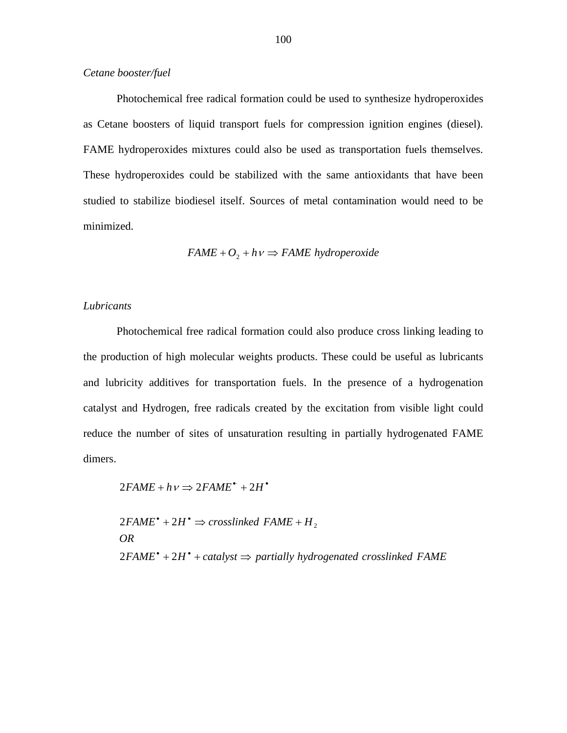*Cetane booster/fuel*

Photochemical free radical formation could be used to synthesize hydroperoxides as Cetane boosters of liquid transport fuels for compression ignition engines (diesel). FAME hydroperoxides mixtures could also be used as transportation fuels themselves. These hydroperoxides could be stabilized with the same antioxidants that have been studied to stabilize biodiesel itself. Sources of metal contamination would need to be minimized.

$$FAME + O_2 + h\nu \Rightarrow FAME\ hydroperoxide$$

*Lubricants*

Photochemical free radical formation could also produce cross linking leading to the production of high molecular weights products. These could be useful as lubricants and lubricity additives for transportation fuels. In the presence of a hydrogenation catalyst and Hydrogen, free radicals created by the excitation from visible light could reduce the number of sites of unsaturation resulting in partially hydrogenated FAME dimers.

$$2FAME + h\nu \Rightarrow 2FAME^{\bullet} + 2H^{\bullet}$$

$$2FAME^{\bullet} + 2H^{\bullet} \Rightarrow crosslinked\ FAME + H_2$$

*OR*

$$2FAME^{\bullet} + 2H^{\bullet} + catalyst \Rightarrow partially\ hydrogenated\ crosslinked\ FAME$$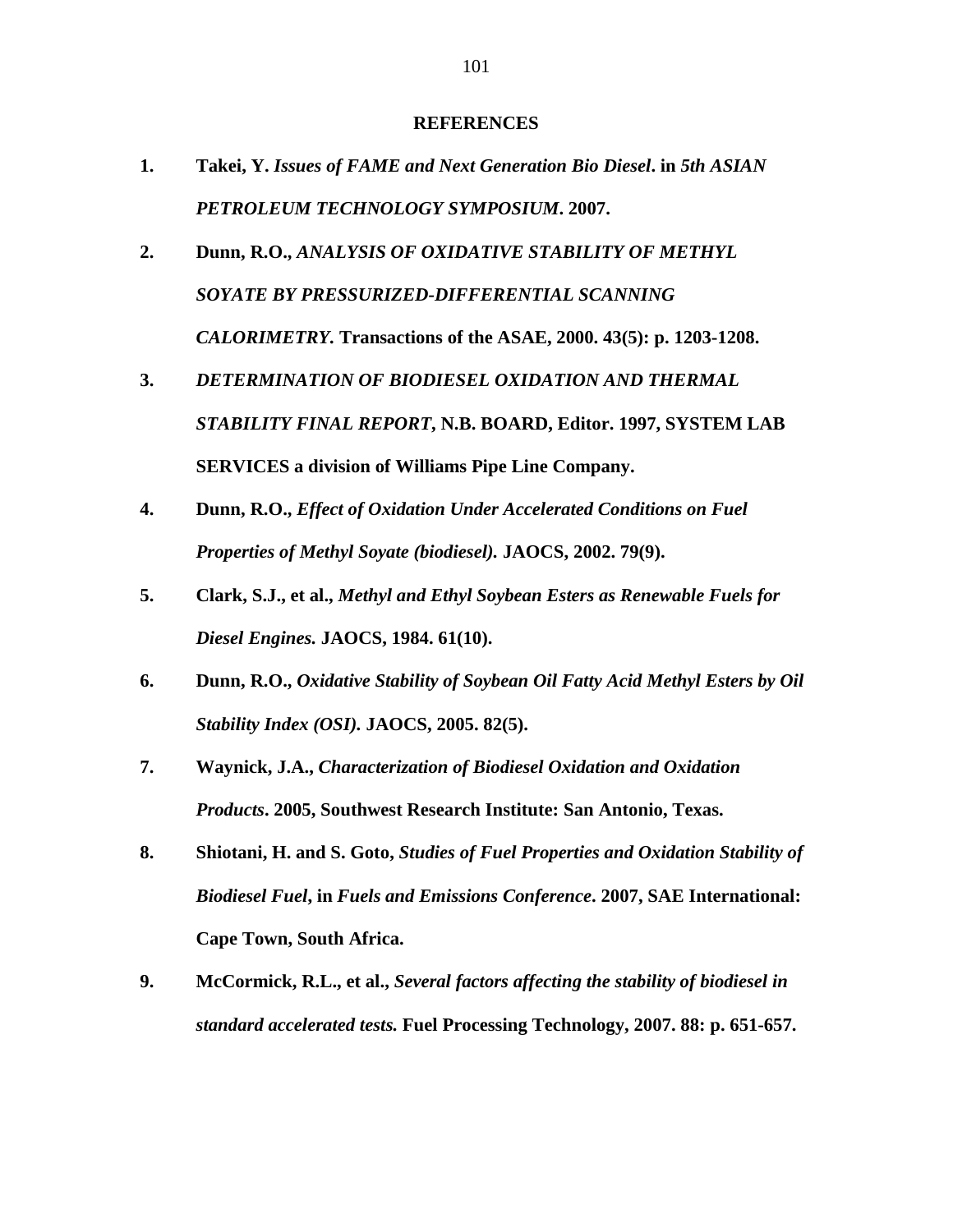## REFERENCES

1. **Takei, Y.** ***Issues of FAME and Next Generation Bio Diesel*****. in** ***5th ASIAN PETROLEUM TECHNOLOGY SYMPOSIUM*****. 2007.**
2. **Dunn, R.O.,** ***ANALYSIS OF OXIDATIVE STABILITY OF METHYL SOYATE BY PRESSURIZED-DIFFERENTIAL SCANNING CALORIMETRY.*** **Transactions of the ASAE, 2000. 43(5): p. 1203-1208.**
3. ***DETERMINATION OF BIODIESEL OXIDATION AND THERMAL STABILITY FINAL REPORT,*** **N.B. BOARD, Editor. 1997, SYSTEM LAB SERVICES a division of Williams Pipe Line Company.**
4. **Dunn, R.O.,** ***Effect of Oxidation Under Accelerated Conditions on Fuel Properties of Methyl Soyate (biodiesel).*** **JAOCS, 2002. 79(9).**
5. **Clark, S.J., et al.,** ***Methyl and Ethyl Soybean Esters as Renewable Fuels for Diesel Engines.*** **JAOCS, 1984. 61(10).**
6. **Dunn, R.O.,** ***Oxidative Stability of Soybean Oil Fatty Acid Methyl Esters by Oil Stability Index (OSI).*** **JAOCS, 2005. 82(5).**
7. **Waynick, J.A.,** ***Characterization of Biodiesel Oxidation and Oxidation Products*****. 2005, Southwest Research Institute: San Antonio, Texas.**
8. **Shiotani, H. and S. Goto,** ***Studies of Fuel Properties and Oxidation Stability of Biodiesel Fuel*****, in** ***Fuels and Emissions Conference*****. 2007, SAE International: Cape Town, South Africa.**
9. **McCormick, R.L., et al.,** ***Several factors affecting the stability of biodiesel in standard accelerated tests.*** **Fuel Processing Technology, 2007. 88: p. 651-657.**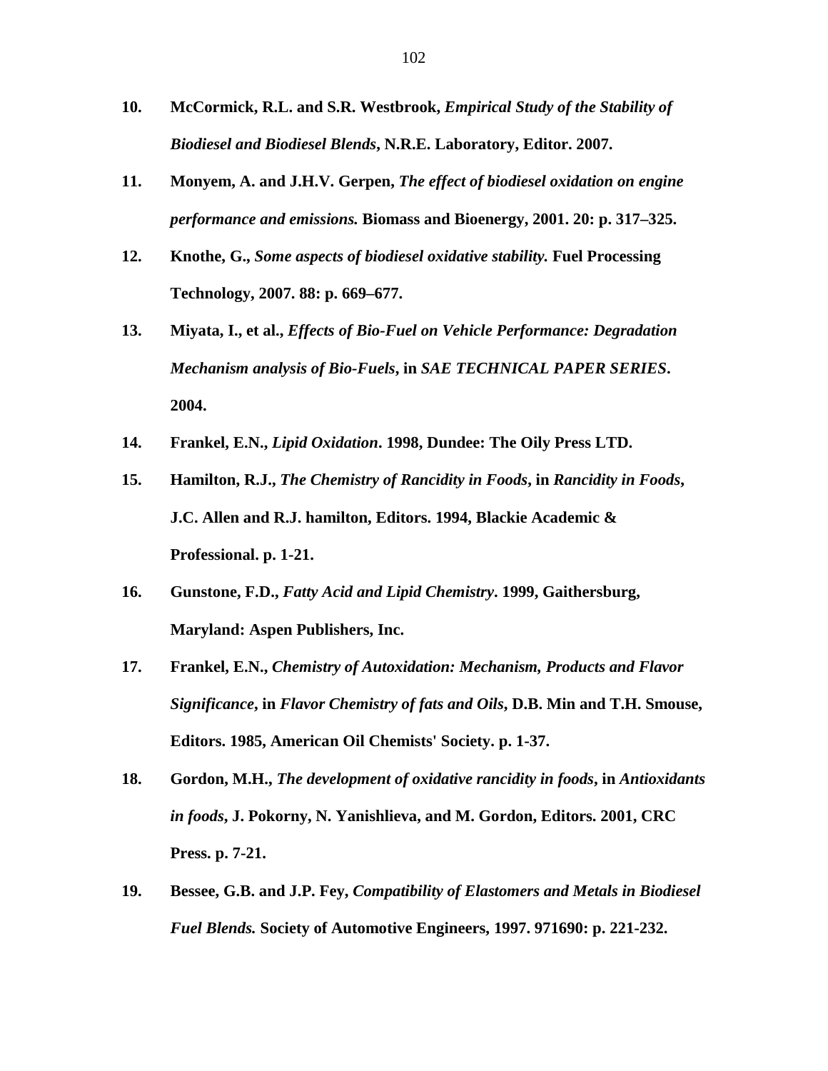10. **McCormick, R.L. and S.R. Westbrook,** ***Empirical Study of the Stability of Biodiesel and Biodiesel Blends*****, N.R.E. Laboratory, Editor. 2007.**

11. **Monyem, A. and J.H.V. Gerpen,** ***The effect of biodiesel oxidation on engine performance and emissions.*** **Biomass and Bioenergy, 2001. 20: p. 317–325.**

12. **Knothe, G.,** ***Some aspects of biodiesel oxidative stability.*** **Fuel Processing Technology, 2007. 88: p. 669–677.**

13. **Miyata, I., et al.,** ***Effects of Bio-Fuel on Vehicle Performance: Degradation Mechanism analysis of Bio-Fuels*****, in** ***SAE TECHNICAL PAPER SERIES*****. 2004.**

14. **Frankel, E.N.,** ***Lipid Oxidation*****. 1998, Dundee: The Oily Press LTD.**

15. **Hamilton, R.J.,** ***The Chemistry of Rancidity in Foods*****, in** ***Rancidity in Foods*****, J.C. Allen and R.J. hamilton, Editors. 1994, Blackie Academic & Professional. p. 1-21.**

16. **Gunstone, F.D.,** ***Fatty Acid and Lipid Chemistry*****. 1999, Gaithersburg, Maryland: Aspen Publishers, Inc.**

17. **Frankel, E.N.,** ***Chemistry of Autoxidation: Mechanism, Products and Flavor Significance*****, in** ***Flavor Chemistry of fats and Oils*****, D.B. Min and T.H. Smouse, Editors. 1985, American Oil Chemists' Society. p. 1-37.**

18. **Gordon, M.H.,** ***The development of oxidative rancidity in foods*****, in** ***Antioxidants in foods*****, J. Pokorny, N. Yanishlieva, and M. Gordon, Editors. 2001, CRC Press. p. 7-21.**

19. **Bessee, G.B. and J.P. Fey,** ***Compatibility of Elastomers and Metals in Biodiesel Fuel Blends.*** **Society of Automotive Engineers, 1997. 971690: p. 221-232.**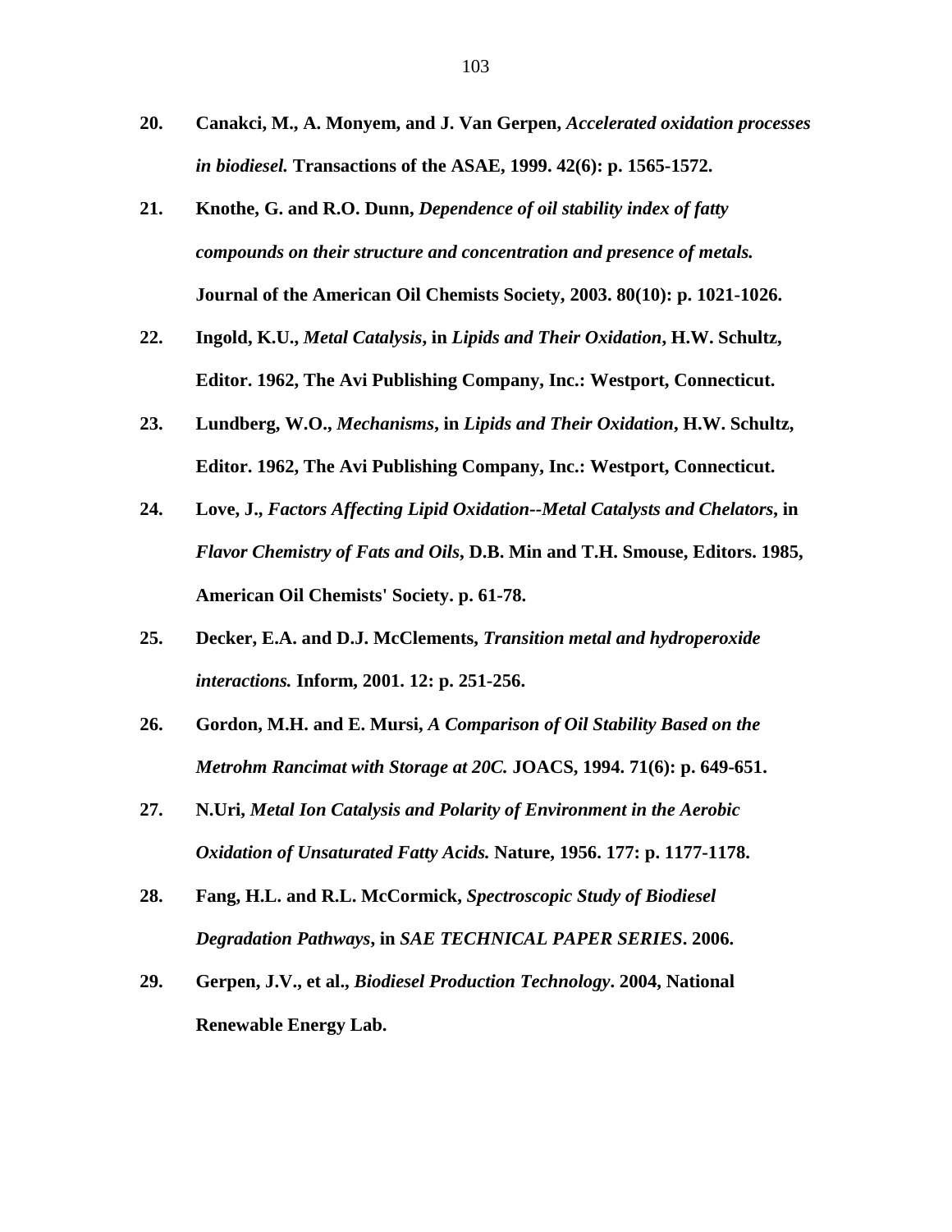20. **Canakci, M., A. Monyem, and J. Van Gerpen, *Accelerated oxidation processes in biodiesel.* Transactions of the ASAE, 1999. 42(6): p. 1565-1572.**

21. **Knothe, G. and R.O. Dunn, *Dependence of oil stability index of fatty compounds on their structure and concentration and presence of metals.* Journal of the American Oil Chemists Society, 2003. 80(10): p. 1021-1026.**

22. **Ingold, K.U., *Metal Catalysis*, in *Lipids and Their Oxidation*, H.W. Schultz, Editor. 1962, The Avi Publishing Company, Inc.: Westport, Connecticut.**

23. **Lundberg, W.O., *Mechanisms*, in *Lipids and Their Oxidation*, H.W. Schultz, Editor. 1962, The Avi Publishing Company, Inc.: Westport, Connecticut.**

24. **Love, J., *Factors Affecting Lipid Oxidation--Metal Catalysts and Chelators*, in *Flavor Chemistry of Fats and Oils*, D.B. Min and T.H. Smouse, Editors. 1985, American Oil Chemists' Society. p. 61-78.**

25. **Decker, E.A. and D.J. McClements, *Transition metal and hydroperoxide interactions.* Inform, 2001. 12: p. 251-256.**

26. **Gordon, M.H. and E. Mursi, *A Comparison of Oil Stability Based on the Metrohm Rancimat with Storage at 20C.* JOACS, 1994. 71(6): p. 649-651.**

27. **N.Uri, *Metal Ion Catalysis and Polarity of Environment in the Aerobic Oxidation of Unsaturated Fatty Acids.* Nature, 1956. 177: p. 1177-1178.**

28. **Fang, H.L. and R.L. McCormick, *Spectroscopic Study of Biodiesel Degradation Pathways*, in *SAE TECHNICAL PAPER SERIES*. 2006.**

29. **Gerpen, J.V., et al., *Biodiesel Production Technology*. 2004, National Renewable Energy Lab.**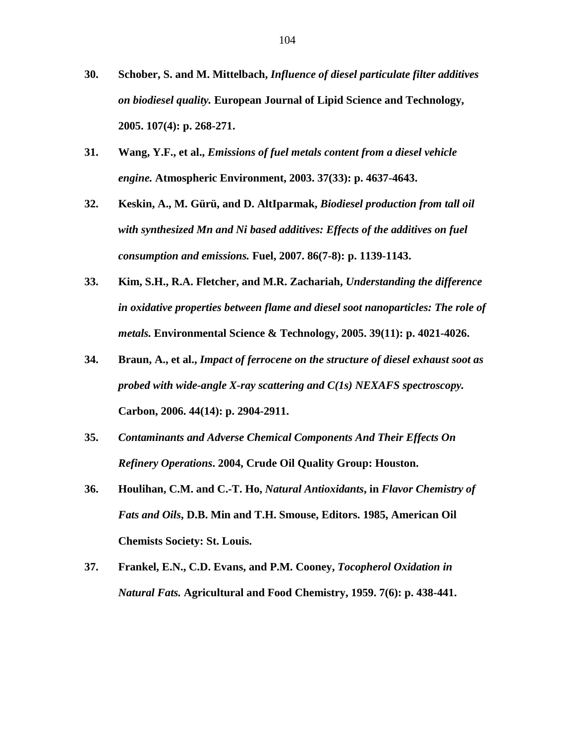30. **Schober, S. and M. Mittelbach, *Influence of diesel particulate filter additives on biodiesel quality.* European Journal of Lipid Science and Technology, 2005. 107(4): p. 268-271.**

31. **Wang, Y.F., et al., *Emissions of fuel metals content from a diesel vehicle engine.* Atmospheric Environment, 2003. 37(33): p. 4637-4643.**

32. **Keskin, A., M. Gürü, and D. AltIparmak, *Biodiesel production from tall oil with synthesized Mn and Ni based additives: Effects of the additives on fuel consumption and emissions.* Fuel, 2007. 86(7-8): p. 1139-1143.**

33. **Kim, S.H., R.A. Fletcher, and M.R. Zachariah, *Understanding the difference in oxidative properties between flame and diesel soot nanoparticles: The role of metals.* Environmental Science & Technology, 2005. 39(11): p. 4021-4026.**

34. **Braun, A., et al., *Impact of ferrocene on the structure of diesel exhaust soot as probed with wide-angle X-ray scattering and C(1s) NEXAFS spectroscopy.* Carbon, 2006. 44(14): p. 2904-2911.**

35. ***Contaminants and Adverse Chemical Components And Their Effects On Refinery Operations*. 2004, Crude Oil Quality Group: Houston.**

36. **Houlihan, C.M. and C.-T. Ho, *Natural Antioxidants*, in *Flavor Chemistry of Fats and Oils*, D.B. Min and T.H. Smouse, Editors. 1985, American Oil Chemists Society: St. Louis.**

37. **Frankel, E.N., C.D. Evans, and P.M. Cooney, *Tocopherol Oxidation in Natural Fats.* Agricultural and Food Chemistry, 1959. 7(6): p. 438-441.**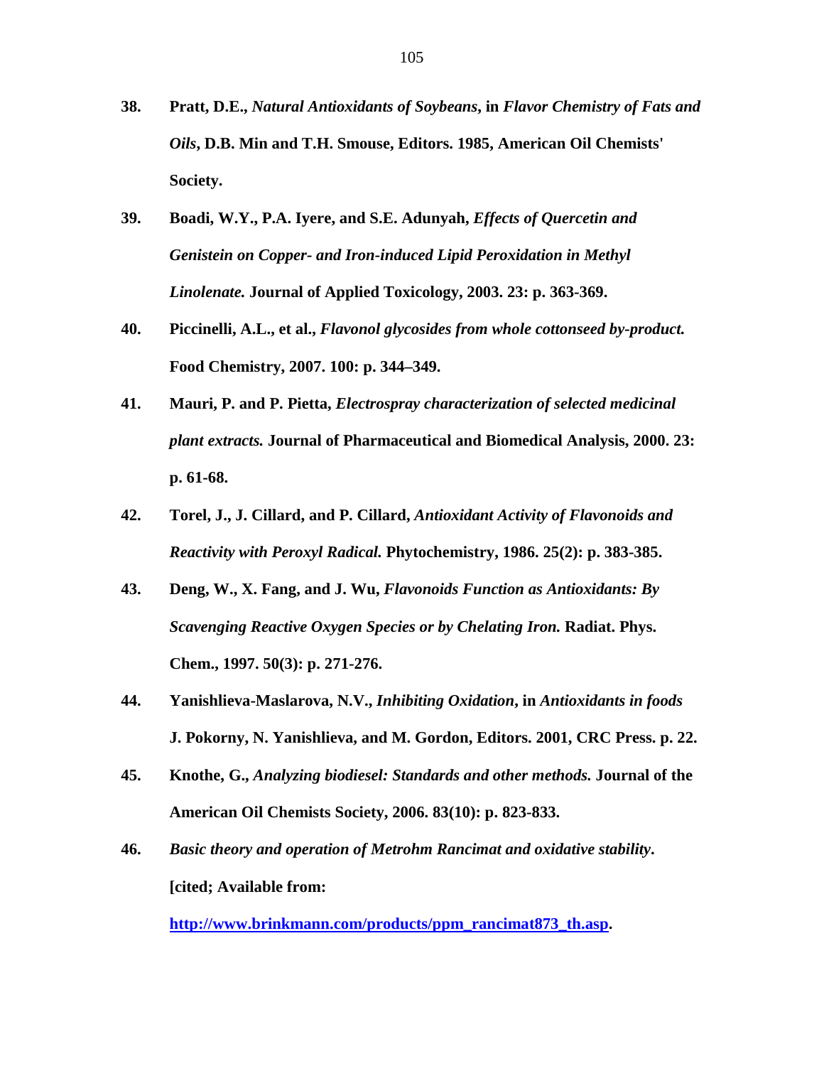38. **Pratt, D.E., *Natural Antioxidants of Soybeans*, in *Flavor Chemistry of Fats and Oils*, D.B. Min and T.H. Smouse, Editors. 1985, American Oil Chemists' Society.**

39. **Boadi, W.Y., P.A. Iyere, and S.E. Adunyah, *Effects of Quercetin and Genistein on Copper- and Iron-induced Lipid Peroxidation in Methyl Linolenate.* Journal of Applied Toxicology, 2003. 23: p. 363-369.**

40. **Piccinelli, A.L., et al., *Flavonol glycosides from whole cottonseed by-product.* Food Chemistry, 2007. 100: p. 344–349.**

41. **Mauri, P. and P. Pietta, *Electrospray characterization of selected medicinal plant extracts.* Journal of Pharmaceutical and Biomedical Analysis, 2000. 23: p. 61-68.**

42. **Torel, J., J. Cillard, and P. Cillard, *Antioxidant Activity of Flavonoids and Reactivity with Peroxyl Radical.* Phytochemistry, 1986. 25(2): p. 383-385.**

43. **Deng, W., X. Fang, and J. Wu, *Flavonoids Function as Antioxidants: By Scavenging Reactive Oxygen Species or by Chelating Iron.* Radiat. Phys. Chem., 1997. 50(3): p. 271-276.**

44. **Yanishlieva-Maslarova, N.V., *Inhibiting Oxidation*, in *Antioxidants in foods* J. Pokorny, N. Yanishlieva, and M. Gordon, Editors. 2001, CRC Press. p. 22.**

45. **Knothe, G., *Analyzing biodiesel: Standards and other methods.* Journal of the American Oil Chemists Society, 2006. 83(10): p. 823-833.**

46. ***Basic theory and operation of Metrohm Rancimat and oxidative stability*. [cited; Available from: http://www.brinkmann.com/products/ppm_rancimat873_th.asp.**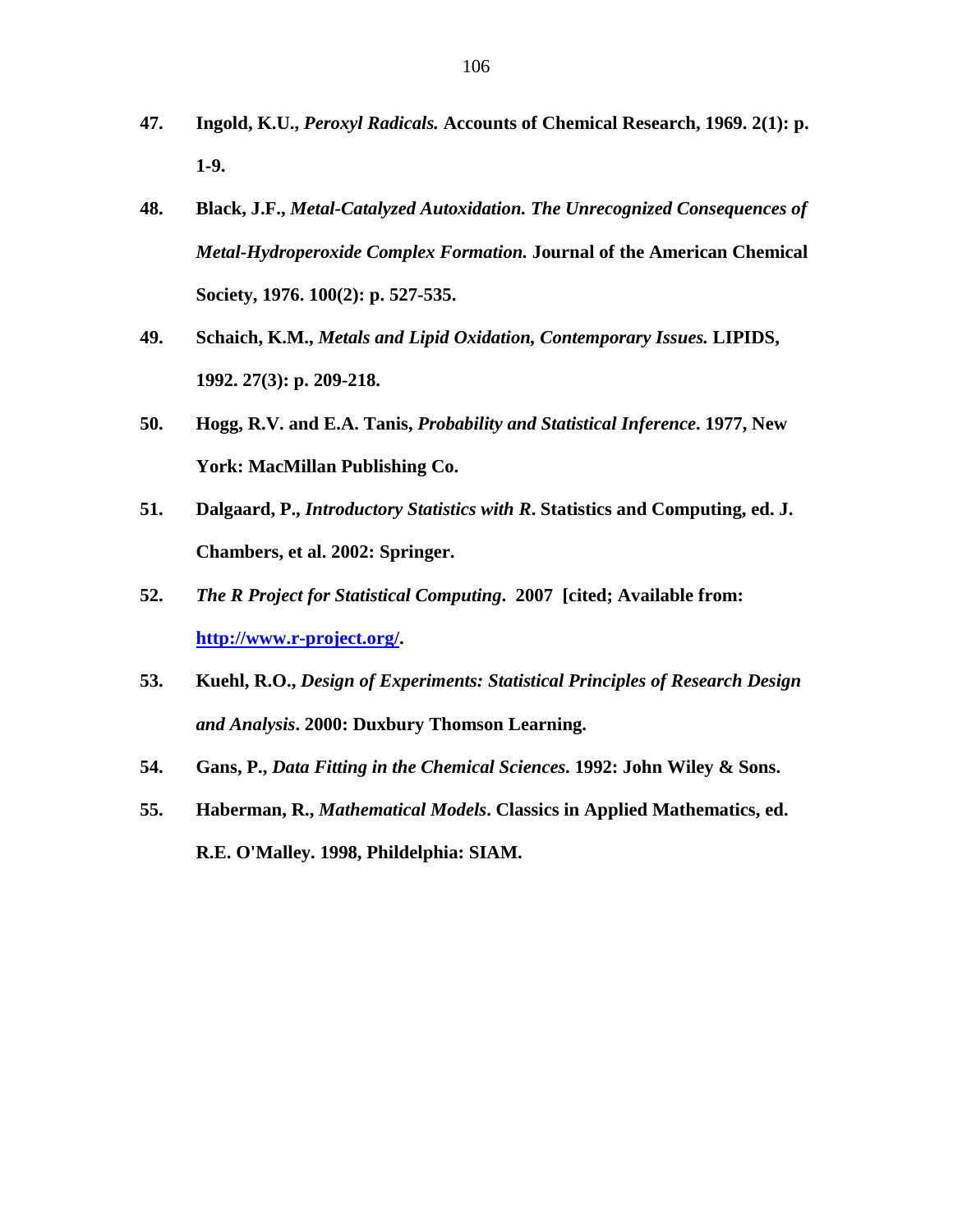47. **Ingold, K.U.,** ***Peroxyl Radicals.*** **Accounts of Chemical Research, 1969. 2(1): p. 1-9.**

48. **Black, J.F.,** ***Metal-Catalyzed Autoxidation. The Unrecognized Consequences of Metal-Hydroperoxide Complex Formation.*** **Journal of the American Chemical Society, 1976. 100(2): p. 527-535.**

49. **Schaich, K.M.,** ***Metals and Lipid Oxidation, Contemporary Issues.*** **LIPIDS, 1992. 27(3): p. 209-218.**

50. **Hogg, R.V. and E.A. Tanis,** ***Probability and Statistical Inference*****. 1977, New York: MacMillan Publishing Co.**

51. **Dalgaard, P.,** ***Introductory Statistics with R*****. Statistics and Computing, ed. J. Chambers, et al. 2002: Springer.**

52. ***The R Project for Statistical Computing*****. 2007 [cited; Available from: [http://www.r-project.org/](http://www.r-project.org/).**

53. **Kuehl, R.O.,** ***Design of Experiments: Statistical Principles of Research Design and Analysis*****. 2000: Duxbury Thomson Learning.**

54. **Gans, P.,** ***Data Fitting in the Chemical Sciences*****. 1992: John Wiley & Sons.**

55. **Haberman, R.,** ***Mathematical Models*****. Classics in Applied Mathematics, ed. R.E. O'Malley. 1998, Phildelphia: SIAM.**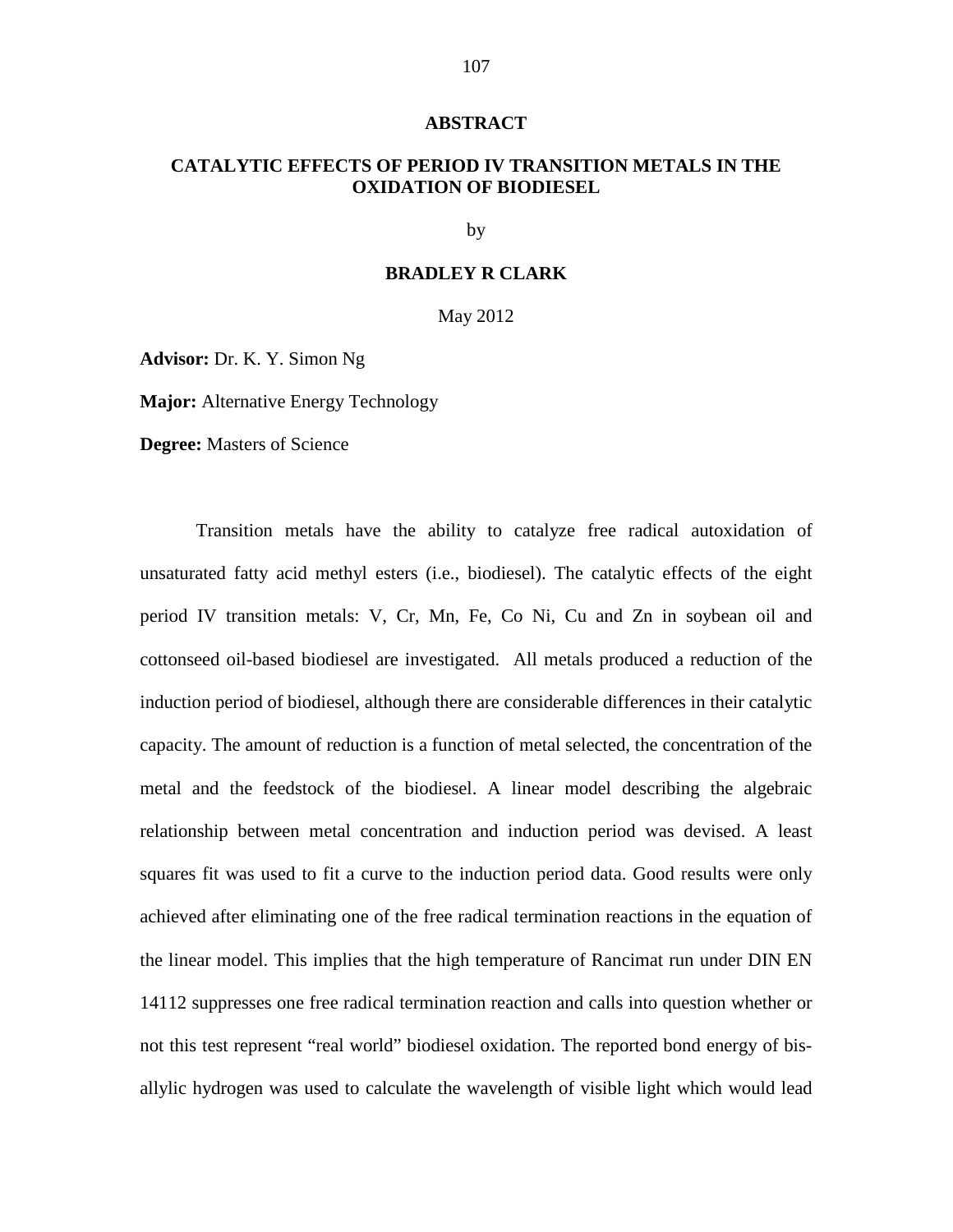# ABSTRACT

## CATALYTIC EFFECTS OF PERIOD IV TRANSITION METALS IN THE OXIDATION OF BIODIESEL

by

**BRADLEY R CLARK**

May 2012

**Advisor:** Dr. K. Y. Simon Ng

**Major:** Alternative Energy Technology

**Degree:** Masters of Science

Transition metals have the ability to catalyze free radical autoxidation of unsaturated fatty acid methyl esters (i.e., biodiesel). The catalytic effects of the eight period IV transition metals: V, Cr, Mn, Fe, Co Ni, Cu and Zn in soybean oil and cottonseed oil-based biodiesel are investigated. All metals produced a reduction of the induction period of biodiesel, although there are considerable differences in their catalytic capacity. The amount of reduction is a function of metal selected, the concentration of the metal and the feedstock of the biodiesel. A linear model describing the algebraic relationship between metal concentration and induction period was devised. A least squares fit was used to fit a curve to the induction period data. Good results were only achieved after eliminating one of the free radical termination reactions in the equation of the linear model. This implies that the high temperature of Rancimat run under DIN EN 14112 suppresses one free radical termination reaction and calls into question whether or not this test represent "real world" biodiesel oxidation. The reported bond energy of bis-allylic hydrogen was used to calculate the wavelength of visible light which would lead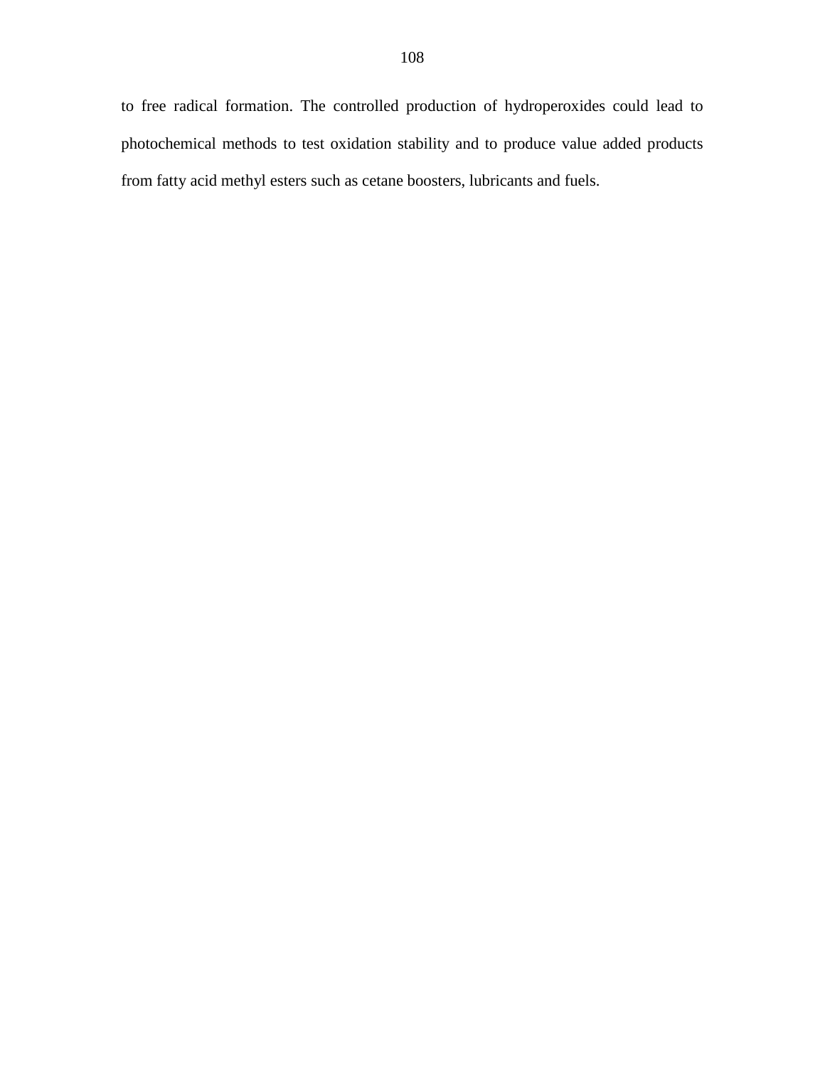to free radical formation. The controlled production of hydroperoxides could lead to photochemical methods to test oxidation stability and to produce value added products from fatty acid methyl esters such as cetane boosters, lubricants and fuels.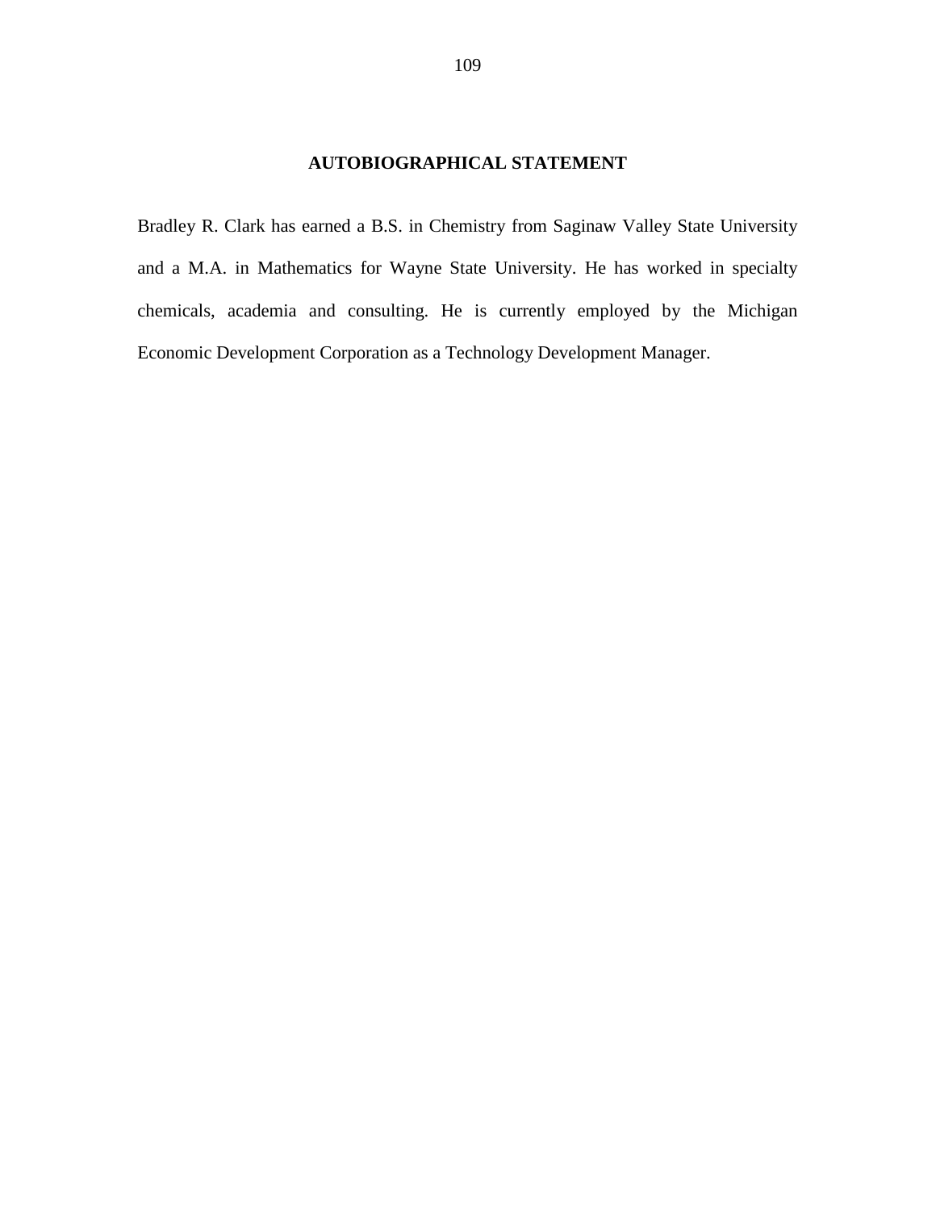# AUTOBIOGRAPHICAL STATEMENT

Bradley R. Clark has earned a B.S. in Chemistry from Saginaw Valley State University and a M.A. in Mathematics for Wayne State University. He has worked in specialty chemicals, academia and consulting. He is currently employed by the Michigan Economic Development Corporation as a Technology Development Manager.